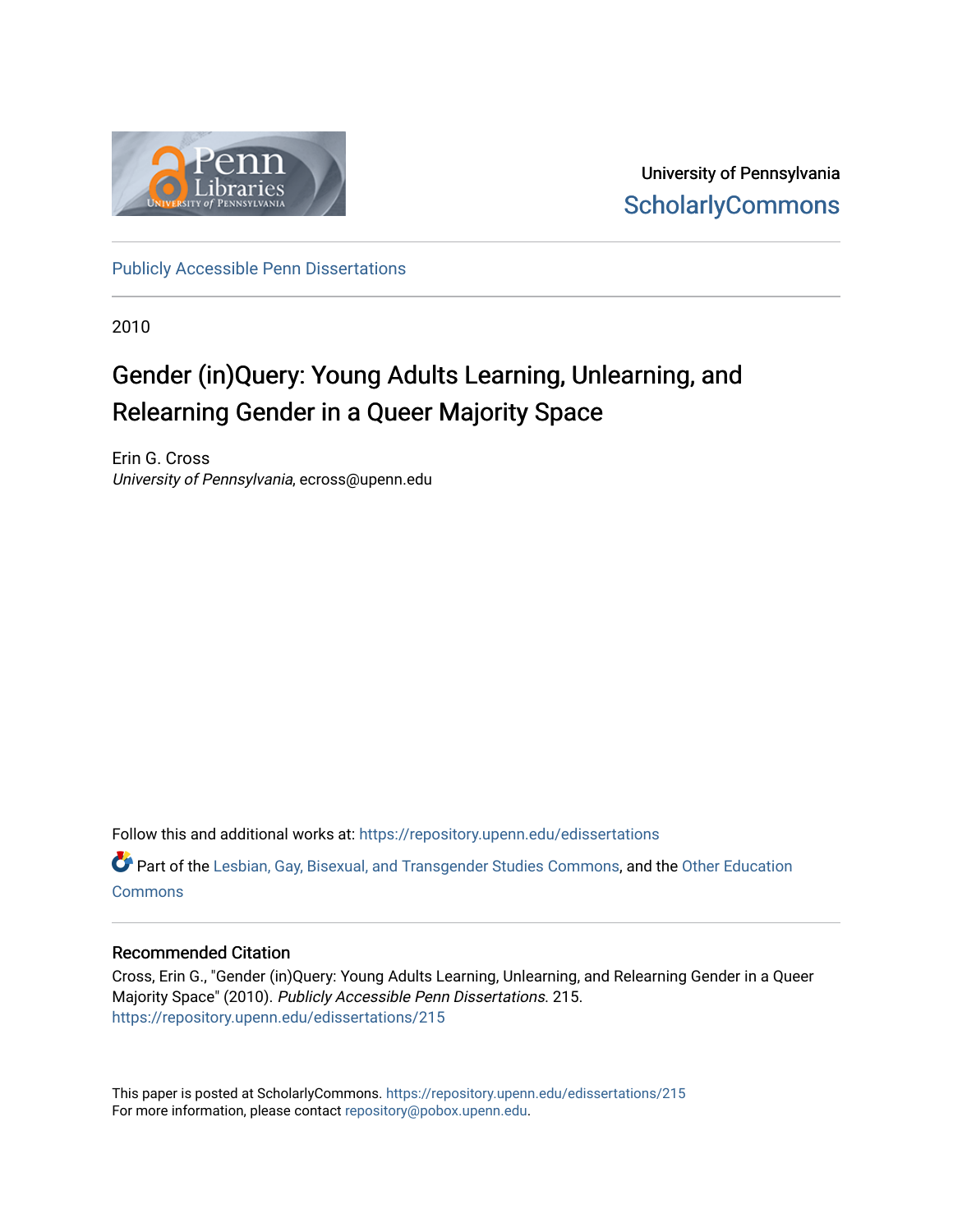University of Pennsylvania
ScholarlyCommons

Publicly Accessible Penn Dissertations

2010

# Gender (in)Query: Young Adults Learning, Unlearning, and Relearning Gender in a Queer Majority Space

Erin G. Cross
*University of Pennsylvania*, ecross@upenn.edu

Follow this and additional works at: https://repository.upenn.edu/edissertations

Part of the Lesbian, Gay, Bisexual, and Transgender Studies Commons, and the Other Education Commons

## Recommended Citation

Cross, Erin G., "Gender (in)Query: Young Adults Learning, Unlearning, and Relearning Gender in a Queer Majority Space" (2010). *Publicly Accessible Penn Dissertations*. 215.
https://repository.upenn.edu/edissertations/215

This paper is posted at ScholarlyCommons. https://repository.upenn.edu/edissertations/215
For more information, please contact repository@pobox.upenn.edu.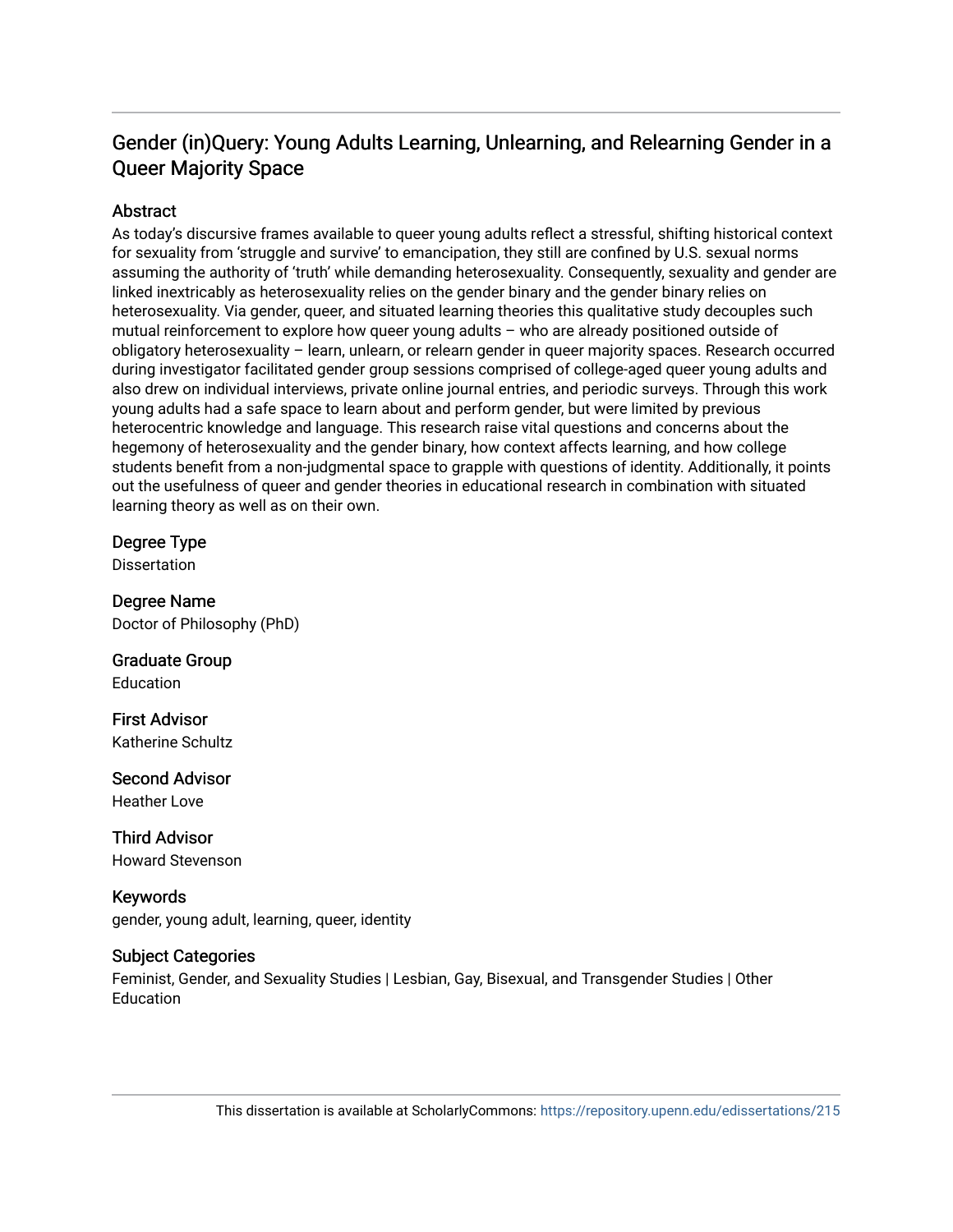# Gender (in)Query: Young Adults Learning, Unlearning, and Relearning Gender in a Queer Majority Space

## Abstract

As today's discursive frames available to queer young adults reflect a stressful, shifting historical context for sexuality from 'struggle and survive' to emancipation, they still are confined by U.S. sexual norms assuming the authority of 'truth' while demanding heterosexuality. Consequently, sexuality and gender are linked inextricably as heterosexuality relies on the gender binary and the gender binary relies on heterosexuality. Via gender, queer, and situated learning theories this qualitative study decouples such mutual reinforcement to explore how queer young adults – who are already positioned outside of obligatory heterosexuality – learn, unlearn, or relearn gender in queer majority spaces. Research occurred during investigator facilitated gender group sessions comprised of college-aged queer young adults and also drew on individual interviews, private online journal entries, and periodic surveys. Through this work young adults had a safe space to learn about and perform gender, but were limited by previous heterocentric knowledge and language. This research raise vital questions and concerns about the hegemony of heterosexuality and the gender binary, how context affects learning, and how college students benefit from a non-judgmental space to grapple with questions of identity. Additionally, it points out the usefulness of queer and gender theories in educational research in combination with situated learning theory as well as on their own.

## Degree Type

Dissertation

## Degree Name

Doctor of Philosophy (PhD)

## Graduate Group

Education

## First Advisor

Katherine Schultz

## Second Advisor

Heather Love

## Third Advisor

Howard Stevenson

## Keywords

gender, young adult, learning, queer, identity

## Subject Categories

Feminist, Gender, and Sexuality Studies | Lesbian, Gay, Bisexual, and Transgender Studies | Other Education

This dissertation is available at ScholarlyCommons: https://repository.upenn.edu/edissertations/215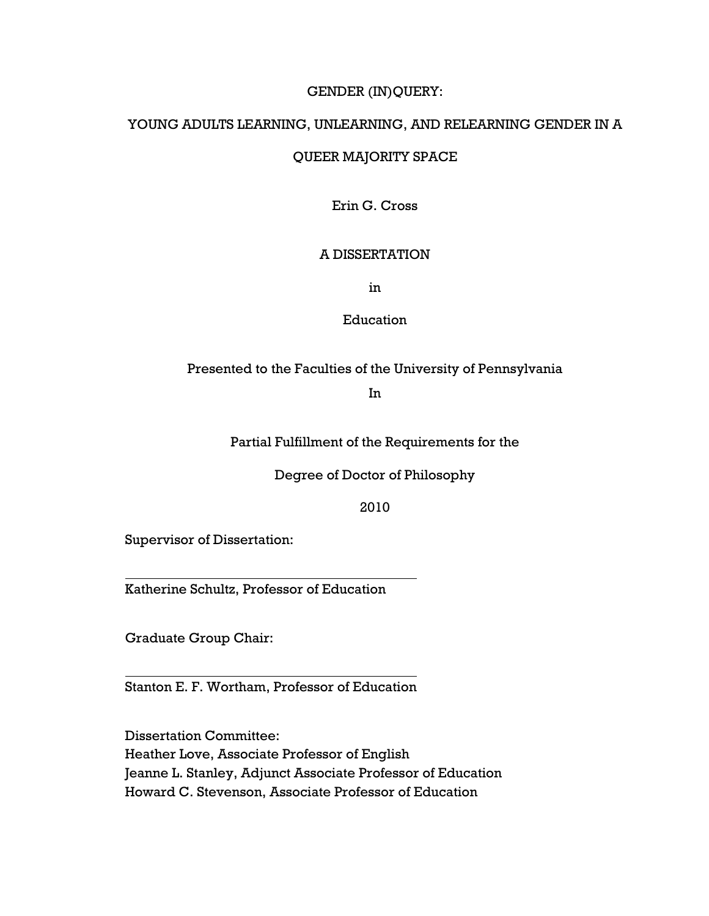# GENDER (IN)QUERY:

# YOUNG ADULTS LEARNING, UNLEARNING, AND RELEARNING GENDER IN A QUEER MAJORITY SPACE

Erin G. Cross

A DISSERTATION

in

Education

Presented to the Faculties of the University of Pennsylvania

In

Partial Fulfillment of the Requirements for the

Degree of Doctor of Philosophy

2010

Supervisor of Dissertation:

_______________________________________

Katherine Schultz, Professor of Education

Graduate Group Chair:

_______________________________________

Stanton E. F. Wortham, Professor of Education

Dissertation Committee:
Heather Love, Associate Professor of English
Jeanne L. Stanley, Adjunct Associate Professor of Education
Howard C. Stevenson, Associate Professor of Education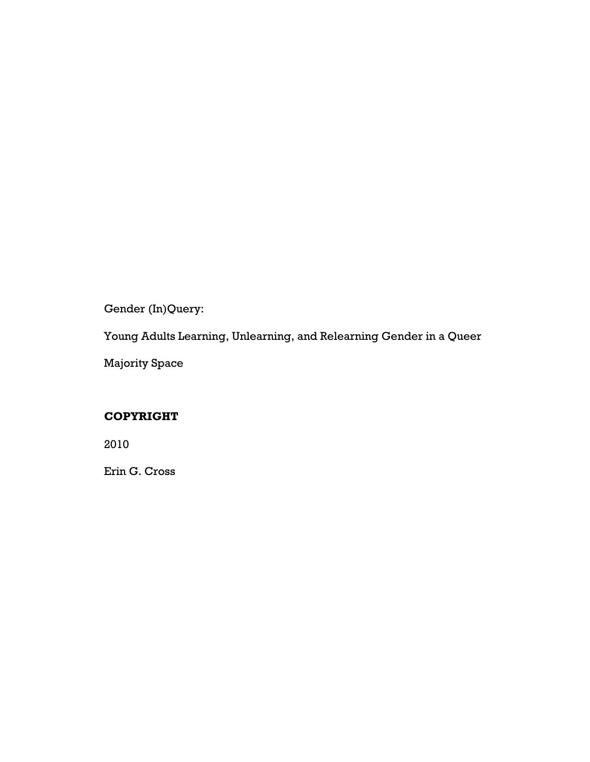Gender (In)Query:

Young Adults Learning, Unlearning, and Relearning Gender in a Queer Majority Space

**COPYRIGHT**

2010

Erin G. Cross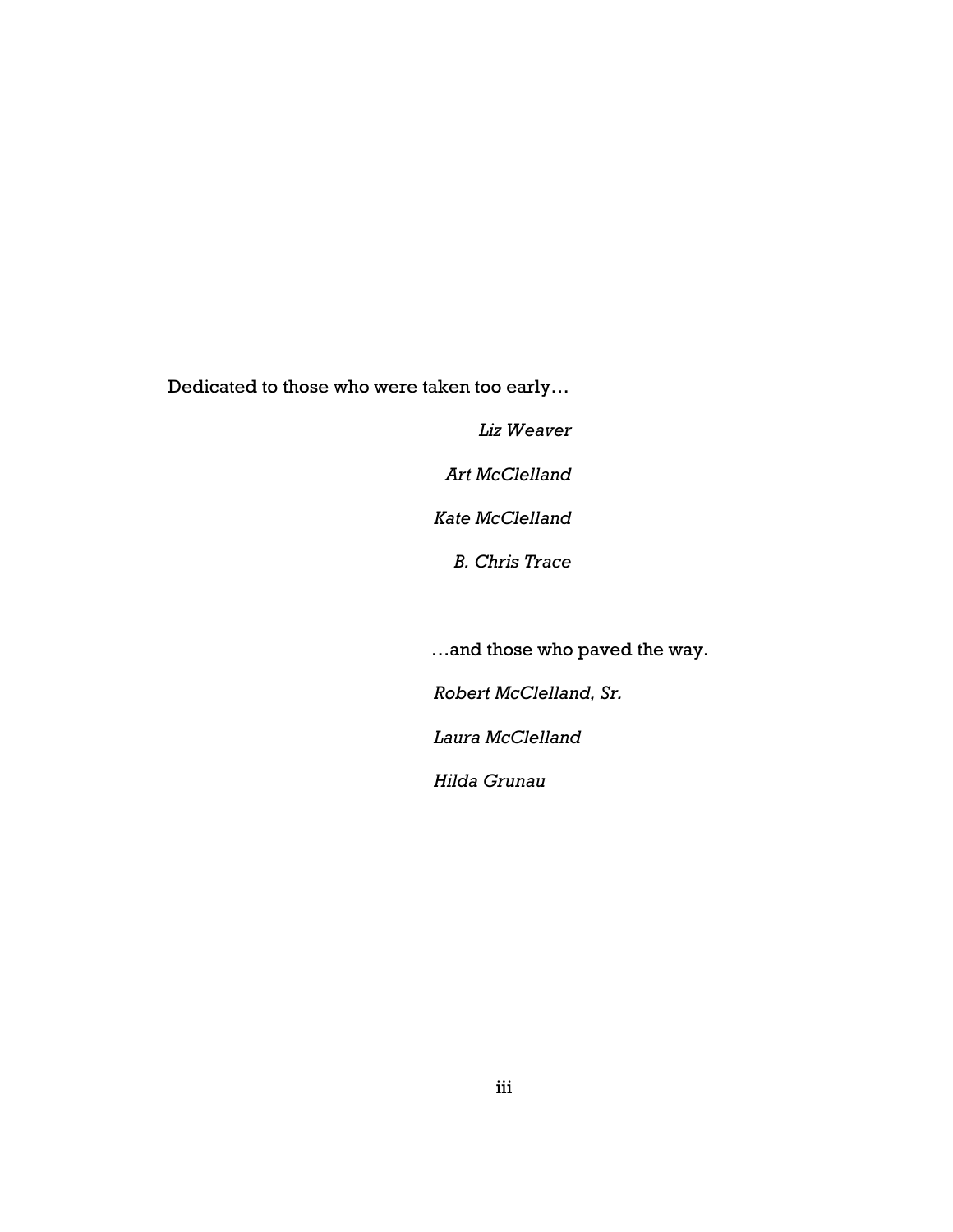Dedicated to those who were taken too early…

*Liz Weaver*

*Art McClelland*

*Kate McClelland*

*B. Chris Trace*

…and those who paved the way.

*Robert McClelland, Sr.*

*Laura McClelland*

*Hilda Grunau*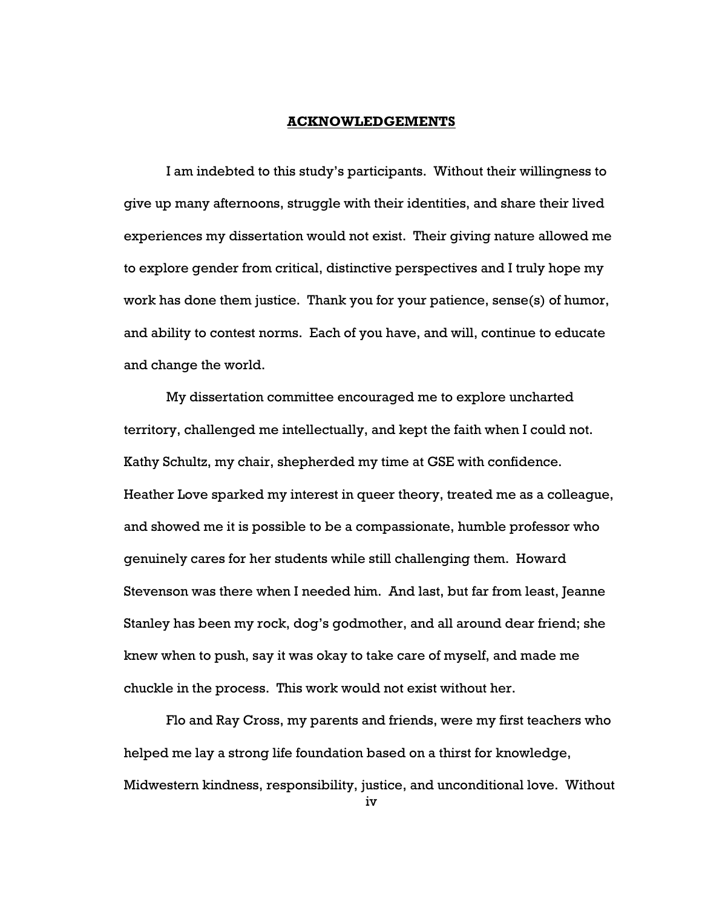# ACKNOWLEDGEMENTS

I am indebted to this study's participants. Without their willingness to give up many afternoons, struggle with their identities, and share their lived experiences my dissertation would not exist. Their giving nature allowed me to explore gender from critical, distinctive perspectives and I truly hope my work has done them justice. Thank you for your patience, sense(s) of humor, and ability to contest norms. Each of you have, and will, continue to educate and change the world.

My dissertation committee encouraged me to explore uncharted territory, challenged me intellectually, and kept the faith when I could not. Kathy Schultz, my chair, shepherded my time at GSE with confidence. Heather Love sparked my interest in queer theory, treated me as a colleague, and showed me it is possible to be a compassionate, humble professor who genuinely cares for her students while still challenging them. Howard Stevenson was there when I needed him. And last, but far from least, Jeanne Stanley has been my rock, dog's godmother, and all around dear friend; she knew when to push, say it was okay to take care of myself, and made me chuckle in the process. This work would not exist without her.

Flo and Ray Cross, my parents and friends, were my first teachers who helped me lay a strong life foundation based on a thirst for knowledge, Midwestern kindness, responsibility, justice, and unconditional love. Without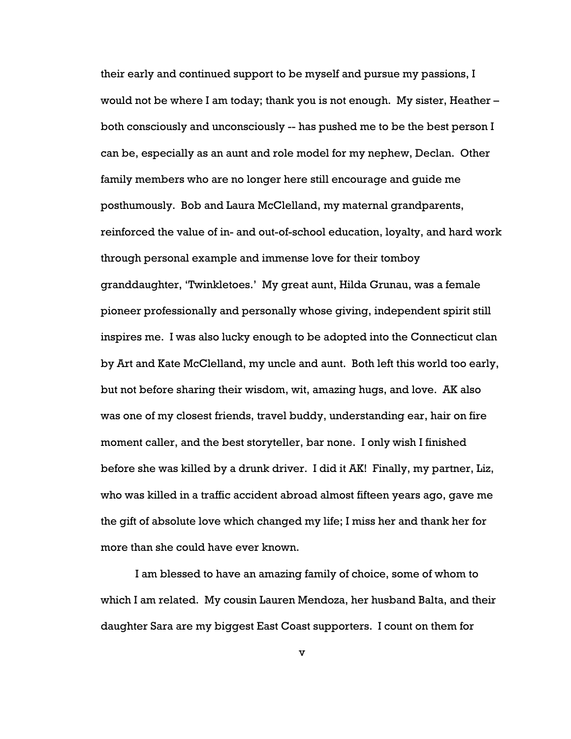their early and continued support to be myself and pursue my passions, I would not be where I am today; thank you is not enough. My sister, Heather – both consciously and unconsciously -- has pushed me to be the best person I can be, especially as an aunt and role model for my nephew, Declan. Other family members who are no longer here still encourage and guide me posthumously. Bob and Laura McClelland, my maternal grandparents, reinforced the value of in- and out-of-school education, loyalty, and hard work through personal example and immense love for their tomboy granddaughter, 'Twinkletoes.' My great aunt, Hilda Grunau, was a female pioneer professionally and personally whose giving, independent spirit still inspires me. I was also lucky enough to be adopted into the Connecticut clan by Art and Kate McClelland, my uncle and aunt. Both left this world too early, but not before sharing their wisdom, wit, amazing hugs, and love. AK also was one of my closest friends, travel buddy, understanding ear, hair on fire moment caller, and the best storyteller, bar none. I only wish I finished before she was killed by a drunk driver. I did it AK! Finally, my partner, Liz, who was killed in a traffic accident abroad almost fifteen years ago, gave me the gift of absolute love which changed my life; I miss her and thank her for more than she could have ever known.

I am blessed to have an amazing family of choice, some of whom to which I am related. My cousin Lauren Mendoza, her husband Balta, and their daughter Sara are my biggest East Coast supporters. I count on them for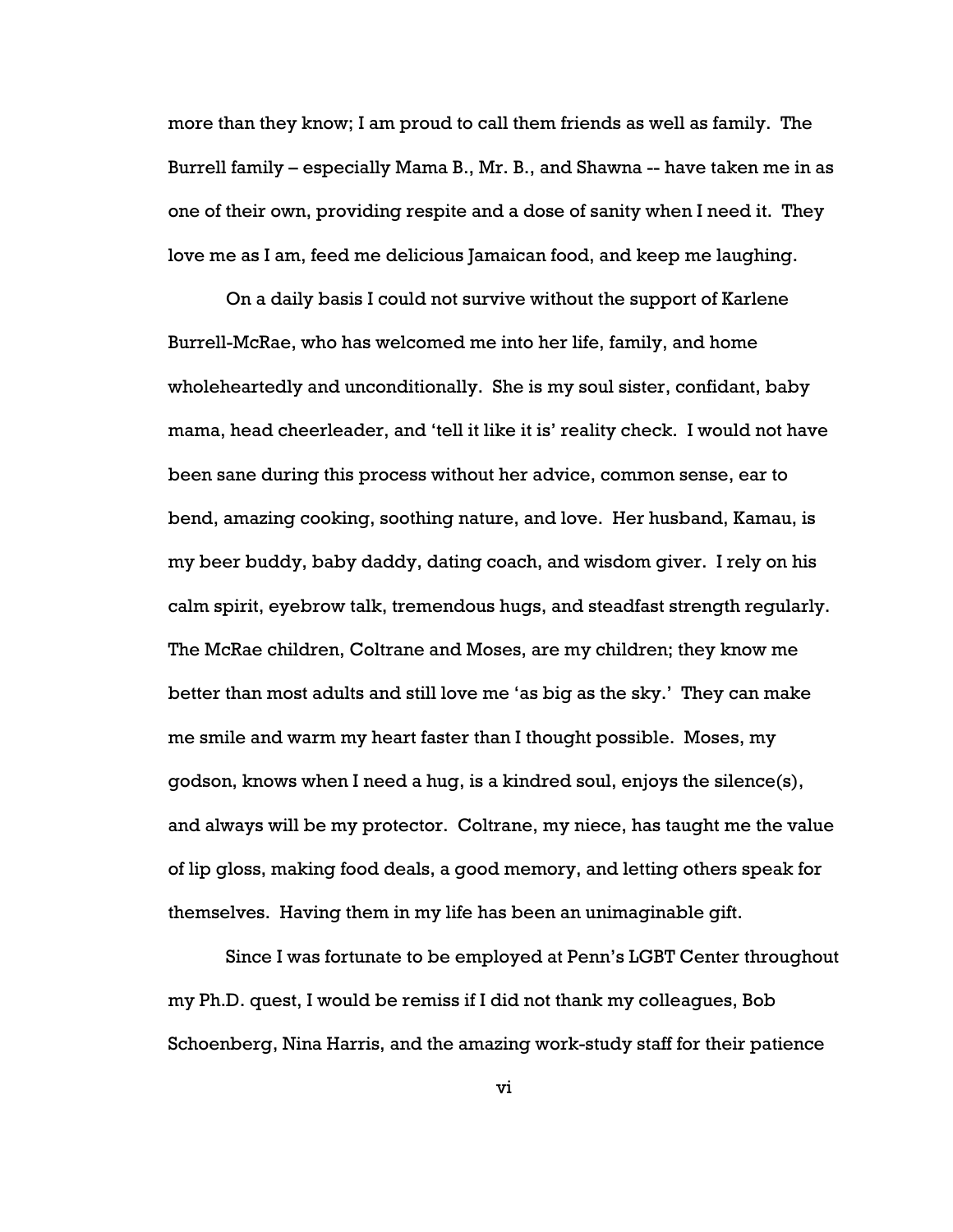more than they know; I am proud to call them friends as well as family. The Burrell family – especially Mama B., Mr. B., and Shawna -- have taken me in as one of their own, providing respite and a dose of sanity when I need it. They love me as I am, feed me delicious Jamaican food, and keep me laughing.

On a daily basis I could not survive without the support of Karlene Burrell-McRae, who has welcomed me into her life, family, and home wholeheartedly and unconditionally. She is my soul sister, confidant, baby mama, head cheerleader, and 'tell it like it is' reality check. I would not have been sane during this process without her advice, common sense, ear to bend, amazing cooking, soothing nature, and love. Her husband, Kamau, is my beer buddy, baby daddy, dating coach, and wisdom giver. I rely on his calm spirit, eyebrow talk, tremendous hugs, and steadfast strength regularly. The McRae children, Coltrane and Moses, are my children; they know me better than most adults and still love me 'as big as the sky.' They can make me smile and warm my heart faster than I thought possible. Moses, my godson, knows when I need a hug, is a kindred soul, enjoys the silence(s), and always will be my protector. Coltrane, my niece, has taught me the value of lip gloss, making food deals, a good memory, and letting others speak for themselves. Having them in my life has been an unimaginable gift.

Since I was fortunate to be employed at Penn's LGBT Center throughout my Ph.D. quest, I would be remiss if I did not thank my colleagues, Bob Schoenberg, Nina Harris, and the amazing work-study staff for their patience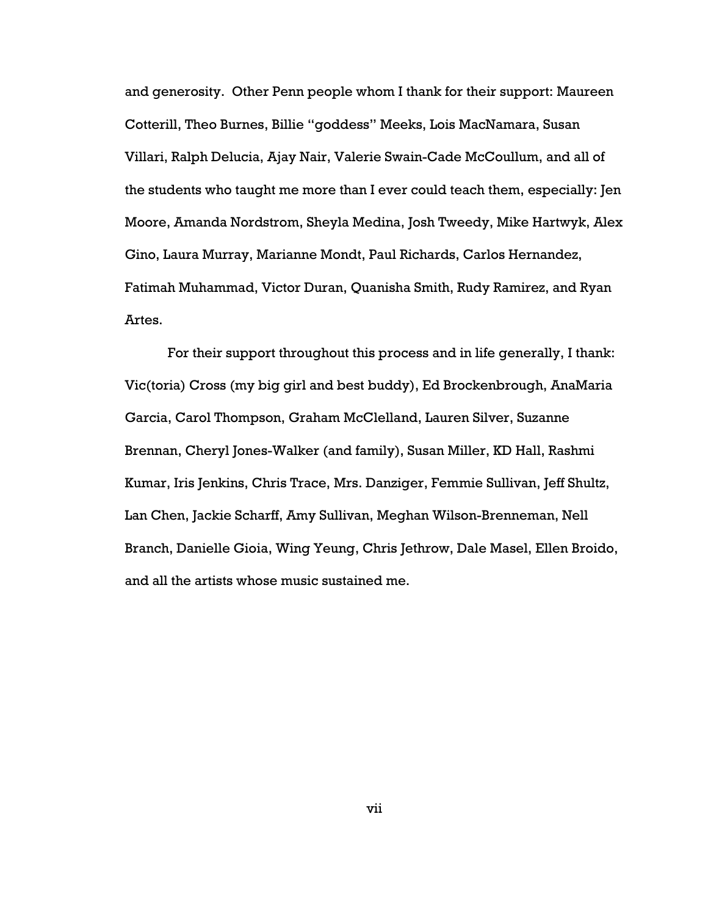and generosity. Other Penn people whom I thank for their support: Maureen Cotterill, Theo Burnes, Billie "goddess" Meeks, Lois MacNamara, Susan Villari, Ralph Delucia, Ajay Nair, Valerie Swain-Cade McCoullum, and all of the students who taught me more than I ever could teach them, especially: Jen Moore, Amanda Nordstrom, Sheyla Medina, Josh Tweedy, Mike Hartwyk, Alex Gino, Laura Murray, Marianne Mondt, Paul Richards, Carlos Hernandez, Fatimah Muhammad, Victor Duran, Quanisha Smith, Rudy Ramirez, and Ryan Artes.

For their support throughout this process and in life generally, I thank: Vic(toria) Cross (my big girl and best buddy), Ed Brockenbrough, AnaMaria Garcia, Carol Thompson, Graham McClelland, Lauren Silver, Suzanne Brennan, Cheryl Jones-Walker (and family), Susan Miller, KD Hall, Rashmi Kumar, Iris Jenkins, Chris Trace, Mrs. Danziger, Femmie Sullivan, Jeff Shultz, Lan Chen, Jackie Scharff, Amy Sullivan, Meghan Wilson-Brenneman, Nell Branch, Danielle Gioia, Wing Yeung, Chris Jethrow, Dale Masel, Ellen Broido, and all the artists whose music sustained me.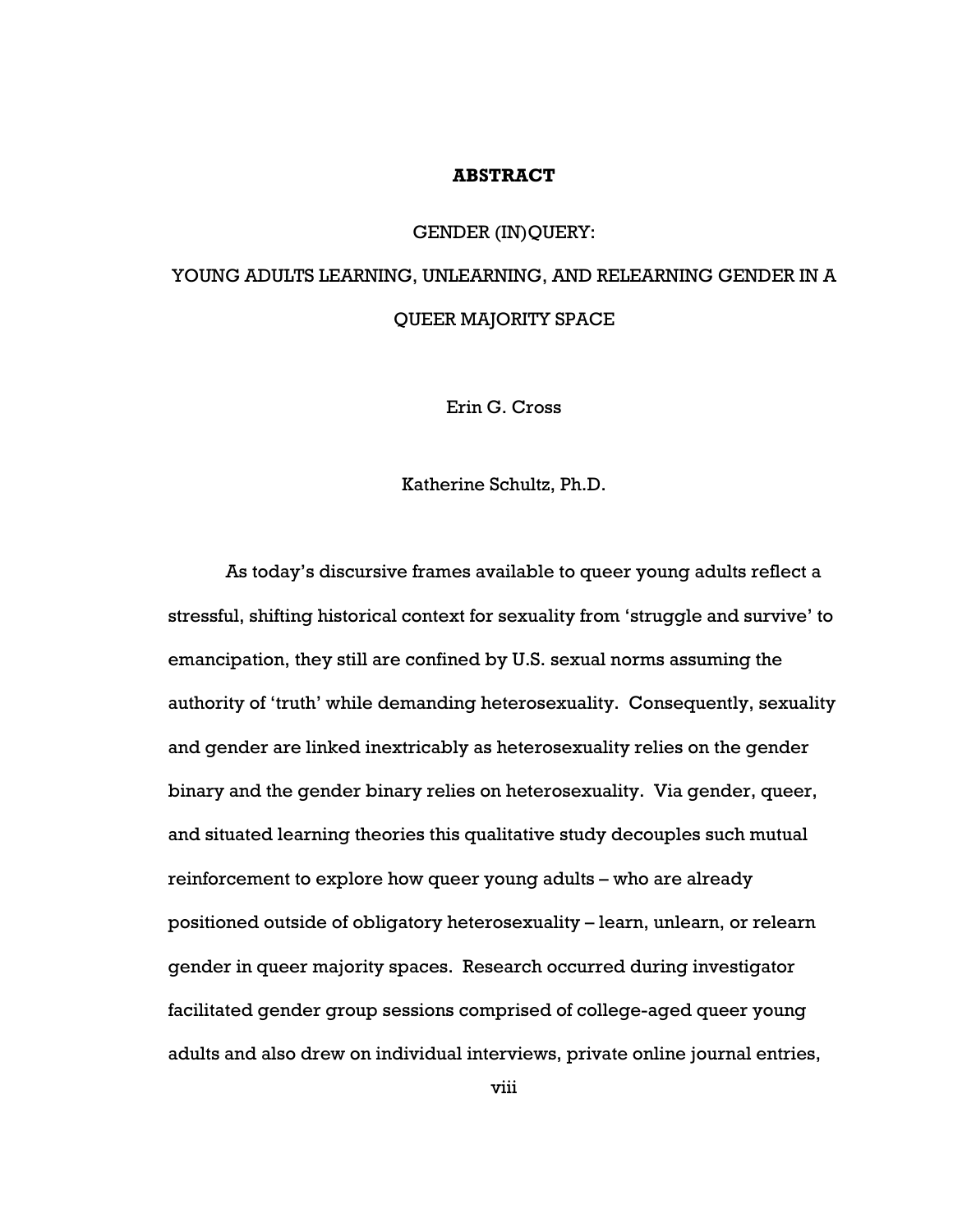# ABSTRACT

GENDER (IN)QUERY:

YOUNG ADULTS LEARNING, UNLEARNING, AND RELEARNING GENDER IN A QUEER MAJORITY SPACE

Erin G. Cross

Katherine Schultz, Ph.D.

As today's discursive frames available to queer young adults reflect a stressful, shifting historical context for sexuality from 'struggle and survive' to emancipation, they still are confined by U.S. sexual norms assuming the authority of 'truth' while demanding heterosexuality. Consequently, sexuality and gender are linked inextricably as heterosexuality relies on the gender binary and the gender binary relies on heterosexuality. Via gender, queer, and situated learning theories this qualitative study decouples such mutual reinforcement to explore how queer young adults – who are already positioned outside of obligatory heterosexuality – learn, unlearn, or relearn gender in queer majority spaces. Research occurred during investigator facilitated gender group sessions comprised of college-aged queer young adults and also drew on individual interviews, private online journal entries,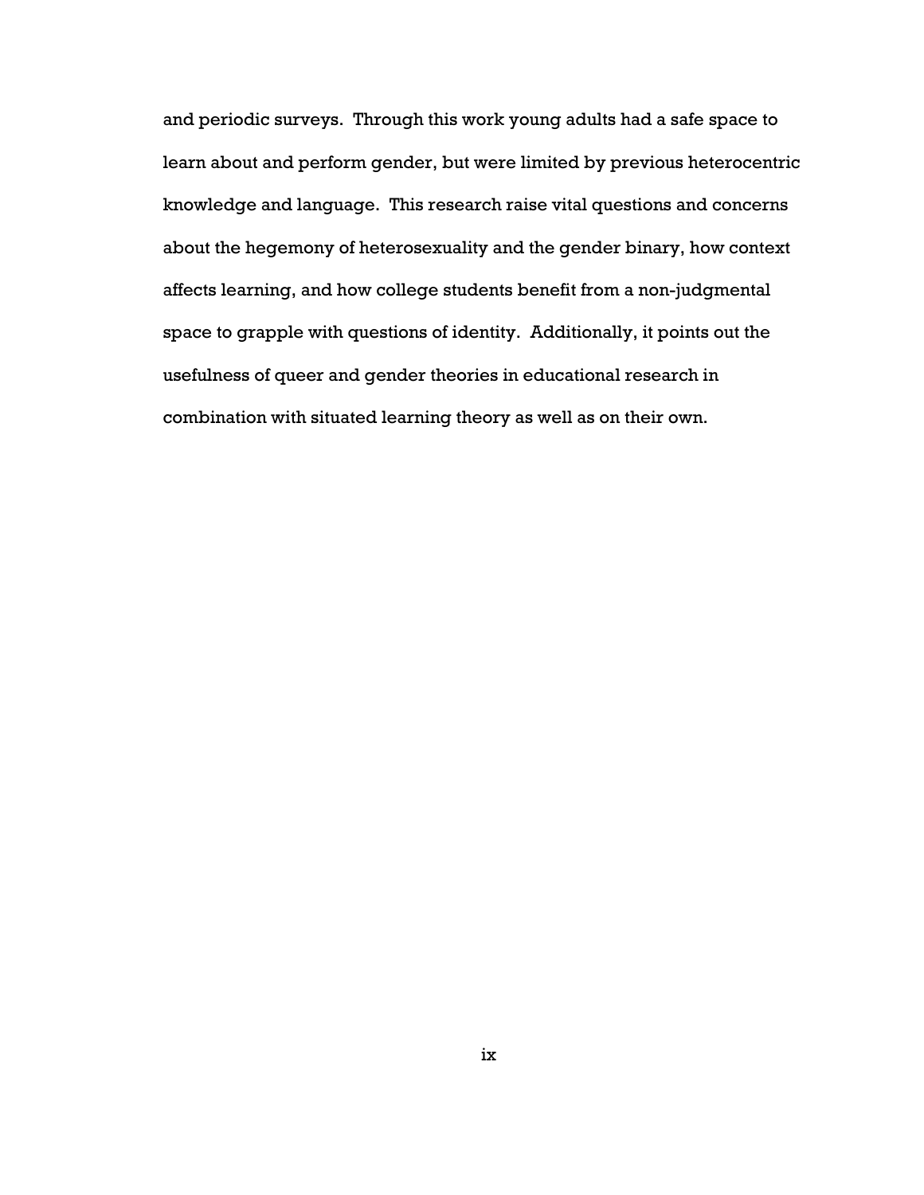and periodic surveys. Through this work young adults had a safe space to learn about and perform gender, but were limited by previous heterocentric knowledge and language. This research raise vital questions and concerns about the hegemony of heterosexuality and the gender binary, how context affects learning, and how college students benefit from a non-judgmental space to grapple with questions of identity. Additionally, it points out the usefulness of queer and gender theories in educational research in combination with situated learning theory as well as on their own.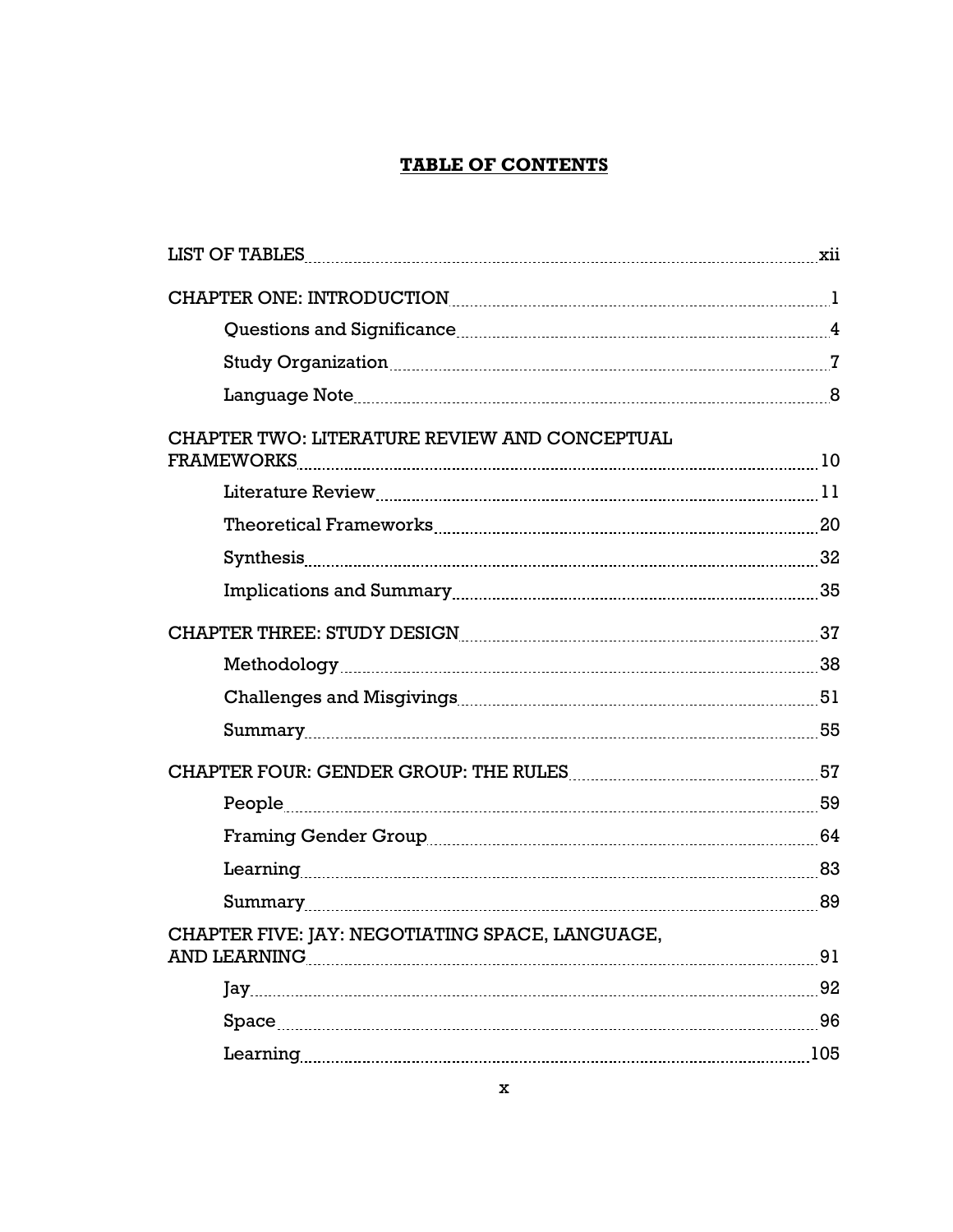# TABLE OF CONTENTS

LIST OF TABLES ........ xii

CHAPTER ONE: INTRODUCTION ........ 1

- Questions and Significance ........ 4
- Study Organization ........ 7
- Language Note ........ 8

CHAPTER TWO: LITERATURE REVIEW AND CONCEPTUAL FRAMEWORKS ........ 10

- Literature Review ........ 11
- Theoretical Frameworks ........ 20
- Synthesis ........ 32
- Implications and Summary ........ 35

CHAPTER THREE: STUDY DESIGN ........ 37

- Methodology ........ 38
- Challenges and Misgivings ........ 51
- Summary ........ 55

CHAPTER FOUR: GENDER GROUP: THE RULES ........ 57

- People ........ 59
- Framing Gender Group ........ 64
- Learning ........ 83
- Summary ........ 89

CHAPTER FIVE: JAY: NEGOTIATING SPACE, LANGUAGE, AND LEARNING ........ 91

- Jay ........ 92
- Space ........ 96
- Learning ........ 105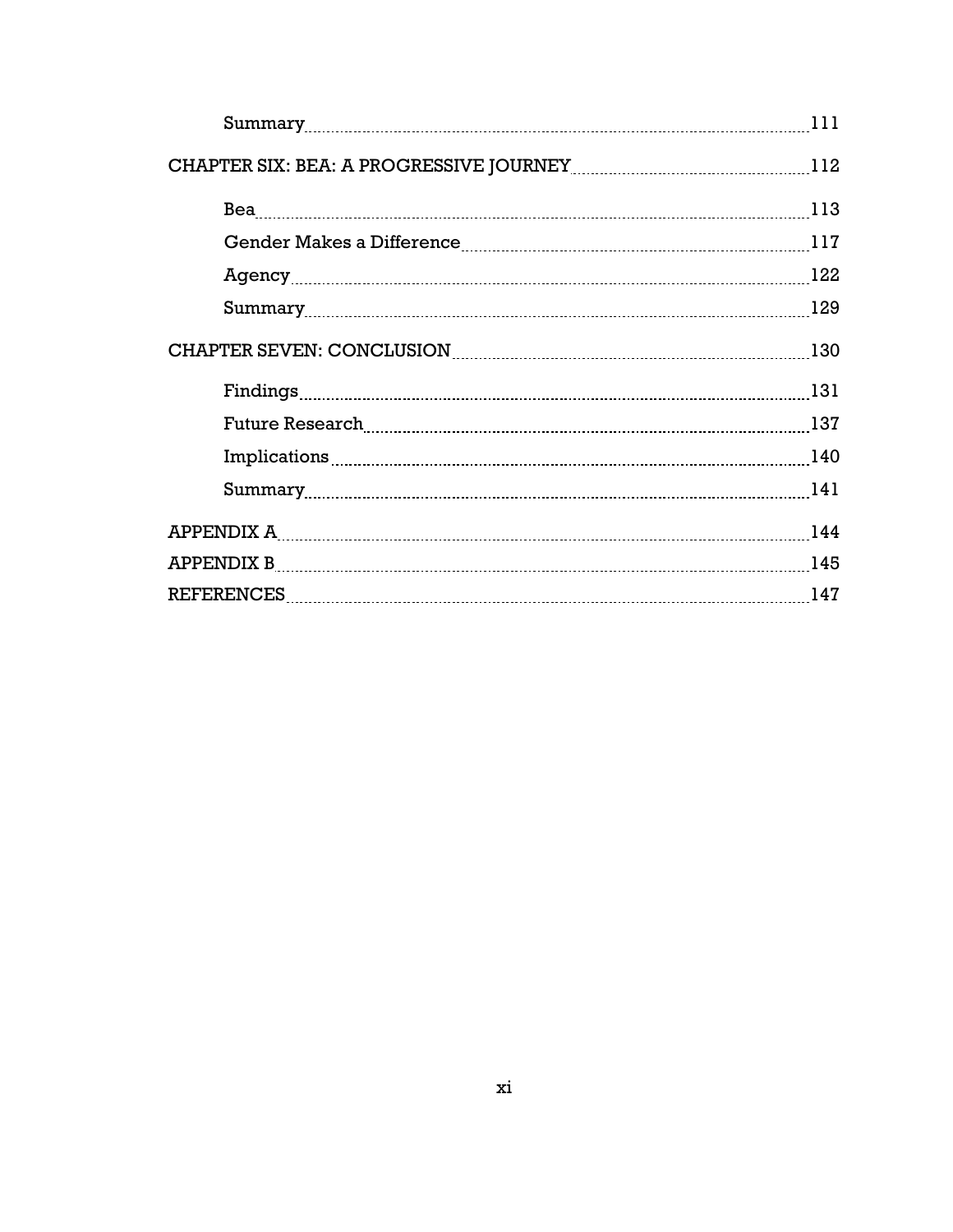- Summary ..... 111

CHAPTER SIX: BEA: A PROGRESSIVE JOURNEY ..... 112

- Bea ..... 113
- Gender Makes a Difference ..... 117
- Agency ..... 122
- Summary ..... 129

CHAPTER SEVEN: CONCLUSION ..... 130

- Findings ..... 131
- Future Research ..... 137
- Implications ..... 140
- Summary ..... 141

APPENDIX A ..... 144

APPENDIX B ..... 145

REFERENCES ..... 147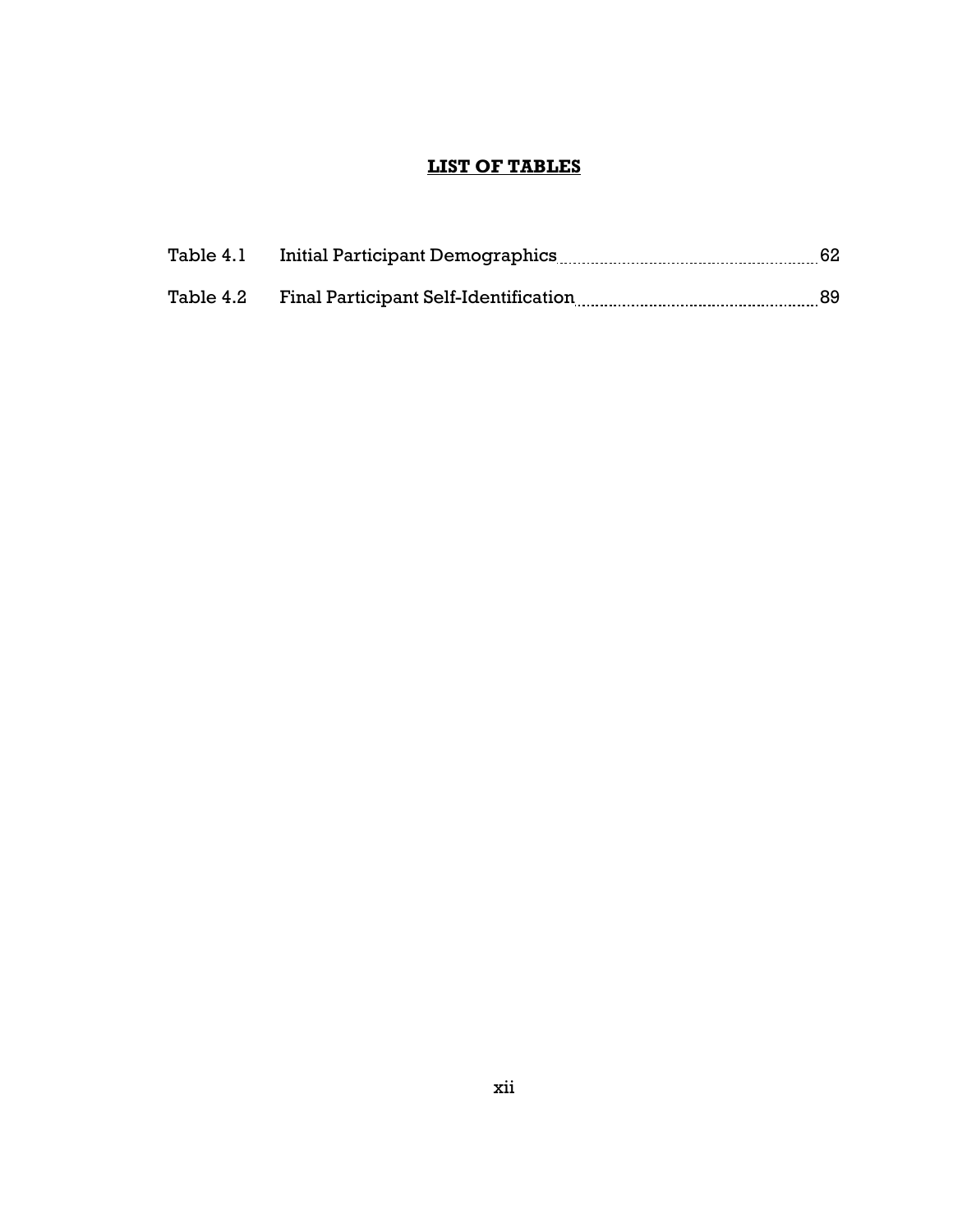# LIST OF TABLES

Table 4.1 Initial Participant Demographics ........................................ 62

Table 4.2 Final Participant Self-Identification ........................................ 89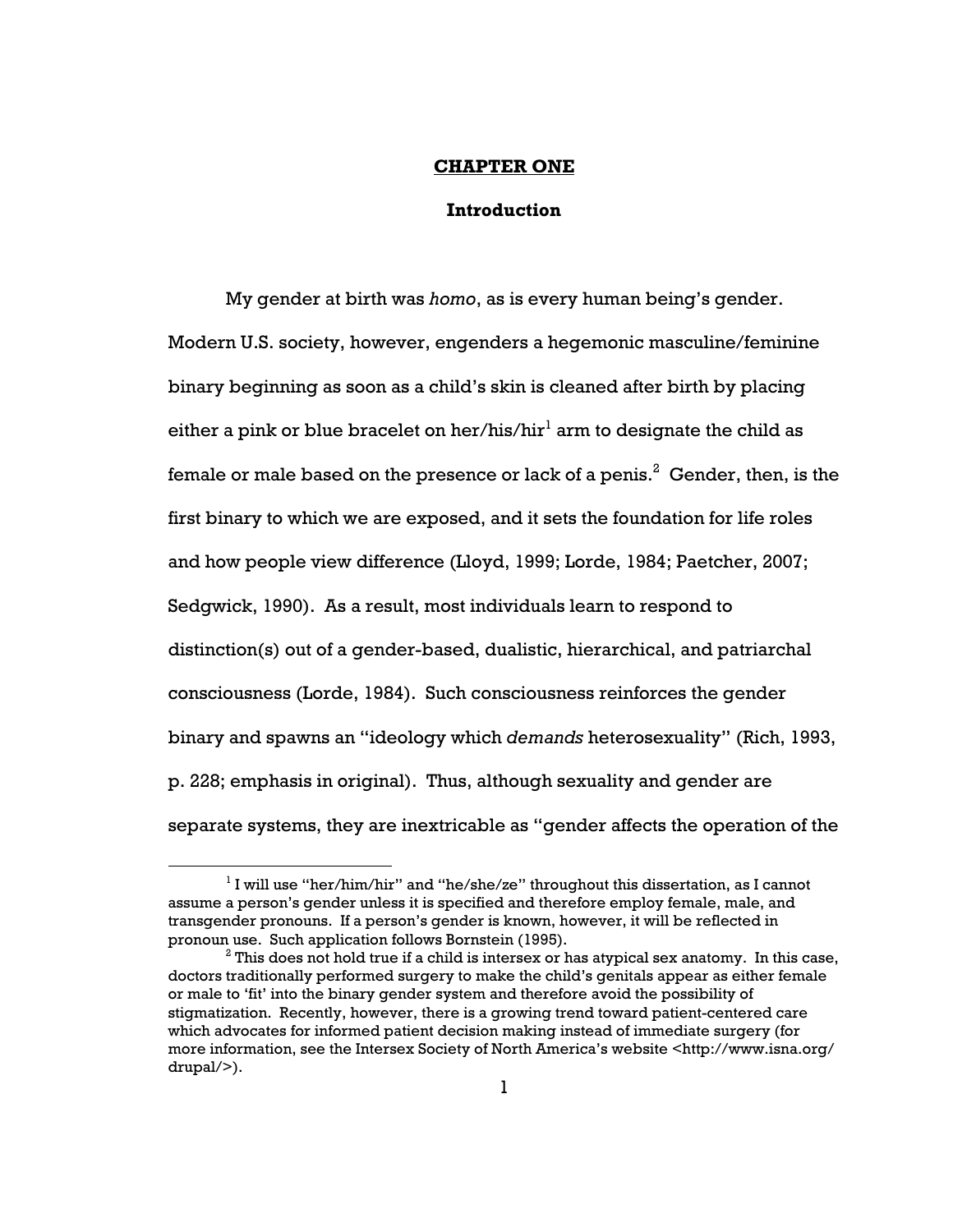# CHAPTER ONE

## Introduction

My gender at birth was *homo*, as is every human being's gender. Modern U.S. society, however, engenders a hegemonic masculine/feminine binary beginning as soon as a child's skin is cleaned after birth by placing either a pink or blue bracelet on her/his/hir[1] arm to designate the child as female or male based on the presence or lack of a penis.[2] Gender, then, is the first binary to which we are exposed, and it sets the foundation for life roles and how people view difference (Lloyd, 1999; Lorde, 1984; Paetcher, 2007; Sedgwick, 1990). As a result, most individuals learn to respond to distinction(s) out of a gender-based, dualistic, hierarchical, and patriarchal consciousness (Lorde, 1984). Such consciousness reinforces the gender binary and spawns an "ideology which *demands* heterosexuality" (Rich, 1993, p. 228; emphasis in original). Thus, although sexuality and gender are separate systems, they are inextricable as "gender affects the operation of the

[1] I will use "her/him/hir" and "he/she/ze" throughout this dissertation, as I cannot assume a person's gender unless it is specified and therefore employ female, male, and transgender pronouns. If a person's gender is known, however, it will be reflected in pronoun use. Such application follows Bornstein (1995).

[2] This does not hold true if a child is intersex or has atypical sex anatomy. In this case, doctors traditionally performed surgery to make the child's genitals appear as either female or male to 'fit' into the binary gender system and therefore avoid the possibility of stigmatization. Recently, however, there is a growing trend toward patient-centered care which advocates for informed patient decision making instead of immediate surgery (for more information, see the Intersex Society of North America's website <http://www.isna.org/drupal/>).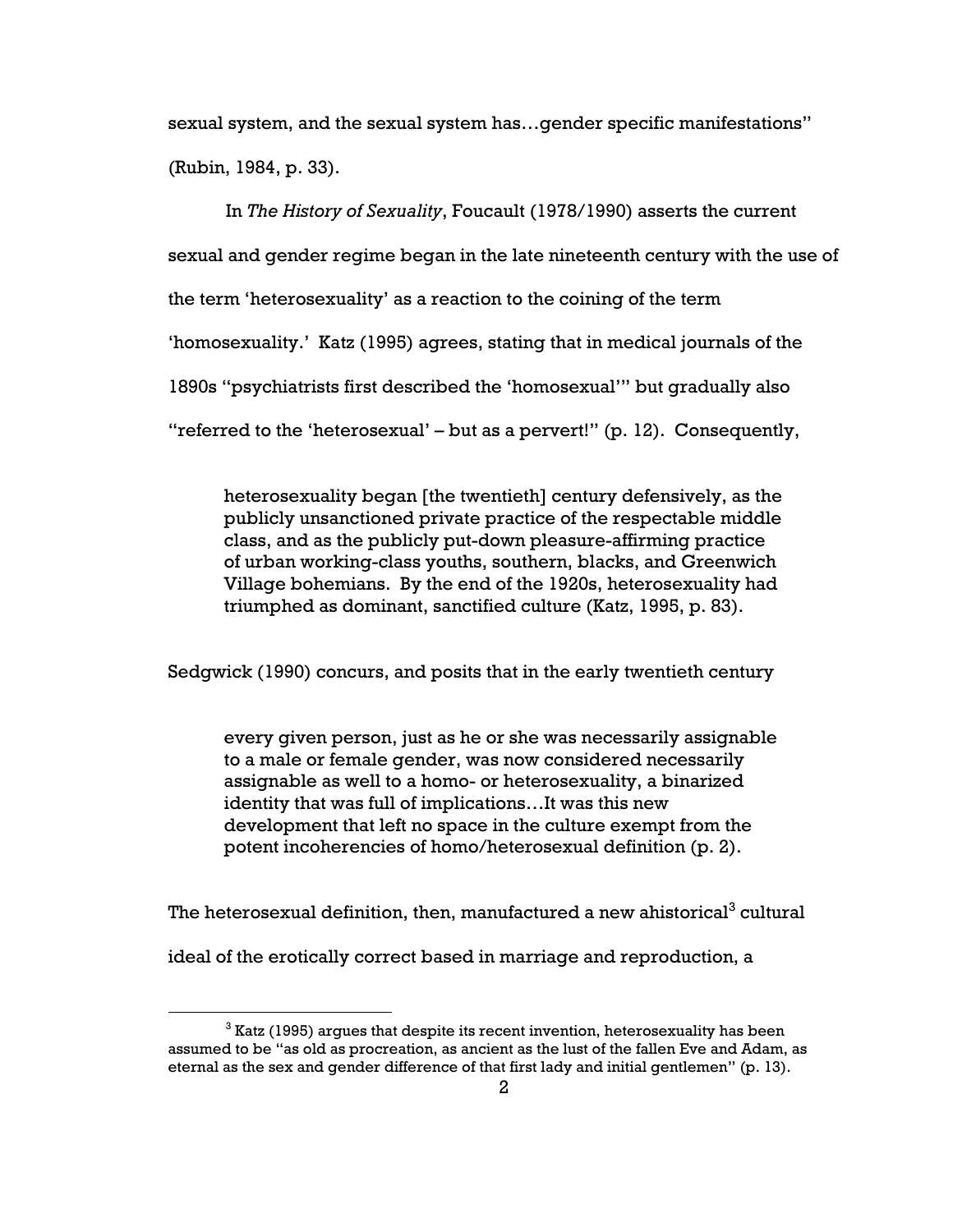sexual system, and the sexual system has…gender specific manifestations" (Rubin, 1984, p. 33).

In *The History of Sexuality*, Foucault (1978/1990) asserts the current sexual and gender regime began in the late nineteenth century with the use of the term 'heterosexuality' as a reaction to the coining of the term 'homosexuality.' Katz (1995) agrees, stating that in medical journals of the 1890s "psychiatrists first described the 'homosexual'" but gradually also "referred to the 'heterosexual' – but as a pervert!" (p. 12). Consequently,

> heterosexuality began [the twentieth] century defensively, as the publicly unsanctioned private practice of the respectable middle class, and as the publicly put-down pleasure-affirming practice of urban working-class youths, southern, blacks, and Greenwich Village bohemians. By the end of the 1920s, heterosexuality had triumphed as dominant, sanctified culture (Katz, 1995, p. 83).

Sedgwick (1990) concurs, and posits that in the early twentieth century

> every given person, just as he or she was necessarily assignable to a male or female gender, was now considered necessarily assignable as well to a homo- or heterosexuality, a binarized identity that was full of implications…It was this new development that left no space in the culture exempt from the potent incoherencies of homo/heterosexual definition (p. 2).

The heterosexual definition, then, manufactured a new ahistorical[3] cultural ideal of the erotically correct based in marriage and reproduction, a

[3] Katz (1995) argues that despite its recent invention, heterosexuality has been assumed to be "as old as procreation, as ancient as the lust of the fallen Eve and Adam, as eternal as the sex and gender difference of that first lady and initial gentlemen" (p. 13).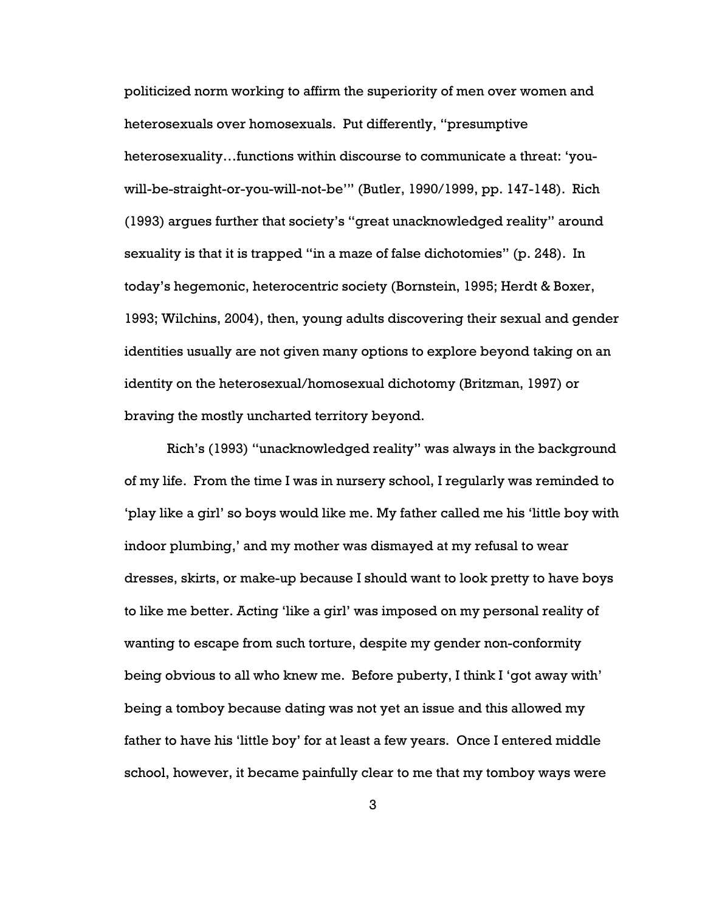politicized norm working to affirm the superiority of men over women and heterosexuals over homosexuals. Put differently, "presumptive heterosexuality…functions within discourse to communicate a threat: 'you-will-be-straight-or-you-will-not-be'" (Butler, 1990/1999, pp. 147-148). Rich (1993) argues further that society's "great unacknowledged reality" around sexuality is that it is trapped "in a maze of false dichotomies" (p. 248). In today's hegemonic, heterocentric society (Bornstein, 1995; Herdt & Boxer, 1993; Wilchins, 2004), then, young adults discovering their sexual and gender identities usually are not given many options to explore beyond taking on an identity on the heterosexual/homosexual dichotomy (Britzman, 1997) or braving the mostly uncharted territory beyond.

Rich's (1993) "unacknowledged reality" was always in the background of my life. From the time I was in nursery school, I regularly was reminded to 'play like a girl' so boys would like me. My father called me his 'little boy with indoor plumbing,' and my mother was dismayed at my refusal to wear dresses, skirts, or make-up because I should want to look pretty to have boys to like me better. Acting 'like a girl' was imposed on my personal reality of wanting to escape from such torture, despite my gender non-conformity being obvious to all who knew me. Before puberty, I think I 'got away with' being a tomboy because dating was not yet an issue and this allowed my father to have his 'little boy' for at least a few years. Once I entered middle school, however, it became painfully clear to me that my tomboy ways were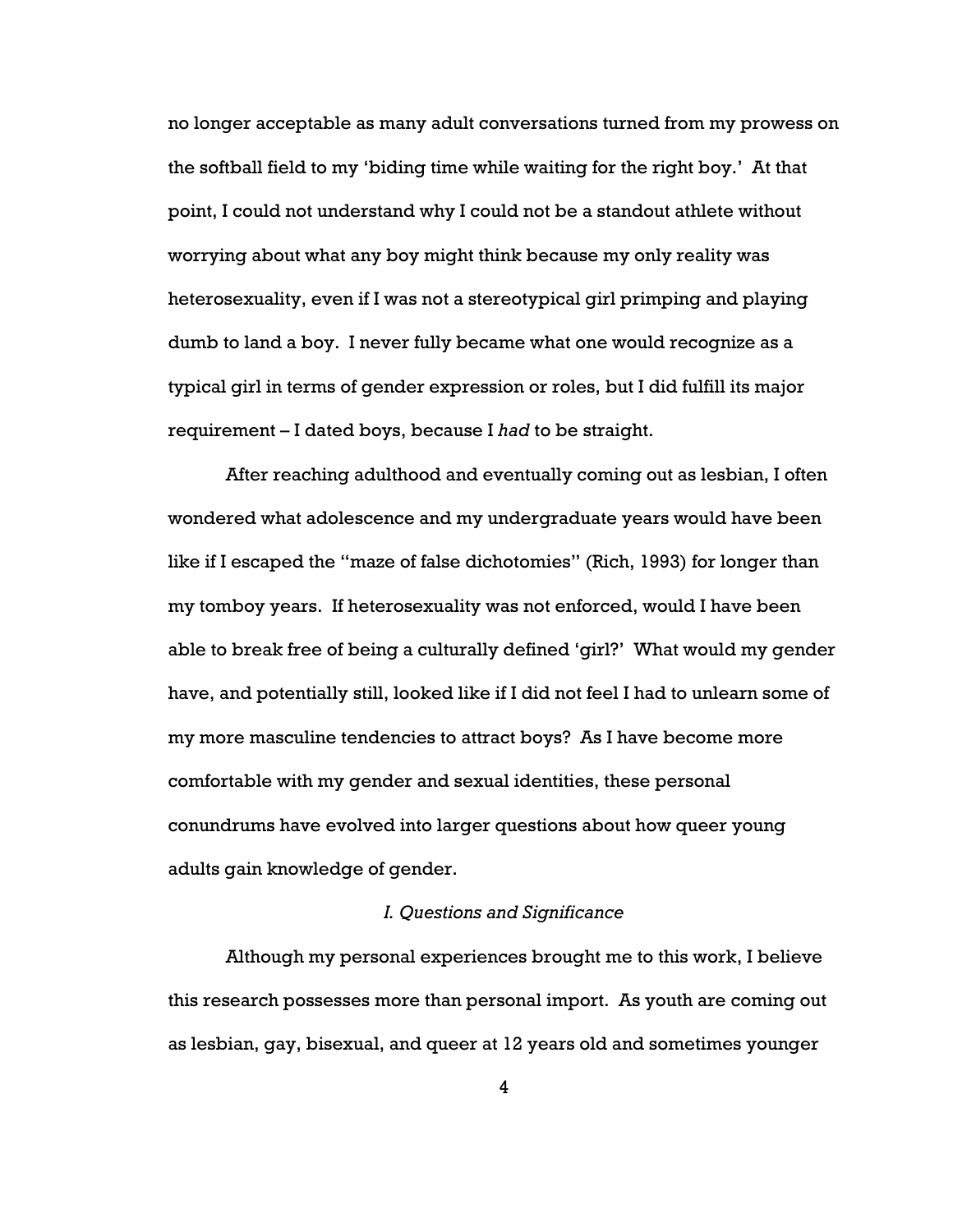no longer acceptable as many adult conversations turned from my prowess on the softball field to my 'biding time while waiting for the right boy.' At that point, I could not understand why I could not be a standout athlete without worrying about what any boy might think because my only reality was heterosexuality, even if I was not a stereotypical girl primping and playing dumb to land a boy. I never fully became what one would recognize as a typical girl in terms of gender expression or roles, but I did fulfill its major requirement – I dated boys, because I *had* to be straight.

After reaching adulthood and eventually coming out as lesbian, I often wondered what adolescence and my undergraduate years would have been like if I escaped the "maze of false dichotomies" (Rich, 1993) for longer than my tomboy years. If heterosexuality was not enforced, would I have been able to break free of being a culturally defined 'girl?' What would my gender have, and potentially still, looked like if I did not feel I had to unlearn some of my more masculine tendencies to attract boys? As I have become more comfortable with my gender and sexual identities, these personal conundrums have evolved into larger questions about how queer young adults gain knowledge of gender.

### *I. Questions and Significance*

Although my personal experiences brought me to this work, I believe this research possesses more than personal import. As youth are coming out as lesbian, gay, bisexual, and queer at 12 years old and sometimes younger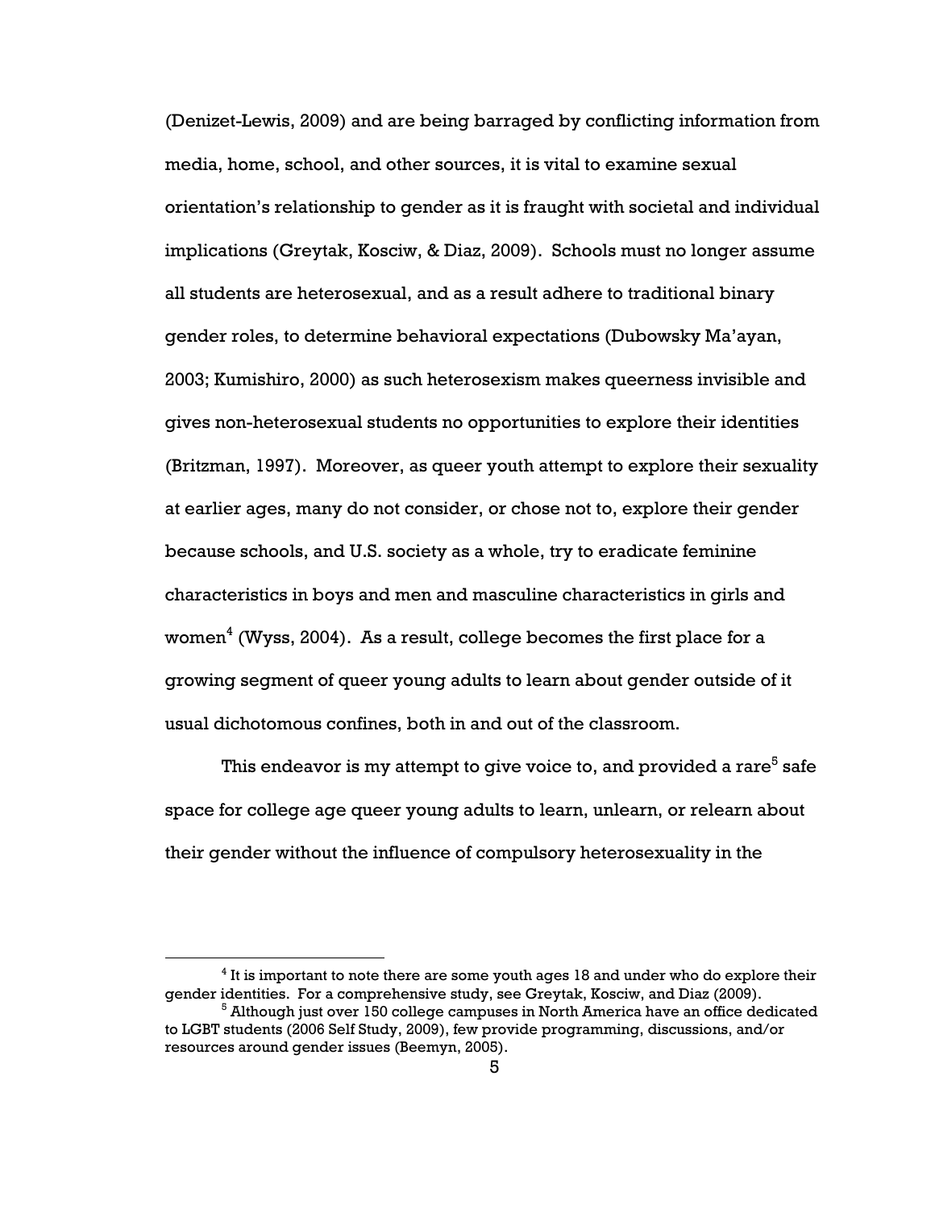(Denizet-Lewis, 2009) and are being barraged by conflicting information from media, home, school, and other sources, it is vital to examine sexual orientation's relationship to gender as it is fraught with societal and individual implications (Greytak, Kosciw, & Diaz, 2009). Schools must no longer assume all students are heterosexual, and as a result adhere to traditional binary gender roles, to determine behavioral expectations (Dubowsky Ma'ayan, 2003; Kumishiro, 2000) as such heterosexism makes queerness invisible and gives non-heterosexual students no opportunities to explore their identities (Britzman, 1997). Moreover, as queer youth attempt to explore their sexuality at earlier ages, many do not consider, or chose not to, explore their gender because schools, and U.S. society as a whole, try to eradicate feminine characteristics in boys and men and masculine characteristics in girls and women[4] (Wyss, 2004). As a result, college becomes the first place for a growing segment of queer young adults to learn about gender outside of it usual dichotomous confines, both in and out of the classroom.

This endeavor is my attempt to give voice to, and provided a rare[5] safe space for college age queer young adults to learn, unlearn, or relearn about their gender without the influence of compulsory heterosexuality in the

[4] It is important to note there are some youth ages 18 and under who do explore their gender identities. For a comprehensive study, see Greytak, Kosciw, and Diaz (2009).

[5] Although just over 150 college campuses in North America have an office dedicated to LGBT students (2006 Self Study, 2009), few provide programming, discussions, and/or resources around gender issues (Beemyn, 2005).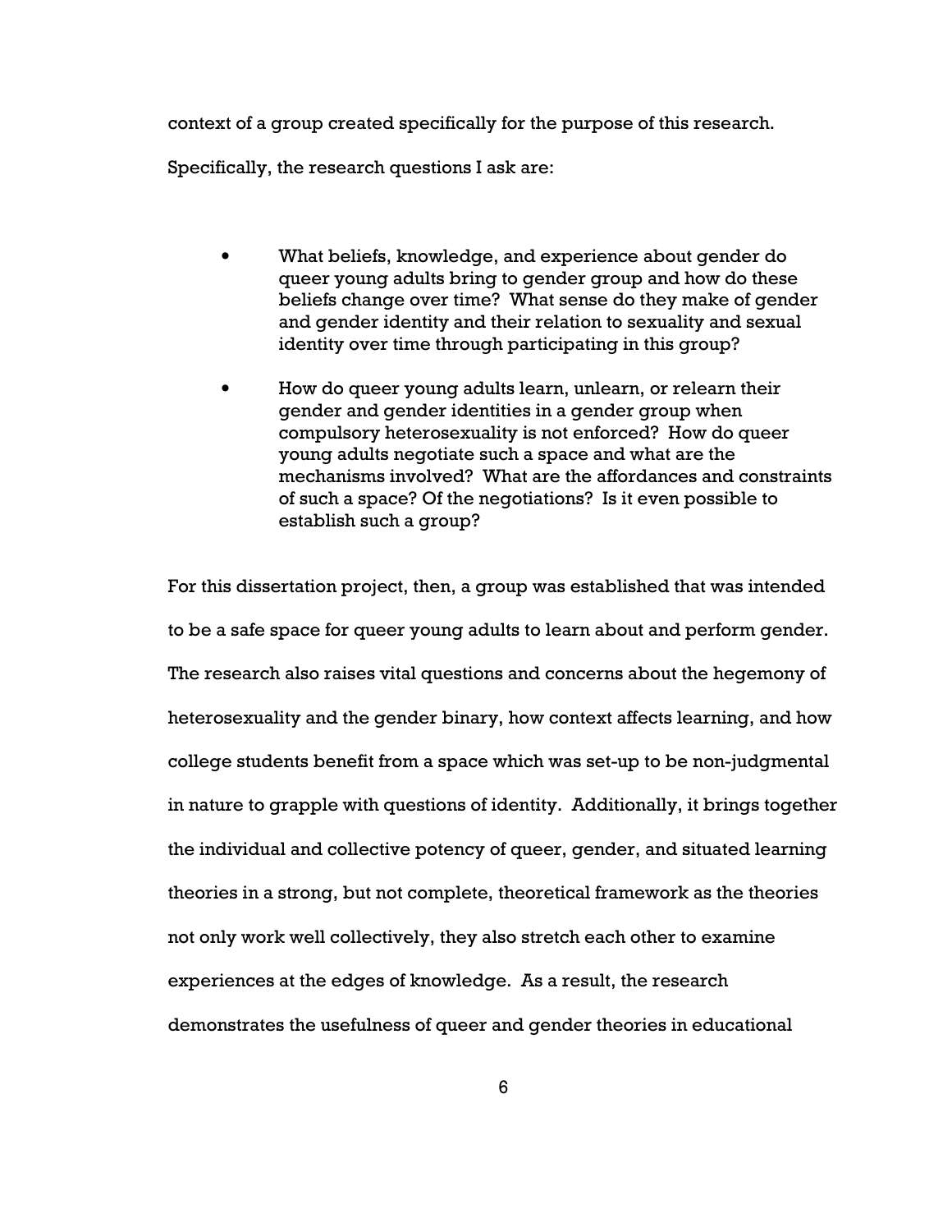context of a group created specifically for the purpose of this research.

Specifically, the research questions I ask are:

- What beliefs, knowledge, and experience about gender do queer young adults bring to gender group and how do these beliefs change over time? What sense do they make of gender and gender identity and their relation to sexuality and sexual identity over time through participating in this group?
- How do queer young adults learn, unlearn, or relearn their gender and gender identities in a gender group when compulsory heterosexuality is not enforced? How do queer young adults negotiate such a space and what are the mechanisms involved? What are the affordances and constraints of such a space? Of the negotiations? Is it even possible to establish such a group?

For this dissertation project, then, a group was established that was intended to be a safe space for queer young adults to learn about and perform gender. The research also raises vital questions and concerns about the hegemony of heterosexuality and the gender binary, how context affects learning, and how college students benefit from a space which was set-up to be non-judgmental in nature to grapple with questions of identity. Additionally, it brings together the individual and collective potency of queer, gender, and situated learning theories in a strong, but not complete, theoretical framework as the theories not only work well collectively, they also stretch each other to examine experiences at the edges of knowledge. As a result, the research demonstrates the usefulness of queer and gender theories in educational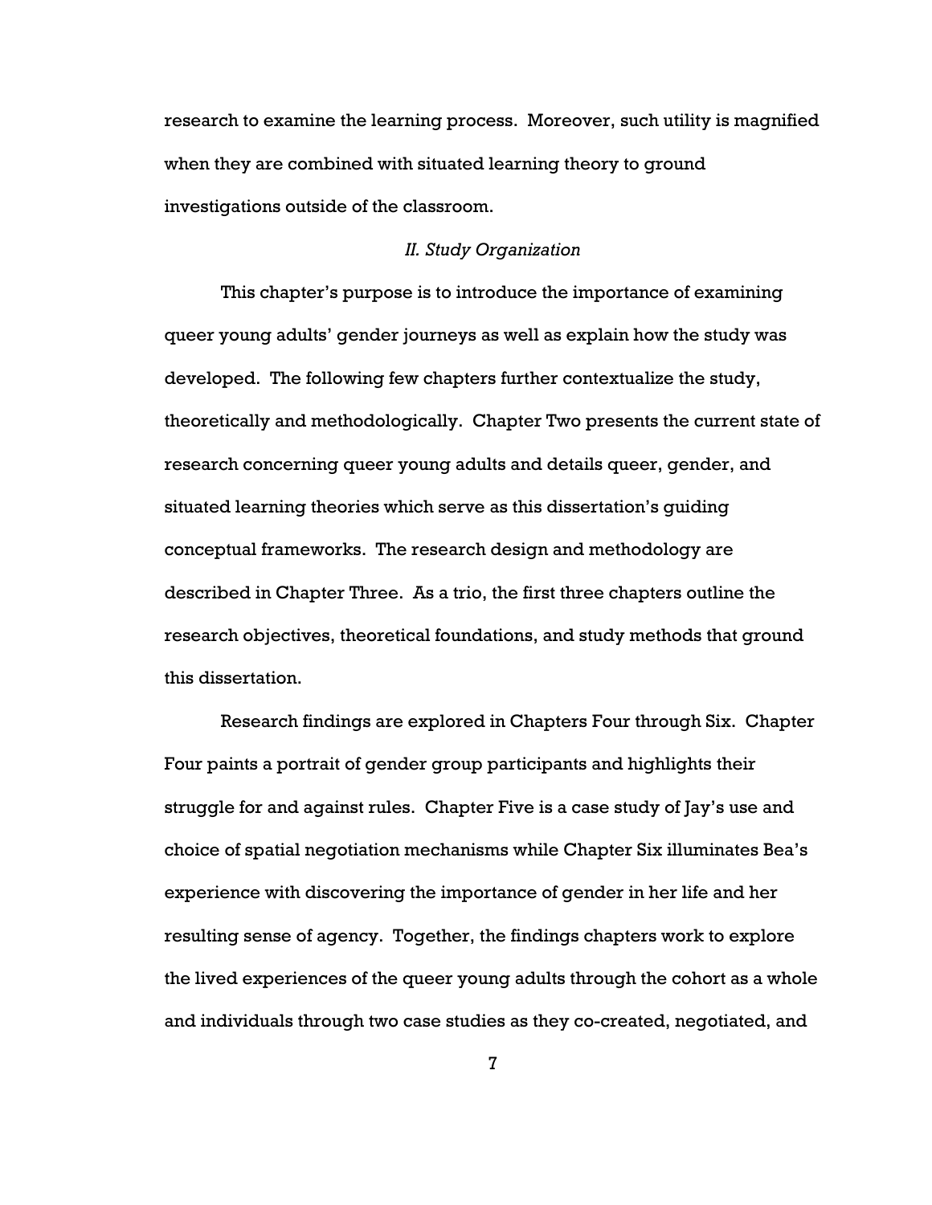research to examine the learning process. Moreover, such utility is magnified when they are combined with situated learning theory to ground investigations outside of the classroom.

## *II. Study Organization*

This chapter's purpose is to introduce the importance of examining queer young adults' gender journeys as well as explain how the study was developed. The following few chapters further contextualize the study, theoretically and methodologically. Chapter Two presents the current state of research concerning queer young adults and details queer, gender, and situated learning theories which serve as this dissertation's guiding conceptual frameworks. The research design and methodology are described in Chapter Three. As a trio, the first three chapters outline the research objectives, theoretical foundations, and study methods that ground this dissertation.

Research findings are explored in Chapters Four through Six. Chapter Four paints a portrait of gender group participants and highlights their struggle for and against rules. Chapter Five is a case study of Jay's use and choice of spatial negotiation mechanisms while Chapter Six illuminates Bea's experience with discovering the importance of gender in her life and her resulting sense of agency. Together, the findings chapters work to explore the lived experiences of the queer young adults through the cohort as a whole and individuals through two case studies as they co-created, negotiated, and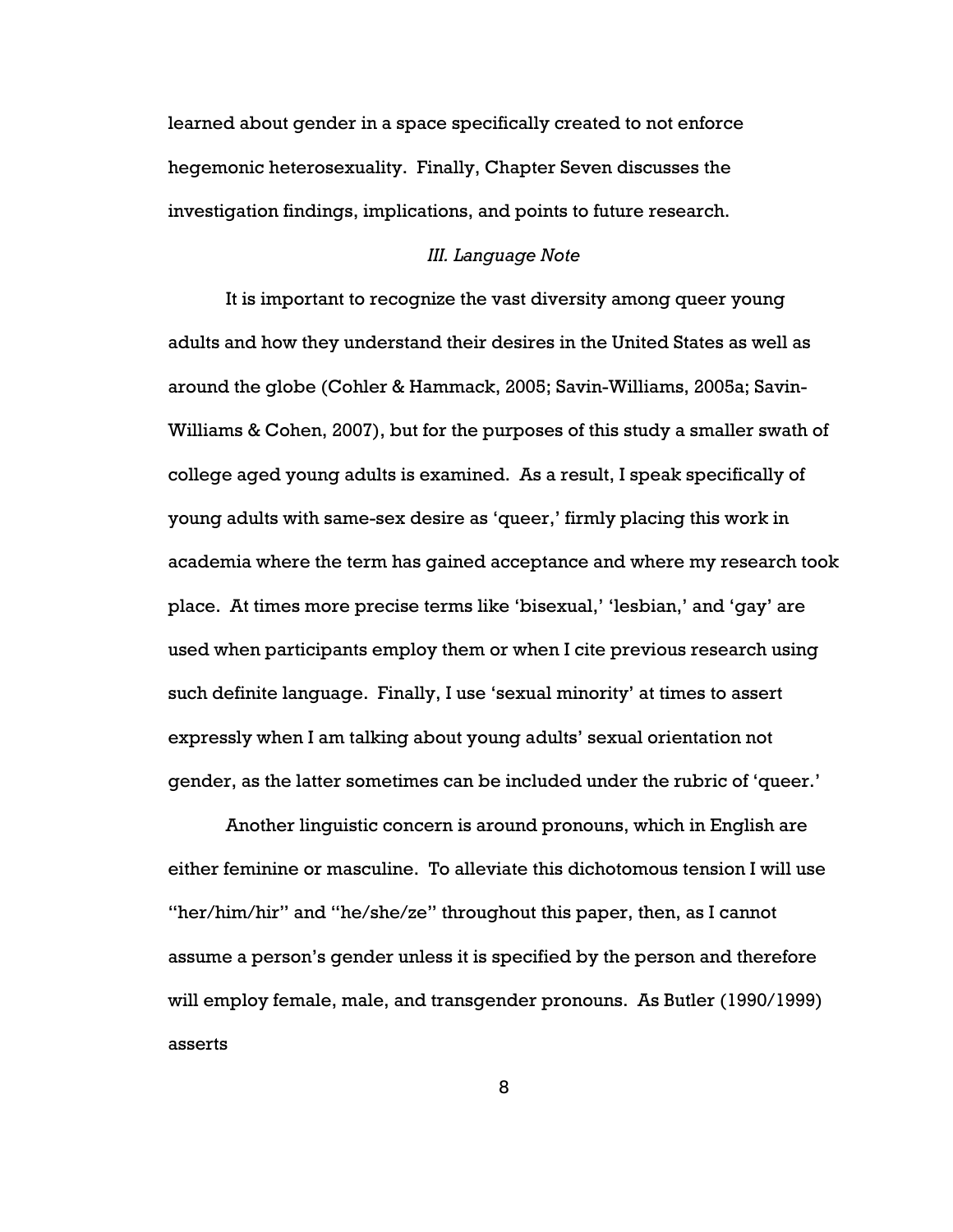learned about gender in a space specifically created to not enforce hegemonic heterosexuality. Finally, Chapter Seven discusses the investigation findings, implications, and points to future research.

### *III. Language Note*

It is important to recognize the vast diversity among queer young adults and how they understand their desires in the United States as well as around the globe (Cohler & Hammack, 2005; Savin-Williams, 2005a; Savin-Williams & Cohen, 2007), but for the purposes of this study a smaller swath of college aged young adults is examined. As a result, I speak specifically of young adults with same-sex desire as 'queer,' firmly placing this work in academia where the term has gained acceptance and where my research took place. At times more precise terms like 'bisexual,' 'lesbian,' and 'gay' are used when participants employ them or when I cite previous research using such definite language. Finally, I use 'sexual minority' at times to assert expressly when I am talking about young adults' sexual orientation not gender, as the latter sometimes can be included under the rubric of 'queer.'

Another linguistic concern is around pronouns, which in English are either feminine or masculine. To alleviate this dichotomous tension I will use "her/him/hir" and "he/she/ze" throughout this paper, then, as I cannot assume a person's gender unless it is specified by the person and therefore will employ female, male, and transgender pronouns. As Butler (1990/1999) asserts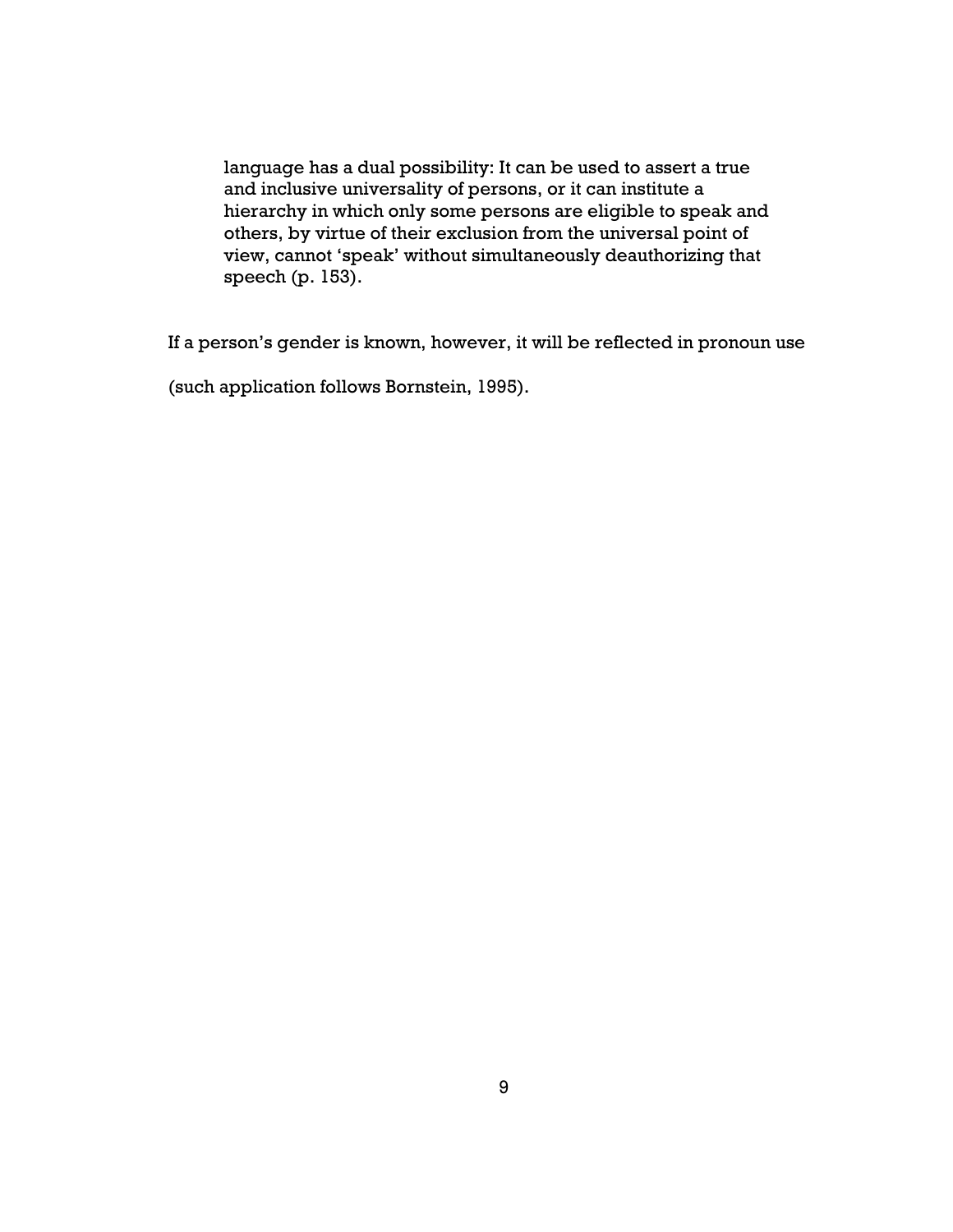> language has a dual possibility: It can be used to assert a true and inclusive universality of persons, or it can institute a hierarchy in which only some persons are eligible to speak and others, by virtue of their exclusion from the universal point of view, cannot 'speak' without simultaneously deauthorizing that speech (p. 153).

If a person's gender is known, however, it will be reflected in pronoun use (such application follows Bornstein, 1995).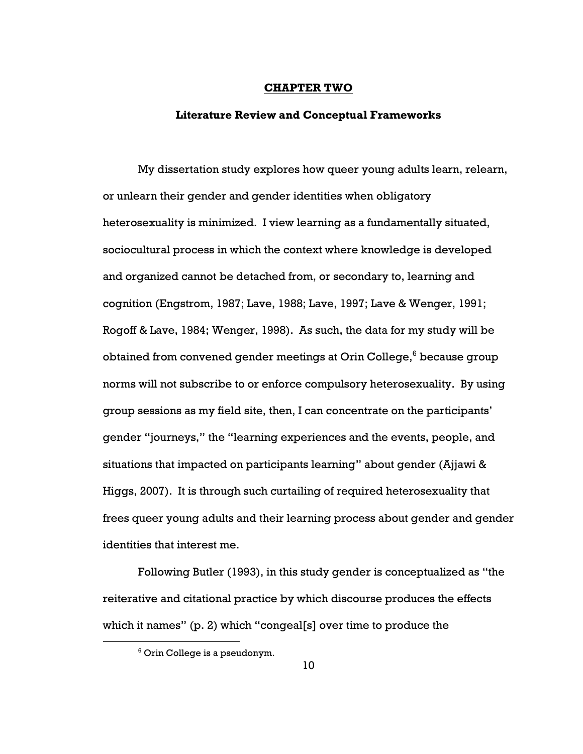# CHAPTER TWO

## Literature Review and Conceptual Frameworks

My dissertation study explores how queer young adults learn, relearn, or unlearn their gender and gender identities when obligatory heterosexuality is minimized. I view learning as a fundamentally situated, sociocultural process in which the context where knowledge is developed and organized cannot be detached from, or secondary to, learning and cognition (Engstrom, 1987; Lave, 1988; Lave, 1997; Lave & Wenger, 1991; Rogoff & Lave, 1984; Wenger, 1998). As such, the data for my study will be obtained from convened gender meetings at Orin College,[6] because group norms will not subscribe to or enforce compulsory heterosexuality. By using group sessions as my field site, then, I can concentrate on the participants' gender "journeys," the "learning experiences and the events, people, and situations that impacted on participants learning" about gender (Ajjawi & Higgs, 2007). It is through such curtailing of required heterosexuality that frees queer young adults and their learning process about gender and gender identities that interest me.

Following Butler (1993), in this study gender is conceptualized as "the reiterative and citational practice by which discourse produces the effects which it names" (p. 2) which "congeal[s] over time to produce the

---

[6] Orin College is a pseudonym.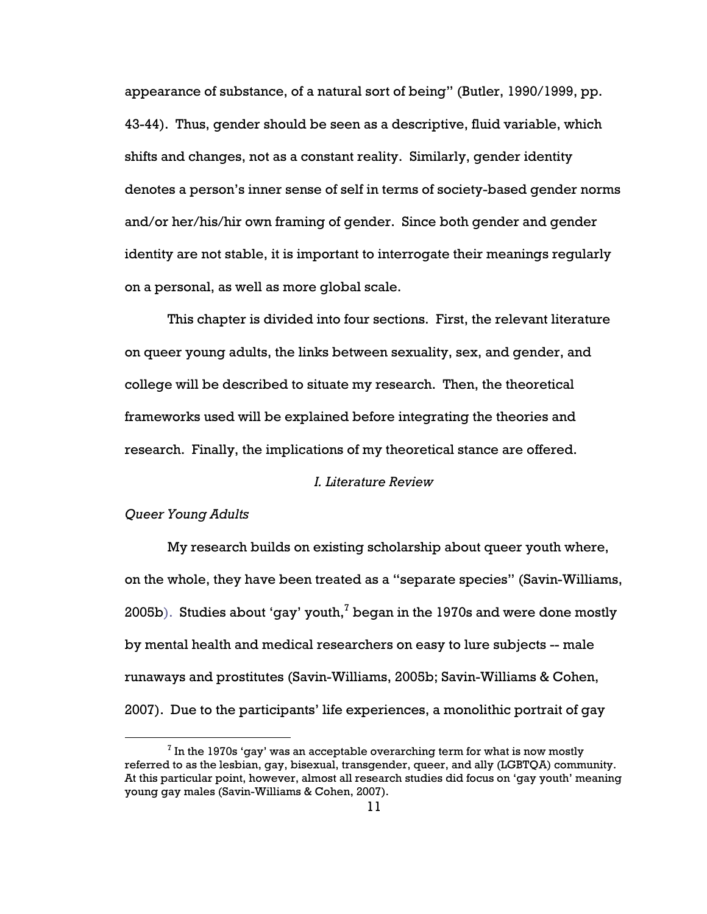appearance of substance, of a natural sort of being" (Butler, 1990/1999, pp. 43-44). Thus, gender should be seen as a descriptive, fluid variable, which shifts and changes, not as a constant reality. Similarly, gender identity denotes a person's inner sense of self in terms of society-based gender norms and/or her/his/hir own framing of gender. Since both gender and gender identity are not stable, it is important to interrogate their meanings regularly on a personal, as well as more global scale.

This chapter is divided into four sections. First, the relevant literature on queer young adults, the links between sexuality, sex, and gender, and college will be described to situate my research. Then, the theoretical frameworks used will be explained before integrating the theories and research. Finally, the implications of my theoretical stance are offered.

## *I. Literature Review*

### *Queer Young Adults*

My research builds on existing scholarship about queer youth where, on the whole, they have been treated as a "separate species" (Savin-Williams, 2005b). Studies about 'gay' youth,[7] began in the 1970s and were done mostly by mental health and medical researchers on easy to lure subjects -- male runaways and prostitutes (Savin-Williams, 2005b; Savin-Williams & Cohen, 2007). Due to the participants' life experiences, a monolithic portrait of gay

[7] In the 1970s 'gay' was an acceptable overarching term for what is now mostly referred to as the lesbian, gay, bisexual, transgender, queer, and ally (LGBTQA) community. At this particular point, however, almost all research studies did focus on 'gay youth' meaning young gay males (Savin-Williams & Cohen, 2007).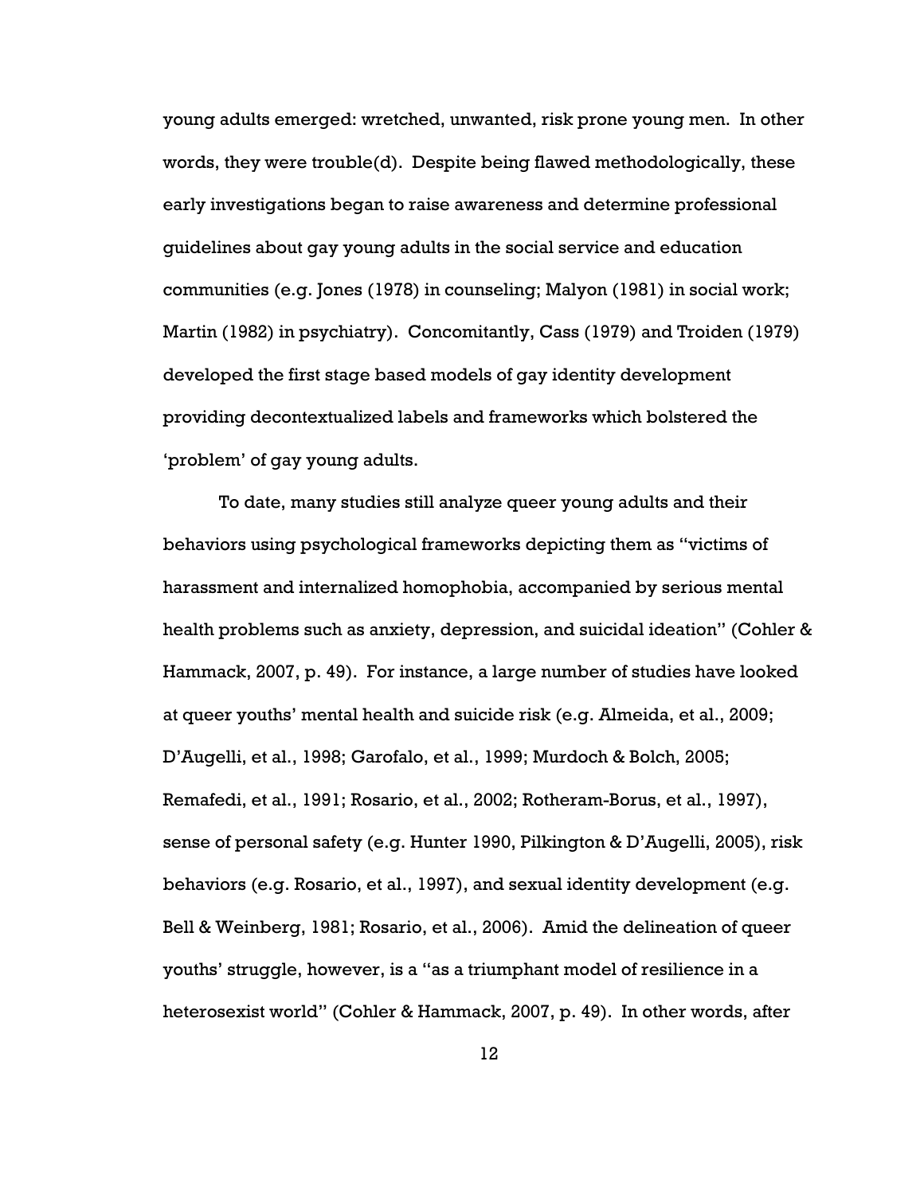young adults emerged: wretched, unwanted, risk prone young men. In other words, they were trouble(d). Despite being flawed methodologically, these early investigations began to raise awareness and determine professional guidelines about gay young adults in the social service and education communities (e.g. Jones (1978) in counseling; Malyon (1981) in social work; Martin (1982) in psychiatry). Concomitantly, Cass (1979) and Troiden (1979) developed the first stage based models of gay identity development providing decontextualized labels and frameworks which bolstered the 'problem' of gay young adults.

To date, many studies still analyze queer young adults and their behaviors using psychological frameworks depicting them as "victims of harassment and internalized homophobia, accompanied by serious mental health problems such as anxiety, depression, and suicidal ideation" (Cohler & Hammack, 2007, p. 49). For instance, a large number of studies have looked at queer youths' mental health and suicide risk (e.g. Almeida, et al., 2009; D'Augelli, et al., 1998; Garofalo, et al., 1999; Murdoch & Bolch, 2005; Remafedi, et al., 1991; Rosario, et al., 2002; Rotheram-Borus, et al., 1997), sense of personal safety (e.g. Hunter 1990, Pilkington & D'Augelli, 2005), risk behaviors (e.g. Rosario, et al., 1997), and sexual identity development (e.g. Bell & Weinberg, 1981; Rosario, et al., 2006). Amid the delineation of queer youths' struggle, however, is a "as a triumphant model of resilience in a heterosexist world" (Cohler & Hammack, 2007, p. 49). In other words, after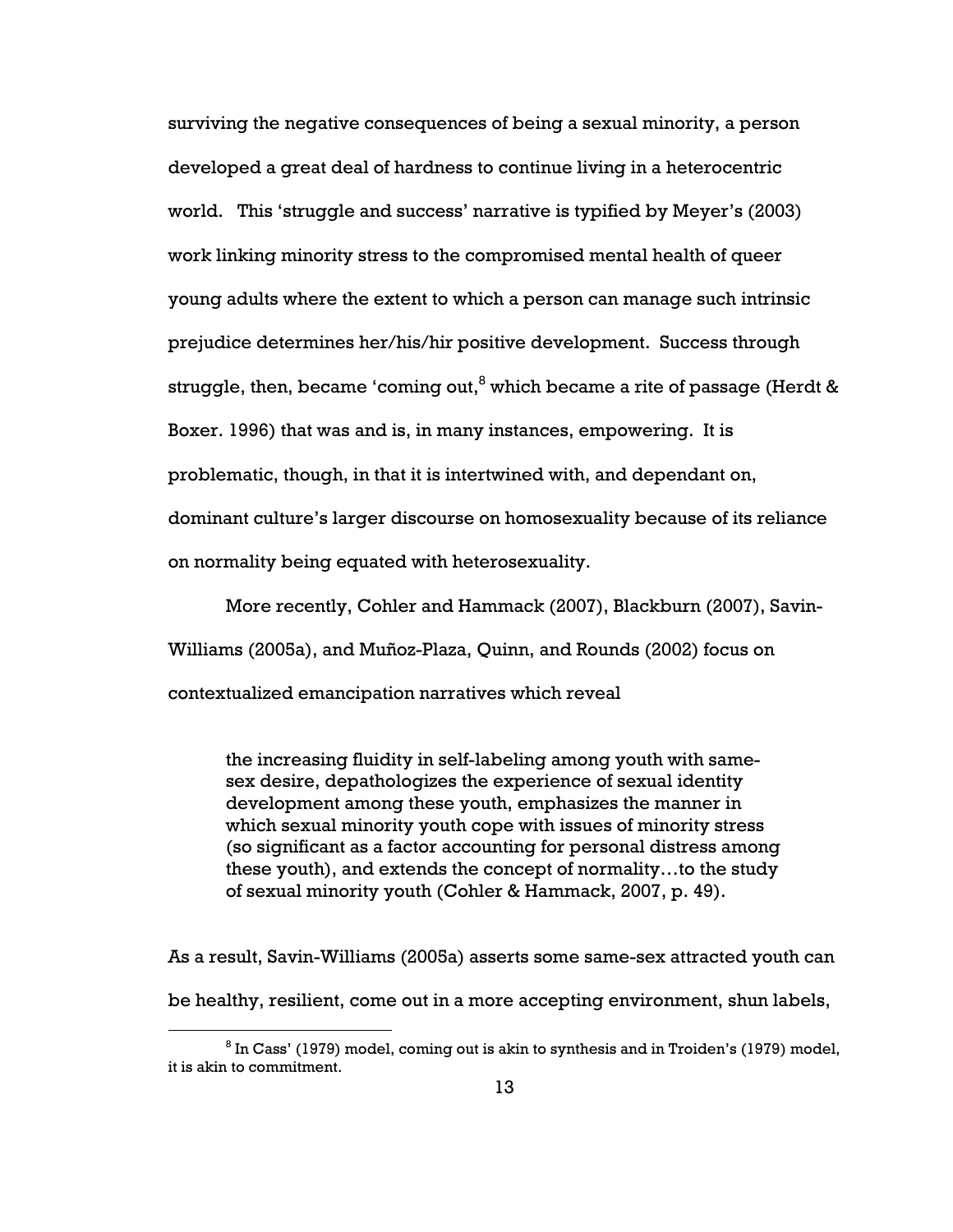surviving the negative consequences of being a sexual minority, a person developed a great deal of hardness to continue living in a heterocentric world. This 'struggle and success' narrative is typified by Meyer's (2003) work linking minority stress to the compromised mental health of queer young adults where the extent to which a person can manage such intrinsic prejudice determines her/his/hir positive development. Success through struggle, then, became 'coming out,[8] which became a rite of passage (Herdt & Boxer. 1996) that was and is, in many instances, empowering. It is problematic, though, in that it is intertwined with, and dependant on, dominant culture's larger discourse on homosexuality because of its reliance on normality being equated with heterosexuality.

More recently, Cohler and Hammack (2007), Blackburn (2007), Savin-Williams (2005a), and Muñoz-Plaza, Quinn, and Rounds (2002) focus on contextualized emancipation narratives which reveal

> the increasing fluidity in self-labeling among youth with same-sex desire, depathologizes the experience of sexual identity development among these youth, emphasizes the manner in which sexual minority youth cope with issues of minority stress (so significant as a factor accounting for personal distress among these youth), and extends the concept of normality…to the study of sexual minority youth (Cohler & Hammack, 2007, p. 49).

As a result, Savin-Williams (2005a) asserts some same-sex attracted youth can be healthy, resilient, come out in a more accepting environment, shun labels,

[8] In Cass' (1979) model, coming out is akin to synthesis and in Troiden's (1979) model, it is akin to commitment.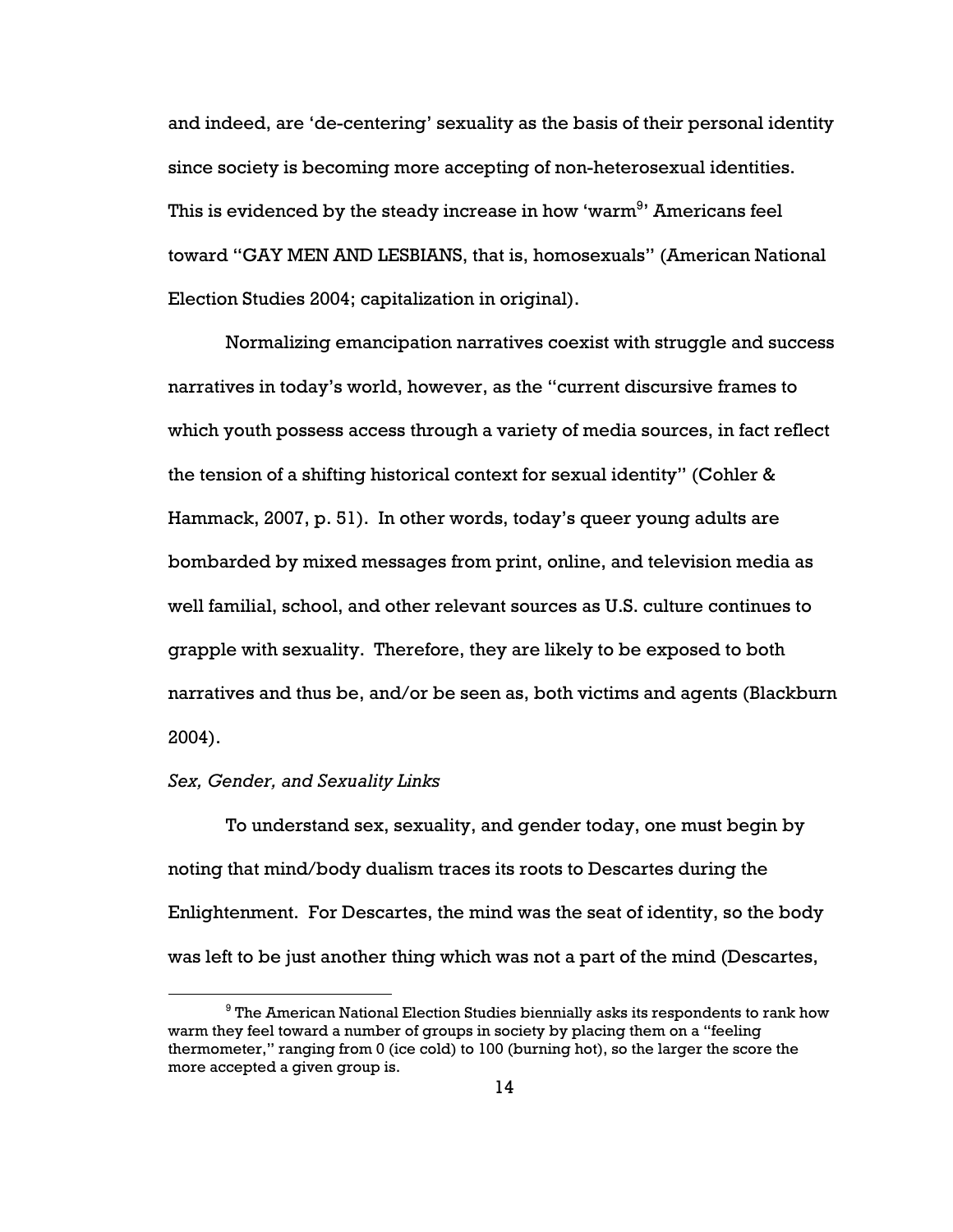and indeed, are 'de-centering' sexuality as the basis of their personal identity since society is becoming more accepting of non-heterosexual identities. This is evidenced by the steady increase in how 'warm[9]' Americans feel toward "GAY MEN AND LESBIANS, that is, homosexuals" (American National Election Studies 2004; capitalization in original).

Normalizing emancipation narratives coexist with struggle and success narratives in today's world, however, as the "current discursive frames to which youth possess access through a variety of media sources, in fact reflect the tension of a shifting historical context for sexual identity" (Cohler & Hammack, 2007, p. 51). In other words, today's queer young adults are bombarded by mixed messages from print, online, and television media as well familial, school, and other relevant sources as U.S. culture continues to grapple with sexuality. Therefore, they are likely to be exposed to both narratives and thus be, and/or be seen as, both victims and agents (Blackburn 2004).

*Sex, Gender, and Sexuality Links*

To understand sex, sexuality, and gender today, one must begin by noting that mind/body dualism traces its roots to Descartes during the Enlightenment. For Descartes, the mind was the seat of identity, so the body was left to be just another thing which was not a part of the mind (Descartes,

[9] The American National Election Studies biennially asks its respondents to rank how warm they feel toward a number of groups in society by placing them on a "feeling thermometer," ranging from 0 (ice cold) to 100 (burning hot), so the larger the score the more accepted a given group is.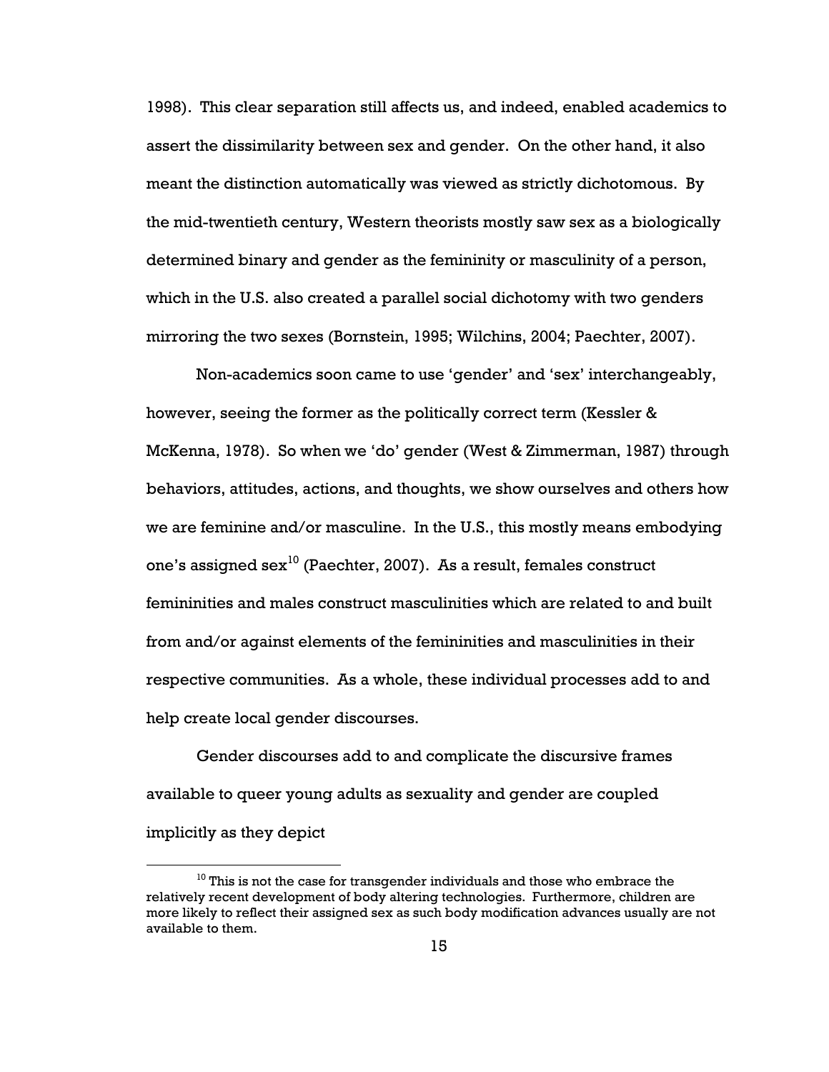1998). This clear separation still affects us, and indeed, enabled academics to assert the dissimilarity between sex and gender. On the other hand, it also meant the distinction automatically was viewed as strictly dichotomous. By the mid-twentieth century, Western theorists mostly saw sex as a biologically determined binary and gender as the femininity or masculinity of a person, which in the U.S. also created a parallel social dichotomy with two genders mirroring the two sexes (Bornstein, 1995; Wilchins, 2004; Paechter, 2007).

Non-academics soon came to use 'gender' and 'sex' interchangeably, however, seeing the former as the politically correct term (Kessler & McKenna, 1978). So when we 'do' gender (West & Zimmerman, 1987) through behaviors, attitudes, actions, and thoughts, we show ourselves and others how we are feminine and/or masculine. In the U.S., this mostly means embodying one's assigned sex[10] (Paechter, 2007). As a result, females construct femininities and males construct masculinities which are related to and built from and/or against elements of the femininities and masculinities in their respective communities. As a whole, these individual processes add to and help create local gender discourses.

Gender discourses add to and complicate the discursive frames available to queer young adults as sexuality and gender are coupled implicitly as they depict

[10] This is not the case for transgender individuals and those who embrace the relatively recent development of body altering technologies. Furthermore, children are more likely to reflect their assigned sex as such body modification advances usually are not available to them.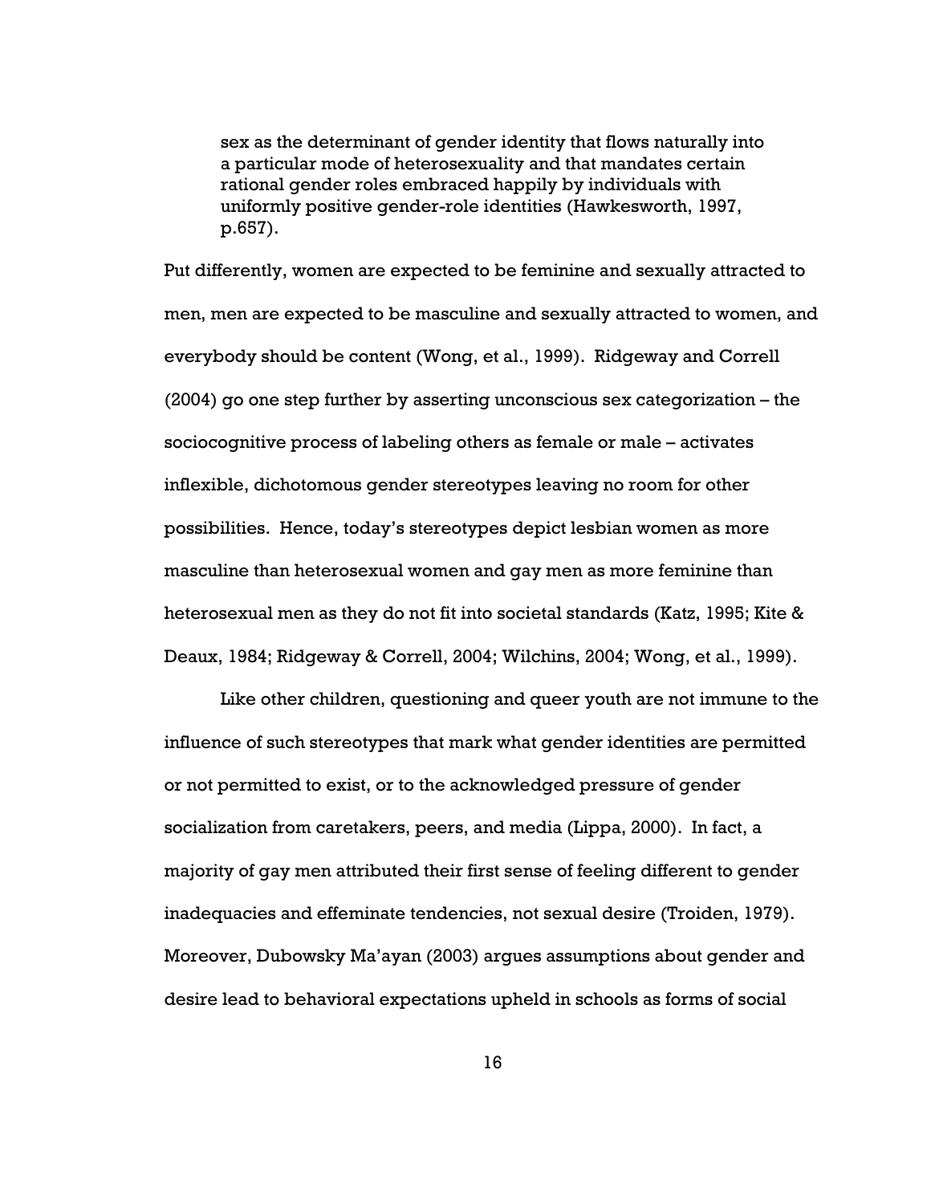> sex as the determinant of gender identity that flows naturally into a particular mode of heterosexuality and that mandates certain rational gender roles embraced happily by individuals with uniformly positive gender-role identities (Hawkesworth, 1997, p.657).

Put differently, women are expected to be feminine and sexually attracted to men, men are expected to be masculine and sexually attracted to women, and everybody should be content (Wong, et al., 1999). Ridgeway and Correll (2004) go one step further by asserting unconscious sex categorization – the sociocognitive process of labeling others as female or male – activates inflexible, dichotomous gender stereotypes leaving no room for other possibilities. Hence, today's stereotypes depict lesbian women as more masculine than heterosexual women and gay men as more feminine than heterosexual men as they do not fit into societal standards (Katz, 1995; Kite & Deaux, 1984; Ridgeway & Correll, 2004; Wilchins, 2004; Wong, et al., 1999).

Like other children, questioning and queer youth are not immune to the influence of such stereotypes that mark what gender identities are permitted or not permitted to exist, or to the acknowledged pressure of gender socialization from caretakers, peers, and media (Lippa, 2000). In fact, a majority of gay men attributed their first sense of feeling different to gender inadequacies and effeminate tendencies, not sexual desire (Troiden, 1979). Moreover, Dubowsky Ma'ayan (2003) argues assumptions about gender and desire lead to behavioral expectations upheld in schools as forms of social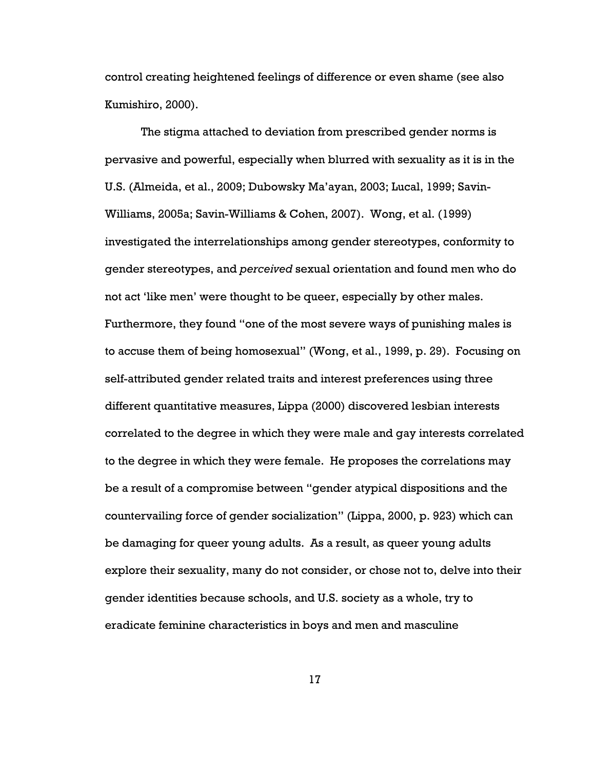control creating heightened feelings of difference or even shame (see also Kumishiro, 2000).

The stigma attached to deviation from prescribed gender norms is pervasive and powerful, especially when blurred with sexuality as it is in the U.S. (Almeida, et al., 2009; Dubowsky Ma'ayan, 2003; Lucal, 1999; Savin-Williams, 2005a; Savin-Williams & Cohen, 2007). Wong, et al. (1999) investigated the interrelationships among gender stereotypes, conformity to gender stereotypes, and *perceived* sexual orientation and found men who do not act 'like men' were thought to be queer, especially by other males. Furthermore, they found "one of the most severe ways of punishing males is to accuse them of being homosexual" (Wong, et al., 1999, p. 29). Focusing on self-attributed gender related traits and interest preferences using three different quantitative measures, Lippa (2000) discovered lesbian interests correlated to the degree in which they were male and gay interests correlated to the degree in which they were female. He proposes the correlations may be a result of a compromise between "gender atypical dispositions and the countervailing force of gender socialization" (Lippa, 2000, p. 923) which can be damaging for queer young adults. As a result, as queer young adults explore their sexuality, many do not consider, or chose not to, delve into their gender identities because schools, and U.S. society as a whole, try to eradicate feminine characteristics in boys and men and masculine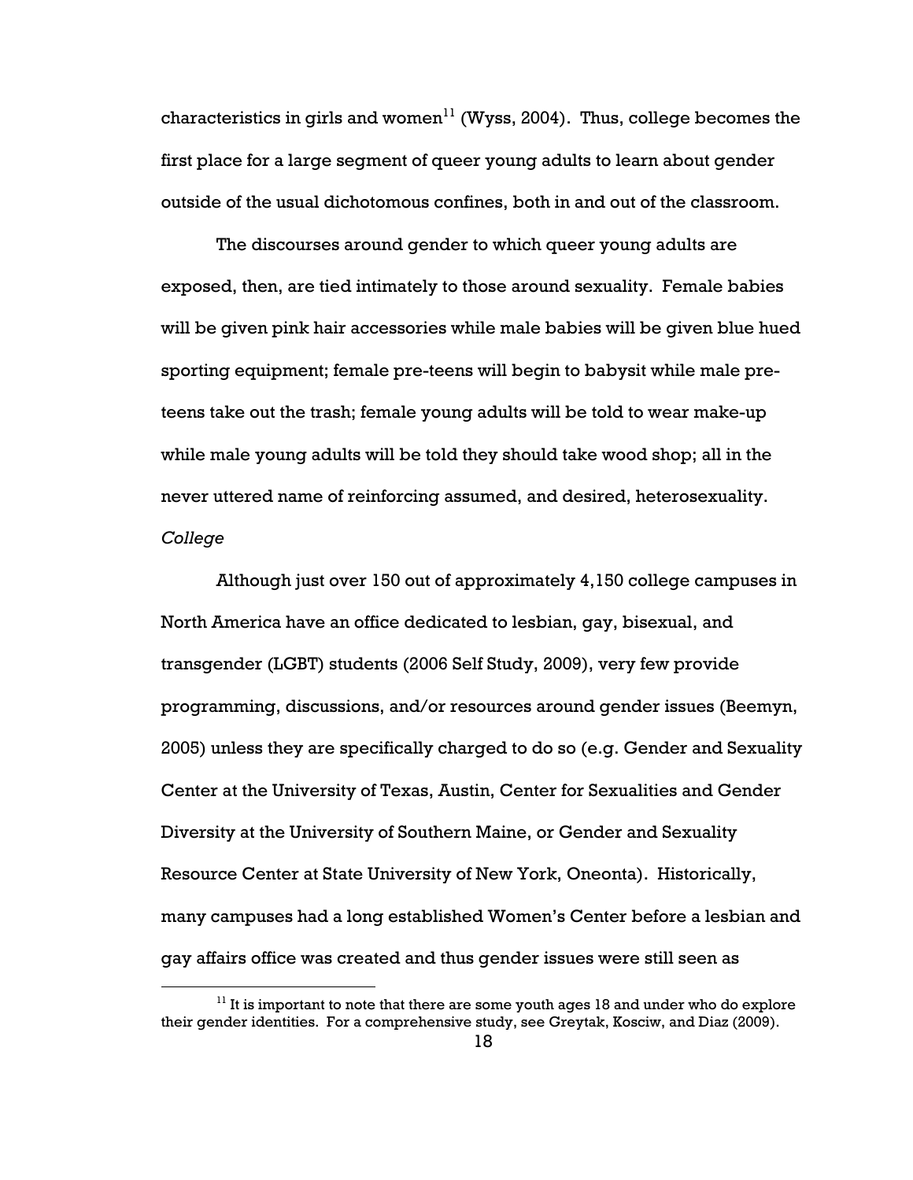characteristics in girls and women[11] (Wyss, 2004). Thus, college becomes the first place for a large segment of queer young adults to learn about gender outside of the usual dichotomous confines, both in and out of the classroom.

The discourses around gender to which queer young adults are exposed, then, are tied intimately to those around sexuality. Female babies will be given pink hair accessories while male babies will be given blue hued sporting equipment; female pre-teens will begin to babysit while male pre-teens take out the trash; female young adults will be told to wear make-up while male young adults will be told they should take wood shop; all in the never uttered name of reinforcing assumed, and desired, heterosexuality.

*College*

Although just over 150 out of approximately 4,150 college campuses in North America have an office dedicated to lesbian, gay, bisexual, and transgender (LGBT) students (2006 Self Study, 2009), very few provide programming, discussions, and/or resources around gender issues (Beemyn, 2005) unless they are specifically charged to do so (e.g. Gender and Sexuality Center at the University of Texas, Austin, Center for Sexualities and Gender Diversity at the University of Southern Maine, or Gender and Sexuality Resource Center at State University of New York, Oneonta). Historically, many campuses had a long established Women's Center before a lesbian and gay affairs office was created and thus gender issues were still seen as

[11] It is important to note that there are some youth ages 18 and under who do explore their gender identities. For a comprehensive study, see Greytak, Kosciw, and Diaz (2009).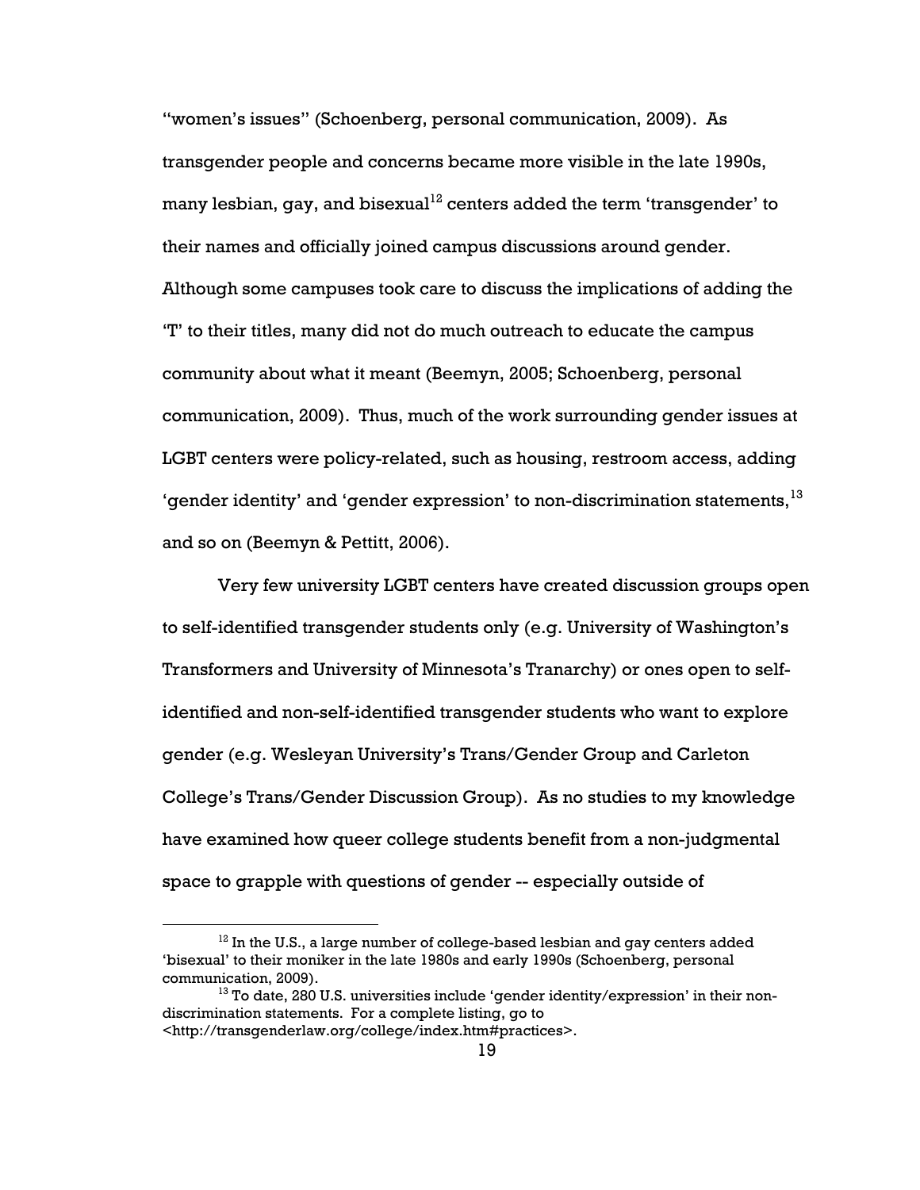"women's issues" (Schoenberg, personal communication, 2009). As transgender people and concerns became more visible in the late 1990s, many lesbian, gay, and bisexual[12] centers added the term 'transgender' to their names and officially joined campus discussions around gender. Although some campuses took care to discuss the implications of adding the 'T' to their titles, many did not do much outreach to educate the campus community about what it meant (Beemyn, 2005; Schoenberg, personal communication, 2009). Thus, much of the work surrounding gender issues at LGBT centers were policy-related, such as housing, restroom access, adding 'gender identity' and 'gender expression' to non-discrimination statements,[13] and so on (Beemyn & Pettitt, 2006).

Very few university LGBT centers have created discussion groups open to self-identified transgender students only (e.g. University of Washington's Transformers and University of Minnesota's Tranarchy) or ones open to self-identified and non-self-identified transgender students who want to explore gender (e.g. Wesleyan University's Trans/Gender Group and Carleton College's Trans/Gender Discussion Group). As no studies to my knowledge have examined how queer college students benefit from a non-judgmental space to grapple with questions of gender -- especially outside of

---

[12] In the U.S., a large number of college-based lesbian and gay centers added 'bisexual' to their moniker in the late 1980s and early 1990s (Schoenberg, personal communication, 2009).

[13] To date, 280 U.S. universities include 'gender identity/expression' in their non-discrimination statements. For a complete listing, go to <http://transgenderlaw.org/college/index.htm#practices>.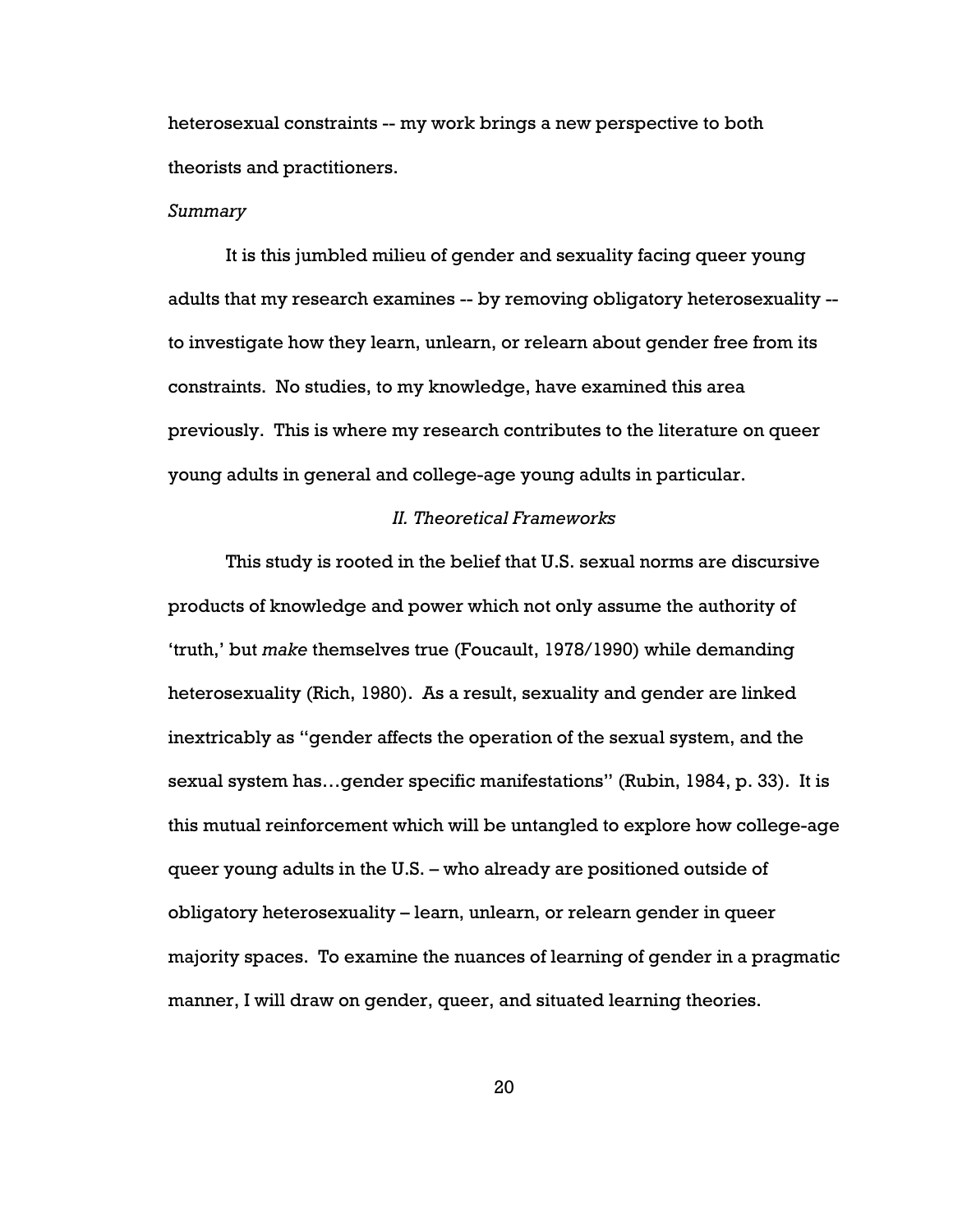heterosexual constraints -- my work brings a new perspective to both theorists and practitioners.

*Summary*

It is this jumbled milieu of gender and sexuality facing queer young adults that my research examines -- by removing obligatory heterosexuality -- to investigate how they learn, unlearn, or relearn about gender free from its constraints. No studies, to my knowledge, have examined this area previously. This is where my research contributes to the literature on queer young adults in general and college-age young adults in particular.

## *II. Theoretical Frameworks*

This study is rooted in the belief that U.S. sexual norms are discursive products of knowledge and power which not only assume the authority of 'truth,' but *make* themselves true (Foucault, 1978/1990) while demanding heterosexuality (Rich, 1980). As a result, sexuality and gender are linked inextricably as "gender affects the operation of the sexual system, and the sexual system has…gender specific manifestations" (Rubin, 1984, p. 33). It is this mutual reinforcement which will be untangled to explore how college-age queer young adults in the U.S. – who already are positioned outside of obligatory heterosexuality – learn, unlearn, or relearn gender in queer majority spaces. To examine the nuances of learning of gender in a pragmatic manner, I will draw on gender, queer, and situated learning theories.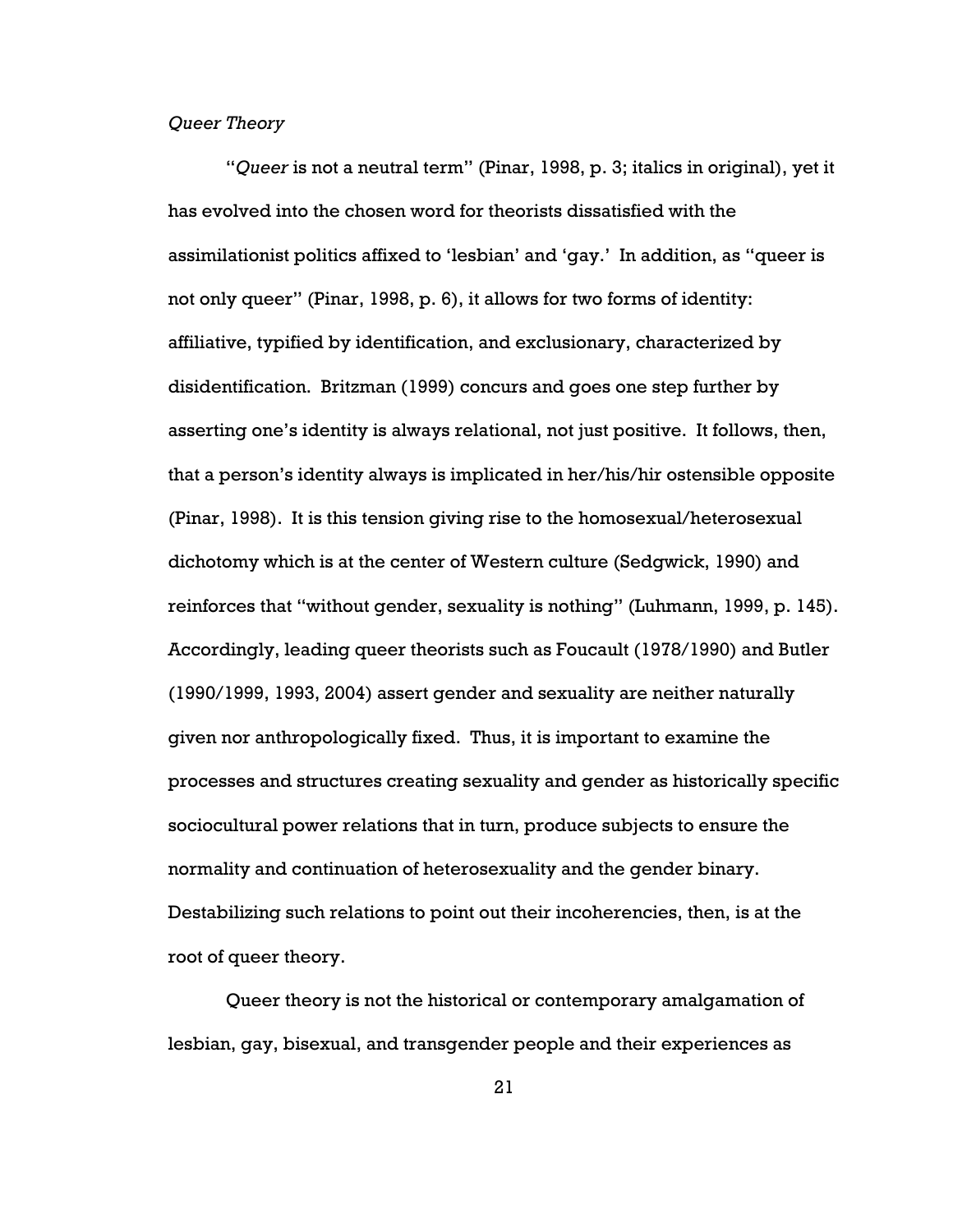*Queer Theory*

"*Queer* is not a neutral term" (Pinar, 1998, p. 3; italics in original), yet it has evolved into the chosen word for theorists dissatisfied with the assimilationist politics affixed to 'lesbian' and 'gay.' In addition, as "queer is not only queer" (Pinar, 1998, p. 6), it allows for two forms of identity: affiliative, typified by identification, and exclusionary, characterized by disidentification. Britzman (1999) concurs and goes one step further by asserting one's identity is always relational, not just positive. It follows, then, that a person's identity always is implicated in her/his/hir ostensible opposite (Pinar, 1998). It is this tension giving rise to the homosexual/heterosexual dichotomy which is at the center of Western culture (Sedgwick, 1990) and reinforces that "without gender, sexuality is nothing" (Luhmann, 1999, p. 145). Accordingly, leading queer theorists such as Foucault (1978/1990) and Butler (1990/1999, 1993, 2004) assert gender and sexuality are neither naturally given nor anthropologically fixed. Thus, it is important to examine the processes and structures creating sexuality and gender as historically specific sociocultural power relations that in turn, produce subjects to ensure the normality and continuation of heterosexuality and the gender binary. Destabilizing such relations to point out their incoherencies, then, is at the root of queer theory.

Queer theory is not the historical or contemporary amalgamation of lesbian, gay, bisexual, and transgender people and their experiences as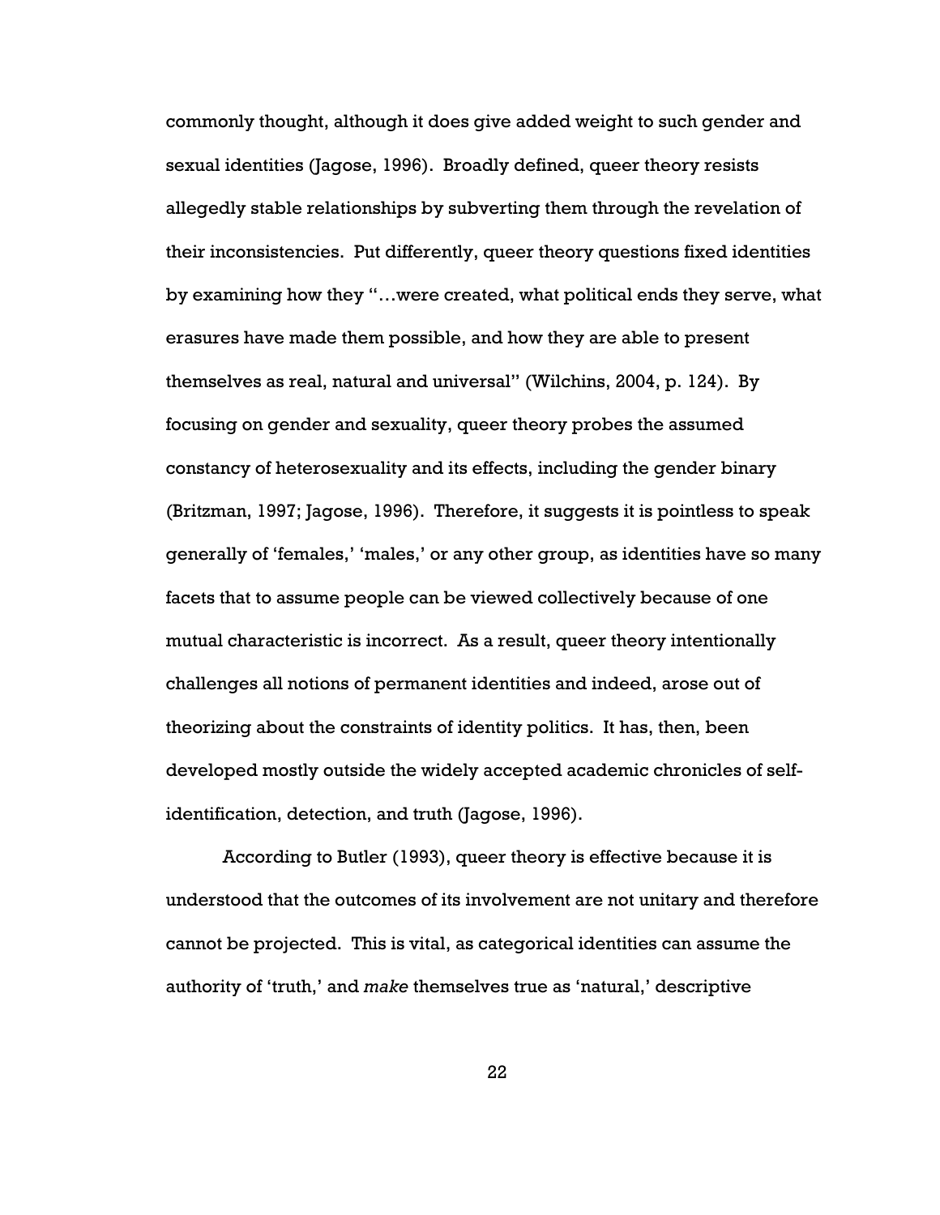commonly thought, although it does give added weight to such gender and sexual identities (Jagose, 1996). Broadly defined, queer theory resists allegedly stable relationships by subverting them through the revelation of their inconsistencies. Put differently, queer theory questions fixed identities by examining how they "…were created, what political ends they serve, what erasures have made them possible, and how they are able to present themselves as real, natural and universal" (Wilchins, 2004, p. 124). By focusing on gender and sexuality, queer theory probes the assumed constancy of heterosexuality and its effects, including the gender binary (Britzman, 1997; Jagose, 1996). Therefore, it suggests it is pointless to speak generally of 'females,' 'males,' or any other group, as identities have so many facets that to assume people can be viewed collectively because of one mutual characteristic is incorrect. As a result, queer theory intentionally challenges all notions of permanent identities and indeed, arose out of theorizing about the constraints of identity politics. It has, then, been developed mostly outside the widely accepted academic chronicles of self-identification, detection, and truth (Jagose, 1996).

According to Butler (1993), queer theory is effective because it is understood that the outcomes of its involvement are not unitary and therefore cannot be projected. This is vital, as categorical identities can assume the authority of 'truth,' and *make* themselves true as 'natural,' descriptive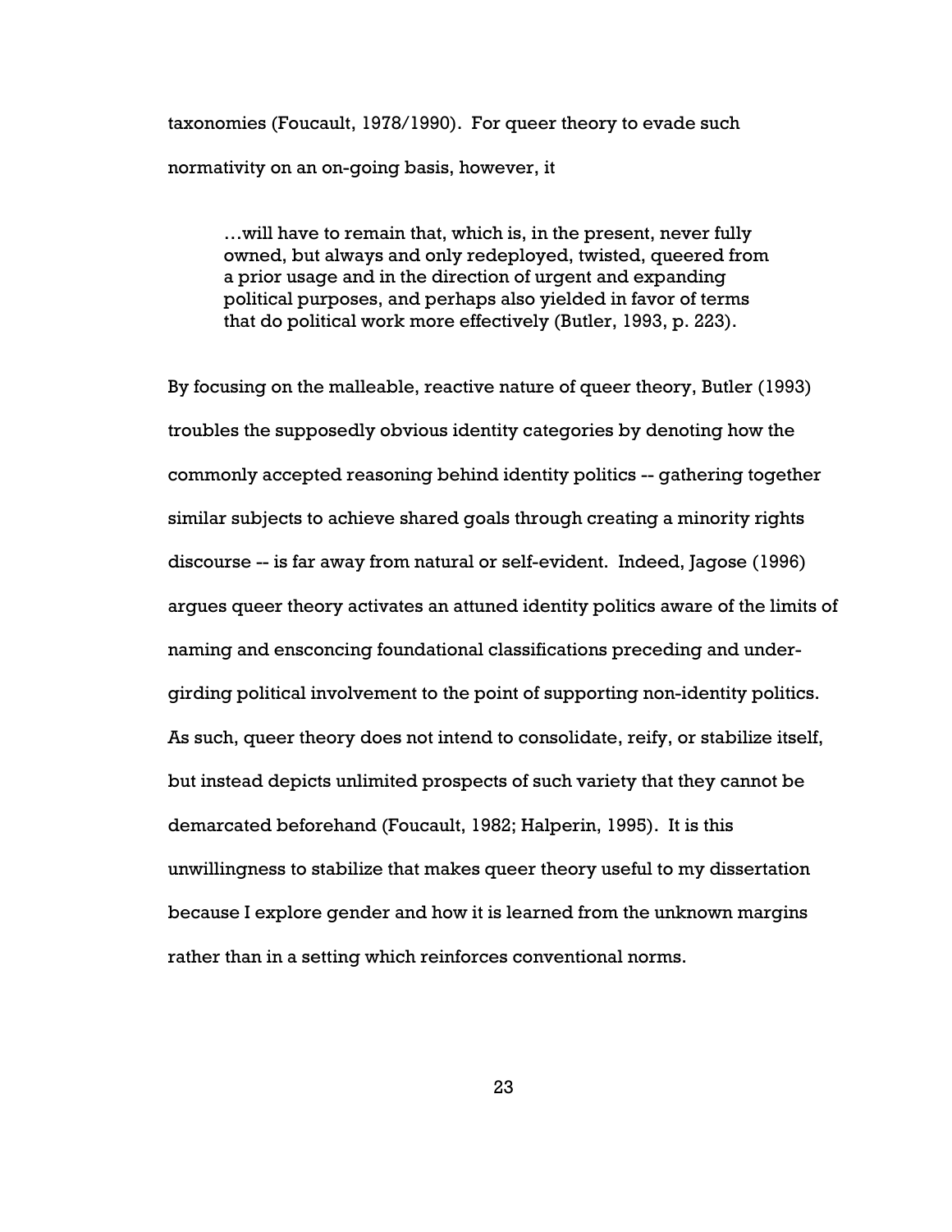taxonomies (Foucault, 1978/1990). For queer theory to evade such normativity on an on-going basis, however, it

> …will have to remain that, which is, in the present, never fully owned, but always and only redeployed, twisted, queered from a prior usage and in the direction of urgent and expanding political purposes, and perhaps also yielded in favor of terms that do political work more effectively (Butler, 1993, p. 223).

By focusing on the malleable, reactive nature of queer theory, Butler (1993) troubles the supposedly obvious identity categories by denoting how the commonly accepted reasoning behind identity politics -- gathering together similar subjects to achieve shared goals through creating a minority rights discourse -- is far away from natural or self-evident. Indeed, Jagose (1996) argues queer theory activates an attuned identity politics aware of the limits of naming and ensconcing foundational classifications preceding and under-girding political involvement to the point of supporting non-identity politics. As such, queer theory does not intend to consolidate, reify, or stabilize itself, but instead depicts unlimited prospects of such variety that they cannot be demarcated beforehand (Foucault, 1982; Halperin, 1995). It is this unwillingness to stabilize that makes queer theory useful to my dissertation because I explore gender and how it is learned from the unknown margins rather than in a setting which reinforces conventional norms.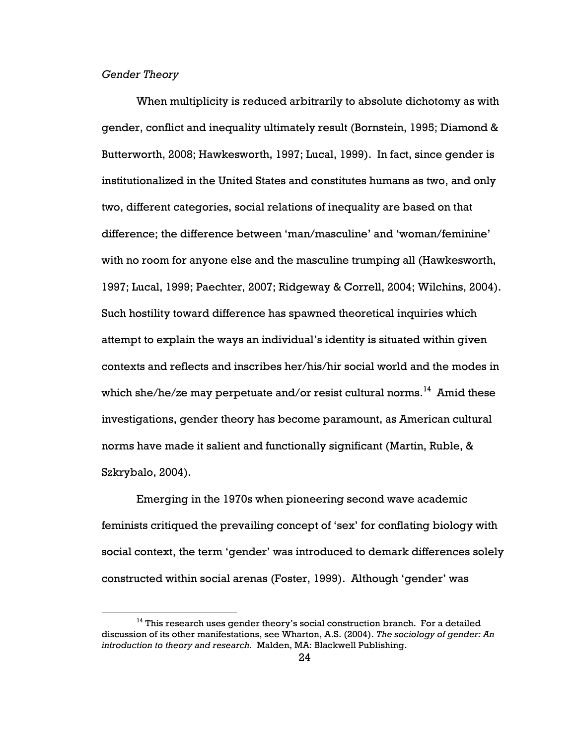*Gender Theory*

When multiplicity is reduced arbitrarily to absolute dichotomy as with gender, conflict and inequality ultimately result (Bornstein, 1995; Diamond & Butterworth, 2008; Hawkesworth, 1997; Lucal, 1999). In fact, since gender is institutionalized in the United States and constitutes humans as two, and only two, different categories, social relations of inequality are based on that difference; the difference between 'man/masculine' and 'woman/feminine' with no room for anyone else and the masculine trumping all (Hawkesworth, 1997; Lucal, 1999; Paechter, 2007; Ridgeway & Correll, 2004; Wilchins, 2004). Such hostility toward difference has spawned theoretical inquiries which attempt to explain the ways an individual's identity is situated within given contexts and reflects and inscribes her/his/hir social world and the modes in which she/he/ze may perpetuate and/or resist cultural norms.[14] Amid these investigations, gender theory has become paramount, as American cultural norms have made it salient and functionally significant (Martin, Ruble, & Szkrybalo, 2004).

Emerging in the 1970s when pioneering second wave academic feminists critiqued the prevailing concept of 'sex' for conflating biology with social context, the term 'gender' was introduced to demark differences solely constructed within social arenas (Foster, 1999). Although 'gender' was

[14] This research uses gender theory's social construction branch. For a detailed discussion of its other manifestations, see Wharton, A.S. (2004). *The sociology of gender: An introduction to theory and research.* Malden, MA: Blackwell Publishing.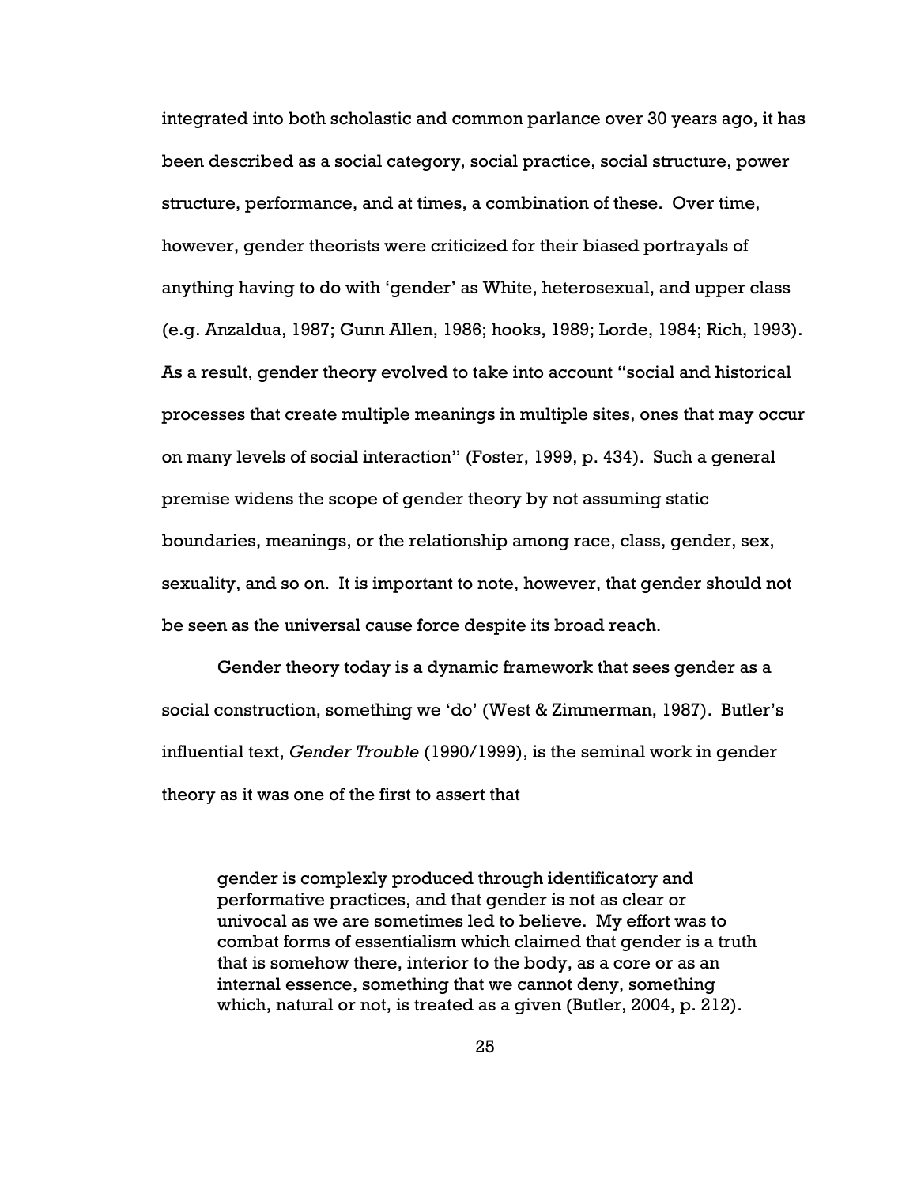integrated into both scholastic and common parlance over 30 years ago, it has been described as a social category, social practice, social structure, power structure, performance, and at times, a combination of these. Over time, however, gender theorists were criticized for their biased portrayals of anything having to do with 'gender' as White, heterosexual, and upper class (e.g. Anzaldua, 1987; Gunn Allen, 1986; hooks, 1989; Lorde, 1984; Rich, 1993). As a result, gender theory evolved to take into account "social and historical processes that create multiple meanings in multiple sites, ones that may occur on many levels of social interaction" (Foster, 1999, p. 434). Such a general premise widens the scope of gender theory by not assuming static boundaries, meanings, or the relationship among race, class, gender, sex, sexuality, and so on. It is important to note, however, that gender should not be seen as the universal cause force despite its broad reach.

Gender theory today is a dynamic framework that sees gender as a social construction, something we 'do' (West & Zimmerman, 1987). Butler's influential text, *Gender Trouble* (1990/1999), is the seminal work in gender theory as it was one of the first to assert that

> gender is complexly produced through identificatory and performative practices, and that gender is not as clear or univocal as we are sometimes led to believe. My effort was to combat forms of essentialism which claimed that gender is a truth that is somehow there, interior to the body, as a core or as an internal essence, something that we cannot deny, something which, natural or not, is treated as a given (Butler, 2004, p. 212).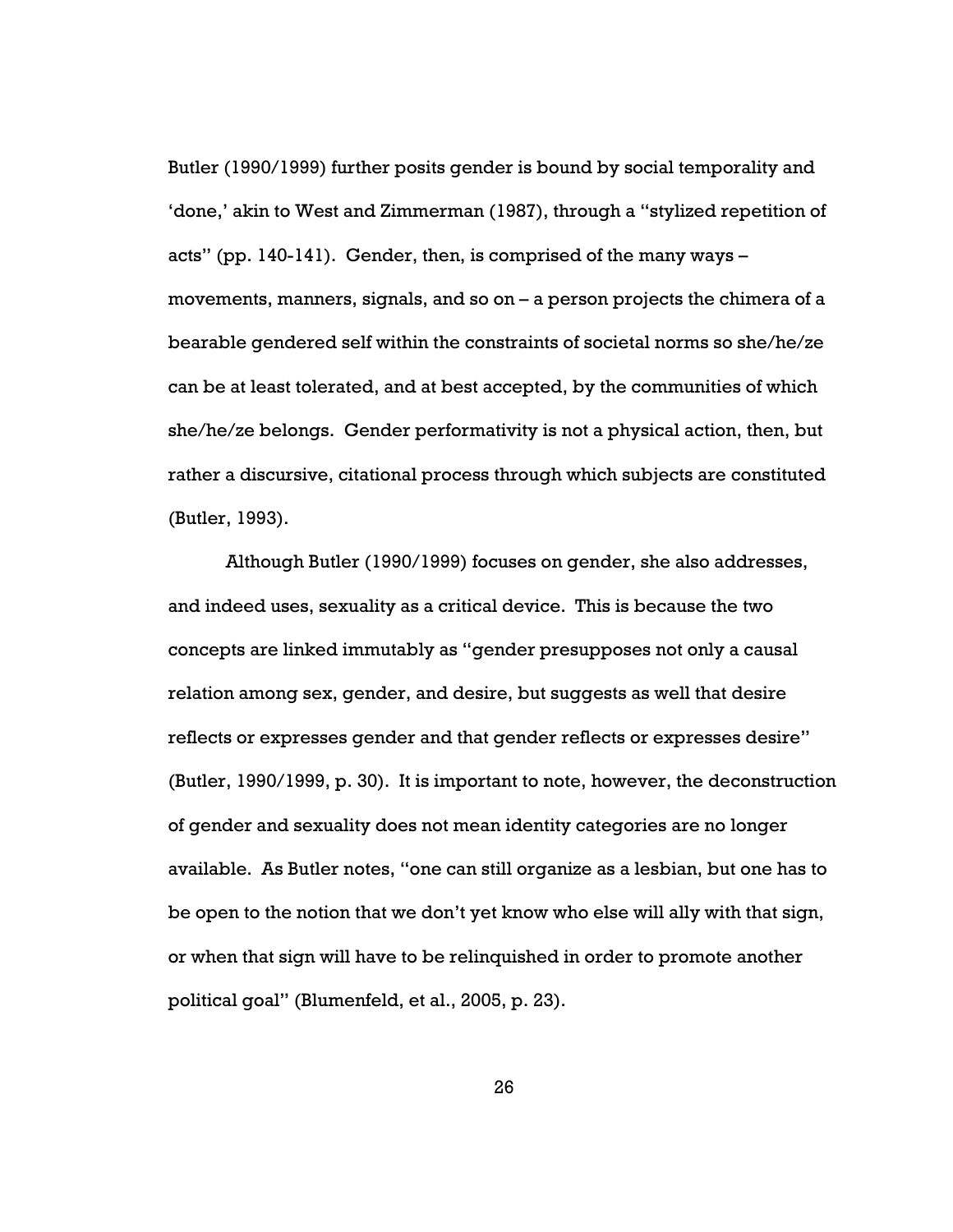Butler (1990/1999) further posits gender is bound by social temporality and 'done,' akin to West and Zimmerman (1987), through a "stylized repetition of acts" (pp. 140-141). Gender, then, is comprised of the many ways – movements, manners, signals, and so on – a person projects the chimera of a bearable gendered self within the constraints of societal norms so she/he/ze can be at least tolerated, and at best accepted, by the communities of which she/he/ze belongs. Gender performativity is not a physical action, then, but rather a discursive, citational process through which subjects are constituted (Butler, 1993).

Although Butler (1990/1999) focuses on gender, she also addresses, and indeed uses, sexuality as a critical device. This is because the two concepts are linked immutably as "gender presupposes not only a causal relation among sex, gender, and desire, but suggests as well that desire reflects or expresses gender and that gender reflects or expresses desire" (Butler, 1990/1999, p. 30). It is important to note, however, the deconstruction of gender and sexuality does not mean identity categories are no longer available. As Butler notes, "one can still organize as a lesbian, but one has to be open to the notion that we don't yet know who else will ally with that sign, or when that sign will have to be relinquished in order to promote another political goal" (Blumenfeld, et al., 2005, p. 23).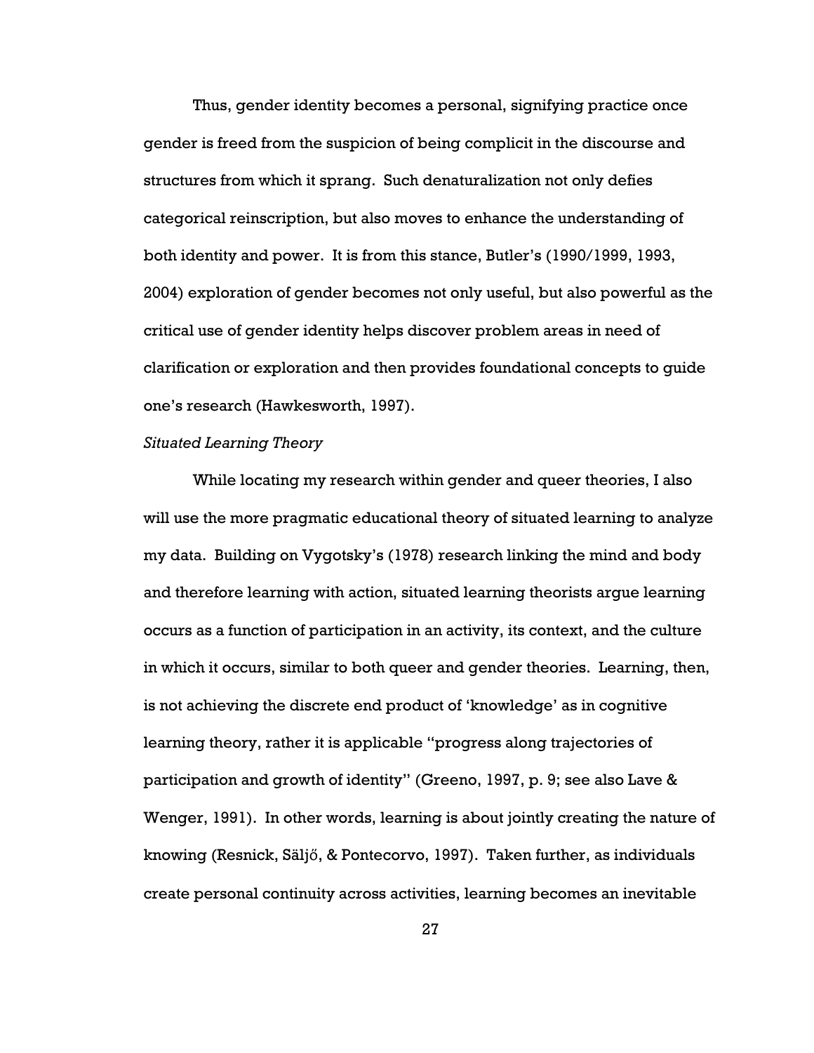Thus, gender identity becomes a personal, signifying practice once gender is freed from the suspicion of being complicit in the discourse and structures from which it sprang. Such denaturalization not only defies categorical reinscription, but also moves to enhance the understanding of both identity and power. It is from this stance, Butler's (1990/1999, 1993, 2004) exploration of gender becomes not only useful, but also powerful as the critical use of gender identity helps discover problem areas in need of clarification or exploration and then provides foundational concepts to guide one's research (Hawkesworth, 1997).

*Situated Learning Theory*

While locating my research within gender and queer theories, I also will use the more pragmatic educational theory of situated learning to analyze my data. Building on Vygotsky's (1978) research linking the mind and body and therefore learning with action, situated learning theorists argue learning occurs as a function of participation in an activity, its context, and the culture in which it occurs, similar to both queer and gender theories. Learning, then, is not achieving the discrete end product of 'knowledge' as in cognitive learning theory, rather it is applicable "progress along trajectories of participation and growth of identity" (Greeno, 1997, p. 9; see also Lave & Wenger, 1991). In other words, learning is about jointly creating the nature of knowing (Resnick, Säljő, & Pontecorvo, 1997). Taken further, as individuals create personal continuity across activities, learning becomes an inevitable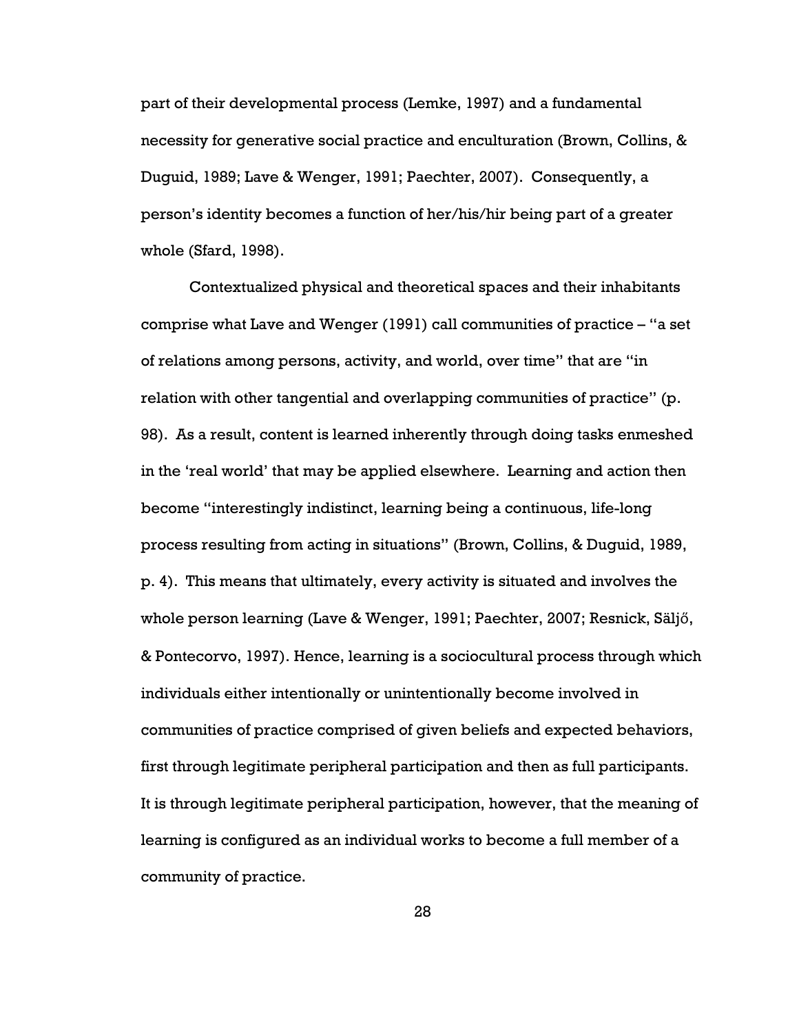part of their developmental process (Lemke, 1997) and a fundamental necessity for generative social practice and enculturation (Brown, Collins, & Duguid, 1989; Lave & Wenger, 1991; Paechter, 2007). Consequently, a person's identity becomes a function of her/his/hir being part of a greater whole (Sfard, 1998).

Contextualized physical and theoretical spaces and their inhabitants comprise what Lave and Wenger (1991) call communities of practice – "a set of relations among persons, activity, and world, over time" that are "in relation with other tangential and overlapping communities of practice" (p. 98). As a result, content is learned inherently through doing tasks enmeshed in the 'real world' that may be applied elsewhere. Learning and action then become "interestingly indistinct, learning being a continuous, life-long process resulting from acting in situations" (Brown, Collins, & Duguid, 1989, p. 4). This means that ultimately, every activity is situated and involves the whole person learning (Lave & Wenger, 1991; Paechter, 2007; Resnick, Säljő, & Pontecorvo, 1997). Hence, learning is a sociocultural process through which individuals either intentionally or unintentionally become involved in communities of practice comprised of given beliefs and expected behaviors, first through legitimate peripheral participation and then as full participants. It is through legitimate peripheral participation, however, that the meaning of learning is configured as an individual works to become a full member of a community of practice.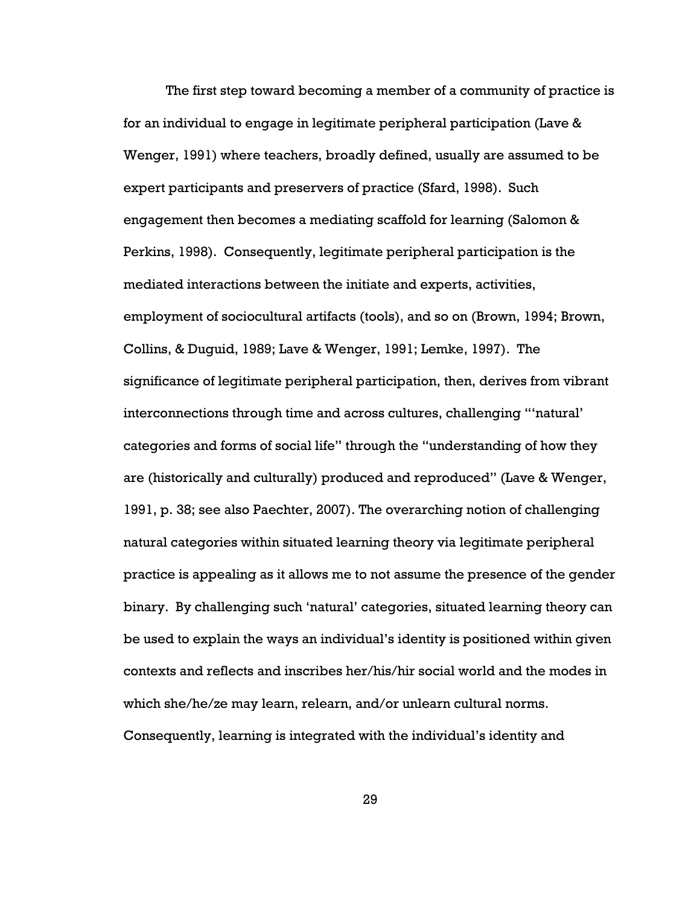The first step toward becoming a member of a community of practice is for an individual to engage in legitimate peripheral participation (Lave & Wenger, 1991) where teachers, broadly defined, usually are assumed to be expert participants and preservers of practice (Sfard, 1998). Such engagement then becomes a mediating scaffold for learning (Salomon & Perkins, 1998). Consequently, legitimate peripheral participation is the mediated interactions between the initiate and experts, activities, employment of sociocultural artifacts (tools), and so on (Brown, 1994; Brown, Collins, & Duguid, 1989; Lave & Wenger, 1991; Lemke, 1997). The significance of legitimate peripheral participation, then, derives from vibrant interconnections through time and across cultures, challenging "'natural' categories and forms of social life" through the "understanding of how they are (historically and culturally) produced and reproduced" (Lave & Wenger, 1991, p. 38; see also Paechter, 2007). The overarching notion of challenging natural categories within situated learning theory via legitimate peripheral practice is appealing as it allows me to not assume the presence of the gender binary. By challenging such 'natural' categories, situated learning theory can be used to explain the ways an individual's identity is positioned within given contexts and reflects and inscribes her/his/hir social world and the modes in which she/he/ze may learn, relearn, and/or unlearn cultural norms. Consequently, learning is integrated with the individual's identity and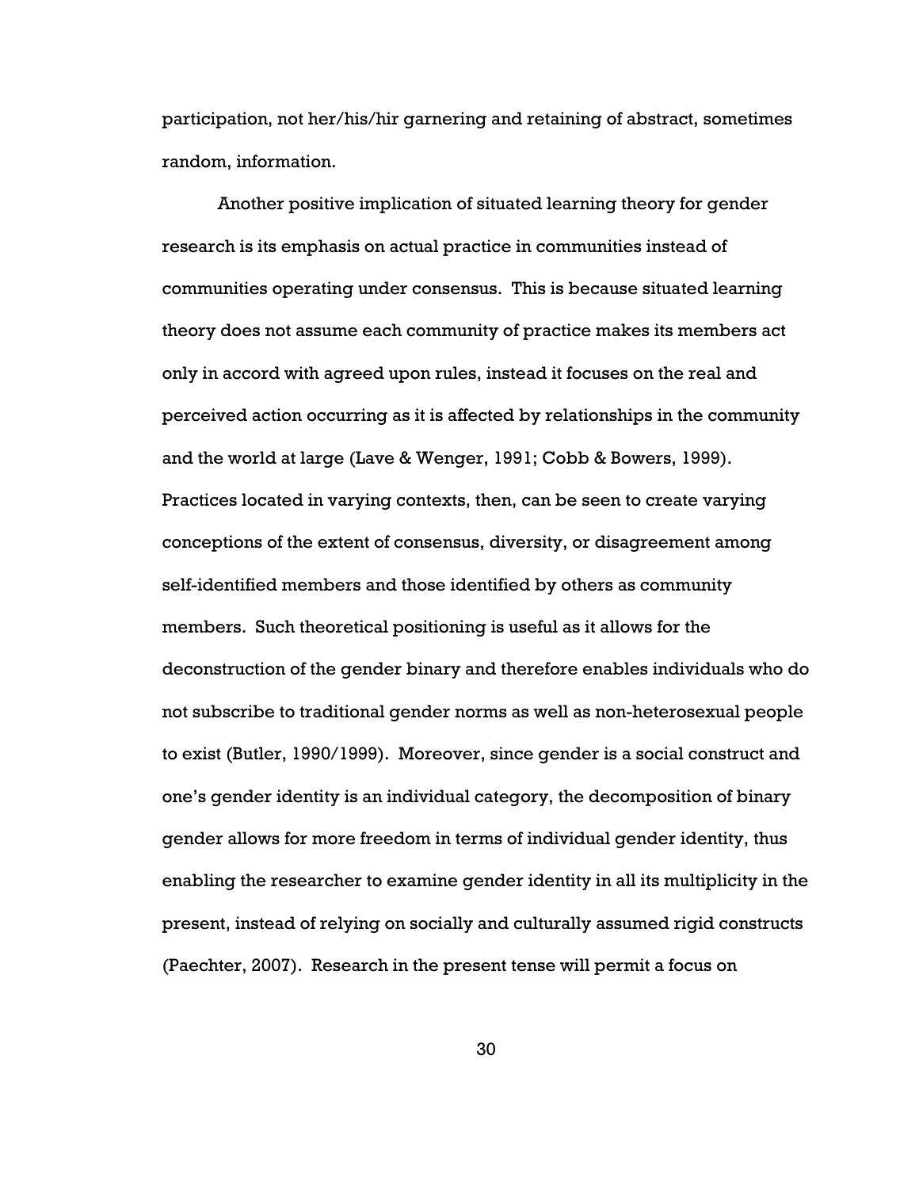participation, not her/his/hir garnering and retaining of abstract, sometimes random, information.

Another positive implication of situated learning theory for gender research is its emphasis on actual practice in communities instead of communities operating under consensus. This is because situated learning theory does not assume each community of practice makes its members act only in accord with agreed upon rules, instead it focuses on the real and perceived action occurring as it is affected by relationships in the community and the world at large (Lave & Wenger, 1991; Cobb & Bowers, 1999). Practices located in varying contexts, then, can be seen to create varying conceptions of the extent of consensus, diversity, or disagreement among self-identified members and those identified by others as community members. Such theoretical positioning is useful as it allows for the deconstruction of the gender binary and therefore enables individuals who do not subscribe to traditional gender norms as well as non-heterosexual people to exist (Butler, 1990/1999). Moreover, since gender is a social construct and one's gender identity is an individual category, the decomposition of binary gender allows for more freedom in terms of individual gender identity, thus enabling the researcher to examine gender identity in all its multiplicity in the present, instead of relying on socially and culturally assumed rigid constructs (Paechter, 2007). Research in the present tense will permit a focus on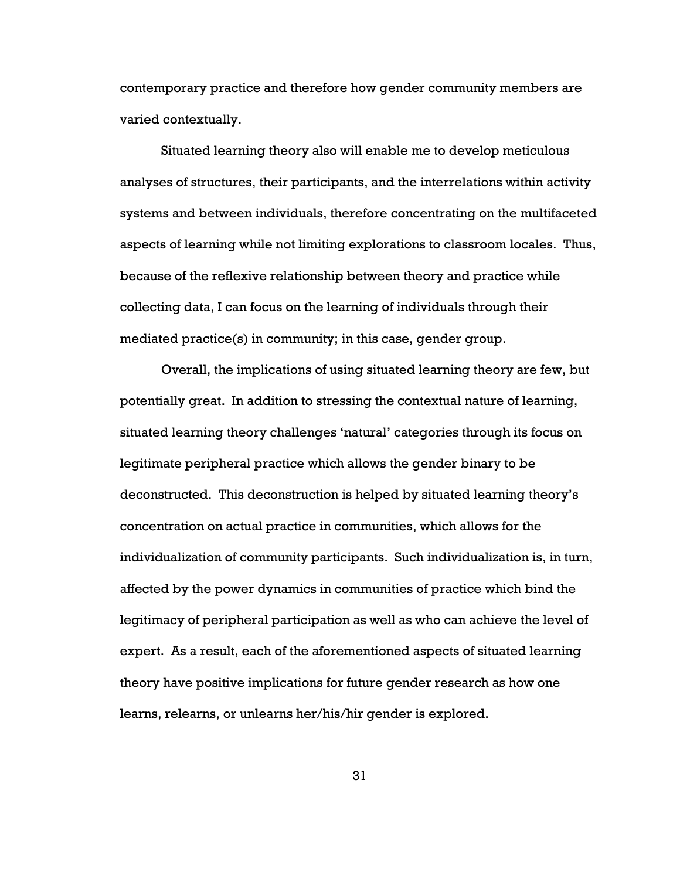contemporary practice and therefore how gender community members are varied contextually.

Situated learning theory also will enable me to develop meticulous analyses of structures, their participants, and the interrelations within activity systems and between individuals, therefore concentrating on the multifaceted aspects of learning while not limiting explorations to classroom locales. Thus, because of the reflexive relationship between theory and practice while collecting data, I can focus on the learning of individuals through their mediated practice(s) in community; in this case, gender group.

Overall, the implications of using situated learning theory are few, but potentially great. In addition to stressing the contextual nature of learning, situated learning theory challenges 'natural' categories through its focus on legitimate peripheral practice which allows the gender binary to be deconstructed. This deconstruction is helped by situated learning theory's concentration on actual practice in communities, which allows for the individualization of community participants. Such individualization is, in turn, affected by the power dynamics in communities of practice which bind the legitimacy of peripheral participation as well as who can achieve the level of expert. As a result, each of the aforementioned aspects of situated learning theory have positive implications for future gender research as how one learns, relearns, or unlearns her/his/hir gender is explored.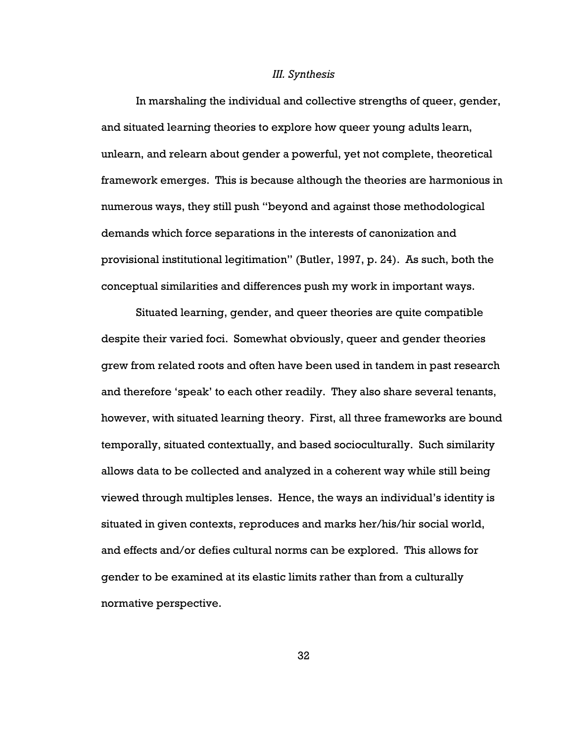### *III. Synthesis*

In marshaling the individual and collective strengths of queer, gender, and situated learning theories to explore how queer young adults learn, unlearn, and relearn about gender a powerful, yet not complete, theoretical framework emerges. This is because although the theories are harmonious in numerous ways, they still push "beyond and against those methodological demands which force separations in the interests of canonization and provisional institutional legitimation" (Butler, 1997, p. 24). As such, both the conceptual similarities and differences push my work in important ways.

Situated learning, gender, and queer theories are quite compatible despite their varied foci. Somewhat obviously, queer and gender theories grew from related roots and often have been used in tandem in past research and therefore 'speak' to each other readily. They also share several tenants, however, with situated learning theory. First, all three frameworks are bound temporally, situated contextually, and based socioculturally. Such similarity allows data to be collected and analyzed in a coherent way while still being viewed through multiples lenses. Hence, the ways an individual's identity is situated in given contexts, reproduces and marks her/his/hir social world, and effects and/or defies cultural norms can be explored. This allows for gender to be examined at its elastic limits rather than from a culturally normative perspective.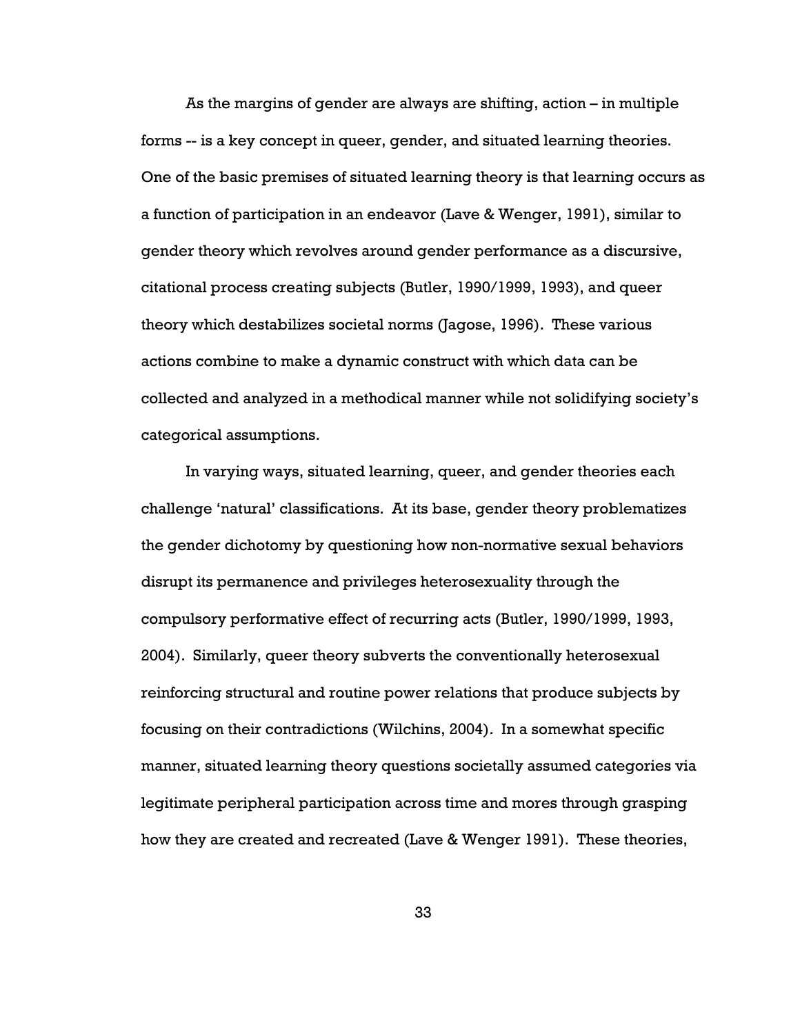As the margins of gender are always are shifting, action – in multiple forms -- is a key concept in queer, gender, and situated learning theories. One of the basic premises of situated learning theory is that learning occurs as a function of participation in an endeavor (Lave & Wenger, 1991), similar to gender theory which revolves around gender performance as a discursive, citational process creating subjects (Butler, 1990/1999, 1993), and queer theory which destabilizes societal norms (Jagose, 1996). These various actions combine to make a dynamic construct with which data can be collected and analyzed in a methodical manner while not solidifying society's categorical assumptions.

In varying ways, situated learning, queer, and gender theories each challenge 'natural' classifications. At its base, gender theory problematizes the gender dichotomy by questioning how non-normative sexual behaviors disrupt its permanence and privileges heterosexuality through the compulsory performative effect of recurring acts (Butler, 1990/1999, 1993, 2004). Similarly, queer theory subverts the conventionally heterosexual reinforcing structural and routine power relations that produce subjects by focusing on their contradictions (Wilchins, 2004). In a somewhat specific manner, situated learning theory questions societally assumed categories via legitimate peripheral participation across time and mores through grasping how they are created and recreated (Lave & Wenger 1991). These theories,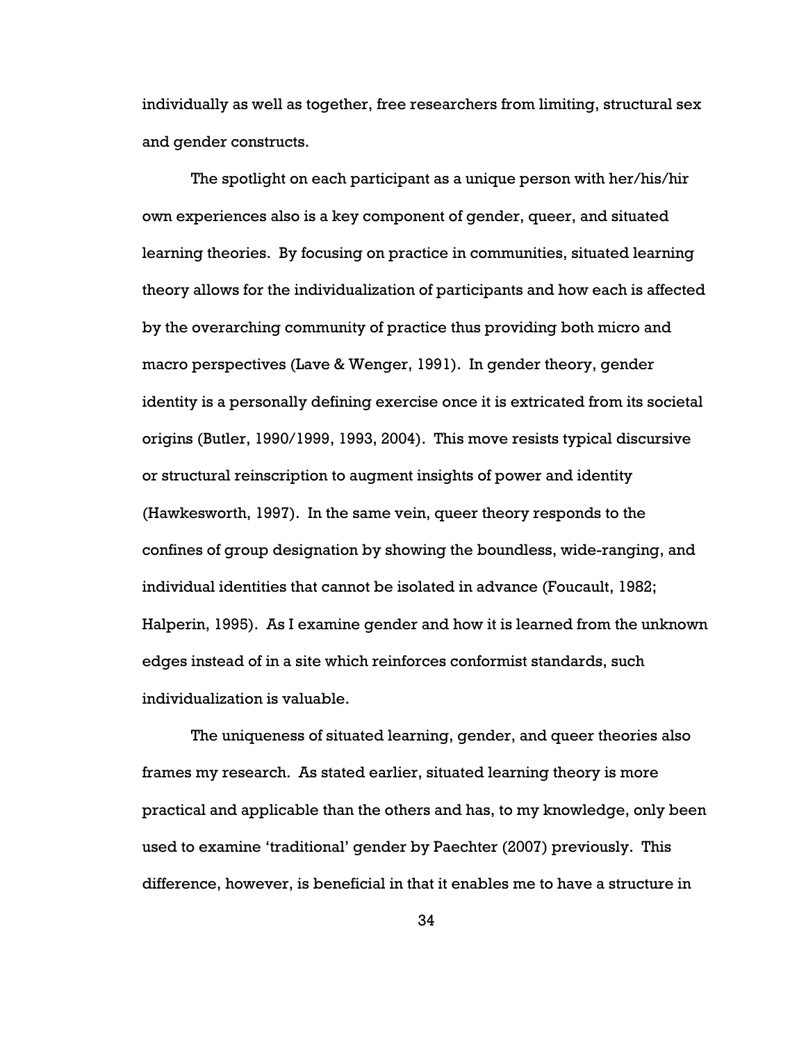individually as well as together, free researchers from limiting, structural sex and gender constructs.

The spotlight on each participant as a unique person with her/his/hir own experiences also is a key component of gender, queer, and situated learning theories. By focusing on practice in communities, situated learning theory allows for the individualization of participants and how each is affected by the overarching community of practice thus providing both micro and macro perspectives (Lave & Wenger, 1991). In gender theory, gender identity is a personally defining exercise once it is extricated from its societal origins (Butler, 1990/1999, 1993, 2004). This move resists typical discursive or structural reinscription to augment insights of power and identity (Hawkesworth, 1997). In the same vein, queer theory responds to the confines of group designation by showing the boundless, wide-ranging, and individual identities that cannot be isolated in advance (Foucault, 1982; Halperin, 1995). As I examine gender and how it is learned from the unknown edges instead of in a site which reinforces conformist standards, such individualization is valuable.

The uniqueness of situated learning, gender, and queer theories also frames my research. As stated earlier, situated learning theory is more practical and applicable than the others and has, to my knowledge, only been used to examine 'traditional' gender by Paechter (2007) previously. This difference, however, is beneficial in that it enables me to have a structure in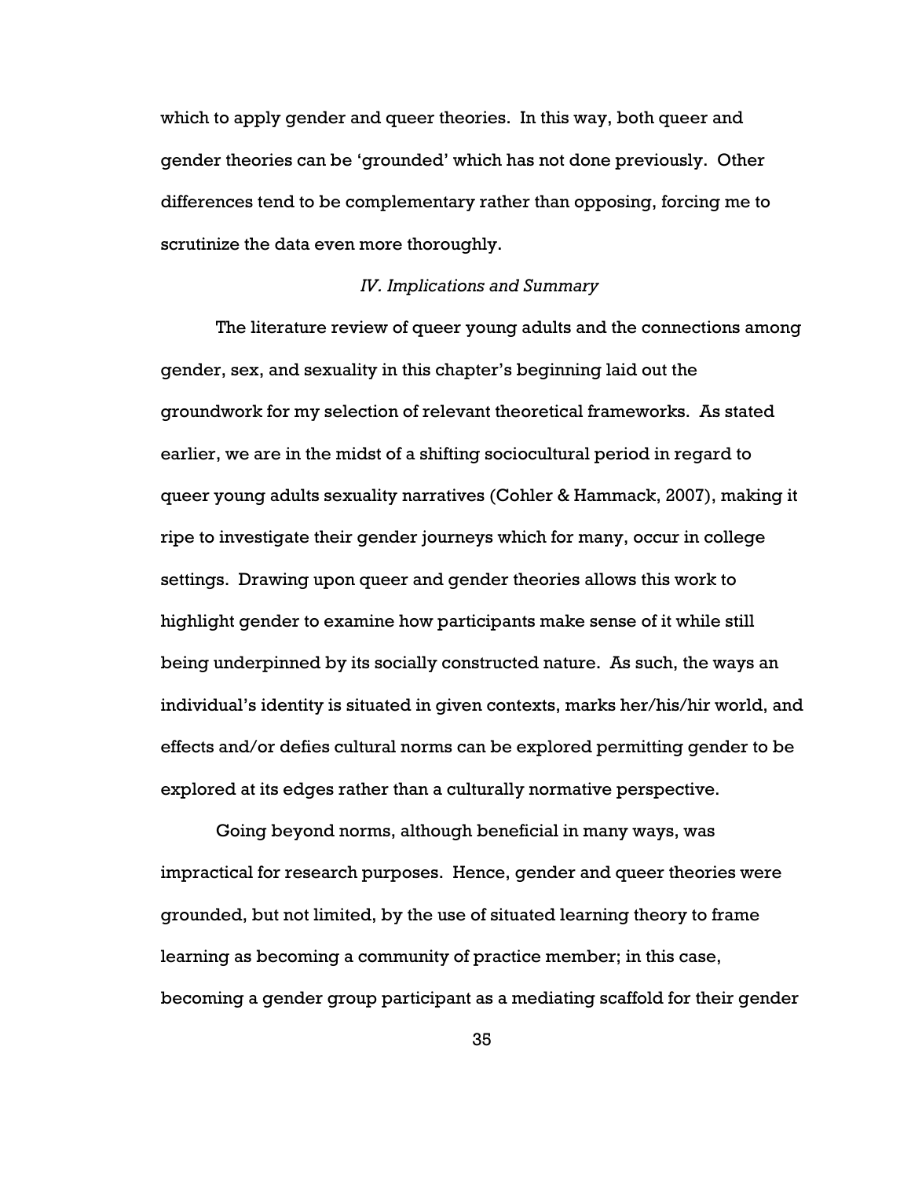which to apply gender and queer theories. In this way, both queer and gender theories can be 'grounded' which has not done previously. Other differences tend to be complementary rather than opposing, forcing me to scrutinize the data even more thoroughly.

### *IV. Implications and Summary*

The literature review of queer young adults and the connections among gender, sex, and sexuality in this chapter's beginning laid out the groundwork for my selection of relevant theoretical frameworks. As stated earlier, we are in the midst of a shifting sociocultural period in regard to queer young adults sexuality narratives (Cohler & Hammack, 2007), making it ripe to investigate their gender journeys which for many, occur in college settings. Drawing upon queer and gender theories allows this work to highlight gender to examine how participants make sense of it while still being underpinned by its socially constructed nature. As such, the ways an individual's identity is situated in given contexts, marks her/his/hir world, and effects and/or defies cultural norms can be explored permitting gender to be explored at its edges rather than a culturally normative perspective.

Going beyond norms, although beneficial in many ways, was impractical for research purposes. Hence, gender and queer theories were grounded, but not limited, by the use of situated learning theory to frame learning as becoming a community of practice member; in this case, becoming a gender group participant as a mediating scaffold for their gender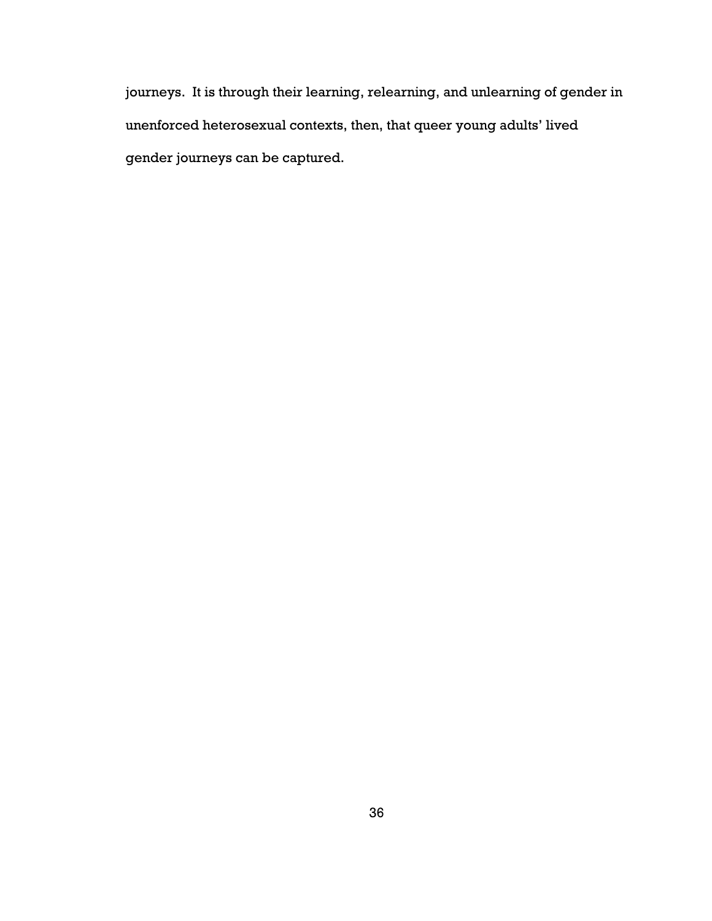journeys. It is through their learning, relearning, and unlearning of gender in unenforced heterosexual contexts, then, that queer young adults' lived gender journeys can be captured.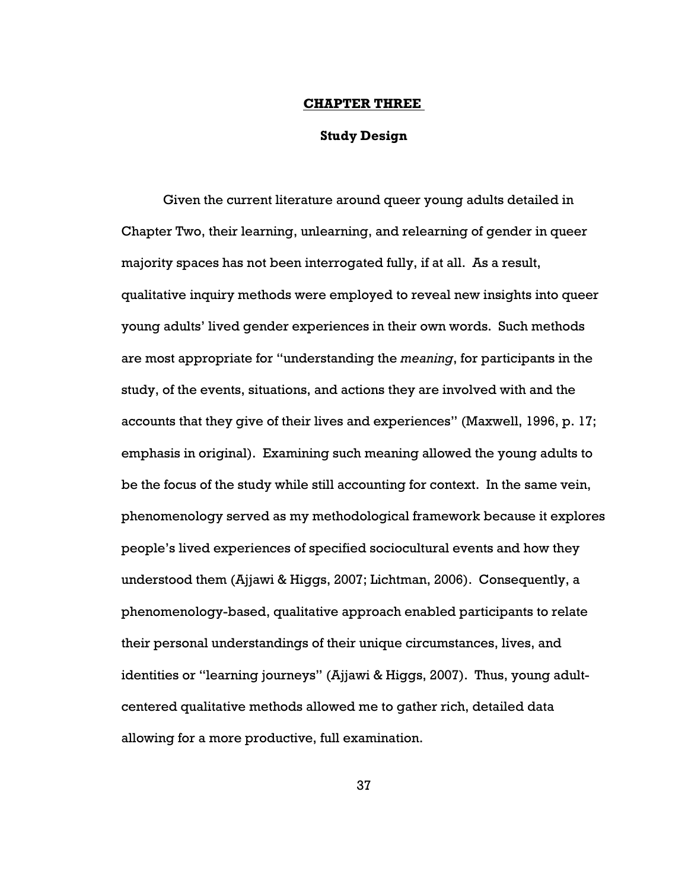# CHAPTER THREE

## Study Design

Given the current literature around queer young adults detailed in Chapter Two, their learning, unlearning, and relearning of gender in queer majority spaces has not been interrogated fully, if at all. As a result, qualitative inquiry methods were employed to reveal new insights into queer young adults' lived gender experiences in their own words. Such methods are most appropriate for "understanding the *meaning*, for participants in the study, of the events, situations, and actions they are involved with and the accounts that they give of their lives and experiences" (Maxwell, 1996, p. 17; emphasis in original). Examining such meaning allowed the young adults to be the focus of the study while still accounting for context. In the same vein, phenomenology served as my methodological framework because it explores people's lived experiences of specified sociocultural events and how they understood them (Ajjawi & Higgs, 2007; Lichtman, 2006). Consequently, a phenomenology-based, qualitative approach enabled participants to relate their personal understandings of their unique circumstances, lives, and identities or "learning journeys" (Ajjawi & Higgs, 2007). Thus, young adult-centered qualitative methods allowed me to gather rich, detailed data allowing for a more productive, full examination.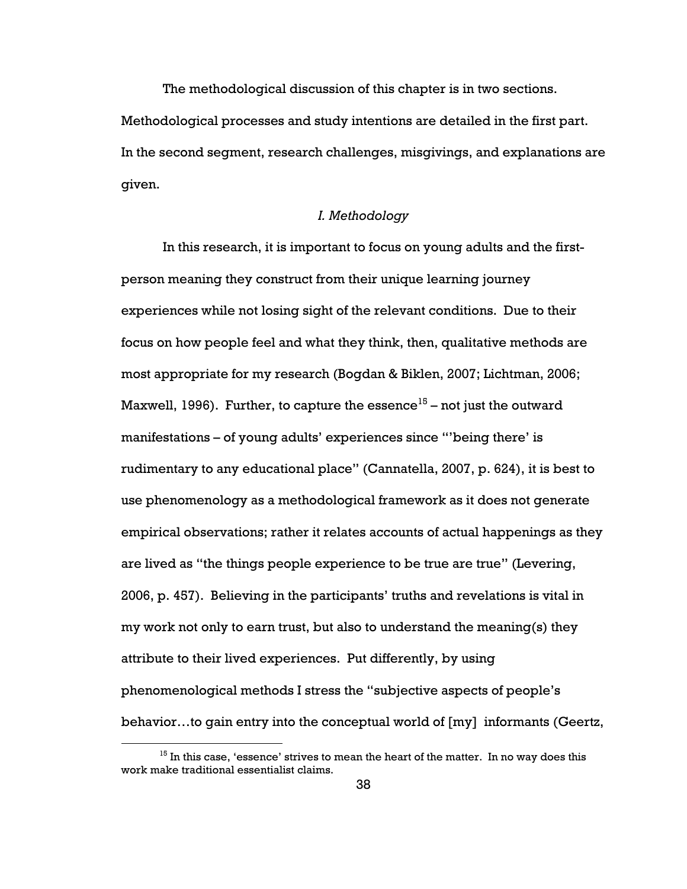The methodological discussion of this chapter is in two sections. Methodological processes and study intentions are detailed in the first part. In the second segment, research challenges, misgivings, and explanations are given.

*I. Methodology*

In this research, it is important to focus on young adults and the first-person meaning they construct from their unique learning journey experiences while not losing sight of the relevant conditions. Due to their focus on how people feel and what they think, then, qualitative methods are most appropriate for my research (Bogdan & Biklen, 2007; Lichtman, 2006; Maxwell, 1996). Further, to capture the essence[15] – not just the outward manifestations – of young adults' experiences since "'being there' is rudimentary to any educational place" (Cannatella, 2007, p. 624), it is best to use phenomenology as a methodological framework as it does not generate empirical observations; rather it relates accounts of actual happenings as they are lived as "the things people experience to be true are true" (Levering, 2006, p. 457). Believing in the participants' truths and revelations is vital in my work not only to earn trust, but also to understand the meaning(s) they attribute to their lived experiences. Put differently, by using phenomenological methods I stress the "subjective aspects of people's behavior…to gain entry into the conceptual world of [my] informants (Geertz,

[15] In this case, 'essence' strives to mean the heart of the matter. In no way does this work make traditional essentialist claims.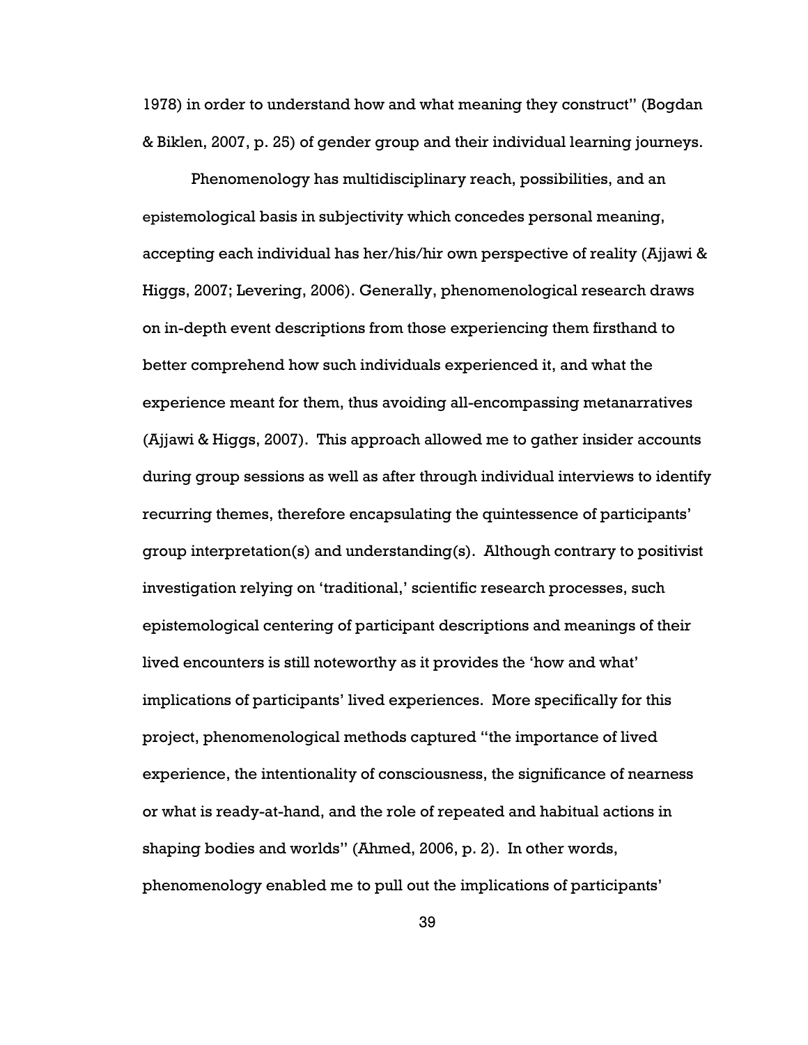1978) in order to understand how and what meaning they construct" (Bogdan & Biklen, 2007, p. 25) of gender group and their individual learning journeys.

Phenomenology has multidisciplinary reach, possibilities, and an epistemological basis in subjectivity which concedes personal meaning, accepting each individual has her/his/hir own perspective of reality (Ajjawi & Higgs, 2007; Levering, 2006). Generally, phenomenological research draws on in-depth event descriptions from those experiencing them firsthand to better comprehend how such individuals experienced it, and what the experience meant for them, thus avoiding all-encompassing metanarratives (Ajjawi & Higgs, 2007). This approach allowed me to gather insider accounts during group sessions as well as after through individual interviews to identify recurring themes, therefore encapsulating the quintessence of participants' group interpretation(s) and understanding(s). Although contrary to positivist investigation relying on 'traditional,' scientific research processes, such epistemological centering of participant descriptions and meanings of their lived encounters is still noteworthy as it provides the 'how and what' implications of participants' lived experiences. More specifically for this project, phenomenological methods captured "the importance of lived experience, the intentionality of consciousness, the significance of nearness or what is ready-at-hand, and the role of repeated and habitual actions in shaping bodies and worlds" (Ahmed, 2006, p. 2). In other words, phenomenology enabled me to pull out the implications of participants'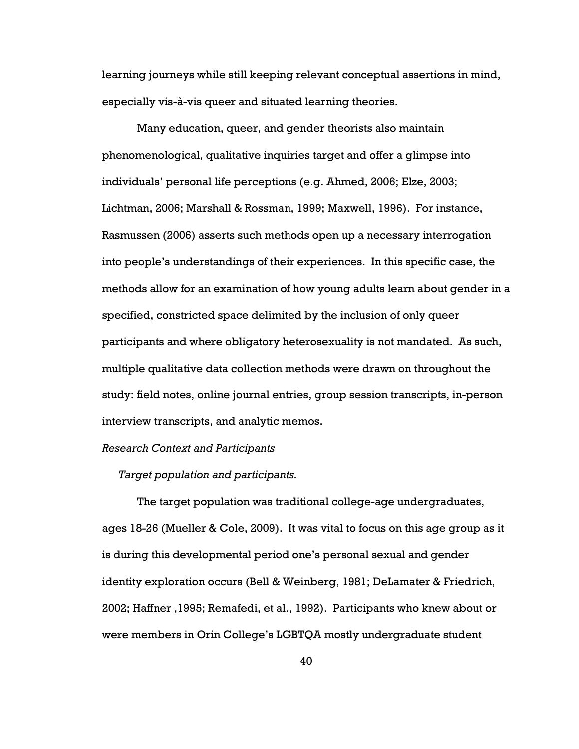learning journeys while still keeping relevant conceptual assertions in mind, especially vis-à-vis queer and situated learning theories.

Many education, queer, and gender theorists also maintain phenomenological, qualitative inquiries target and offer a glimpse into individuals' personal life perceptions (e.g. Ahmed, 2006; Elze, 2003; Lichtman, 2006; Marshall & Rossman, 1999; Maxwell, 1996). For instance, Rasmussen (2006) asserts such methods open up a necessary interrogation into people's understandings of their experiences. In this specific case, the methods allow for an examination of how young adults learn about gender in a specified, constricted space delimited by the inclusion of only queer participants and where obligatory heterosexuality is not mandated. As such, multiple qualitative data collection methods were drawn on throughout the study: field notes, online journal entries, group session transcripts, in-person interview transcripts, and analytic memos.

*Research Context and Participants*

*Target population and participants.*

The target population was traditional college-age undergraduates, ages 18-26 (Mueller & Cole, 2009). It was vital to focus on this age group as it is during this developmental period one's personal sexual and gender identity exploration occurs (Bell & Weinberg, 1981; DeLamater & Friedrich, 2002; Haffner ,1995; Remafedi, et al., 1992). Participants who knew about or were members in Orin College's LGBTQA mostly undergraduate student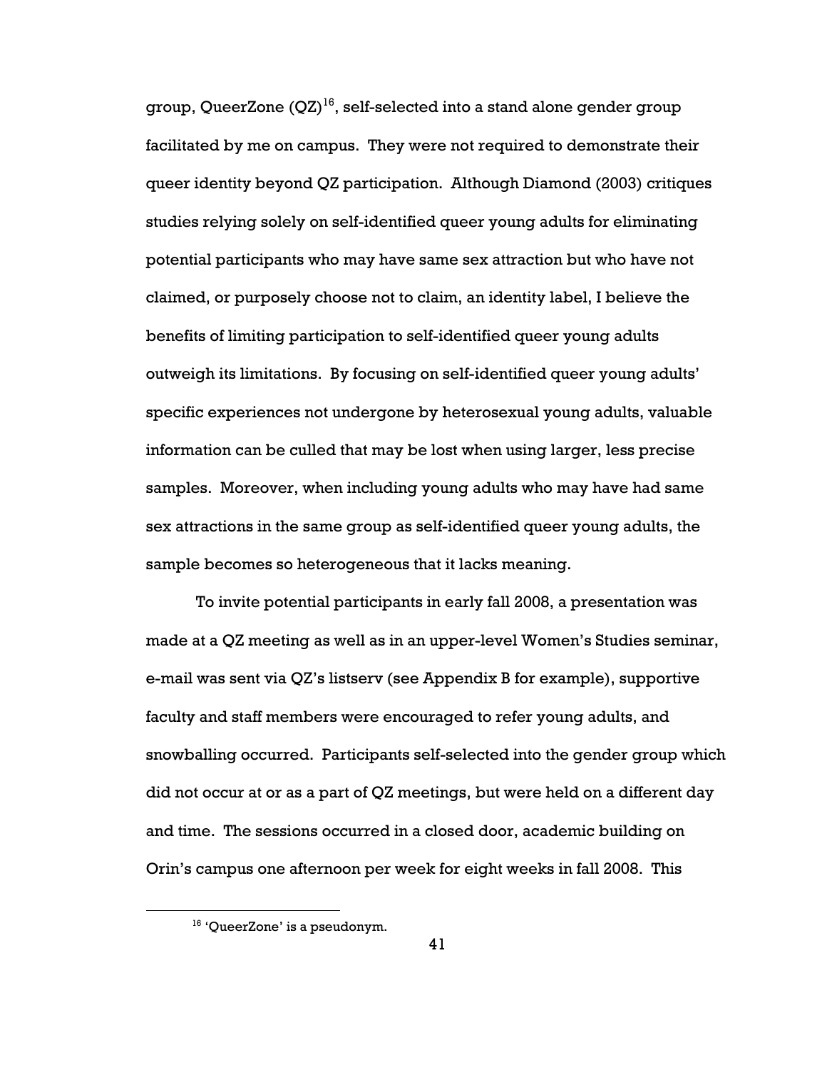group, QueerZone (QZ)[16], self-selected into a stand alone gender group facilitated by me on campus. They were not required to demonstrate their queer identity beyond QZ participation. Although Diamond (2003) critiques studies relying solely on self-identified queer young adults for eliminating potential participants who may have same sex attraction but who have not claimed, or purposely choose not to claim, an identity label, I believe the benefits of limiting participation to self-identified queer young adults outweigh its limitations. By focusing on self-identified queer young adults' specific experiences not undergone by heterosexual young adults, valuable information can be culled that may be lost when using larger, less precise samples. Moreover, when including young adults who may have had same sex attractions in the same group as self-identified queer young adults, the sample becomes so heterogeneous that it lacks meaning.

To invite potential participants in early fall 2008, a presentation was made at a QZ meeting as well as in an upper-level Women's Studies seminar, e-mail was sent via QZ's listserv (see Appendix B for example), supportive faculty and staff members were encouraged to refer young adults, and snowballing occurred. Participants self-selected into the gender group which did not occur at or as a part of QZ meetings, but were held on a different day and time. The sessions occurred in a closed door, academic building on Orin's campus one afternoon per week for eight weeks in fall 2008. This

[16] 'QueerZone' is a pseudonym.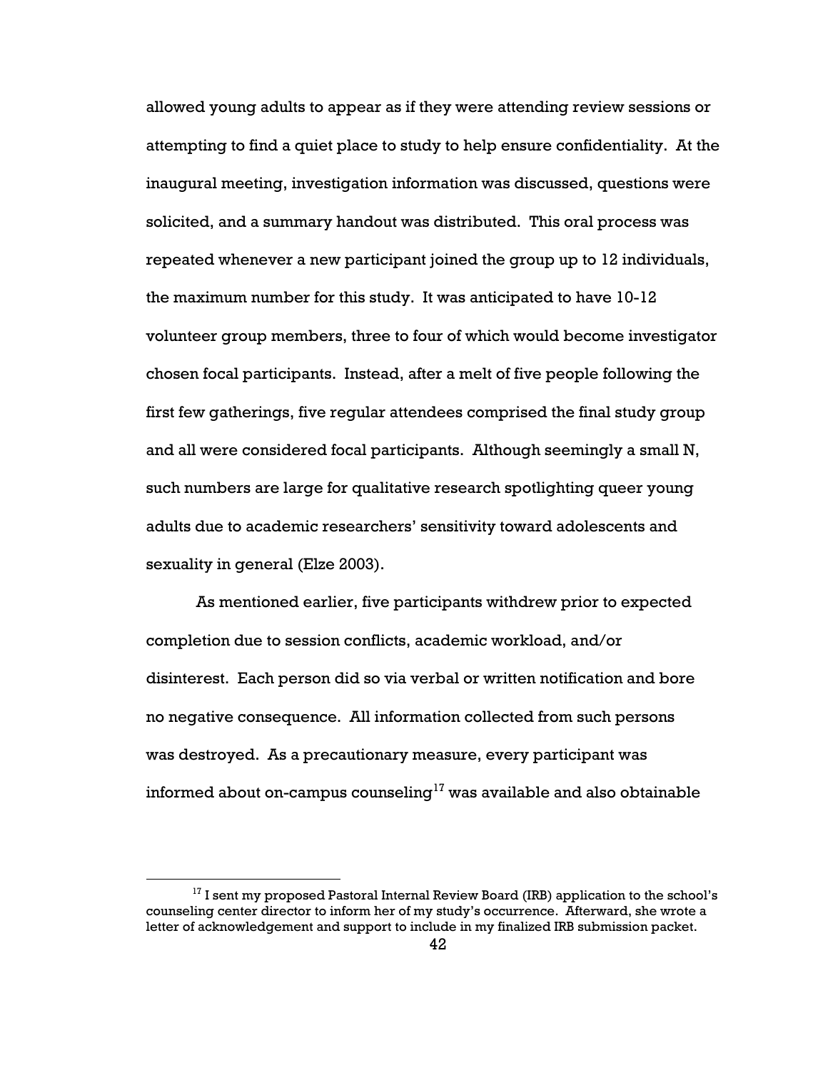allowed young adults to appear as if they were attending review sessions or attempting to find a quiet place to study to help ensure confidentiality. At the inaugural meeting, investigation information was discussed, questions were solicited, and a summary handout was distributed. This oral process was repeated whenever a new participant joined the group up to 12 individuals, the maximum number for this study. It was anticipated to have 10-12 volunteer group members, three to four of which would become investigator chosen focal participants. Instead, after a melt of five people following the first few gatherings, five regular attendees comprised the final study group and all were considered focal participants. Although seemingly a small N, such numbers are large for qualitative research spotlighting queer young adults due to academic researchers' sensitivity toward adolescents and sexuality in general (Elze 2003).

As mentioned earlier, five participants withdrew prior to expected completion due to session conflicts, academic workload, and/or disinterest. Each person did so via verbal or written notification and bore no negative consequence. All information collected from such persons was destroyed. As a precautionary measure, every participant was informed about on-campus counseling[17] was available and also obtainable

[17] I sent my proposed Pastoral Internal Review Board (IRB) application to the school's counseling center director to inform her of my study's occurrence. Afterward, she wrote a letter of acknowledgement and support to include in my finalized IRB submission packet.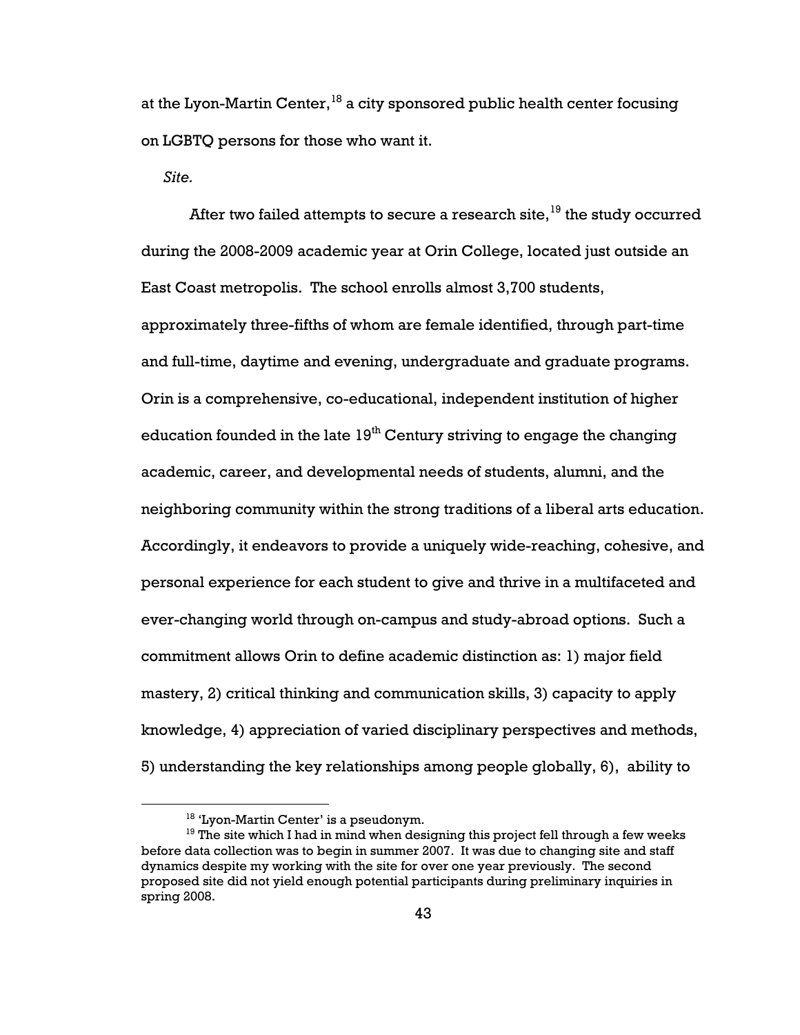at the Lyon-Martin Center,[18] a city sponsored public health center focusing on LGBTQ persons for those who want it.

*Site.*

After two failed attempts to secure a research site,[19] the study occurred during the 2008-2009 academic year at Orin College, located just outside an East Coast metropolis. The school enrolls almost 3,700 students, approximately three-fifths of whom are female identified, through part-time and full-time, daytime and evening, undergraduate and graduate programs. Orin is a comprehensive, co-educational, independent institution of higher education founded in the late 19th Century striving to engage the changing academic, career, and developmental needs of students, alumni, and the neighboring community within the strong traditions of a liberal arts education. Accordingly, it endeavors to provide a uniquely wide-reaching, cohesive, and personal experience for each student to give and thrive in a multifaceted and ever-changing world through on-campus and study-abroad options. Such a commitment allows Orin to define academic distinction as: 1) major field mastery, 2) critical thinking and communication skills, 3) capacity to apply knowledge, 4) appreciation of varied disciplinary perspectives and methods, 5) understanding the key relationships among people globally, 6), ability to

---

[18] 'Lyon-Martin Center' is a pseudonym.

[19] The site which I had in mind when designing this project fell through a few weeks before data collection was to begin in summer 2007. It was due to changing site and staff dynamics despite my working with the site for over one year previously. The second proposed site did not yield enough potential participants during preliminary inquiries in spring 2008.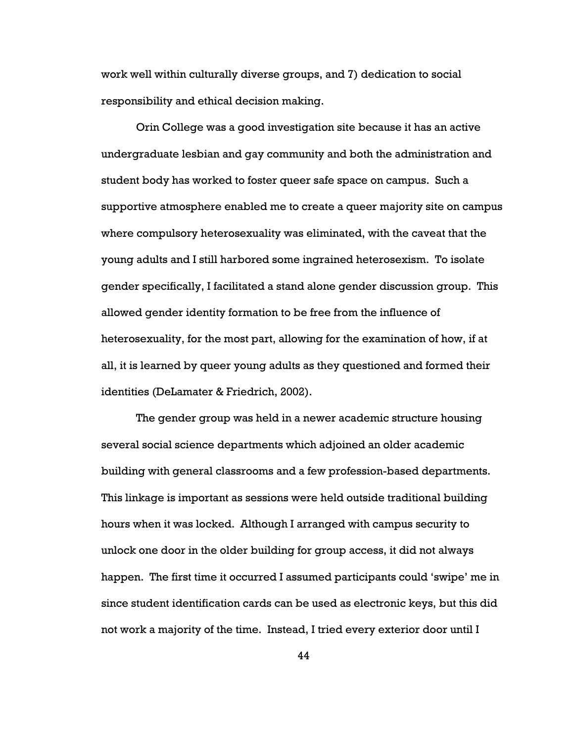work well within culturally diverse groups, and 7) dedication to social responsibility and ethical decision making.

Orin College was a good investigation site because it has an active undergraduate lesbian and gay community and both the administration and student body has worked to foster queer safe space on campus. Such a supportive atmosphere enabled me to create a queer majority site on campus where compulsory heterosexuality was eliminated, with the caveat that the young adults and I still harbored some ingrained heterosexism. To isolate gender specifically, I facilitated a stand alone gender discussion group. This allowed gender identity formation to be free from the influence of heterosexuality, for the most part, allowing for the examination of how, if at all, it is learned by queer young adults as they questioned and formed their identities (DeLamater & Friedrich, 2002).

The gender group was held in a newer academic structure housing several social science departments which adjoined an older academic building with general classrooms and a few profession-based departments. This linkage is important as sessions were held outside traditional building hours when it was locked. Although I arranged with campus security to unlock one door in the older building for group access, it did not always happen. The first time it occurred I assumed participants could 'swipe' me in since student identification cards can be used as electronic keys, but this did not work a majority of the time. Instead, I tried every exterior door until I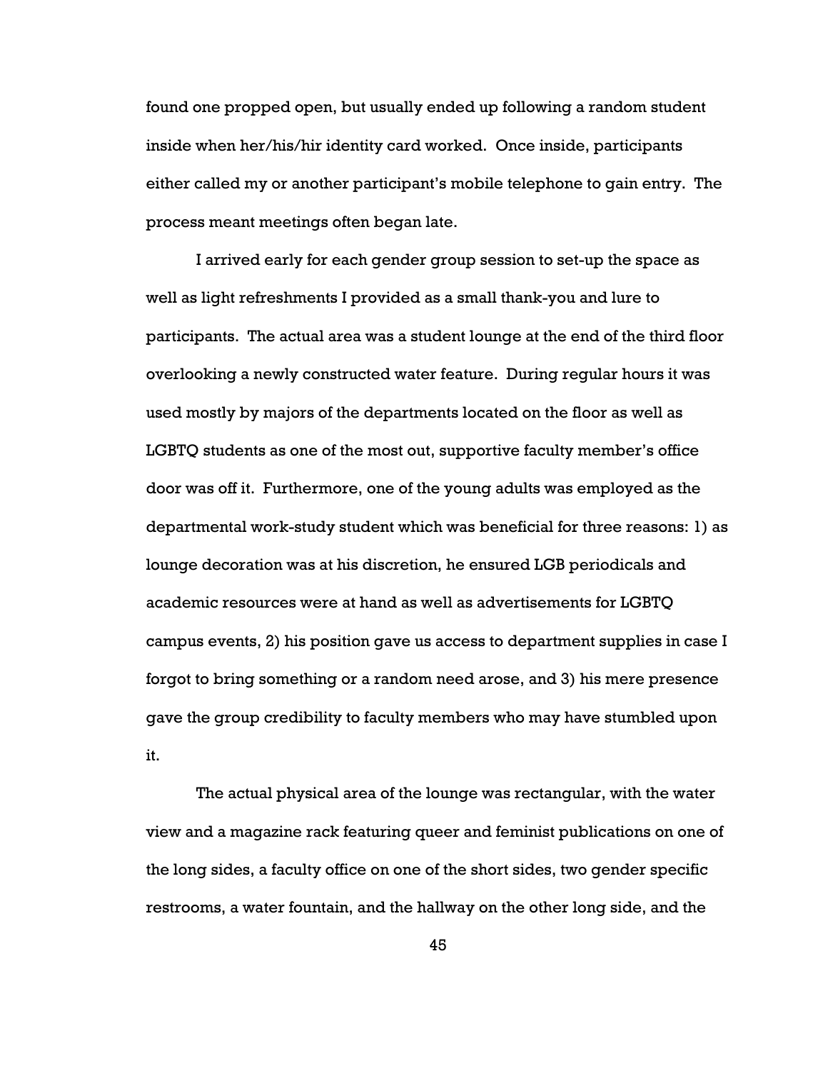found one propped open, but usually ended up following a random student inside when her/his/hir identity card worked. Once inside, participants either called my or another participant's mobile telephone to gain entry. The process meant meetings often began late.

I arrived early for each gender group session to set-up the space as well as light refreshments I provided as a small thank-you and lure to participants. The actual area was a student lounge at the end of the third floor overlooking a newly constructed water feature. During regular hours it was used mostly by majors of the departments located on the floor as well as LGBTQ students as one of the most out, supportive faculty member's office door was off it. Furthermore, one of the young adults was employed as the departmental work-study student which was beneficial for three reasons: 1) as lounge decoration was at his discretion, he ensured LGB periodicals and academic resources were at hand as well as advertisements for LGBTQ campus events, 2) his position gave us access to department supplies in case I forgot to bring something or a random need arose, and 3) his mere presence gave the group credibility to faculty members who may have stumbled upon it.

The actual physical area of the lounge was rectangular, with the water view and a magazine rack featuring queer and feminist publications on one of the long sides, a faculty office on one of the short sides, two gender specific restrooms, a water fountain, and the hallway on the other long side, and the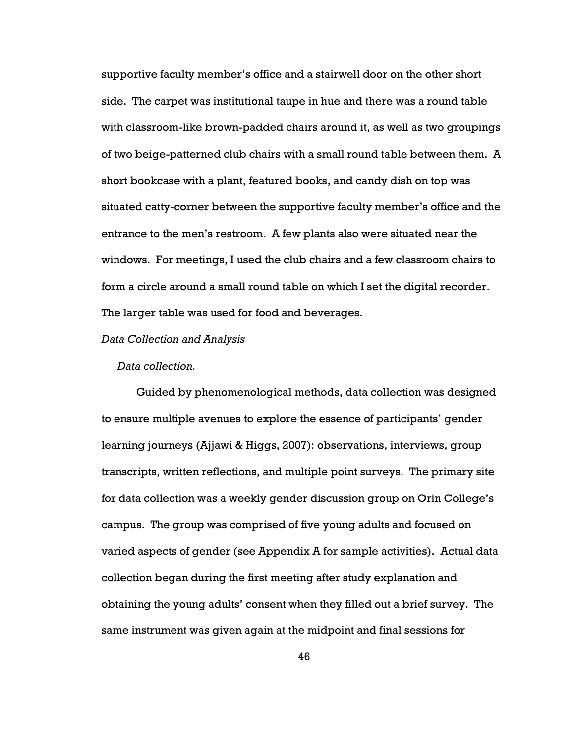supportive faculty member's office and a stairwell door on the other short side. The carpet was institutional taupe in hue and there was a round table with classroom-like brown-padded chairs around it, as well as two groupings of two beige-patterned club chairs with a small round table between them. A short bookcase with a plant, featured books, and candy dish on top was situated catty-corner between the supportive faculty member's office and the entrance to the men's restroom. A few plants also were situated near the windows. For meetings, I used the club chairs and a few classroom chairs to form a circle around a small round table on which I set the digital recorder. The larger table was used for food and beverages.

### *Data Collection and Analysis*

#### *Data collection.*

Guided by phenomenological methods, data collection was designed to ensure multiple avenues to explore the essence of participants' gender learning journeys (Ajjawi & Higgs, 2007): observations, interviews, group transcripts, written reflections, and multiple point surveys. The primary site for data collection was a weekly gender discussion group on Orin College's campus. The group was comprised of five young adults and focused on varied aspects of gender (see Appendix A for sample activities). Actual data collection began during the first meeting after study explanation and obtaining the young adults' consent when they filled out a brief survey. The same instrument was given again at the midpoint and final sessions for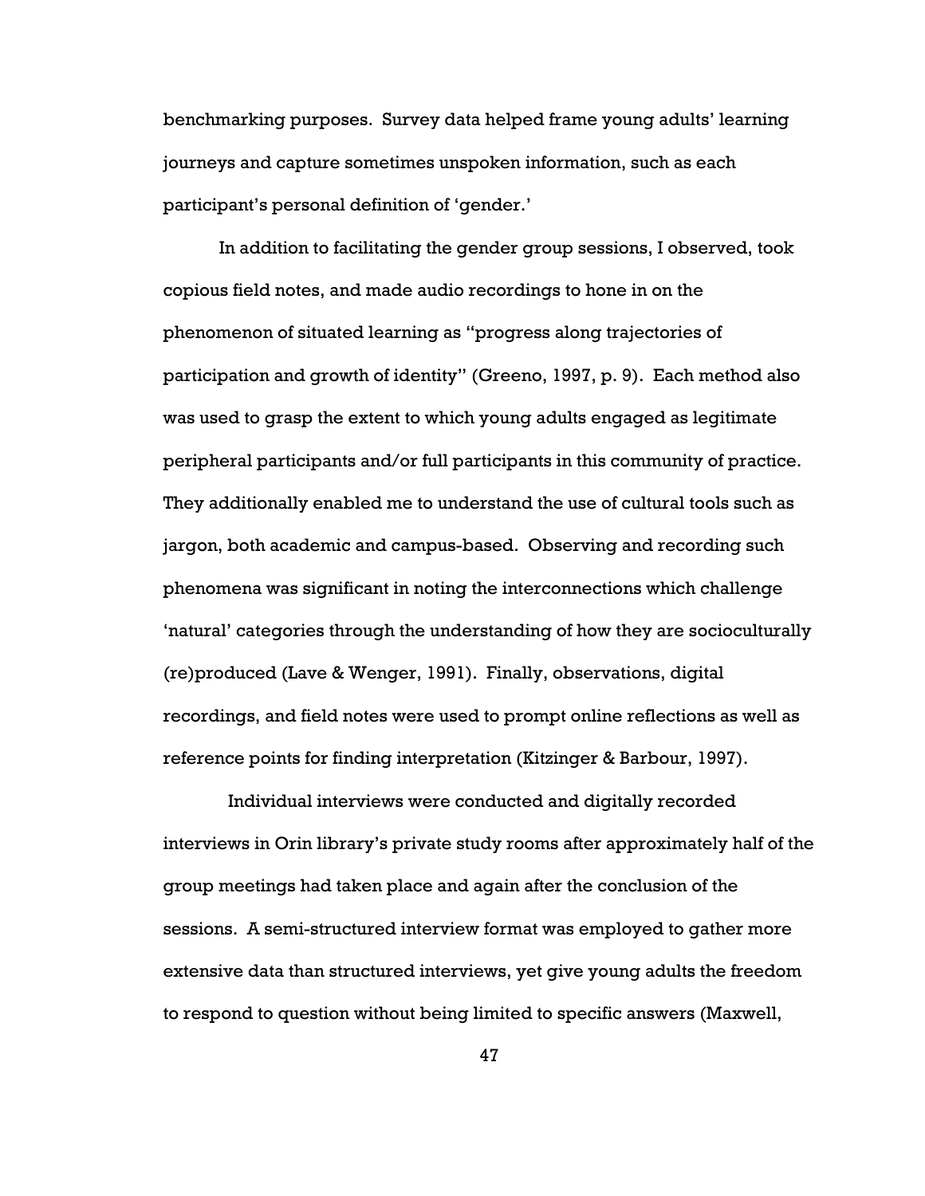benchmarking purposes. Survey data helped frame young adults' learning journeys and capture sometimes unspoken information, such as each participant's personal definition of 'gender.'

In addition to facilitating the gender group sessions, I observed, took copious field notes, and made audio recordings to hone in on the phenomenon of situated learning as "progress along trajectories of participation and growth of identity" (Greeno, 1997, p. 9). Each method also was used to grasp the extent to which young adults engaged as legitimate peripheral participants and/or full participants in this community of practice. They additionally enabled me to understand the use of cultural tools such as jargon, both academic and campus-based. Observing and recording such phenomena was significant in noting the interconnections which challenge 'natural' categories through the understanding of how they are socioculturally (re)produced (Lave & Wenger, 1991). Finally, observations, digital recordings, and field notes were used to prompt online reflections as well as reference points for finding interpretation (Kitzinger & Barbour, 1997).

Individual interviews were conducted and digitally recorded interviews in Orin library's private study rooms after approximately half of the group meetings had taken place and again after the conclusion of the sessions. A semi-structured interview format was employed to gather more extensive data than structured interviews, yet give young adults the freedom to respond to question without being limited to specific answers (Maxwell,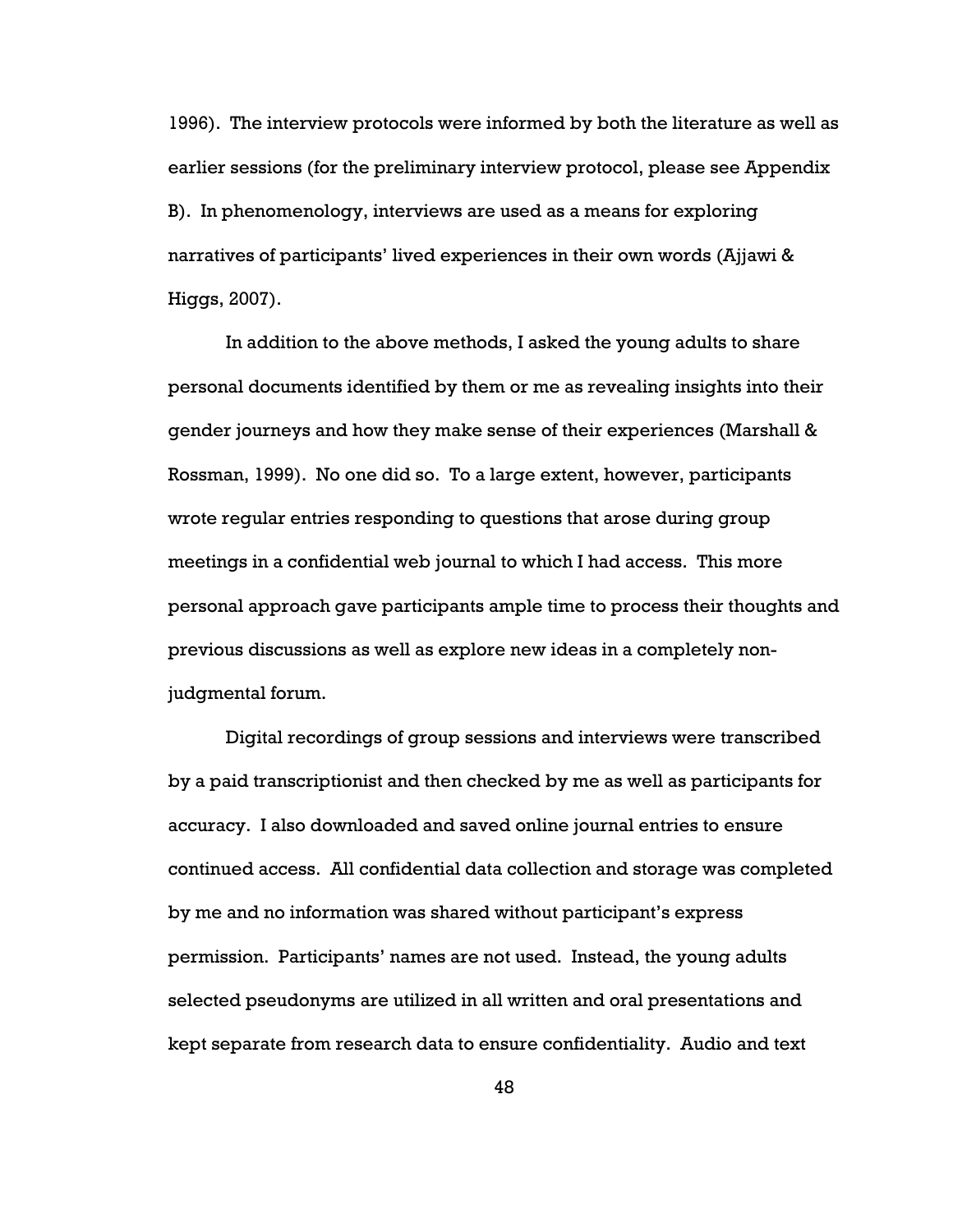1996). The interview protocols were informed by both the literature as well as earlier sessions (for the preliminary interview protocol, please see Appendix B). In phenomenology, interviews are used as a means for exploring narratives of participants' lived experiences in their own words (Ajjawi & Higgs, 2007).

In addition to the above methods, I asked the young adults to share personal documents identified by them or me as revealing insights into their gender journeys and how they make sense of their experiences (Marshall & Rossman, 1999). No one did so. To a large extent, however, participants wrote regular entries responding to questions that arose during group meetings in a confidential web journal to which I had access. This more personal approach gave participants ample time to process their thoughts and previous discussions as well as explore new ideas in a completely non-judgmental forum.

Digital recordings of group sessions and interviews were transcribed by a paid transcriptionist and then checked by me as well as participants for accuracy. I also downloaded and saved online journal entries to ensure continued access. All confidential data collection and storage was completed by me and no information was shared without participant's express permission. Participants' names are not used. Instead, the young adults selected pseudonyms are utilized in all written and oral presentations and kept separate from research data to ensure confidentiality. Audio and text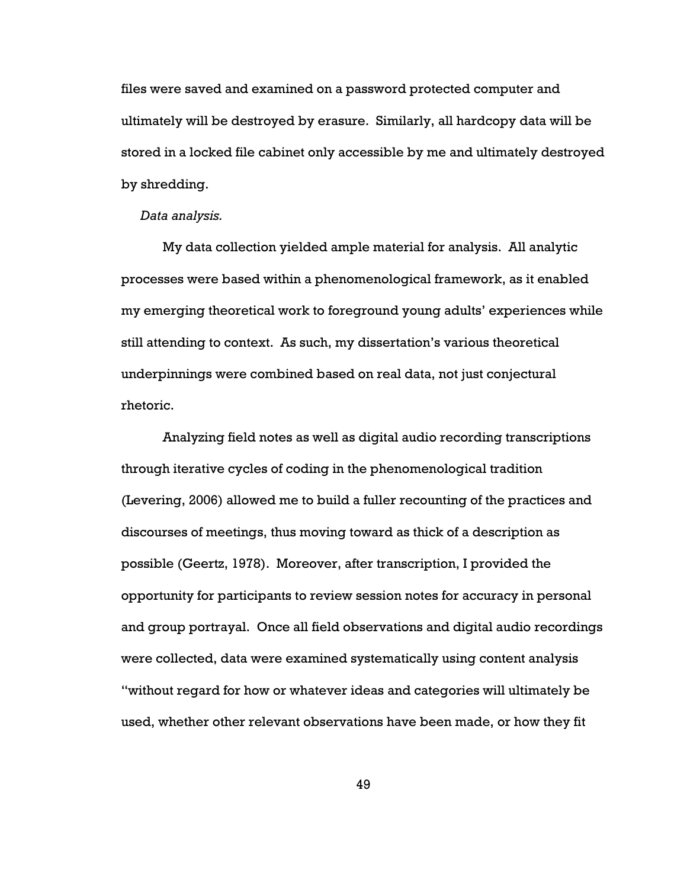files were saved and examined on a password protected computer and ultimately will be destroyed by erasure. Similarly, all hardcopy data will be stored in a locked file cabinet only accessible by me and ultimately destroyed by shredding.

*Data analysis.*

My data collection yielded ample material for analysis. All analytic processes were based within a phenomenological framework, as it enabled my emerging theoretical work to foreground young adults' experiences while still attending to context. As such, my dissertation's various theoretical underpinnings were combined based on real data, not just conjectural rhetoric.

Analyzing field notes as well as digital audio recording transcriptions through iterative cycles of coding in the phenomenological tradition (Levering, 2006) allowed me to build a fuller recounting of the practices and discourses of meetings, thus moving toward as thick of a description as possible (Geertz, 1978). Moreover, after transcription, I provided the opportunity for participants to review session notes for accuracy in personal and group portrayal. Once all field observations and digital audio recordings were collected, data were examined systematically using content analysis "without regard for how or whatever ideas and categories will ultimately be used, whether other relevant observations have been made, or how they fit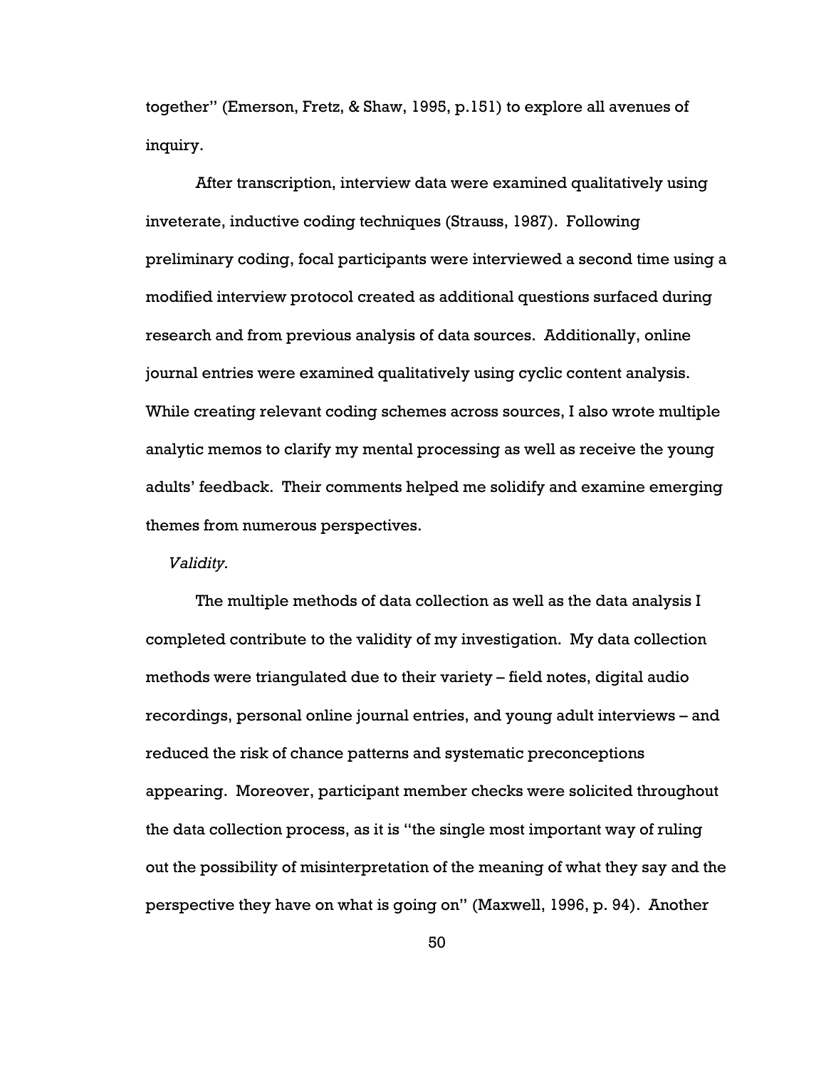together" (Emerson, Fretz, & Shaw, 1995, p.151) to explore all avenues of inquiry.

After transcription, interview data were examined qualitatively using inveterate, inductive coding techniques (Strauss, 1987). Following preliminary coding, focal participants were interviewed a second time using a modified interview protocol created as additional questions surfaced during research and from previous analysis of data sources. Additionally, online journal entries were examined qualitatively using cyclic content analysis. While creating relevant coding schemes across sources, I also wrote multiple analytic memos to clarify my mental processing as well as receive the young adults' feedback. Their comments helped me solidify and examine emerging themes from numerous perspectives.

*Validity.*

The multiple methods of data collection as well as the data analysis I completed contribute to the validity of my investigation. My data collection methods were triangulated due to their variety – field notes, digital audio recordings, personal online journal entries, and young adult interviews – and reduced the risk of chance patterns and systematic preconceptions appearing. Moreover, participant member checks were solicited throughout the data collection process, as it is "the single most important way of ruling out the possibility of misinterpretation of the meaning of what they say and the perspective they have on what is going on" (Maxwell, 1996, p. 94). Another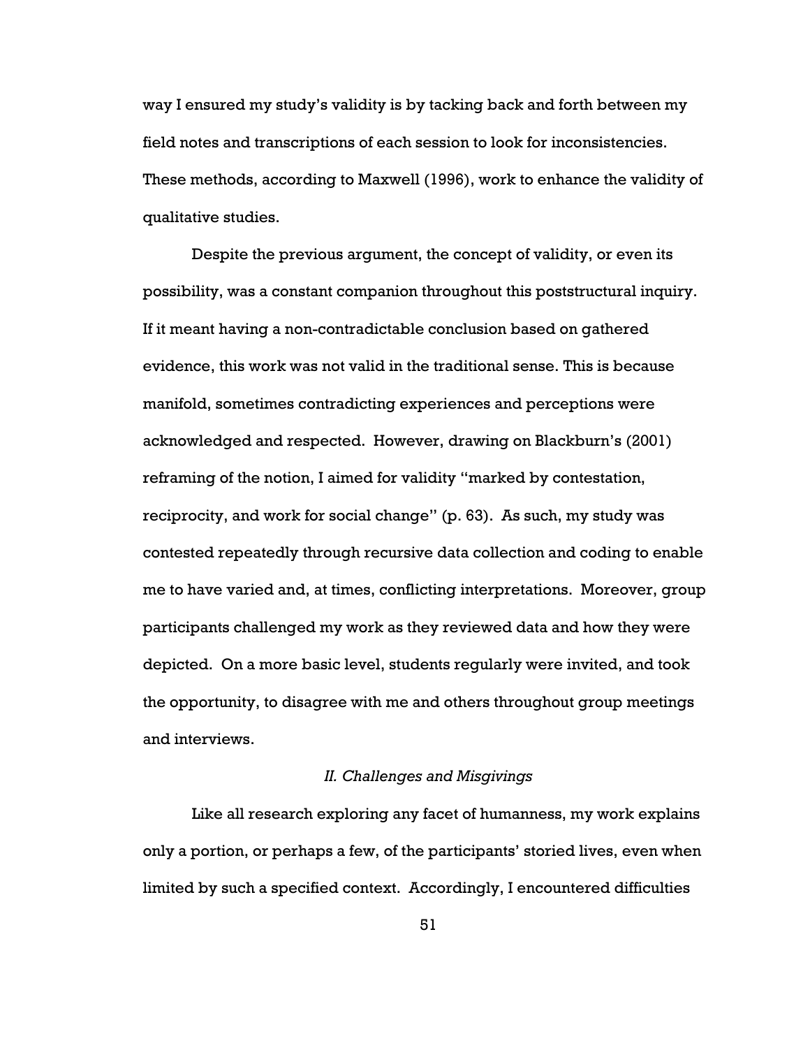way I ensured my study's validity is by tacking back and forth between my field notes and transcriptions of each session to look for inconsistencies. These methods, according to Maxwell (1996), work to enhance the validity of qualitative studies.

Despite the previous argument, the concept of validity, or even its possibility, was a constant companion throughout this poststructural inquiry. If it meant having a non-contradictable conclusion based on gathered evidence, this work was not valid in the traditional sense. This is because manifold, sometimes contradicting experiences and perceptions were acknowledged and respected. However, drawing on Blackburn's (2001) reframing of the notion, I aimed for validity "marked by contestation, reciprocity, and work for social change" (p. 63). As such, my study was contested repeatedly through recursive data collection and coding to enable me to have varied and, at times, conflicting interpretations. Moreover, group participants challenged my work as they reviewed data and how they were depicted. On a more basic level, students regularly were invited, and took the opportunity, to disagree with me and others throughout group meetings and interviews.

### *II. Challenges and Misgivings*

Like all research exploring any facet of humanness, my work explains only a portion, or perhaps a few, of the participants' storied lives, even when limited by such a specified context. Accordingly, I encountered difficulties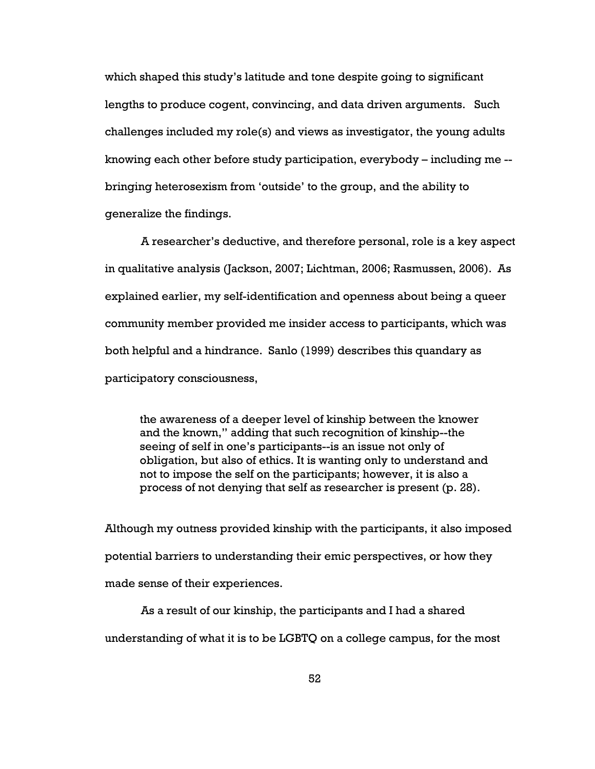which shaped this study's latitude and tone despite going to significant lengths to produce cogent, convincing, and data driven arguments. Such challenges included my role(s) and views as investigator, the young adults knowing each other before study participation, everybody – including me -- bringing heterosexism from 'outside' to the group, and the ability to generalize the findings.

A researcher's deductive, and therefore personal, role is a key aspect in qualitative analysis (Jackson, 2007; Lichtman, 2006; Rasmussen, 2006). As explained earlier, my self-identification and openness about being a queer community member provided me insider access to participants, which was both helpful and a hindrance. Sanlo (1999) describes this quandary as participatory consciousness,

> the awareness of a deeper level of kinship between the knower and the known," adding that such recognition of kinship--the seeing of self in one's participants--is an issue not only of obligation, but also of ethics. It is wanting only to understand and not to impose the self on the participants; however, it is also a process of not denying that self as researcher is present (p. 28).

Although my outness provided kinship with the participants, it also imposed potential barriers to understanding their emic perspectives, or how they made sense of their experiences.

As a result of our kinship, the participants and I had a shared understanding of what it is to be LGBTQ on a college campus, for the most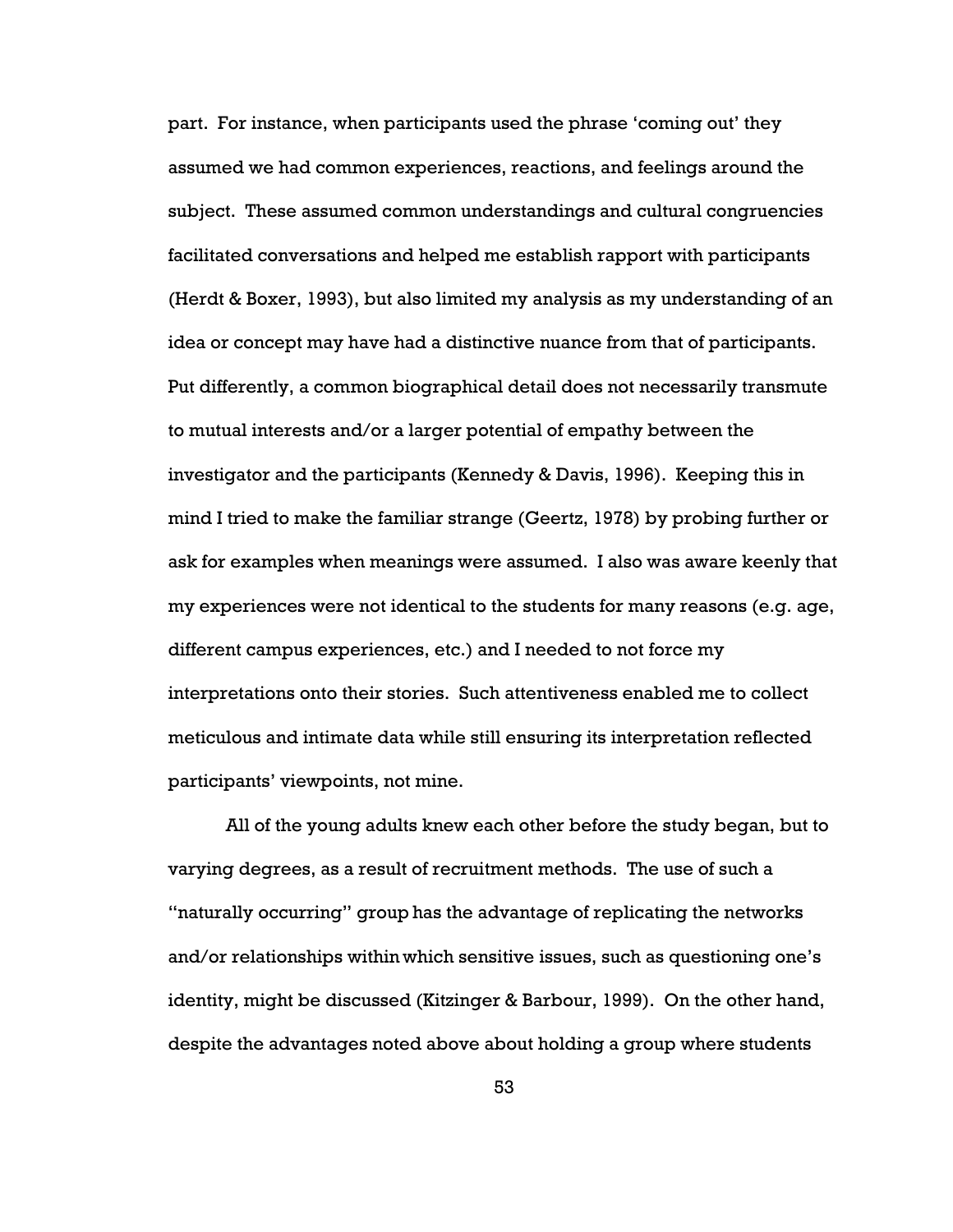part. For instance, when participants used the phrase 'coming out' they assumed we had common experiences, reactions, and feelings around the subject. These assumed common understandings and cultural congruencies facilitated conversations and helped me establish rapport with participants (Herdt & Boxer, 1993), but also limited my analysis as my understanding of an idea or concept may have had a distinctive nuance from that of participants. Put differently, a common biographical detail does not necessarily transmute to mutual interests and/or a larger potential of empathy between the investigator and the participants (Kennedy & Davis, 1996). Keeping this in mind I tried to make the familiar strange (Geertz, 1978) by probing further or ask for examples when meanings were assumed. I also was aware keenly that my experiences were not identical to the students for many reasons (e.g. age, different campus experiences, etc.) and I needed to not force my interpretations onto their stories. Such attentiveness enabled me to collect meticulous and intimate data while still ensuring its interpretation reflected participants' viewpoints, not mine.

All of the young adults knew each other before the study began, but to varying degrees, as a result of recruitment methods. The use of such a "naturally occurring" group has the advantage of replicating the networks and/or relationships within which sensitive issues, such as questioning one's identity, might be discussed (Kitzinger & Barbour, 1999). On the other hand, despite the advantages noted above about holding a group where students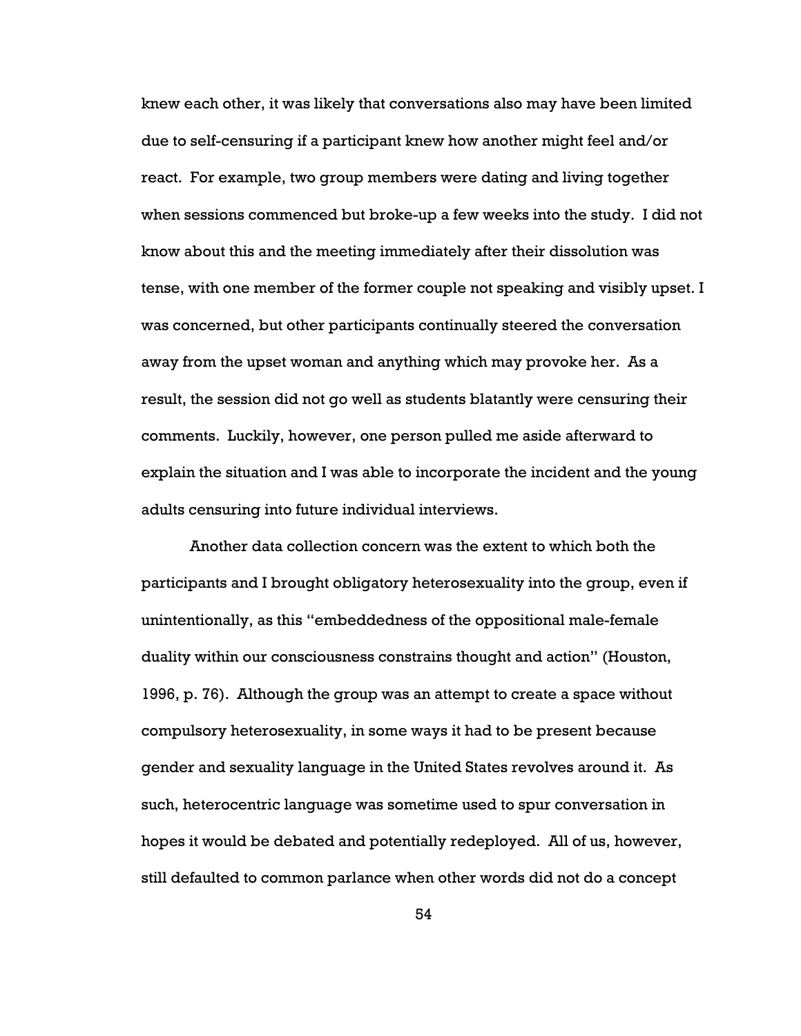knew each other, it was likely that conversations also may have been limited due to self-censuring if a participant knew how another might feel and/or react. For example, two group members were dating and living together when sessions commenced but broke-up a few weeks into the study. I did not know about this and the meeting immediately after their dissolution was tense, with one member of the former couple not speaking and visibly upset. I was concerned, but other participants continually steered the conversation away from the upset woman and anything which may provoke her. As a result, the session did not go well as students blatantly were censuring their comments. Luckily, however, one person pulled me aside afterward to explain the situation and I was able to incorporate the incident and the young adults censuring into future individual interviews.

Another data collection concern was the extent to which both the participants and I brought obligatory heterosexuality into the group, even if unintentionally, as this "embeddedness of the oppositional male-female duality within our consciousness constrains thought and action" (Houston, 1996, p. 76). Although the group was an attempt to create a space without compulsory heterosexuality, in some ways it had to be present because gender and sexuality language in the United States revolves around it. As such, heterocentric language was sometime used to spur conversation in hopes it would be debated and potentially redeployed. All of us, however, still defaulted to common parlance when other words did not do a concept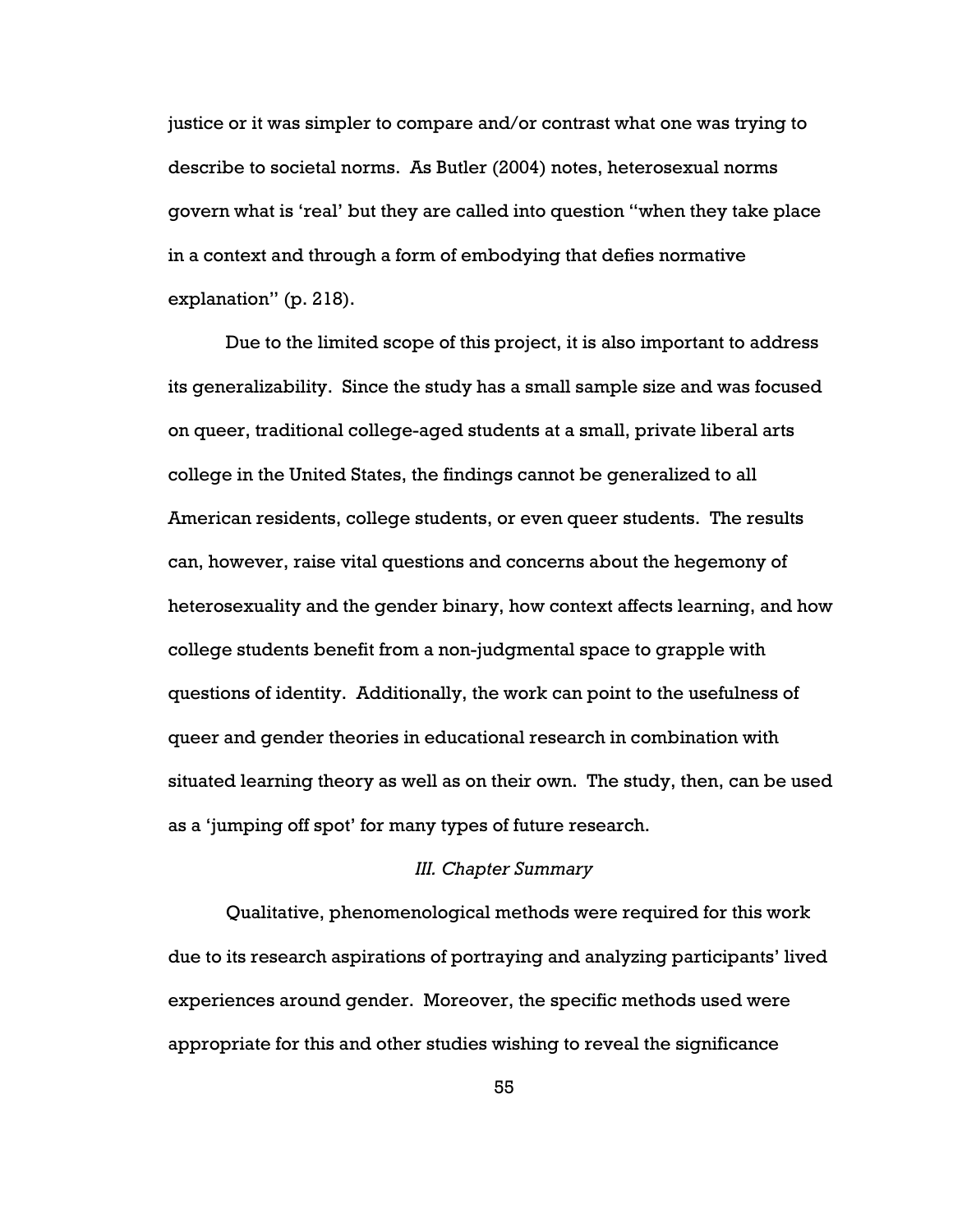justice or it was simpler to compare and/or contrast what one was trying to describe to societal norms. As Butler (2004) notes, heterosexual norms govern what is 'real' but they are called into question "when they take place in a context and through a form of embodying that defies normative explanation" (p. 218).

Due to the limited scope of this project, it is also important to address its generalizability. Since the study has a small sample size and was focused on queer, traditional college-aged students at a small, private liberal arts college in the United States, the findings cannot be generalized to all American residents, college students, or even queer students. The results can, however, raise vital questions and concerns about the hegemony of heterosexuality and the gender binary, how context affects learning, and how college students benefit from a non-judgmental space to grapple with questions of identity. Additionally, the work can point to the usefulness of queer and gender theories in educational research in combination with situated learning theory as well as on their own. The study, then, can be used as a 'jumping off spot' for many types of future research.

### *III. Chapter Summary*

Qualitative, phenomenological methods were required for this work due to its research aspirations of portraying and analyzing participants' lived experiences around gender. Moreover, the specific methods used were appropriate for this and other studies wishing to reveal the significance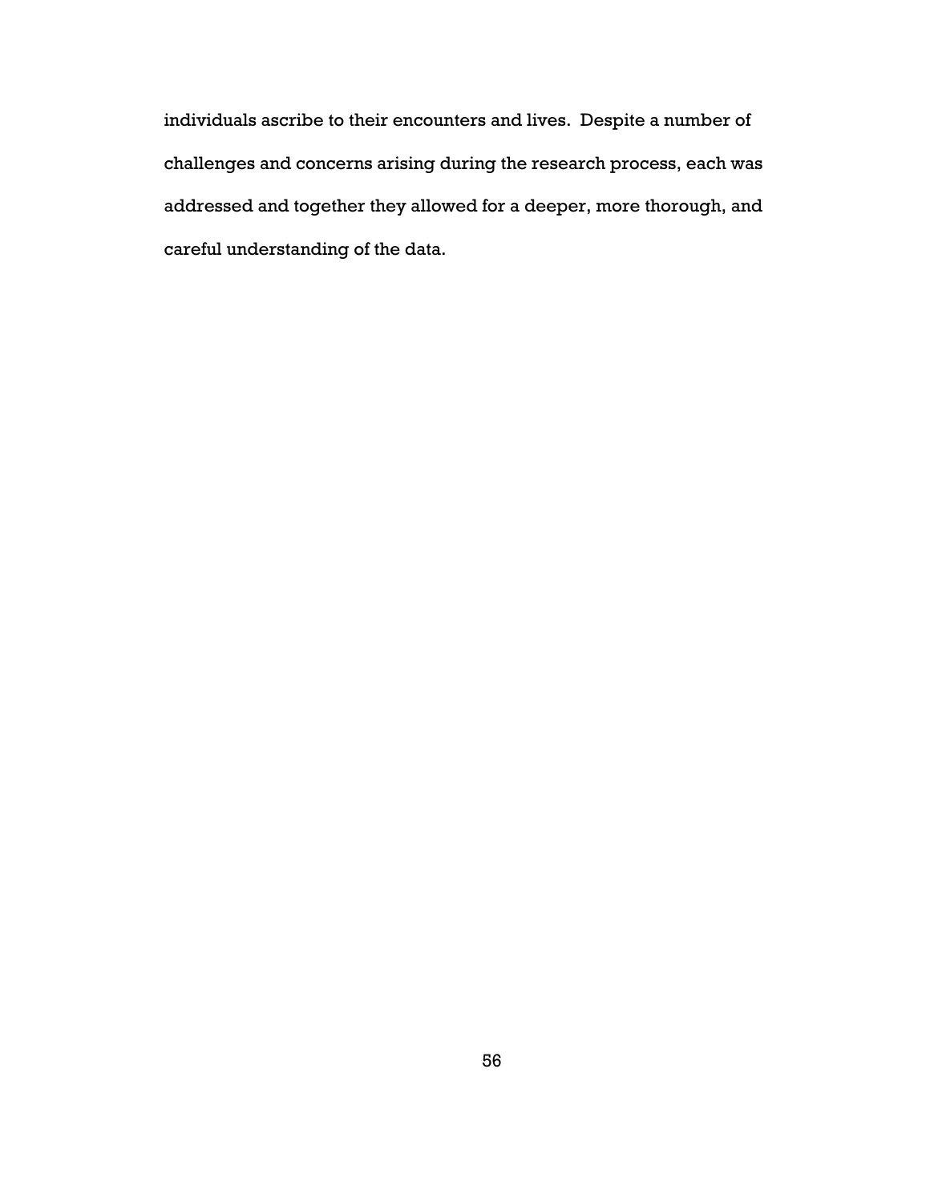individuals ascribe to their encounters and lives. Despite a number of challenges and concerns arising during the research process, each was addressed and together they allowed for a deeper, more thorough, and careful understanding of the data.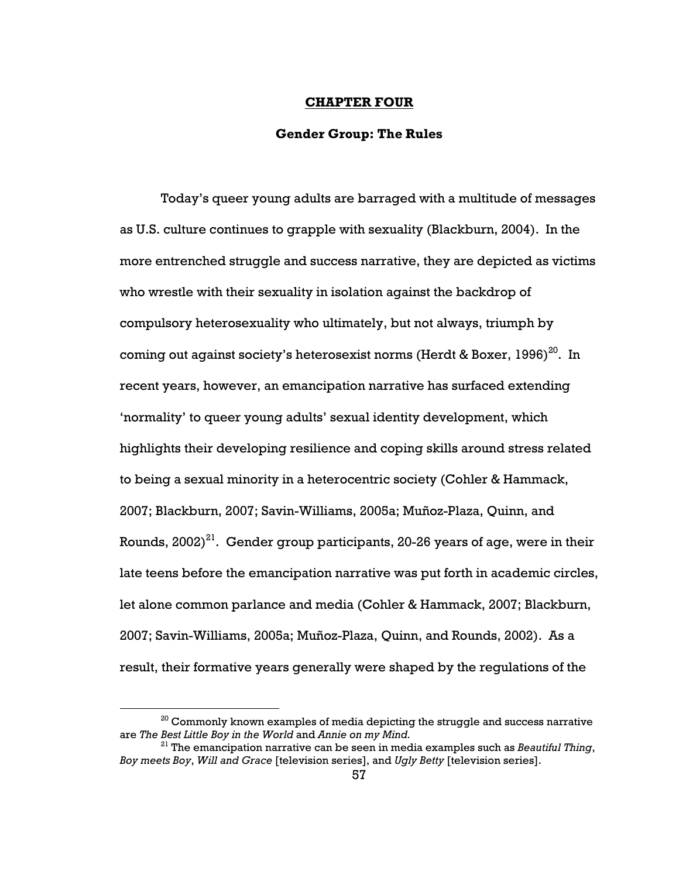# CHAPTER FOUR

## Gender Group: The Rules

Today's queer young adults are barraged with a multitude of messages as U.S. culture continues to grapple with sexuality (Blackburn, 2004). In the more entrenched struggle and success narrative, they are depicted as victims who wrestle with their sexuality in isolation against the backdrop of compulsory heterosexuality who ultimately, but not always, triumph by coming out against society's heterosexist norms (Herdt & Boxer, 1996)[20]. In recent years, however, an emancipation narrative has surfaced extending 'normality' to queer young adults' sexual identity development, which highlights their developing resilience and coping skills around stress related to being a sexual minority in a heterocentric society (Cohler & Hammack, 2007; Blackburn, 2007; Savin-Williams, 2005a; Muñoz-Plaza, Quinn, and Rounds, 2002)[21]. Gender group participants, 20-26 years of age, were in their late teens before the emancipation narrative was put forth in academic circles, let alone common parlance and media (Cohler & Hammack, 2007; Blackburn, 2007; Savin-Williams, 2005a; Muñoz-Plaza, Quinn, and Rounds, 2002). As a result, their formative years generally were shaped by the regulations of the

[20] Commonly known examples of media depicting the struggle and success narrative are *The Best Little Boy in the World* and *Annie on my Mind.*

[21] The emancipation narrative can be seen in media examples such as *Beautiful Thing*, *Boy meets Boy*, *Will and Grace* [television series], and *Ugly Betty* [television series].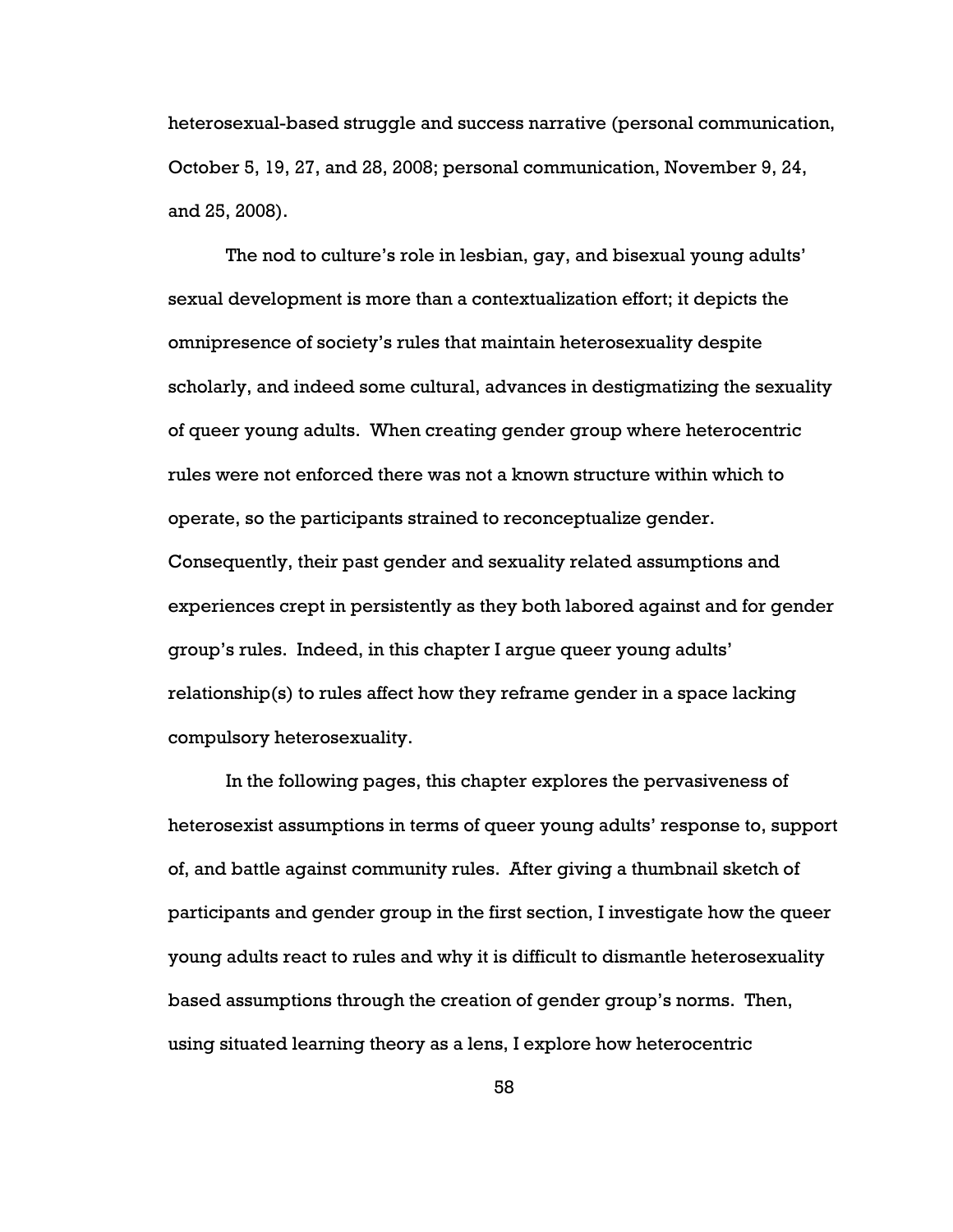heterosexual-based struggle and success narrative (personal communication, October 5, 19, 27, and 28, 2008; personal communication, November 9, 24, and 25, 2008).

The nod to culture's role in lesbian, gay, and bisexual young adults' sexual development is more than a contextualization effort; it depicts the omnipresence of society's rules that maintain heterosexuality despite scholarly, and indeed some cultural, advances in destigmatizing the sexuality of queer young adults. When creating gender group where heterocentric rules were not enforced there was not a known structure within which to operate, so the participants strained to reconceptualize gender. Consequently, their past gender and sexuality related assumptions and experiences crept in persistently as they both labored against and for gender group's rules. Indeed, in this chapter I argue queer young adults' relationship(s) to rules affect how they reframe gender in a space lacking compulsory heterosexuality.

In the following pages, this chapter explores the pervasiveness of heterosexist assumptions in terms of queer young adults' response to, support of, and battle against community rules. After giving a thumbnail sketch of participants and gender group in the first section, I investigate how the queer young adults react to rules and why it is difficult to dismantle heterosexuality based assumptions through the creation of gender group's norms. Then, using situated learning theory as a lens, I explore how heterocentric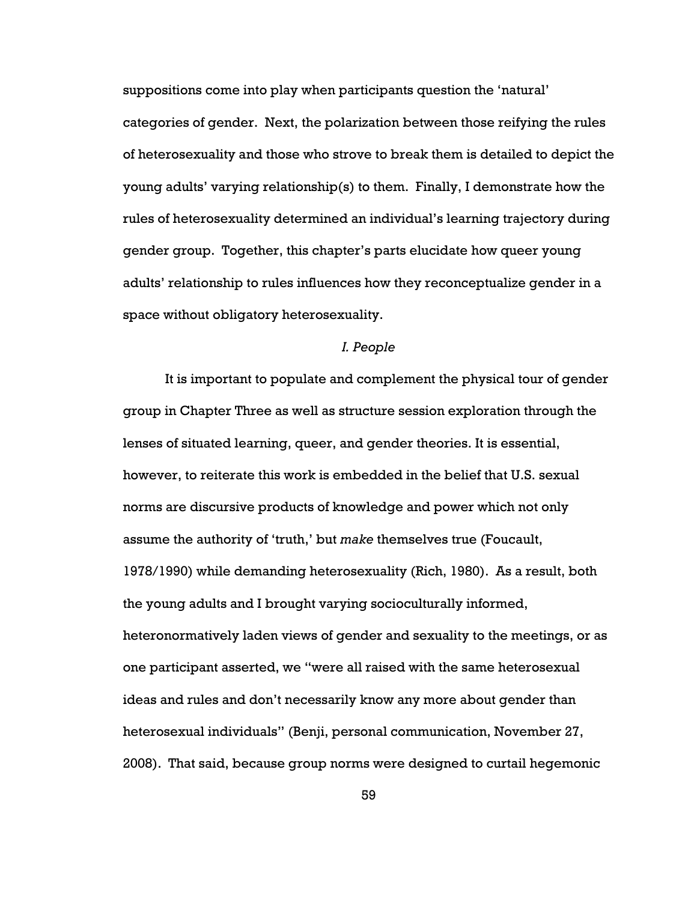suppositions come into play when participants question the 'natural' categories of gender. Next, the polarization between those reifying the rules of heterosexuality and those who strove to break them is detailed to depict the young adults' varying relationship(s) to them. Finally, I demonstrate how the rules of heterosexuality determined an individual's learning trajectory during gender group. Together, this chapter's parts elucidate how queer young adults' relationship to rules influences how they reconceptualize gender in a space without obligatory heterosexuality.

### *I. People*

It is important to populate and complement the physical tour of gender group in Chapter Three as well as structure session exploration through the lenses of situated learning, queer, and gender theories. It is essential, however, to reiterate this work is embedded in the belief that U.S. sexual norms are discursive products of knowledge and power which not only assume the authority of 'truth,' but *make* themselves true (Foucault, 1978/1990) while demanding heterosexuality (Rich, 1980). As a result, both the young adults and I brought varying socioculturally informed, heteronormatively laden views of gender and sexuality to the meetings, or as one participant asserted, we "were all raised with the same heterosexual ideas and rules and don't necessarily know any more about gender than heterosexual individuals" (Benji, personal communication, November 27, 2008). That said, because group norms were designed to curtail hegemonic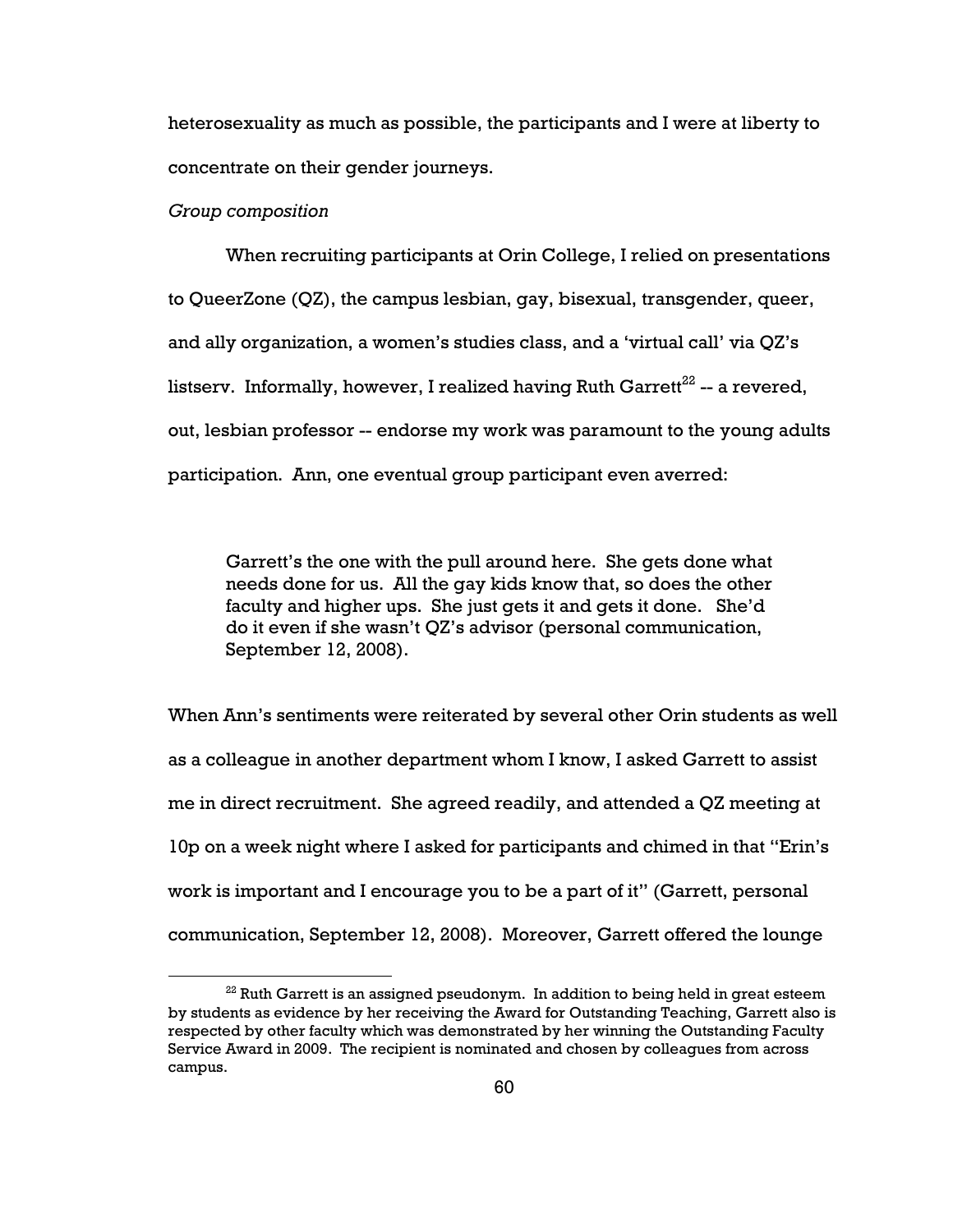heterosexuality as much as possible, the participants and I were at liberty to concentrate on their gender journeys.

*Group composition*

When recruiting participants at Orin College, I relied on presentations to QueerZone (QZ), the campus lesbian, gay, bisexual, transgender, queer, and ally organization, a women's studies class, and a 'virtual call' via QZ's listserv. Informally, however, I realized having Ruth Garrett[22] -- a revered, out, lesbian professor -- endorse my work was paramount to the young adults participation. Ann, one eventual group participant even averred:

> Garrett's the one with the pull around here. She gets done what needs done for us. All the gay kids know that, so does the other faculty and higher ups. She just gets it and gets it done. She'd do it even if she wasn't QZ's advisor (personal communication, September 12, 2008).

When Ann's sentiments were reiterated by several other Orin students as well as a colleague in another department whom I know, I asked Garrett to assist me in direct recruitment. She agreed readily, and attended a QZ meeting at 10p on a week night where I asked for participants and chimed in that "Erin's work is important and I encourage you to be a part of it" (Garrett, personal communication, September 12, 2008). Moreover, Garrett offered the lounge

[22] Ruth Garrett is an assigned pseudonym. In addition to being held in great esteem by students as evidence by her receiving the Award for Outstanding Teaching, Garrett also is respected by other faculty which was demonstrated by her winning the Outstanding Faculty Service Award in 2009. The recipient is nominated and chosen by colleagues from across campus.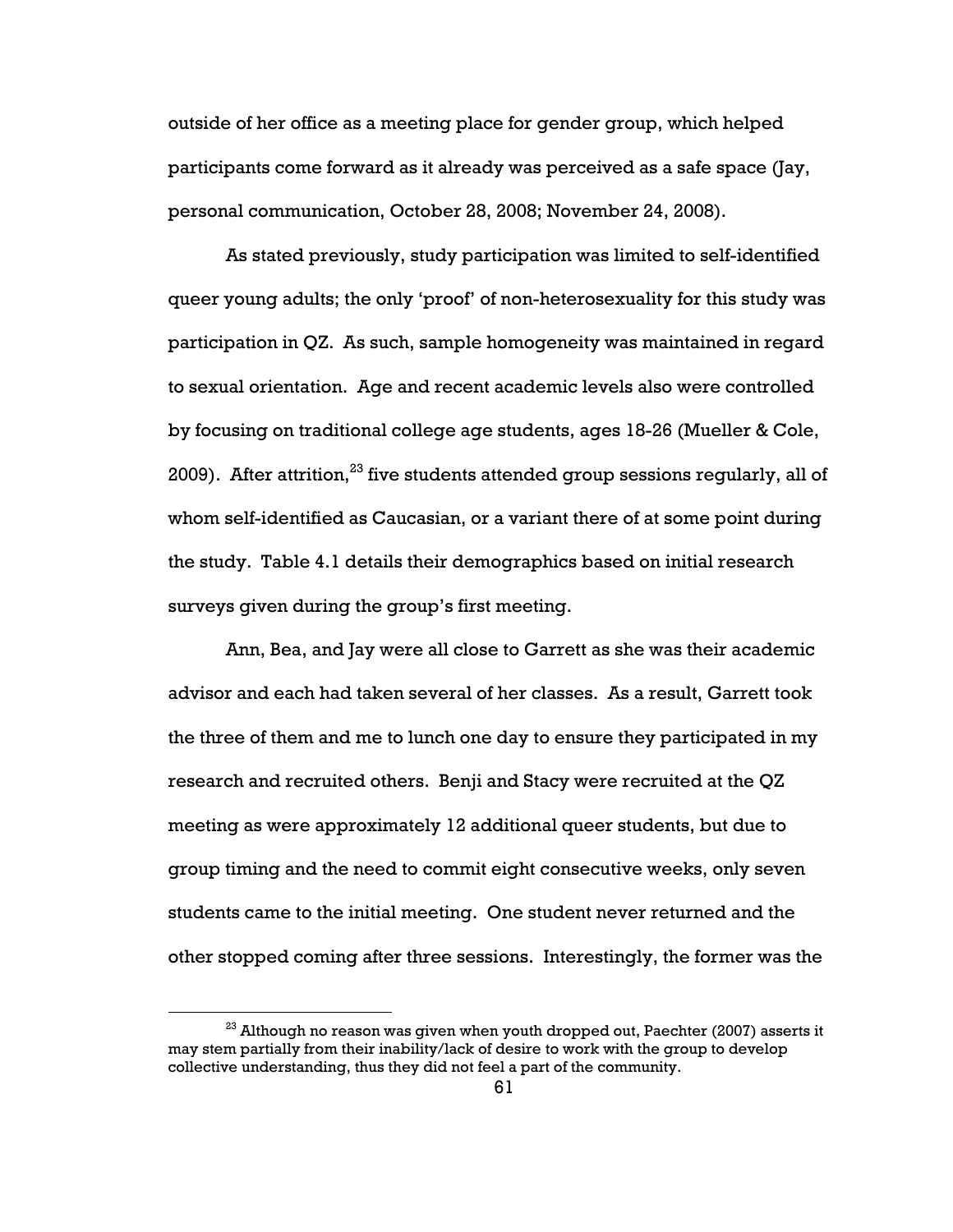outside of her office as a meeting place for gender group, which helped participants come forward as it already was perceived as a safe space (Jay, personal communication, October 28, 2008; November 24, 2008).

As stated previously, study participation was limited to self-identified queer young adults; the only 'proof' of non-heterosexuality for this study was participation in QZ. As such, sample homogeneity was maintained in regard to sexual orientation. Age and recent academic levels also were controlled by focusing on traditional college age students, ages 18-26 (Mueller & Cole, 2009). After attrition,[23] five students attended group sessions regularly, all of whom self-identified as Caucasian, or a variant there of at some point during the study. Table 4.1 details their demographics based on initial research surveys given during the group's first meeting.

Ann, Bea, and Jay were all close to Garrett as she was their academic advisor and each had taken several of her classes. As a result, Garrett took the three of them and me to lunch one day to ensure they participated in my research and recruited others. Benji and Stacy were recruited at the QZ meeting as were approximately 12 additional queer students, but due to group timing and the need to commit eight consecutive weeks, only seven students came to the initial meeting. One student never returned and the other stopped coming after three sessions. Interestingly, the former was the

[23] Although no reason was given when youth dropped out, Paechter (2007) asserts it may stem partially from their inability/lack of desire to work with the group to develop collective understanding, thus they did not feel a part of the community.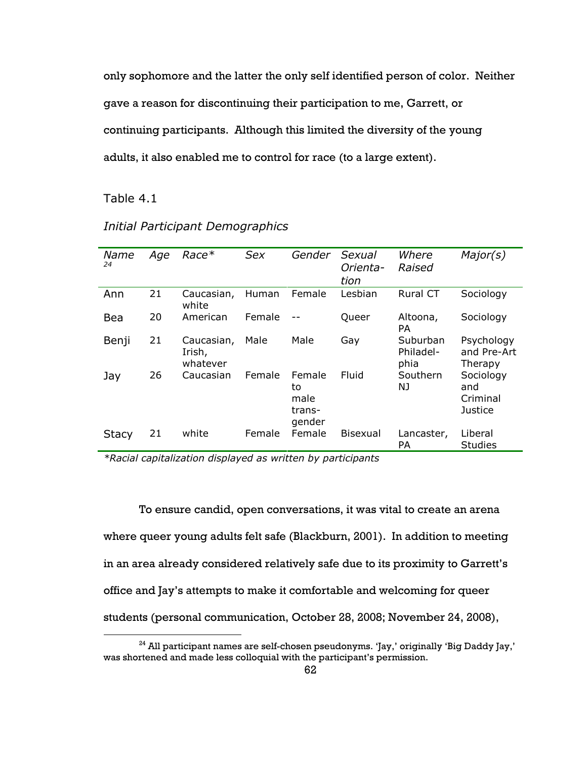only sophomore and the latter the only self identified person of color. Neither gave a reason for discontinuing their participation to me, Garrett, or continuing participants. Although this limited the diversity of the young adults, it also enabled me to control for race (to a large extent).

Table 4.1

*Initial Participant Demographics*

| *Name*[24] | *Age* | *Race** | *Sex* | *Gender* | *Sexual Orientation* | *Where Raised* | *Major(s)* |
|---|---|---|---|---|---|---|---|
| Ann | 21 | Caucasian, white | Human | Female | Lesbian | Rural CT | Sociology |
| Bea | 20 | American | Female | -- | Queer | Altoona, PA | Sociology |
| Benji | 21 | Caucasian, Irish, whatever | Male | Male | Gay | Suburban Philadelphia | Psychology and Pre-Art Therapy |
| Jay | 26 | Caucasian | Female | Female to male transgender | Fluid | Southern NJ | Sociology and Criminal Justice |
| Stacy | 21 | white | Female | Female | Bisexual | Lancaster, PA | Liberal Studies |

*\*Racial capitalization displayed as written by participants*

To ensure candid, open conversations, it was vital to create an arena where queer young adults felt safe (Blackburn, 2001). In addition to meeting in an area already considered relatively safe due to its proximity to Garrett's office and Jay's attempts to make it comfortable and welcoming for queer students (personal communication, October 28, 2008; November 24, 2008),

[24] All participant names are self-chosen pseudonyms. 'Jay,' originally 'Big Daddy Jay,' was shortened and made less colloquial with the participant's permission.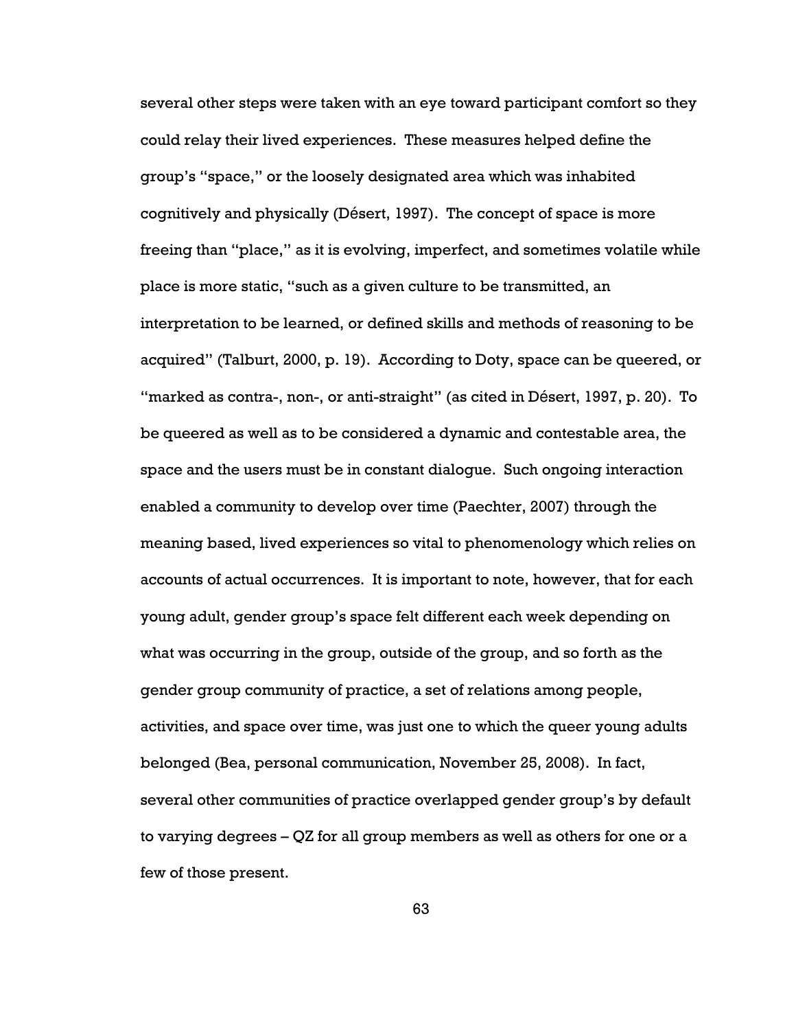several other steps were taken with an eye toward participant comfort so they could relay their lived experiences. These measures helped define the group's "space," or the loosely designated area which was inhabited cognitively and physically (Désert, 1997). The concept of space is more freeing than "place," as it is evolving, imperfect, and sometimes volatile while place is more static, "such as a given culture to be transmitted, an interpretation to be learned, or defined skills and methods of reasoning to be acquired" (Talburt, 2000, p. 19). According to Doty, space can be queered, or "marked as contra-, non-, or anti-straight" (as cited in Désert, 1997, p. 20). To be queered as well as to be considered a dynamic and contestable area, the space and the users must be in constant dialogue. Such ongoing interaction enabled a community to develop over time (Paechter, 2007) through the meaning based, lived experiences so vital to phenomenology which relies on accounts of actual occurrences. It is important to note, however, that for each young adult, gender group's space felt different each week depending on what was occurring in the group, outside of the group, and so forth as the gender group community of practice, a set of relations among people, activities, and space over time, was just one to which the queer young adults belonged (Bea, personal communication, November 25, 2008). In fact, several other communities of practice overlapped gender group's by default to varying degrees – QZ for all group members as well as others for one or a few of those present.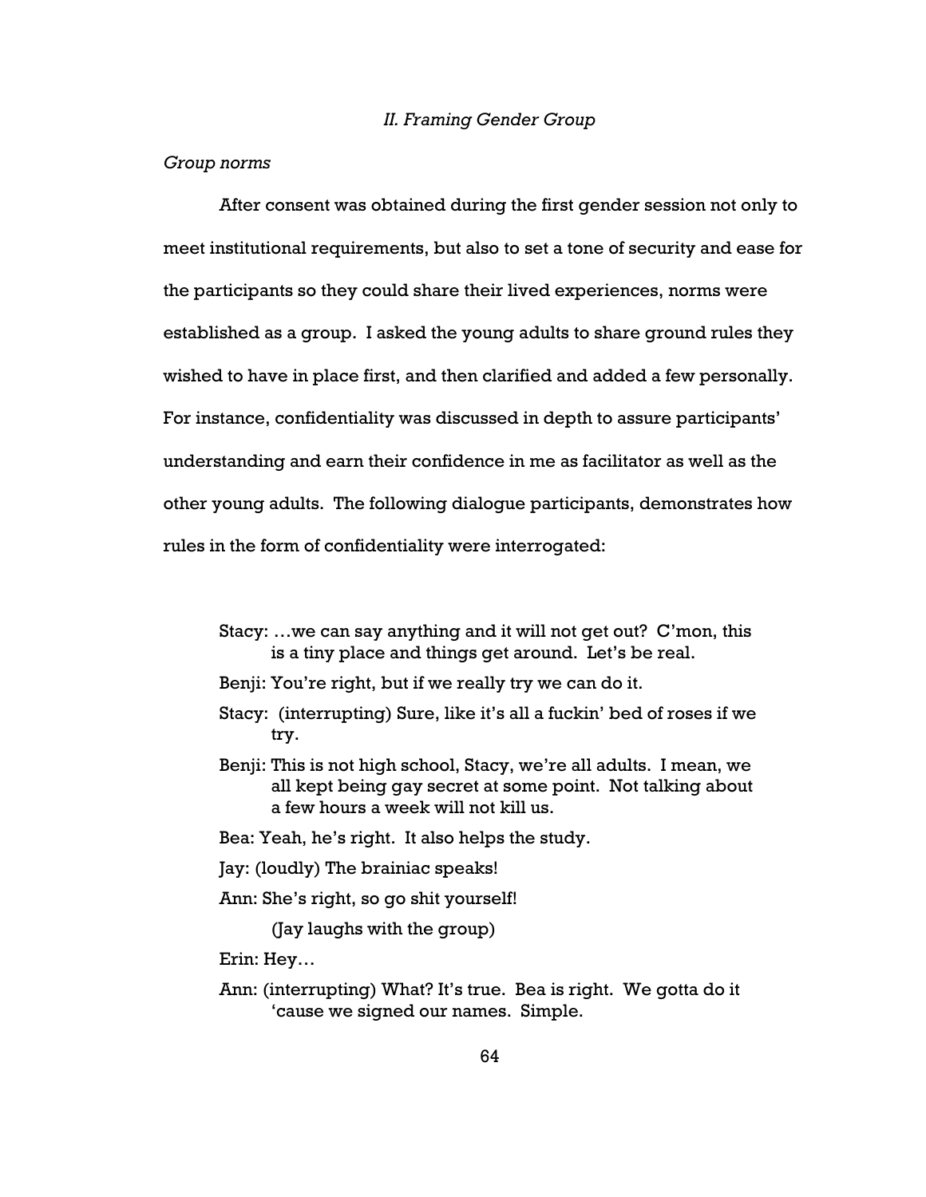### *II. Framing Gender Group*

*Group norms*

After consent was obtained during the first gender session not only to meet institutional requirements, but also to set a tone of security and ease for the participants so they could share their lived experiences, norms were established as a group. I asked the young adults to share ground rules they wished to have in place first, and then clarified and added a few personally. For instance, confidentiality was discussed in depth to assure participants' understanding and earn their confidence in me as facilitator as well as the other young adults. The following dialogue participants, demonstrates how rules in the form of confidentiality were interrogated:

> Stacy: …we can say anything and it will not get out? C'mon, this is a tiny place and things get around. Let's be real.
>
> Benji: You're right, but if we really try we can do it.
>
> Stacy: (interrupting) Sure, like it's all a fuckin' bed of roses if we try.
>
> Benji: This is not high school, Stacy, we're all adults. I mean, we all kept being gay secret at some point. Not talking about a few hours a week will not kill us.
>
> Bea: Yeah, he's right. It also helps the study.
>
> Jay: (loudly) The brainiac speaks!
>
> Ann: She's right, so go shit yourself!
>
> (Jay laughs with the group)
>
> Erin: Hey…
>
> Ann: (interrupting) What? It's true. Bea is right. We gotta do it 'cause we signed our names. Simple.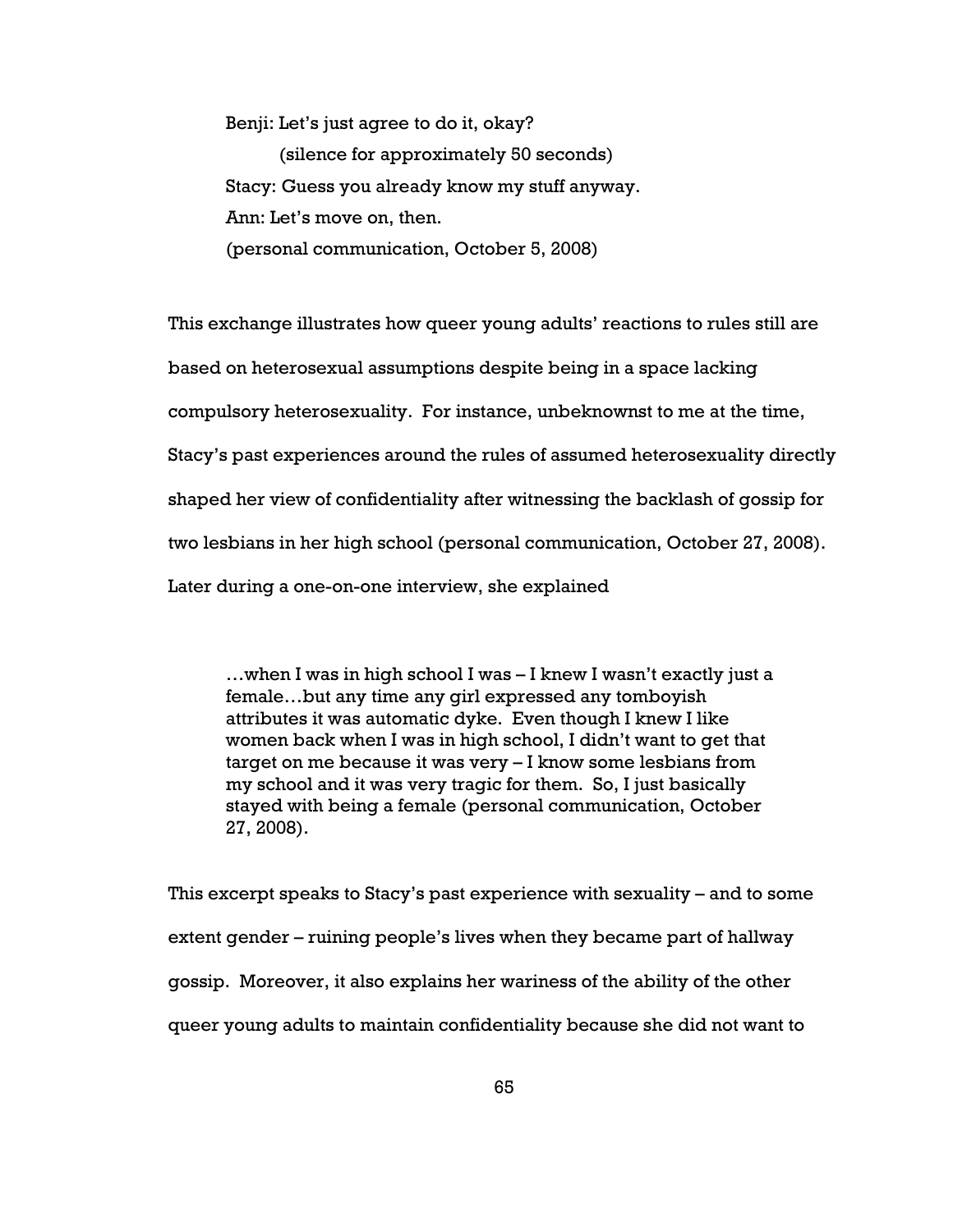> Benji: Let's just agree to do it, okay?
>
> (silence for approximately 50 seconds)
>
> Stacy: Guess you already know my stuff anyway.
>
> Ann: Let's move on, then.
>
> (personal communication, October 5, 2008)

This exchange illustrates how queer young adults' reactions to rules still are based on heterosexual assumptions despite being in a space lacking compulsory heterosexuality. For instance, unbeknownst to me at the time, Stacy's past experiences around the rules of assumed heterosexuality directly shaped her view of confidentiality after witnessing the backlash of gossip for two lesbians in her high school (personal communication, October 27, 2008). Later during a one-on-one interview, she explained

> …when I was in high school I was – I knew I wasn't exactly just a female…but any time any girl expressed any tomboyish attributes it was automatic dyke. Even though I knew I like women back when I was in high school, I didn't want to get that target on me because it was very – I know some lesbians from my school and it was very tragic for them. So, I just basically stayed with being a female (personal communication, October 27, 2008).

This excerpt speaks to Stacy's past experience with sexuality – and to some extent gender – ruining people's lives when they became part of hallway gossip. Moreover, it also explains her wariness of the ability of the other queer young adults to maintain confidentiality because she did not want to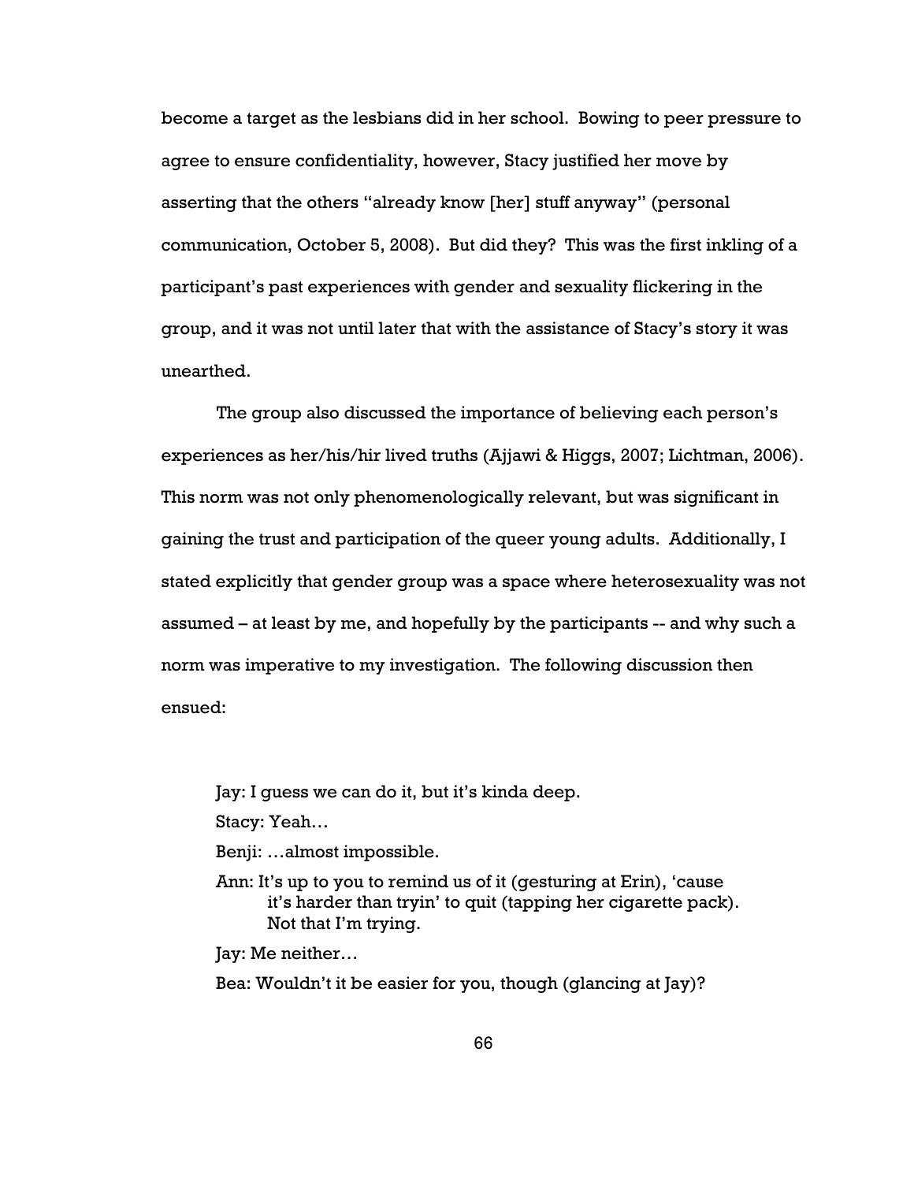become a target as the lesbians did in her school. Bowing to peer pressure to agree to ensure confidentiality, however, Stacy justified her move by asserting that the others "already know [her] stuff anyway" (personal communication, October 5, 2008). But did they? This was the first inkling of a participant's past experiences with gender and sexuality flickering in the group, and it was not until later that with the assistance of Stacy's story it was unearthed.

The group also discussed the importance of believing each person's experiences as her/his/hir lived truths (Ajjawi & Higgs, 2007; Lichtman, 2006). This norm was not only phenomenologically relevant, but was significant in gaining the trust and participation of the queer young adults. Additionally, I stated explicitly that gender group was a space where heterosexuality was not assumed – at least by me, and hopefully by the participants -- and why such a norm was imperative to my investigation. The following discussion then ensued:

> Jay: I guess we can do it, but it's kinda deep.
>
> Stacy: Yeah…
>
> Benji: …almost impossible.
>
> Ann: It's up to you to remind us of it (gesturing at Erin), 'cause it's harder than tryin' to quit (tapping her cigarette pack). Not that I'm trying.
>
> Jay: Me neither…
>
> Bea: Wouldn't it be easier for you, though (glancing at Jay)?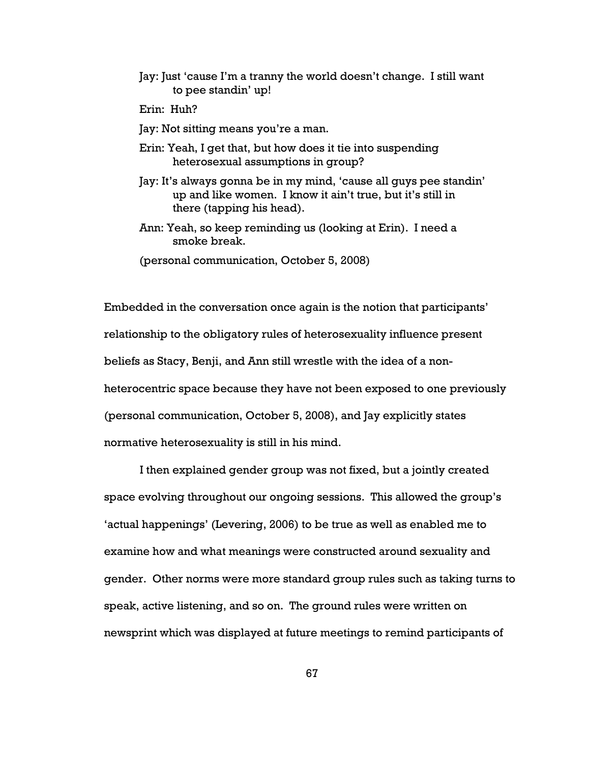Jay: Just 'cause I'm a tranny the world doesn't change. I still want to pee standin' up!

Erin: Huh?

Jay: Not sitting means you're a man.

Erin: Yeah, I get that, but how does it tie into suspending heterosexual assumptions in group?

Jay: It's always gonna be in my mind, 'cause all guys pee standin' up and like women. I know it ain't true, but it's still in there (tapping his head).

Ann: Yeah, so keep reminding us (looking at Erin). I need a smoke break.

(personal communication, October 5, 2008)

Embedded in the conversation once again is the notion that participants' relationship to the obligatory rules of heterosexuality influence present beliefs as Stacy, Benji, and Ann still wrestle with the idea of a non-heterocentric space because they have not been exposed to one previously (personal communication, October 5, 2008), and Jay explicitly states normative heterosexuality is still in his mind.

I then explained gender group was not fixed, but a jointly created space evolving throughout our ongoing sessions. This allowed the group's 'actual happenings' (Levering, 2006) to be true as well as enabled me to examine how and what meanings were constructed around sexuality and gender. Other norms were more standard group rules such as taking turns to speak, active listening, and so on. The ground rules were written on newsprint which was displayed at future meetings to remind participants of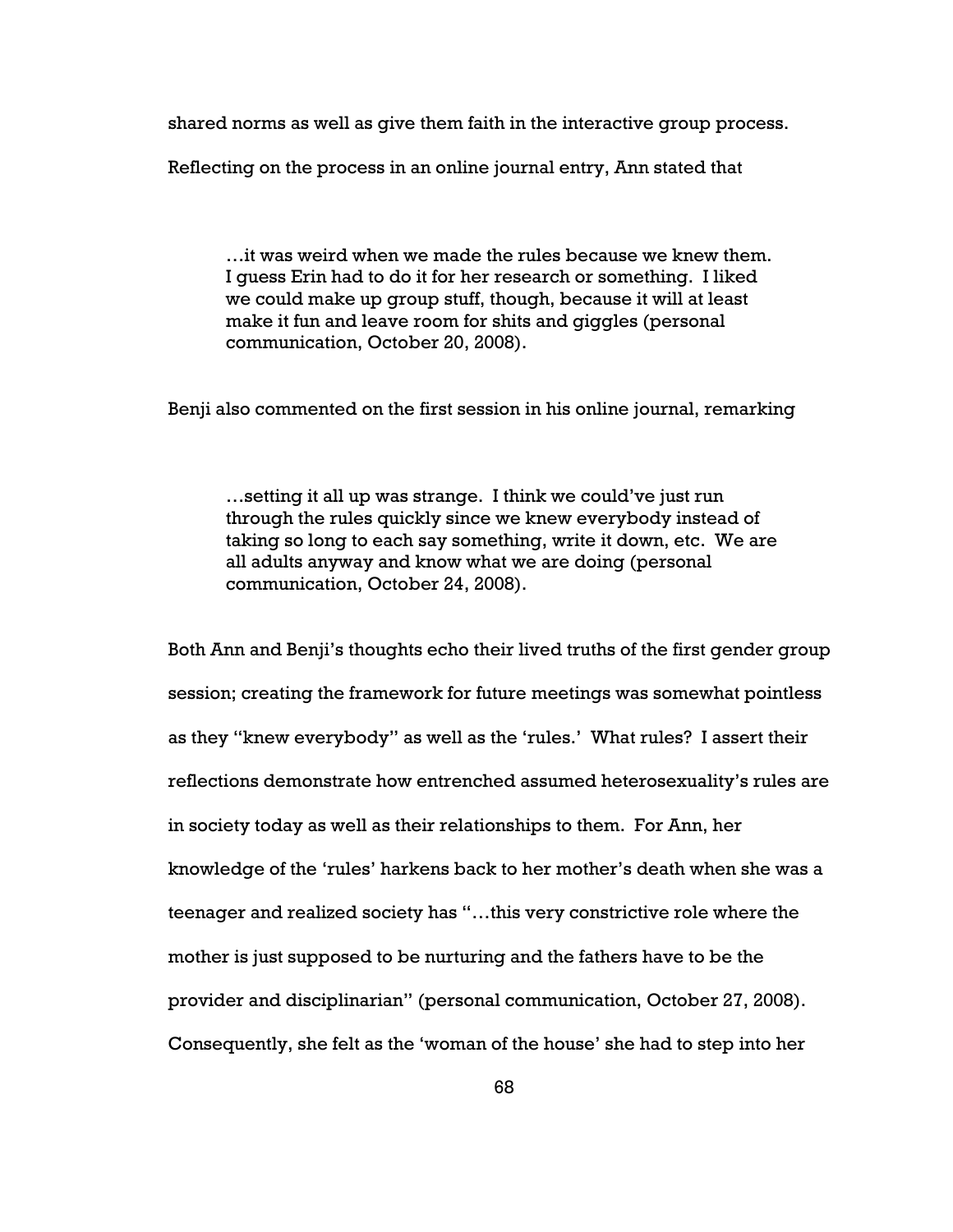shared norms as well as give them faith in the interactive group process.

Reflecting on the process in an online journal entry, Ann stated that

> …it was weird when we made the rules because we knew them. I guess Erin had to do it for her research or something. I liked we could make up group stuff, though, because it will at least make it fun and leave room for shits and giggles (personal communication, October 20, 2008).

Benji also commented on the first session in his online journal, remarking

> …setting it all up was strange. I think we could've just run through the rules quickly since we knew everybody instead of taking so long to each say something, write it down, etc. We are all adults anyway and know what we are doing (personal communication, October 24, 2008).

Both Ann and Benji's thoughts echo their lived truths of the first gender group session; creating the framework for future meetings was somewhat pointless as they "knew everybody" as well as the 'rules.' What rules? I assert their reflections demonstrate how entrenched assumed heterosexuality's rules are in society today as well as their relationships to them. For Ann, her knowledge of the 'rules' harkens back to her mother's death when she was a teenager and realized society has "…this very constrictive role where the mother is just supposed to be nurturing and the fathers have to be the provider and disciplinarian" (personal communication, October 27, 2008). Consequently, she felt as the 'woman of the house' she had to step into her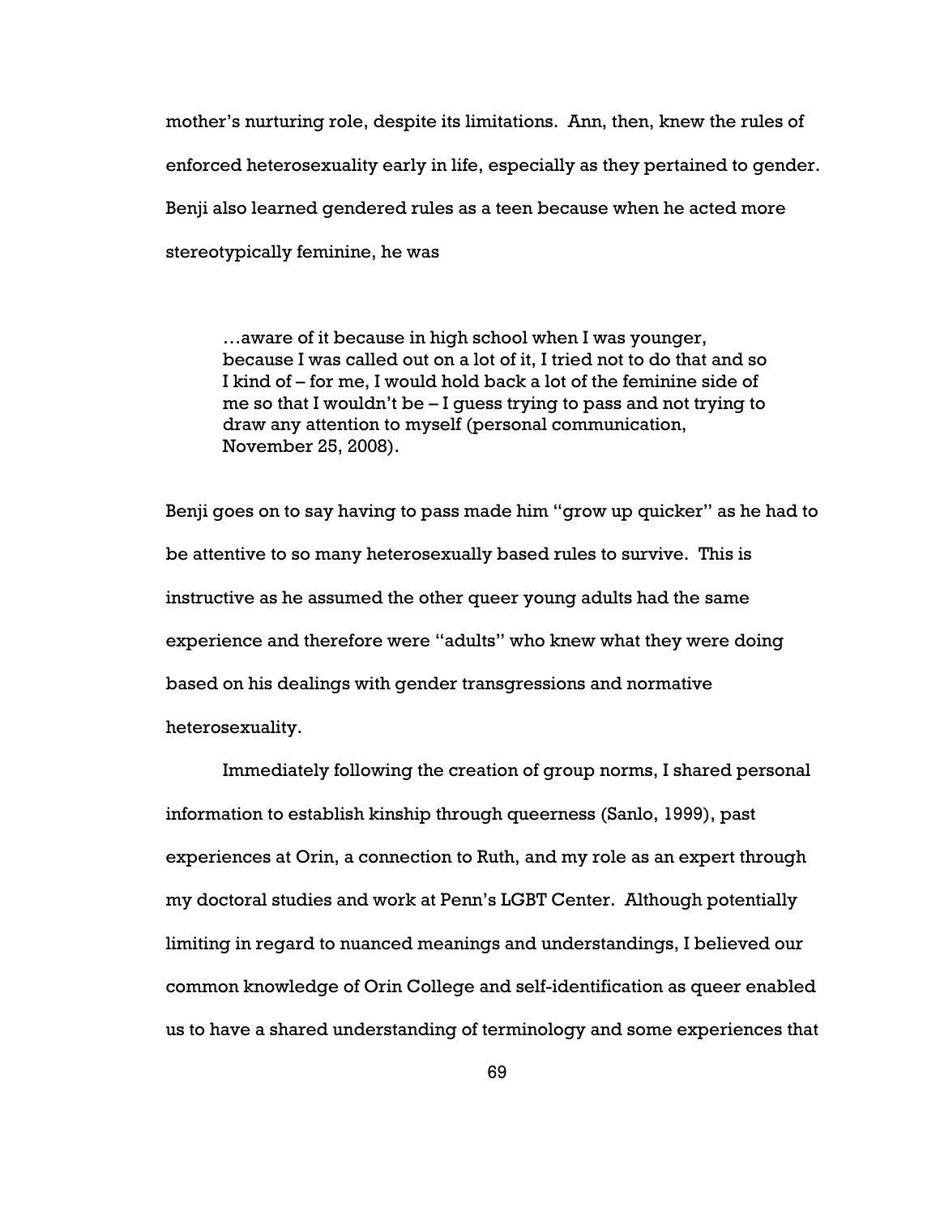mother's nurturing role, despite its limitations. Ann, then, knew the rules of enforced heterosexuality early in life, especially as they pertained to gender. Benji also learned gendered rules as a teen because when he acted more stereotypically feminine, he was

> …aware of it because in high school when I was younger, because I was called out on a lot of it, I tried not to do that and so I kind of – for me, I would hold back a lot of the feminine side of me so that I wouldn't be – I guess trying to pass and not trying to draw any attention to myself (personal communication, November 25, 2008).

Benji goes on to say having to pass made him "grow up quicker" as he had to be attentive to so many heterosexually based rules to survive. This is instructive as he assumed the other queer young adults had the same experience and therefore were "adults" who knew what they were doing based on his dealings with gender transgressions and normative heterosexuality.

Immediately following the creation of group norms, I shared personal information to establish kinship through queerness (Sanlo, 1999), past experiences at Orin, a connection to Ruth, and my role as an expert through my doctoral studies and work at Penn's LGBT Center. Although potentially limiting in regard to nuanced meanings and understandings, I believed our common knowledge of Orin College and self-identification as queer enabled us to have a shared understanding of terminology and some experiences that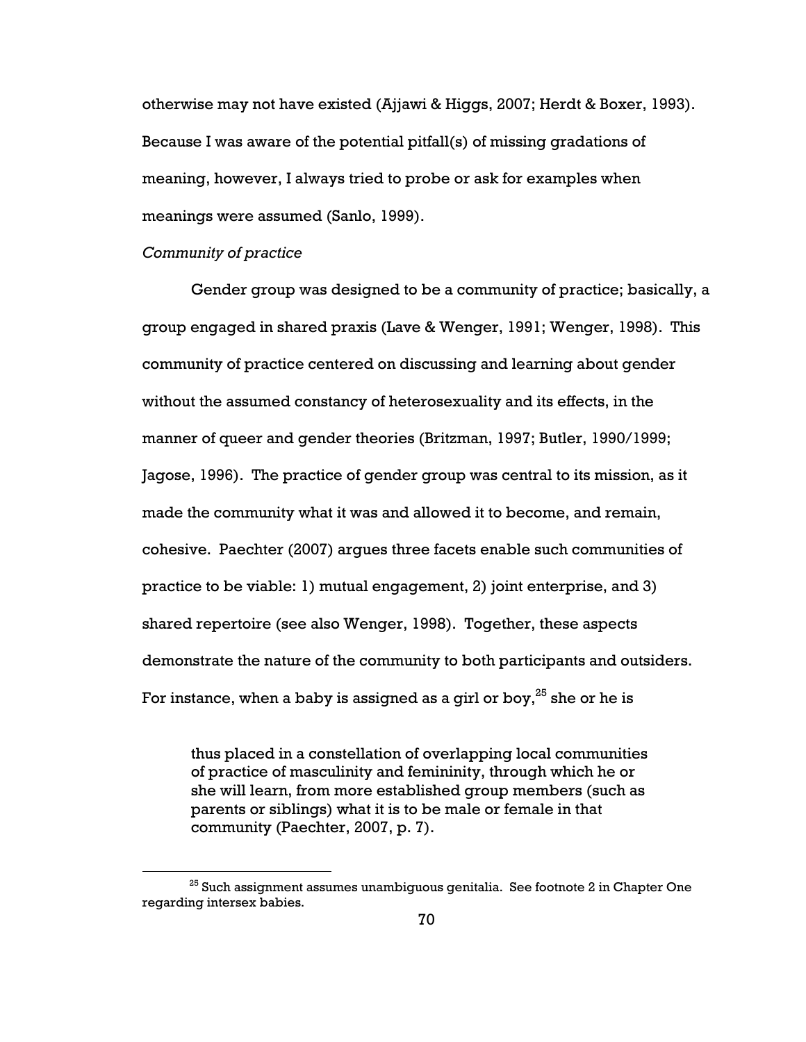otherwise may not have existed (Ajjawi & Higgs, 2007; Herdt & Boxer, 1993). Because I was aware of the potential pitfall(s) of missing gradations of meaning, however, I always tried to probe or ask for examples when meanings were assumed (Sanlo, 1999).

*Community of practice*

Gender group was designed to be a community of practice; basically, a group engaged in shared praxis (Lave & Wenger, 1991; Wenger, 1998). This community of practice centered on discussing and learning about gender without the assumed constancy of heterosexuality and its effects, in the manner of queer and gender theories (Britzman, 1997; Butler, 1990/1999; Jagose, 1996). The practice of gender group was central to its mission, as it made the community what it was and allowed it to become, and remain, cohesive. Paechter (2007) argues three facets enable such communities of practice to be viable: 1) mutual engagement, 2) joint enterprise, and 3) shared repertoire (see also Wenger, 1998). Together, these aspects demonstrate the nature of the community to both participants and outsiders. For instance, when a baby is assigned as a girl or boy,[25] she or he is

> thus placed in a constellation of overlapping local communities of practice of masculinity and femininity, through which he or she will learn, from more established group members (such as parents or siblings) what it is to be male or female in that community (Paechter, 2007, p. 7).

[25] Such assignment assumes unambiguous genitalia. See footnote 2 in Chapter One regarding intersex babies.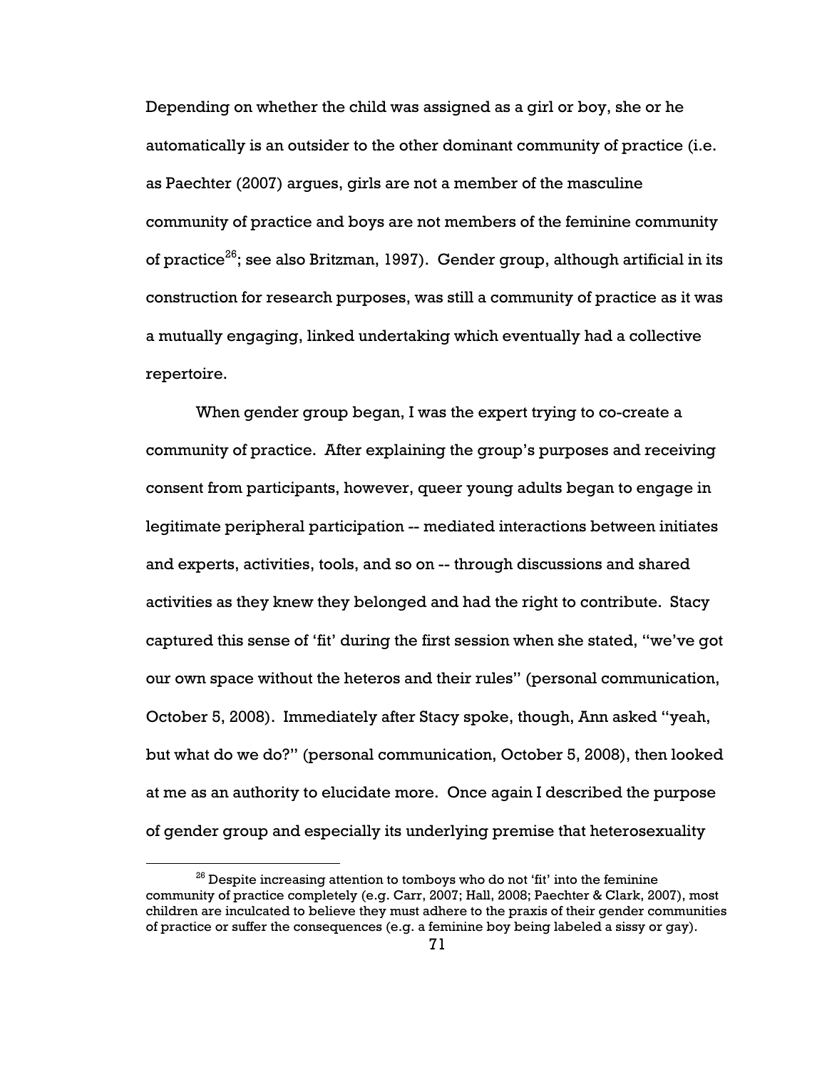Depending on whether the child was assigned as a girl or boy, she or he automatically is an outsider to the other dominant community of practice (i.e. as Paechter (2007) argues, girls are not a member of the masculine community of practice and boys are not members of the feminine community of practice[26]; see also Britzman, 1997). Gender group, although artificial in its construction for research purposes, was still a community of practice as it was a mutually engaging, linked undertaking which eventually had a collective repertoire.

When gender group began, I was the expert trying to co-create a community of practice. After explaining the group's purposes and receiving consent from participants, however, queer young adults began to engage in legitimate peripheral participation -- mediated interactions between initiates and experts, activities, tools, and so on -- through discussions and shared activities as they knew they belonged and had the right to contribute. Stacy captured this sense of 'fit' during the first session when she stated, "we've got our own space without the heteros and their rules" (personal communication, October 5, 2008). Immediately after Stacy spoke, though, Ann asked "yeah, but what do we do?" (personal communication, October 5, 2008), then looked at me as an authority to elucidate more. Once again I described the purpose of gender group and especially its underlying premise that heterosexuality

[26] Despite increasing attention to tomboys who do not 'fit' into the feminine community of practice completely (e.g. Carr, 2007; Hall, 2008; Paechter & Clark, 2007), most children are inculcated to believe they must adhere to the praxis of their gender communities of practice or suffer the consequences (e.g. a feminine boy being labeled a sissy or gay).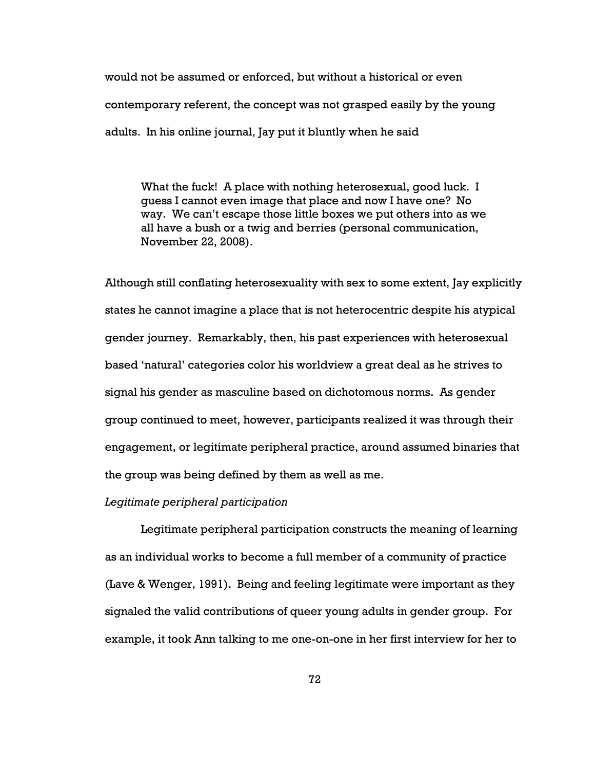would not be assumed or enforced, but without a historical or even contemporary referent, the concept was not grasped easily by the young adults. In his online journal, Jay put it bluntly when he said

> What the fuck! A place with nothing heterosexual, good luck. I guess I cannot even image that place and now I have one? No way. We can't escape those little boxes we put others into as we all have a bush or a twig and berries (personal communication, November 22, 2008).

Although still conflating heterosexuality with sex to some extent, Jay explicitly states he cannot imagine a place that is not heterocentric despite his atypical gender journey. Remarkably, then, his past experiences with heterosexual based 'natural' categories color his worldview a great deal as he strives to signal his gender as masculine based on dichotomous norms. As gender group continued to meet, however, participants realized it was through their engagement, or legitimate peripheral practice, around assumed binaries that the group was being defined by them as well as me.

*Legitimate peripheral participation*

Legitimate peripheral participation constructs the meaning of learning as an individual works to become a full member of a community of practice (Lave & Wenger, 1991). Being and feeling legitimate were important as they signaled the valid contributions of queer young adults in gender group. For example, it took Ann talking to me one-on-one in her first interview for her to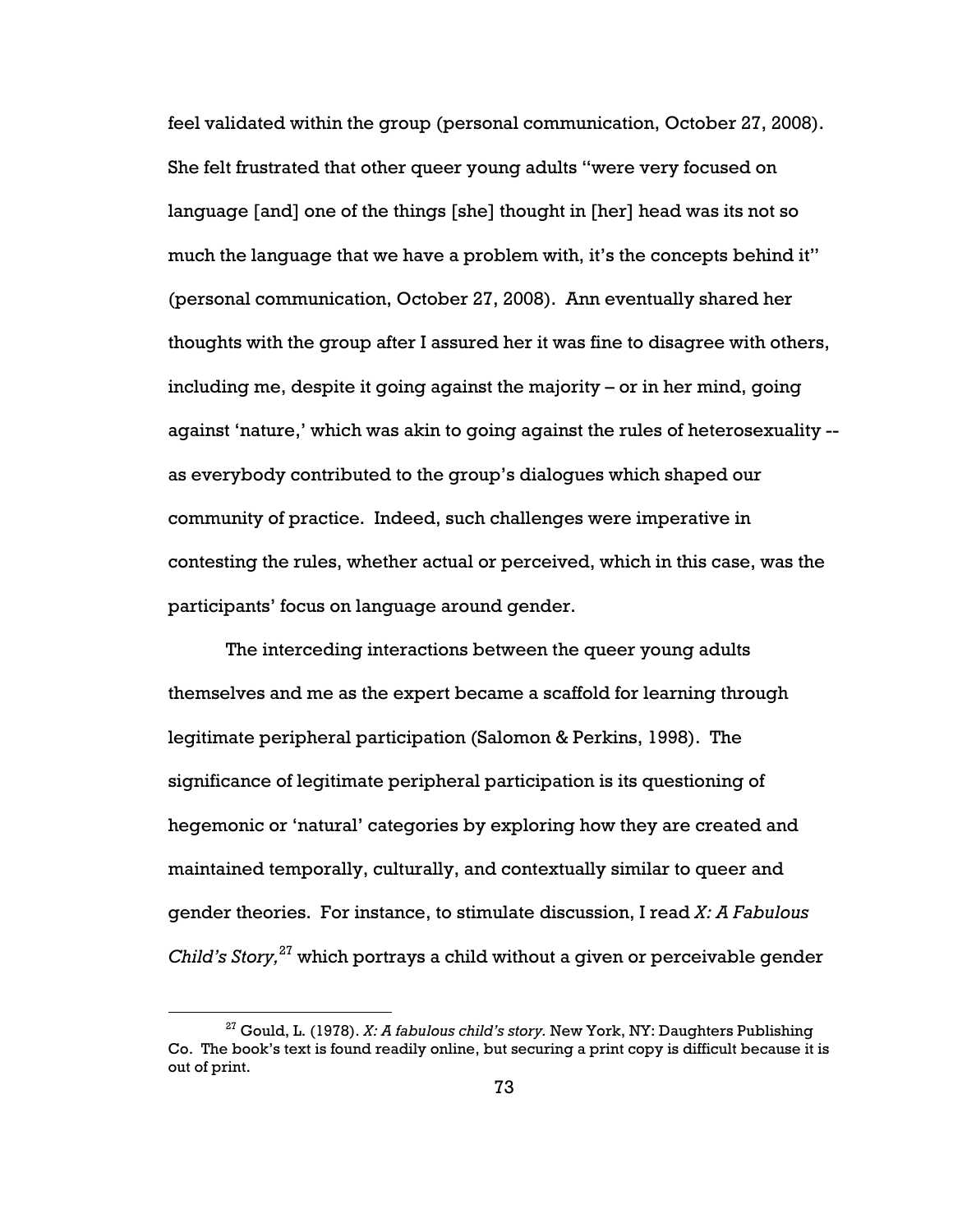feel validated within the group (personal communication, October 27, 2008). She felt frustrated that other queer young adults "were very focused on language [and] one of the things [she] thought in [her] head was its not so much the language that we have a problem with, it's the concepts behind it" (personal communication, October 27, 2008). Ann eventually shared her thoughts with the group after I assured her it was fine to disagree with others, including me, despite it going against the majority – or in her mind, going against 'nature,' which was akin to going against the rules of heterosexuality -- as everybody contributed to the group's dialogues which shaped our community of practice. Indeed, such challenges were imperative in contesting the rules, whether actual or perceived, which in this case, was the participants' focus on language around gender.

The interceding interactions between the queer young adults themselves and me as the expert became a scaffold for learning through legitimate peripheral participation (Salomon & Perkins, 1998). The significance of legitimate peripheral participation is its questioning of hegemonic or 'natural' categories by exploring how they are created and maintained temporally, culturally, and contextually similar to queer and gender theories. For instance, to stimulate discussion, I read *X: A Fabulous Child's Story,*[27] which portrays a child without a given or perceivable gender

[27] Gould, L. (1978). *X: A fabulous child's story.* New York, NY: Daughters Publishing Co. The book's text is found readily online, but securing a print copy is difficult because it is out of print.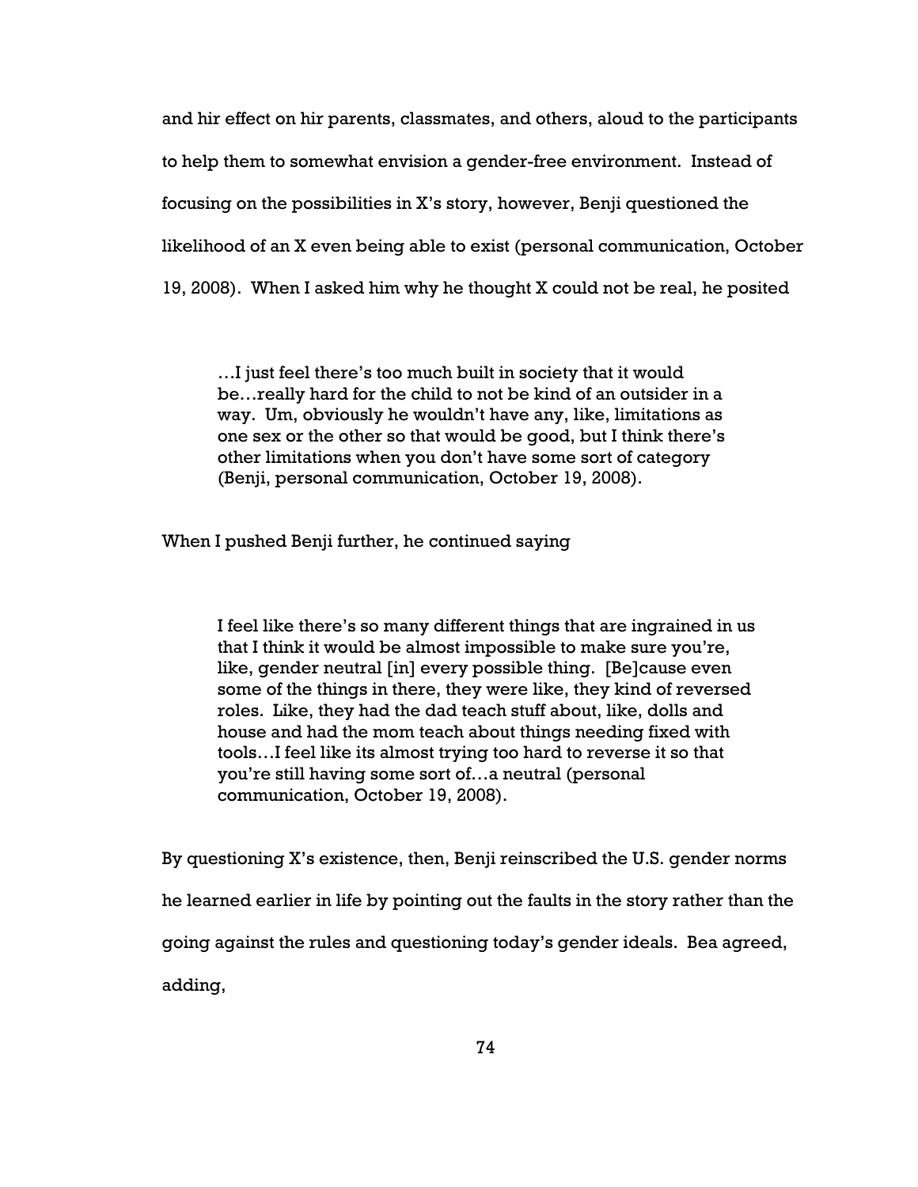and hir effect on hir parents, classmates, and others, aloud to the participants to help them to somewhat envision a gender-free environment. Instead of focusing on the possibilities in X's story, however, Benji questioned the likelihood of an X even being able to exist (personal communication, October 19, 2008). When I asked him why he thought X could not be real, he posited

> …I just feel there's too much built in society that it would be…really hard for the child to not be kind of an outsider in a way. Um, obviously he wouldn't have any, like, limitations as one sex or the other so that would be good, but I think there's other limitations when you don't have some sort of category (Benji, personal communication, October 19, 2008).

When I pushed Benji further, he continued saying

> I feel like there's so many different things that are ingrained in us that I think it would be almost impossible to make sure you're, like, gender neutral [in] every possible thing. [Be]cause even some of the things in there, they were like, they kind of reversed roles. Like, they had the dad teach stuff about, like, dolls and house and had the mom teach about things needing fixed with tools…I feel like its almost trying too hard to reverse it so that you're still having some sort of…a neutral (personal communication, October 19, 2008).

By questioning X's existence, then, Benji reinscribed the U.S. gender norms he learned earlier in life by pointing out the faults in the story rather than the going against the rules and questioning today's gender ideals. Bea agreed, adding,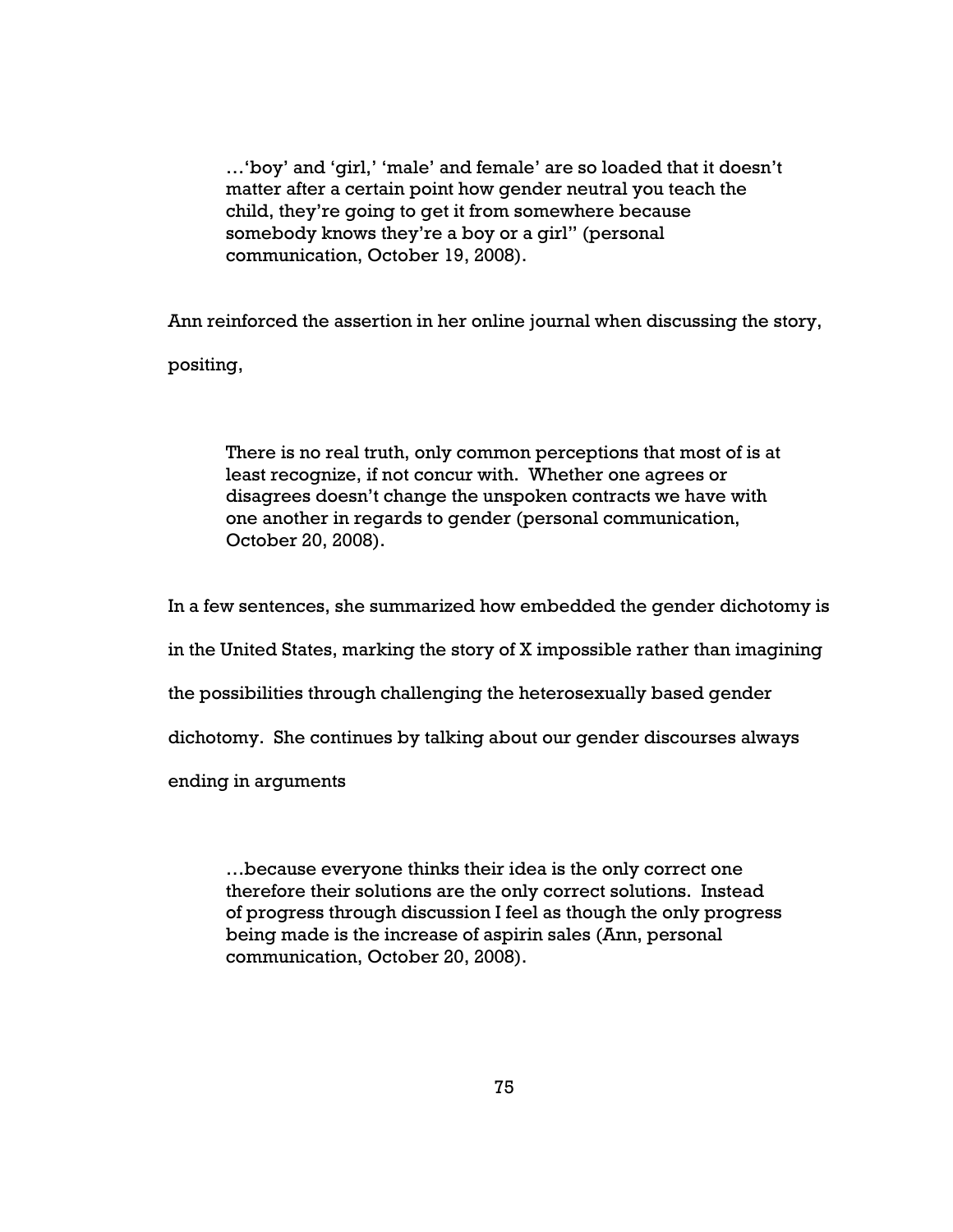> …'boy' and 'girl,' 'male' and female' are so loaded that it doesn't matter after a certain point how gender neutral you teach the child, they're going to get it from somewhere because somebody knows they're a boy or a girl" (personal communication, October 19, 2008).

Ann reinforced the assertion in her online journal when discussing the story, positing,

> There is no real truth, only common perceptions that most of is at least recognize, if not concur with. Whether one agrees or disagrees doesn't change the unspoken contracts we have with one another in regards to gender (personal communication, October 20, 2008).

In a few sentences, she summarized how embedded the gender dichotomy is in the United States, marking the story of X impossible rather than imagining the possibilities through challenging the heterosexually based gender dichotomy. She continues by talking about our gender discourses always ending in arguments

> …because everyone thinks their idea is the only correct one therefore their solutions are the only correct solutions. Instead of progress through discussion I feel as though the only progress being made is the increase of aspirin sales (Ann, personal communication, October 20, 2008).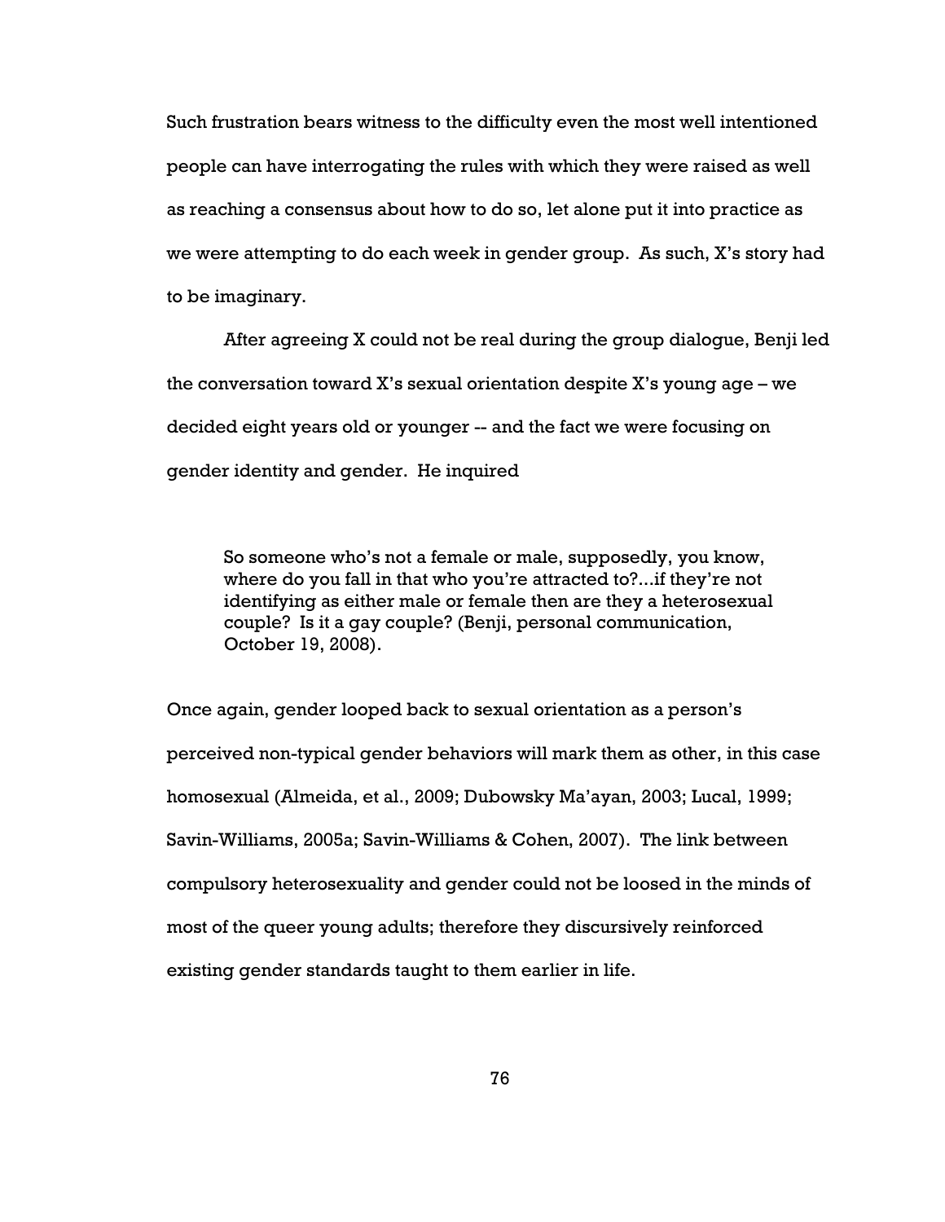Such frustration bears witness to the difficulty even the most well intentioned people can have interrogating the rules with which they were raised as well as reaching a consensus about how to do so, let alone put it into practice as we were attempting to do each week in gender group. As such, X's story had to be imaginary.

After agreeing X could not be real during the group dialogue, Benji led the conversation toward X's sexual orientation despite X's young age – we decided eight years old or younger -- and the fact we were focusing on gender identity and gender. He inquired

> So someone who's not a female or male, supposedly, you know, where do you fall in that who you're attracted to?...if they're not identifying as either male or female then are they a heterosexual couple? Is it a gay couple? (Benji, personal communication, October 19, 2008).

Once again, gender looped back to sexual orientation as a person's perceived non-typical gender behaviors will mark them as other, in this case homosexual (Almeida, et al., 2009; Dubowsky Ma'ayan, 2003; Lucal, 1999; Savin-Williams, 2005a; Savin-Williams & Cohen, 2007). The link between compulsory heterosexuality and gender could not be loosed in the minds of most of the queer young adults; therefore they discursively reinforced existing gender standards taught to them earlier in life.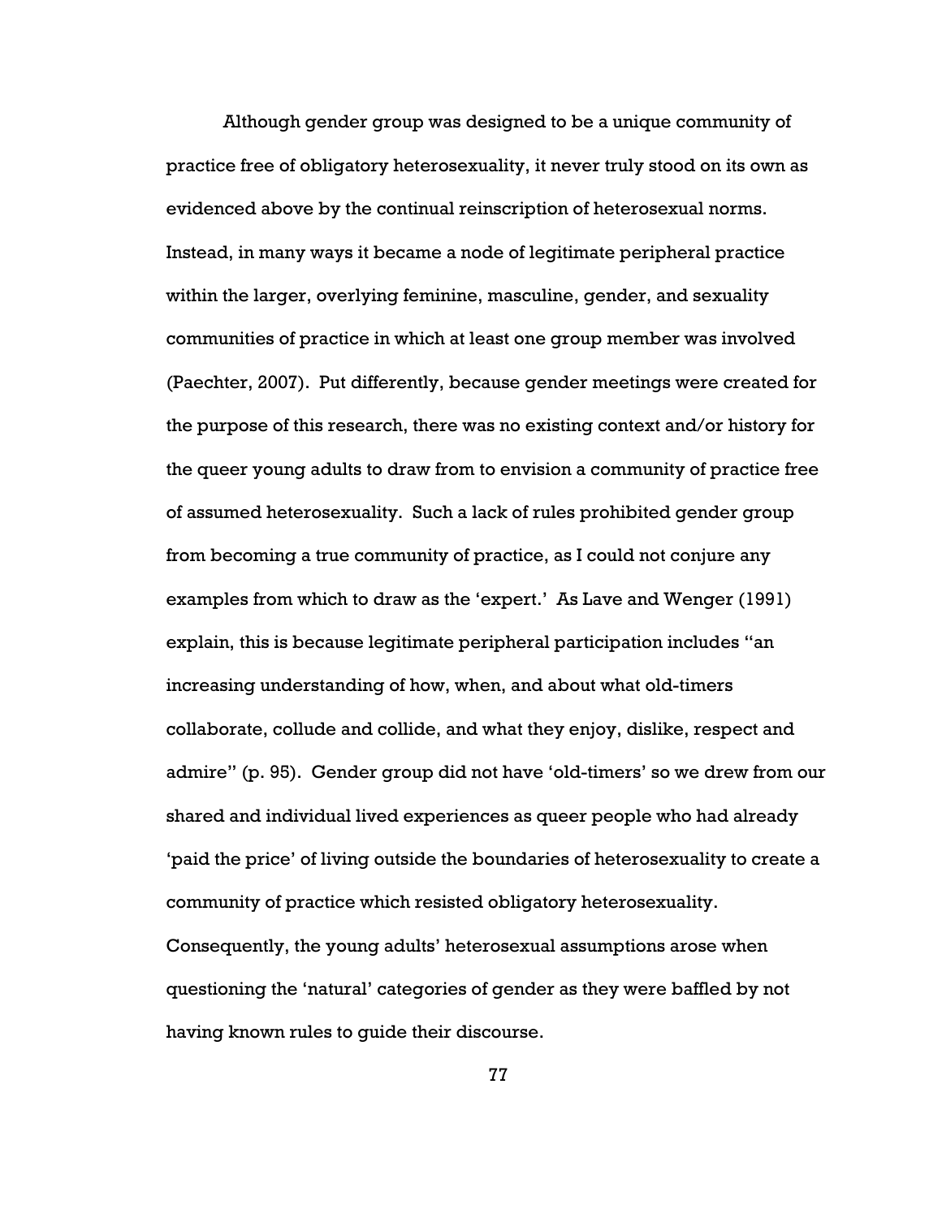Although gender group was designed to be a unique community of practice free of obligatory heterosexuality, it never truly stood on its own as evidenced above by the continual reinscription of heterosexual norms. Instead, in many ways it became a node of legitimate peripheral practice within the larger, overlying feminine, masculine, gender, and sexuality communities of practice in which at least one group member was involved (Paechter, 2007). Put differently, because gender meetings were created for the purpose of this research, there was no existing context and/or history for the queer young adults to draw from to envision a community of practice free of assumed heterosexuality. Such a lack of rules prohibited gender group from becoming a true community of practice, as I could not conjure any examples from which to draw as the 'expert.' As Lave and Wenger (1991) explain, this is because legitimate peripheral participation includes "an increasing understanding of how, when, and about what old-timers collaborate, collude and collide, and what they enjoy, dislike, respect and admire" (p. 95). Gender group did not have 'old-timers' so we drew from our shared and individual lived experiences as queer people who had already 'paid the price' of living outside the boundaries of heterosexuality to create a community of practice which resisted obligatory heterosexuality. Consequently, the young adults' heterosexual assumptions arose when questioning the 'natural' categories of gender as they were baffled by not having known rules to guide their discourse.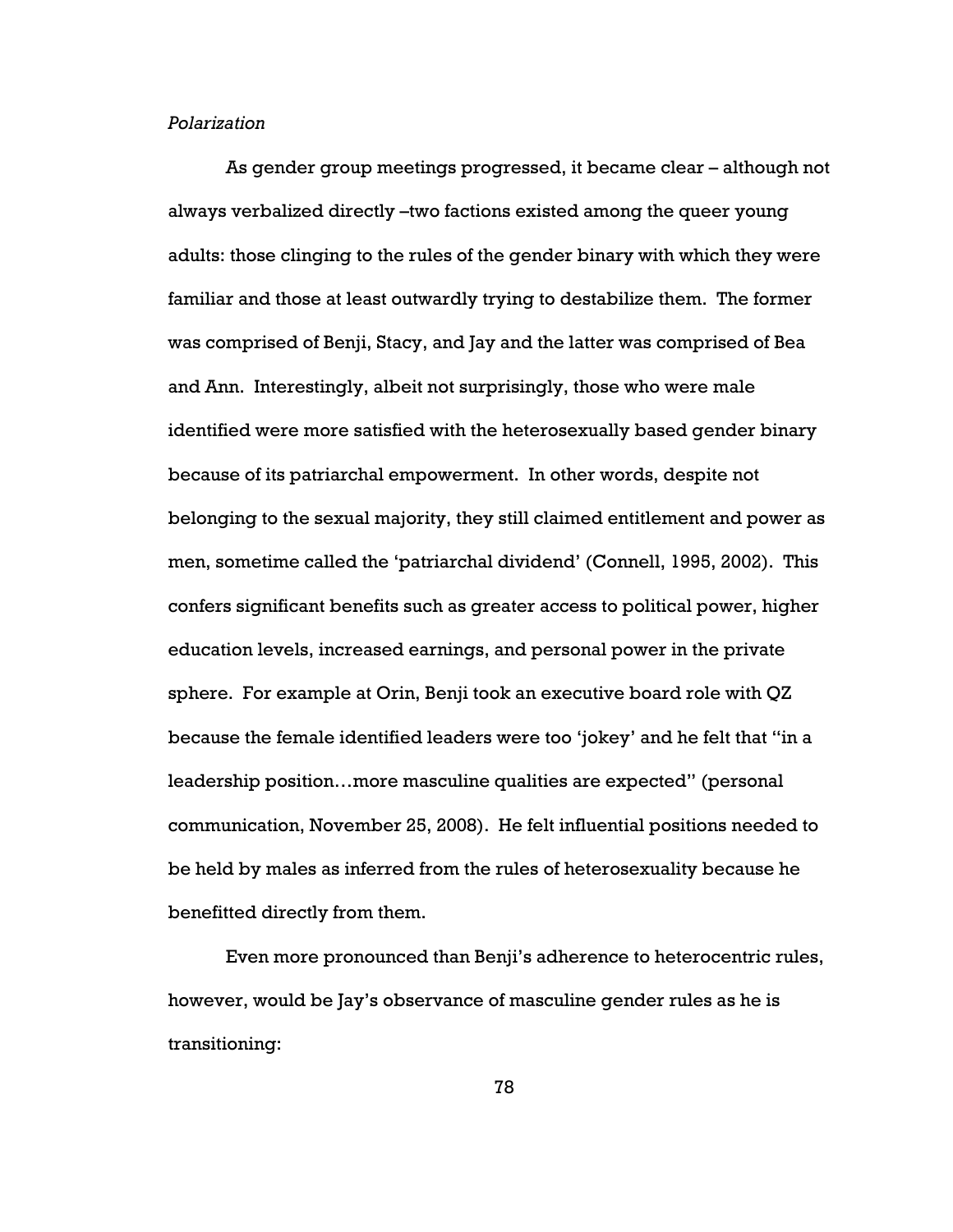*Polarization*

As gender group meetings progressed, it became clear – although not always verbalized directly –two factions existed among the queer young adults: those clinging to the rules of the gender binary with which they were familiar and those at least outwardly trying to destabilize them. The former was comprised of Benji, Stacy, and Jay and the latter was comprised of Bea and Ann. Interestingly, albeit not surprisingly, those who were male identified were more satisfied with the heterosexually based gender binary because of its patriarchal empowerment. In other words, despite not belonging to the sexual majority, they still claimed entitlement and power as men, sometime called the 'patriarchal dividend' (Connell, 1995, 2002). This confers significant benefits such as greater access to political power, higher education levels, increased earnings, and personal power in the private sphere. For example at Orin, Benji took an executive board role with QZ because the female identified leaders were too 'jokey' and he felt that "in a leadership position…more masculine qualities are expected" (personal communication, November 25, 2008). He felt influential positions needed to be held by males as inferred from the rules of heterosexuality because he benefitted directly from them.

Even more pronounced than Benji's adherence to heterocentric rules, however, would be Jay's observance of masculine gender rules as he is transitioning: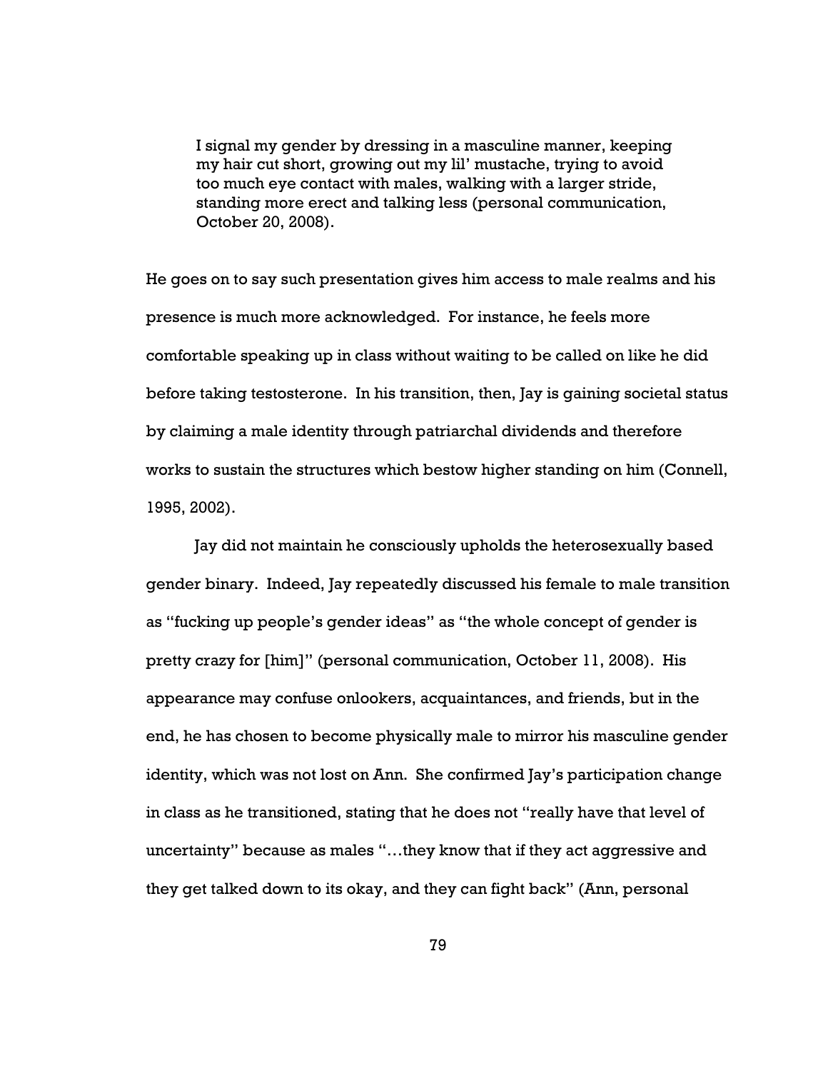> I signal my gender by dressing in a masculine manner, keeping my hair cut short, growing out my lil' mustache, trying to avoid too much eye contact with males, walking with a larger stride, standing more erect and talking less (personal communication, October 20, 2008).

He goes on to say such presentation gives him access to male realms and his presence is much more acknowledged. For instance, he feels more comfortable speaking up in class without waiting to be called on like he did before taking testosterone. In his transition, then, Jay is gaining societal status by claiming a male identity through patriarchal dividends and therefore works to sustain the structures which bestow higher standing on him (Connell, 1995, 2002).

Jay did not maintain he consciously upholds the heterosexually based gender binary. Indeed, Jay repeatedly discussed his female to male transition as "fucking up people's gender ideas" as "the whole concept of gender is pretty crazy for [him]" (personal communication, October 11, 2008). His appearance may confuse onlookers, acquaintances, and friends, but in the end, he has chosen to become physically male to mirror his masculine gender identity, which was not lost on Ann. She confirmed Jay's participation change in class as he transitioned, stating that he does not "really have that level of uncertainty" because as males "…they know that if they act aggressive and they get talked down to its okay, and they can fight back" (Ann, personal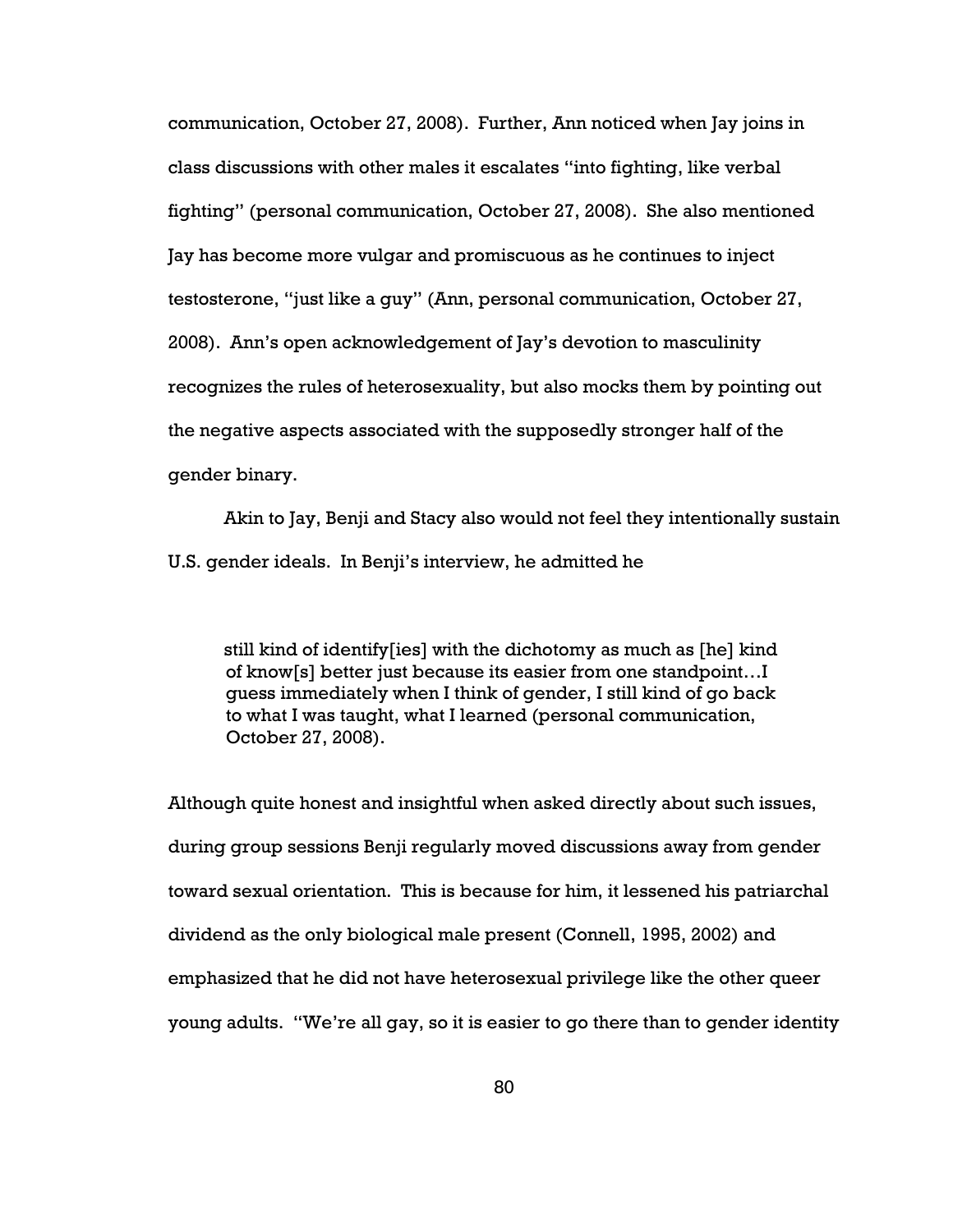communication, October 27, 2008). Further, Ann noticed when Jay joins in class discussions with other males it escalates "into fighting, like verbal fighting" (personal communication, October 27, 2008). She also mentioned Jay has become more vulgar and promiscuous as he continues to inject testosterone, "just like a guy" (Ann, personal communication, October 27, 2008). Ann's open acknowledgement of Jay's devotion to masculinity recognizes the rules of heterosexuality, but also mocks them by pointing out the negative aspects associated with the supposedly stronger half of the gender binary.

Akin to Jay, Benji and Stacy also would not feel they intentionally sustain U.S. gender ideals. In Benji's interview, he admitted he

> still kind of identify[ies] with the dichotomy as much as [he] kind of know[s] better just because its easier from one standpoint…I guess immediately when I think of gender, I still kind of go back to what I was taught, what I learned (personal communication, October 27, 2008).

Although quite honest and insightful when asked directly about such issues, during group sessions Benji regularly moved discussions away from gender toward sexual orientation. This is because for him, it lessened his patriarchal dividend as the only biological male present (Connell, 1995, 2002) and emphasized that he did not have heterosexual privilege like the other queer young adults. "We're all gay, so it is easier to go there than to gender identity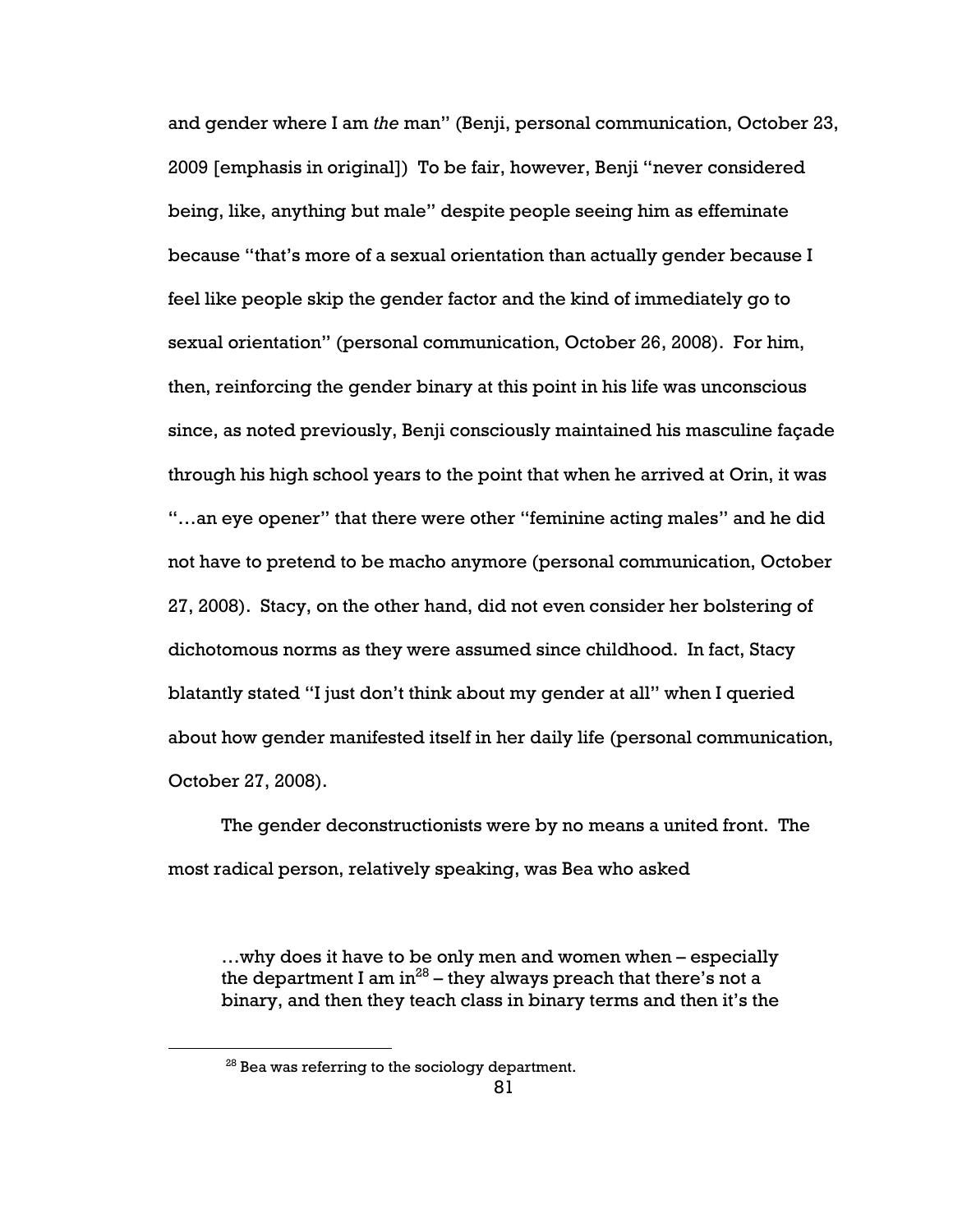and gender where I am *the* man" (Benji, personal communication, October 23, 2009 [emphasis in original]) To be fair, however, Benji "never considered being, like, anything but male" despite people seeing him as effeminate because "that's more of a sexual orientation than actually gender because I feel like people skip the gender factor and the kind of immediately go to sexual orientation" (personal communication, October 26, 2008). For him, then, reinforcing the gender binary at this point in his life was unconscious since, as noted previously, Benji consciously maintained his masculine façade through his high school years to the point that when he arrived at Orin, it was "…an eye opener" that there were other "feminine acting males" and he did not have to pretend to be macho anymore (personal communication, October 27, 2008). Stacy, on the other hand, did not even consider her bolstering of dichotomous norms as they were assumed since childhood. In fact, Stacy blatantly stated "I just don't think about my gender at all" when I queried about how gender manifested itself in her daily life (personal communication, October 27, 2008).

The gender deconstructionists were by no means a united front. The most radical person, relatively speaking, was Bea who asked

> …why does it have to be only men and women when – especially the department I am in[28] – they always preach that there's not a binary, and then they teach class in binary terms and then it's the

[28] Bea was referring to the sociology department.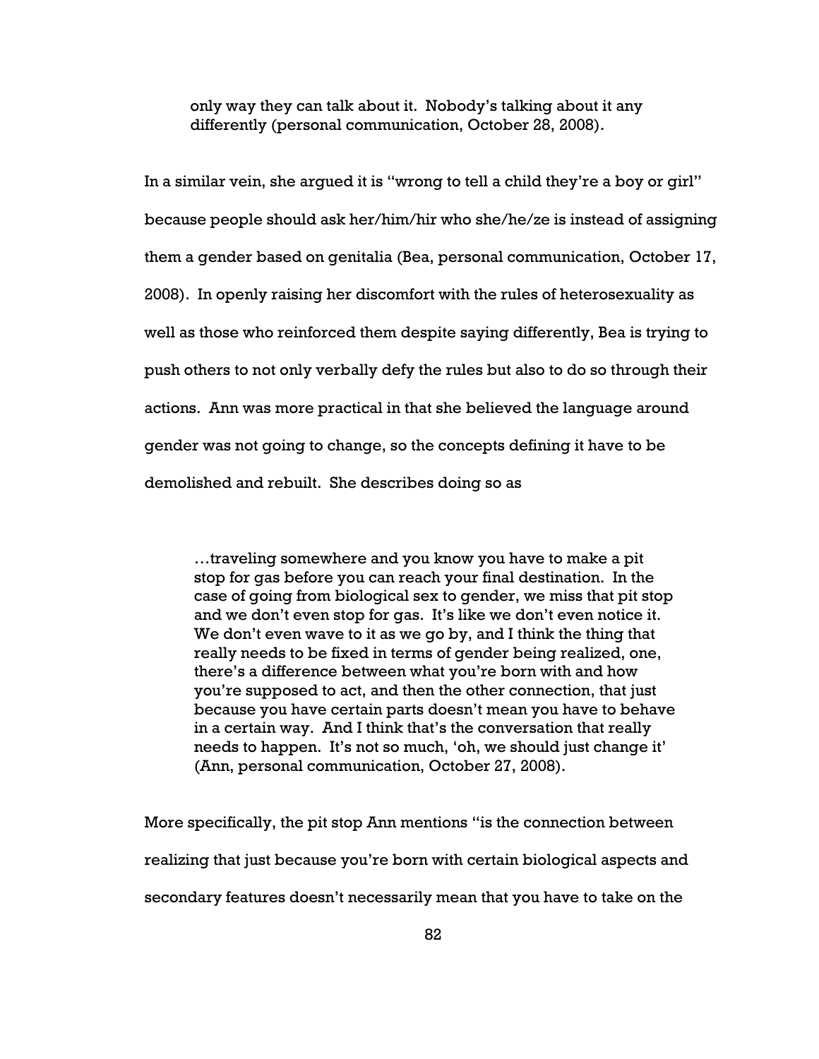> only way they can talk about it. Nobody's talking about it any differently (personal communication, October 28, 2008).

In a similar vein, she argued it is "wrong to tell a child they're a boy or girl" because people should ask her/him/hir who she/he/ze is instead of assigning them a gender based on genitalia (Bea, personal communication, October 17, 2008). In openly raising her discomfort with the rules of heterosexuality as well as those who reinforced them despite saying differently, Bea is trying to push others to not only verbally defy the rules but also to do so through their actions. Ann was more practical in that she believed the language around gender was not going to change, so the concepts defining it have to be demolished and rebuilt. She describes doing so as

> …traveling somewhere and you know you have to make a pit stop for gas before you can reach your final destination. In the case of going from biological sex to gender, we miss that pit stop and we don't even stop for gas. It's like we don't even notice it. We don't even wave to it as we go by, and I think the thing that really needs to be fixed in terms of gender being realized, one, there's a difference between what you're born with and how you're supposed to act, and then the other connection, that just because you have certain parts doesn't mean you have to behave in a certain way. And I think that's the conversation that really needs to happen. It's not so much, 'oh, we should just change it' (Ann, personal communication, October 27, 2008).

More specifically, the pit stop Ann mentions "is the connection between realizing that just because you're born with certain biological aspects and secondary features doesn't necessarily mean that you have to take on the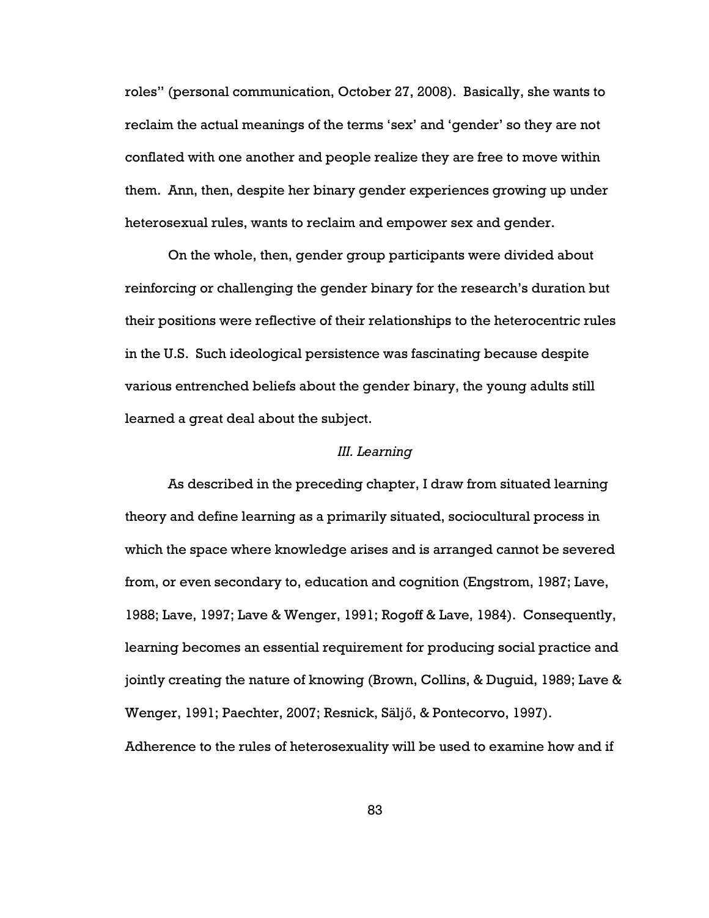roles" (personal communication, October 27, 2008). Basically, she wants to reclaim the actual meanings of the terms 'sex' and 'gender' so they are not conflated with one another and people realize they are free to move within them. Ann, then, despite her binary gender experiences growing up under heterosexual rules, wants to reclaim and empower sex and gender.

On the whole, then, gender group participants were divided about reinforcing or challenging the gender binary for the research's duration but their positions were reflective of their relationships to the heterocentric rules in the U.S. Such ideological persistence was fascinating because despite various entrenched beliefs about the gender binary, the young adults still learned a great deal about the subject.

### *III. Learning*

As described in the preceding chapter, I draw from situated learning theory and define learning as a primarily situated, sociocultural process in which the space where knowledge arises and is arranged cannot be severed from, or even secondary to, education and cognition (Engstrom, 1987; Lave, 1988; Lave, 1997; Lave & Wenger, 1991; Rogoff & Lave, 1984). Consequently, learning becomes an essential requirement for producing social practice and jointly creating the nature of knowing (Brown, Collins, & Duguid, 1989; Lave & Wenger, 1991; Paechter, 2007; Resnick, Säljő, & Pontecorvo, 1997). Adherence to the rules of heterosexuality will be used to examine how and if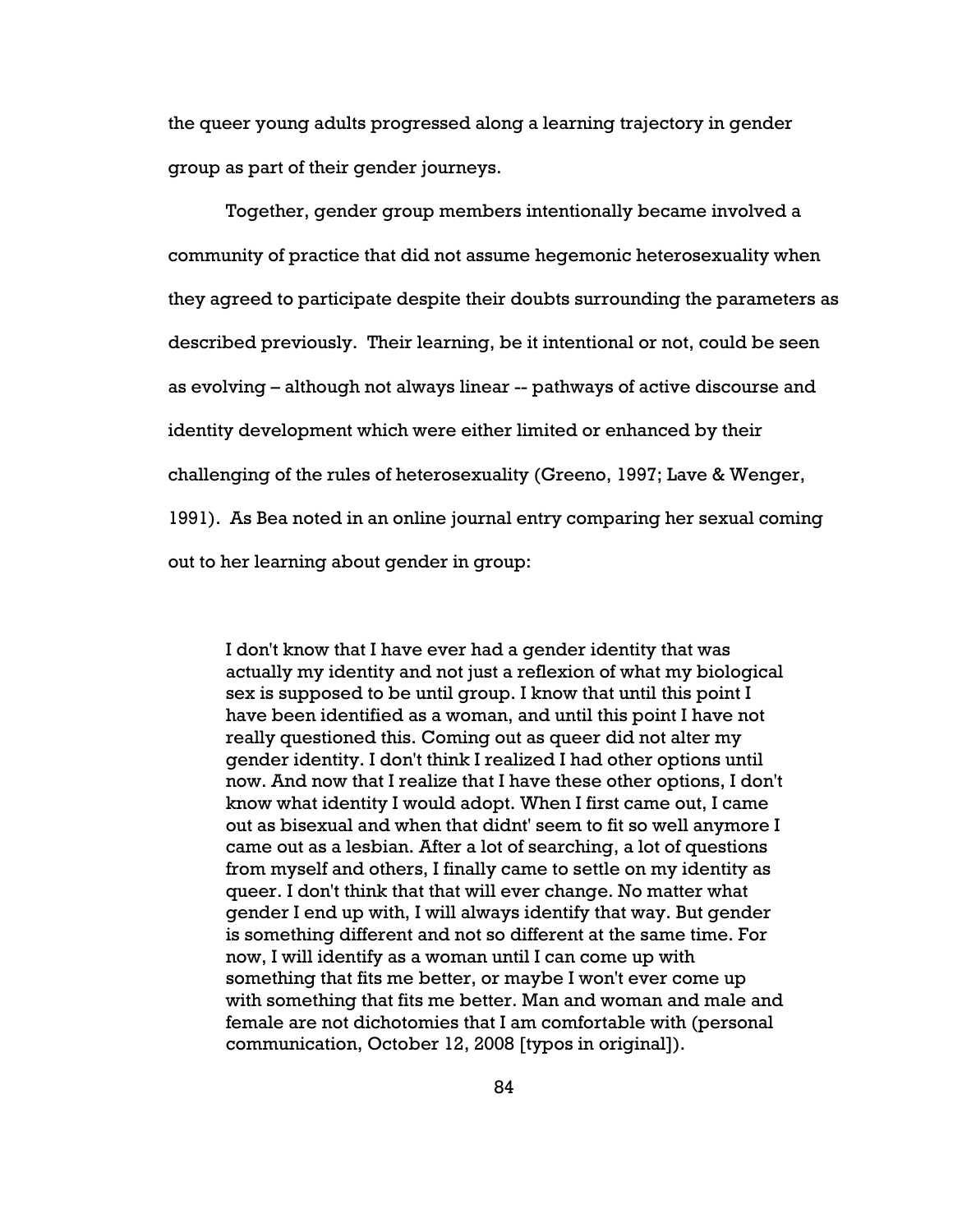the queer young adults progressed along a learning trajectory in gender group as part of their gender journeys.

Together, gender group members intentionally became involved a community of practice that did not assume hegemonic heterosexuality when they agreed to participate despite their doubts surrounding the parameters as described previously. Their learning, be it intentional or not, could be seen as evolving – although not always linear -- pathways of active discourse and identity development which were either limited or enhanced by their challenging of the rules of heterosexuality (Greeno, 1997; Lave & Wenger, 1991). As Bea noted in an online journal entry comparing her sexual coming out to her learning about gender in group:

> I don't know that I have ever had a gender identity that was actually my identity and not just a reflexion of what my biological sex is supposed to be until group. I know that until this point I have been identified as a woman, and until this point I have not really questioned this. Coming out as queer did not alter my gender identity. I don't think I realized I had other options until now. And now that I realize that I have these other options, I don't know what identity I would adopt. When I first came out, I came out as bisexual and when that didnt' seem to fit so well anymore I came out as a lesbian. After a lot of searching, a lot of questions from myself and others, I finally came to settle on my identity as queer. I don't think that that will ever change. No matter what gender I end up with, I will always identify that way. But gender is something different and not so different at the same time. For now, I will identify as a woman until I can come up with something that fits me better, or maybe I won't ever come up with something that fits me better. Man and woman and male and female are not dichotomies that I am comfortable with (personal communication, October 12, 2008 [typos in original]).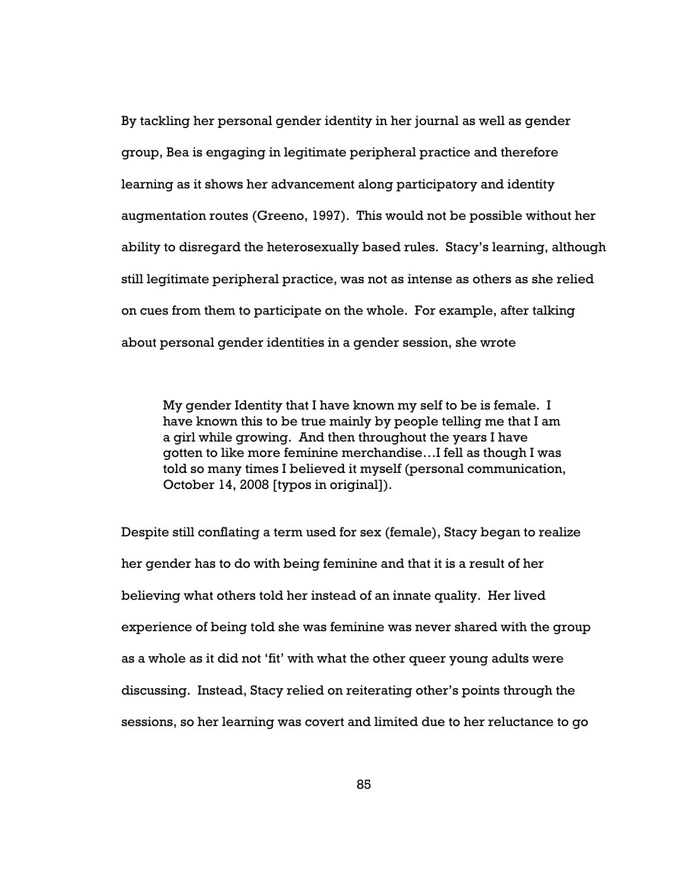By tackling her personal gender identity in her journal as well as gender group, Bea is engaging in legitimate peripheral practice and therefore learning as it shows her advancement along participatory and identity augmentation routes (Greeno, 1997). This would not be possible without her ability to disregard the heterosexually based rules. Stacy's learning, although still legitimate peripheral practice, was not as intense as others as she relied on cues from them to participate on the whole. For example, after talking about personal gender identities in a gender session, she wrote

> My gender Identity that I have known my self to be is female. I have known this to be true mainly by people telling me that I am a girl while growing. And then throughout the years I have gotten to like more feminine merchandise…I fell as though I was told so many times I believed it myself (personal communication, October 14, 2008 [typos in original]).

Despite still conflating a term used for sex (female), Stacy began to realize her gender has to do with being feminine and that it is a result of her believing what others told her instead of an innate quality. Her lived experience of being told she was feminine was never shared with the group as a whole as it did not 'fit' with what the other queer young adults were discussing. Instead, Stacy relied on reiterating other's points through the sessions, so her learning was covert and limited due to her reluctance to go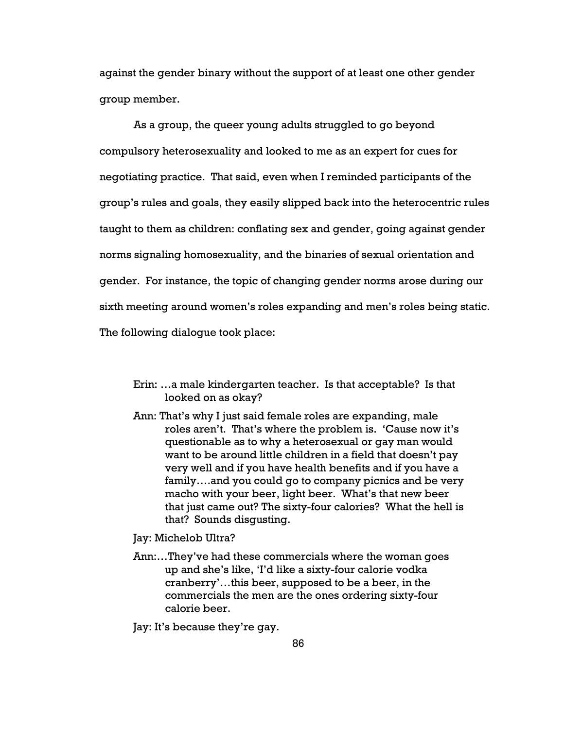against the gender binary without the support of at least one other gender group member.

As a group, the queer young adults struggled to go beyond compulsory heterosexuality and looked to me as an expert for cues for negotiating practice. That said, even when I reminded participants of the group's rules and goals, they easily slipped back into the heterocentric rules taught to them as children: conflating sex and gender, going against gender norms signaling homosexuality, and the binaries of sexual orientation and gender. For instance, the topic of changing gender norms arose during our sixth meeting around women's roles expanding and men's roles being static. The following dialogue took place:

> Erin: …a male kindergarten teacher. Is that acceptable? Is that looked on as okay?
>
> Ann: That's why I just said female roles are expanding, male roles aren't. That's where the problem is. 'Cause now it's questionable as to why a heterosexual or gay man would want to be around little children in a field that doesn't pay very well and if you have health benefits and if you have a family….and you could go to company picnics and be very macho with your beer, light beer. What's that new beer that just came out? The sixty-four calories? What the hell is that? Sounds disgusting.
>
> Jay: Michelob Ultra?
>
> Ann:…They've had these commercials where the woman goes up and she's like, 'I'd like a sixty-four calorie vodka cranberry'…this beer, supposed to be a beer, in the commercials the men are the ones ordering sixty-four calorie beer.
>
> Jay: It's because they're gay.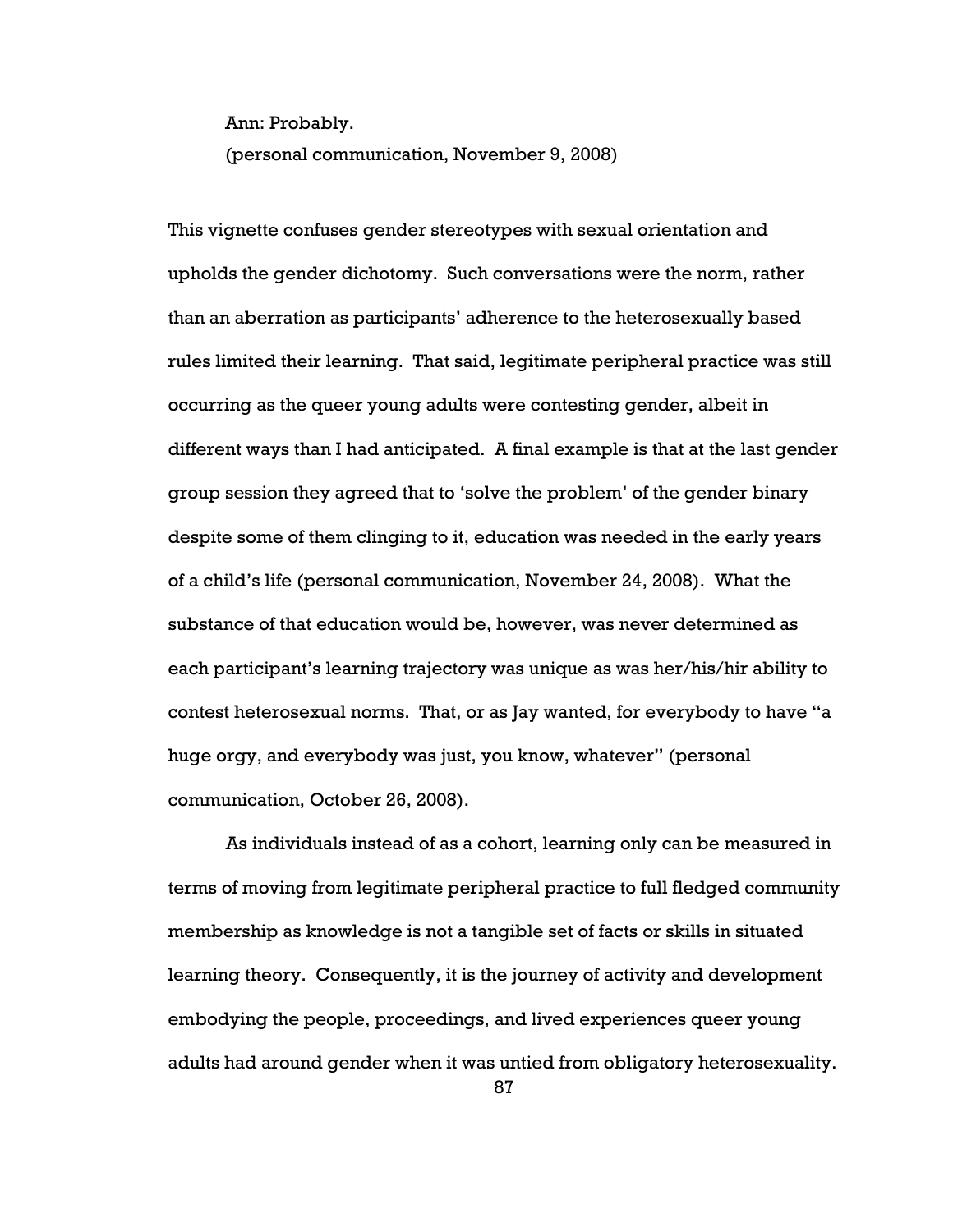Ann: Probably.

(personal communication, November 9, 2008)

This vignette confuses gender stereotypes with sexual orientation and upholds the gender dichotomy. Such conversations were the norm, rather than an aberration as participants' adherence to the heterosexually based rules limited their learning. That said, legitimate peripheral practice was still occurring as the queer young adults were contesting gender, albeit in different ways than I had anticipated. A final example is that at the last gender group session they agreed that to 'solve the problem' of the gender binary despite some of them clinging to it, education was needed in the early years of a child's life (personal communication, November 24, 2008). What the substance of that education would be, however, was never determined as each participant's learning trajectory was unique as was her/his/hir ability to contest heterosexual norms. That, or as Jay wanted, for everybody to have "a huge orgy, and everybody was just, you know, whatever" (personal communication, October 26, 2008).

As individuals instead of as a cohort, learning only can be measured in terms of moving from legitimate peripheral practice to full fledged community membership as knowledge is not a tangible set of facts or skills in situated learning theory. Consequently, it is the journey of activity and development embodying the people, proceedings, and lived experiences queer young adults had around gender when it was untied from obligatory heterosexuality.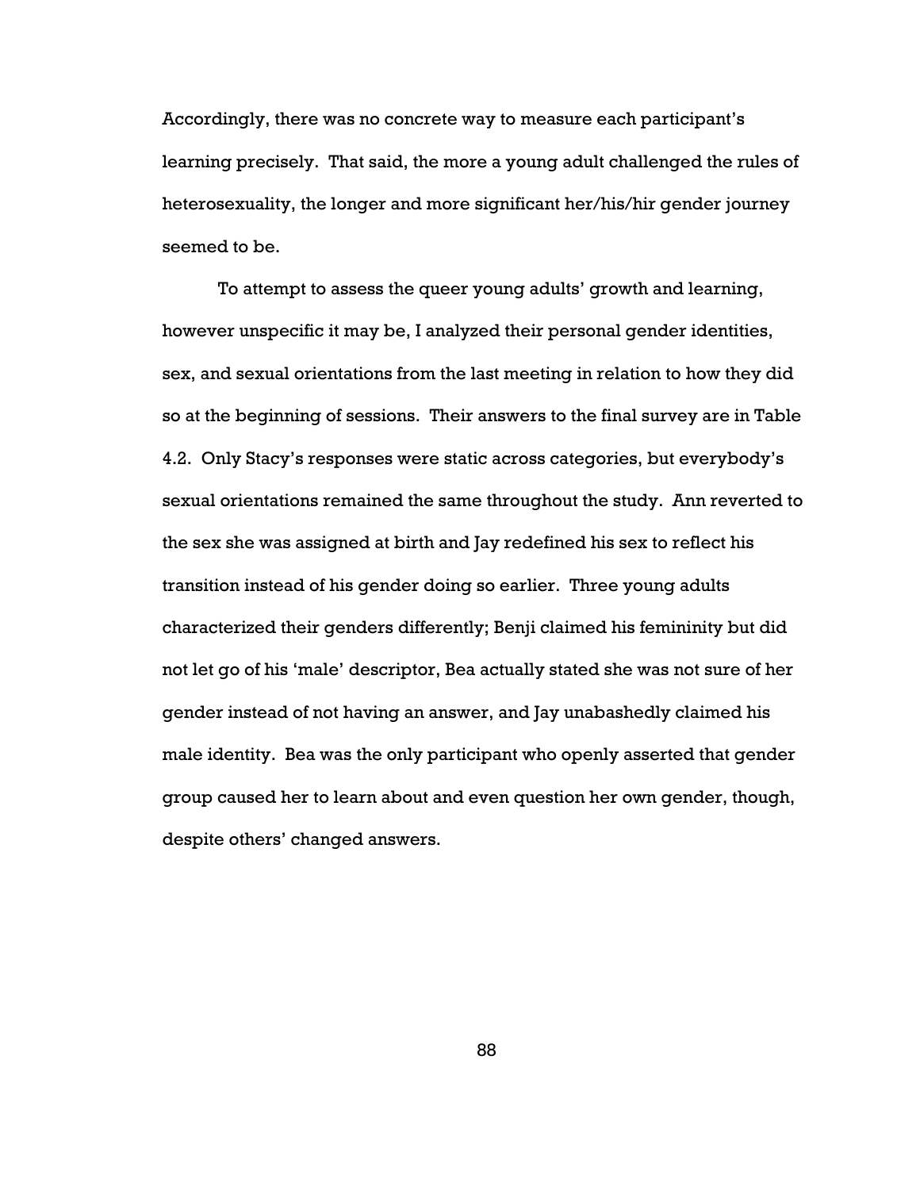Accordingly, there was no concrete way to measure each participant's learning precisely. That said, the more a young adult challenged the rules of heterosexuality, the longer and more significant her/his/hir gender journey seemed to be.

To attempt to assess the queer young adults' growth and learning, however unspecific it may be, I analyzed their personal gender identities, sex, and sexual orientations from the last meeting in relation to how they did so at the beginning of sessions. Their answers to the final survey are in Table 4.2. Only Stacy's responses were static across categories, but everybody's sexual orientations remained the same throughout the study. Ann reverted to the sex she was assigned at birth and Jay redefined his sex to reflect his transition instead of his gender doing so earlier. Three young adults characterized their genders differently; Benji claimed his femininity but did not let go of his 'male' descriptor, Bea actually stated she was not sure of her gender instead of not having an answer, and Jay unabashedly claimed his male identity. Bea was the only participant who openly asserted that gender group caused her to learn about and even question her own gender, though, despite others' changed answers.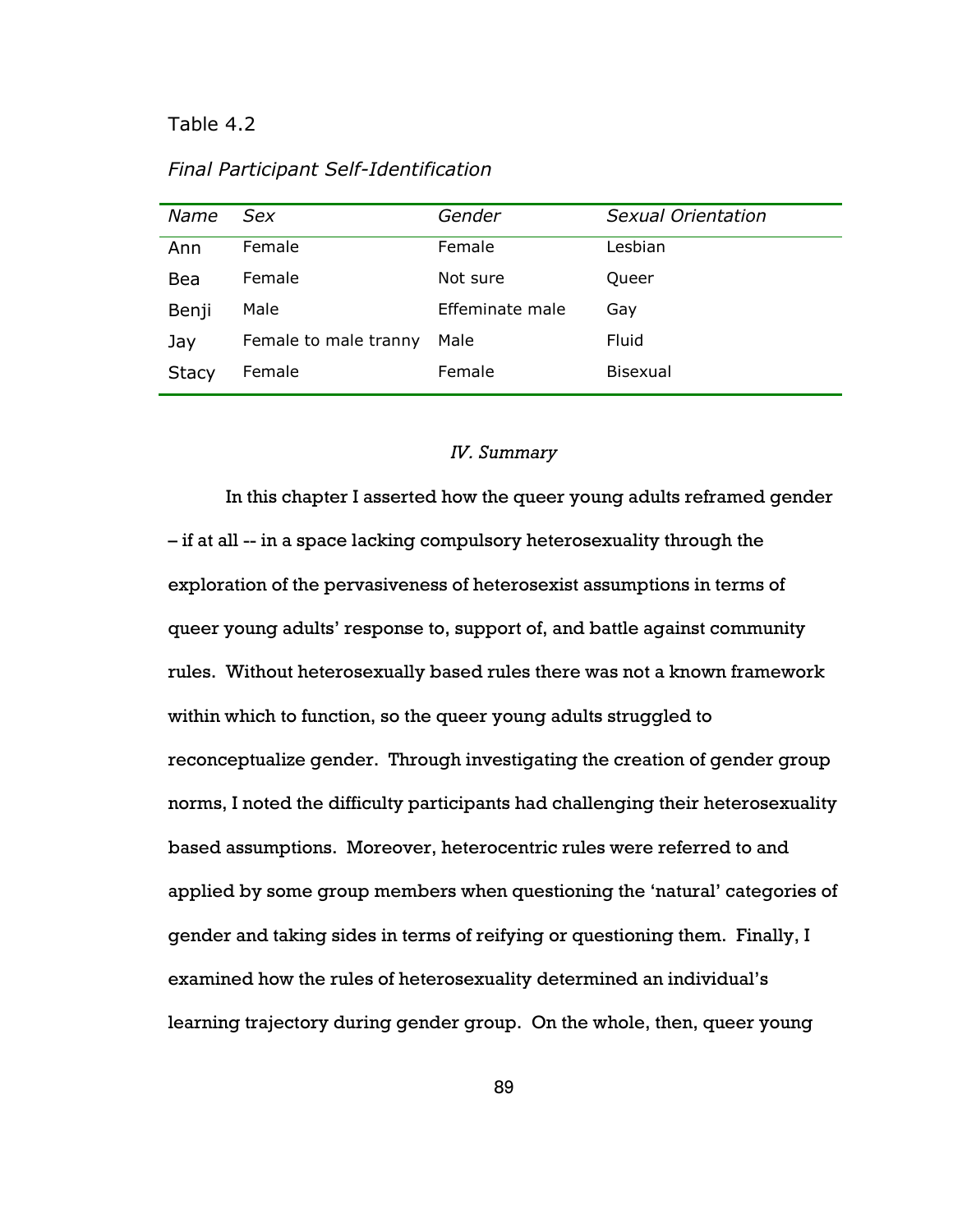Table 4.2

*Final Participant Self-Identification*

| *Name* | *Sex* | *Gender* | *Sexual Orientation* |
|---|---|---|---|
| Ann | Female | Female | Lesbian |
| Bea | Female | Not sure | Queer |
| Benji | Male | Effeminate male | Gay |
| Jay | Female to male tranny | Male | Fluid |
| Stacy | Female | Female | Bisexual |

### *IV. Summary*

In this chapter I asserted how the queer young adults reframed gender – if at all -- in a space lacking compulsory heterosexuality through the exploration of the pervasiveness of heterosexist assumptions in terms of queer young adults' response to, support of, and battle against community rules. Without heterosexually based rules there was not a known framework within which to function, so the queer young adults struggled to reconceptualize gender. Through investigating the creation of gender group norms, I noted the difficulty participants had challenging their heterosexuality based assumptions. Moreover, heterocentric rules were referred to and applied by some group members when questioning the 'natural' categories of gender and taking sides in terms of reifying or questioning them. Finally, I examined how the rules of heterosexuality determined an individual's learning trajectory during gender group. On the whole, then, queer young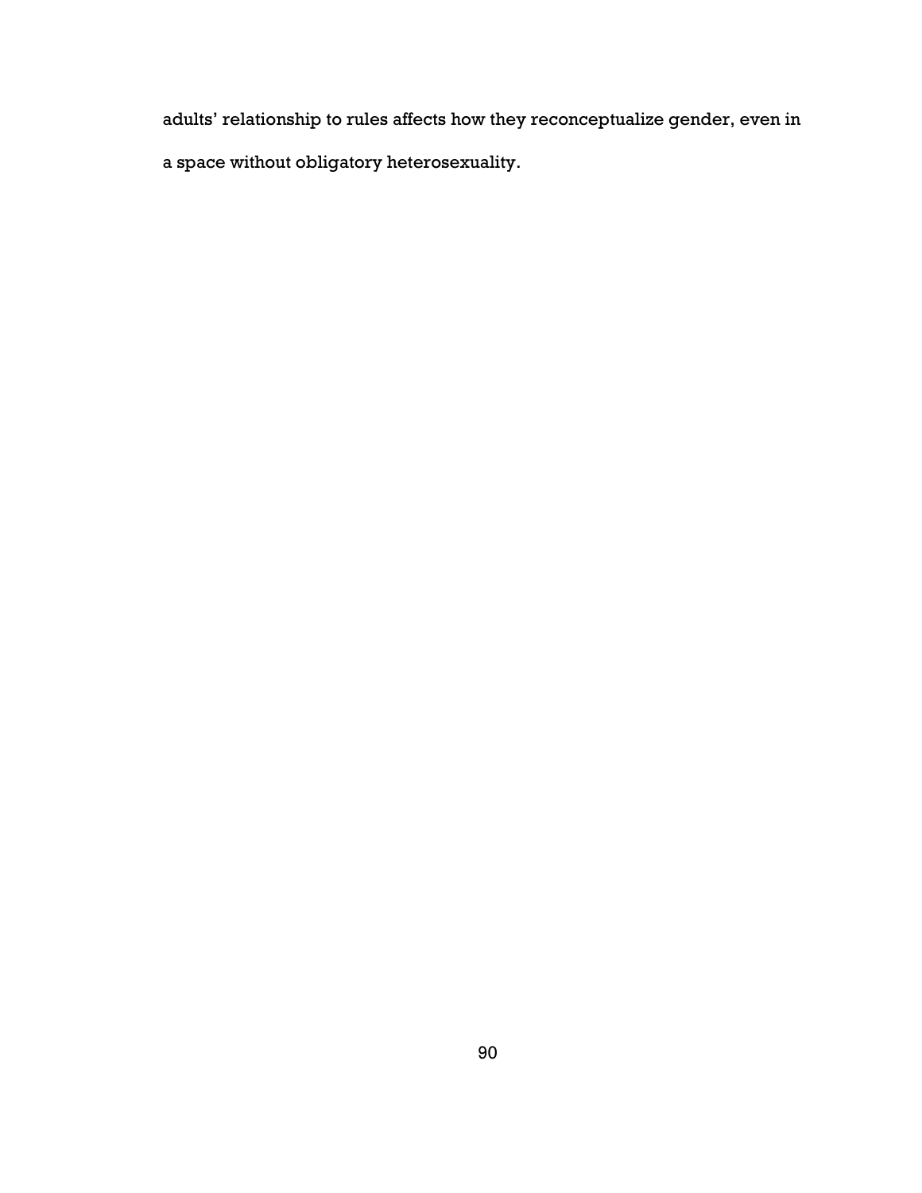adults' relationship to rules affects how they reconceptualize gender, even in a space without obligatory heterosexuality.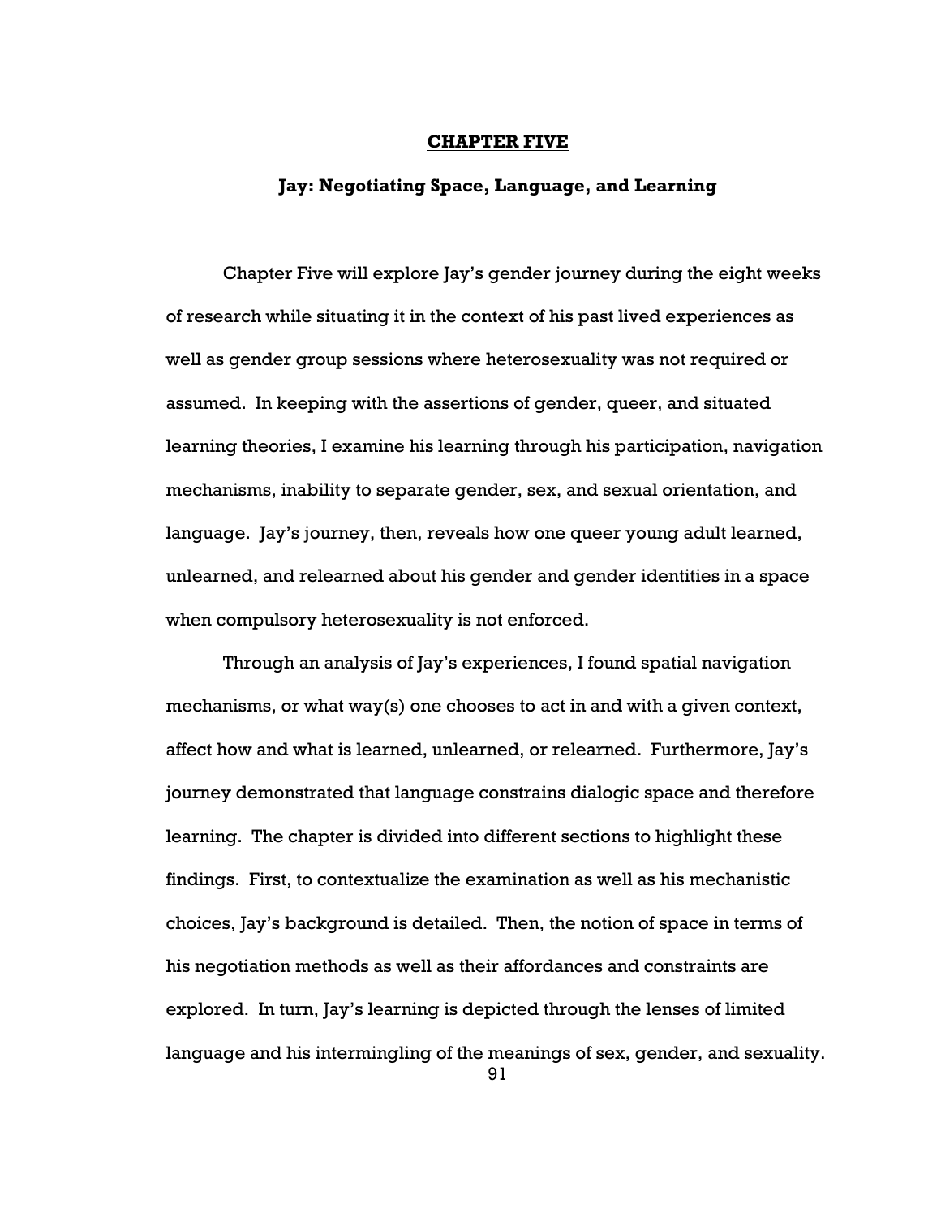# CHAPTER FIVE

## Jay: Negotiating Space, Language, and Learning

Chapter Five will explore Jay's gender journey during the eight weeks of research while situating it in the context of his past lived experiences as well as gender group sessions where heterosexuality was not required or assumed. In keeping with the assertions of gender, queer, and situated learning theories, I examine his learning through his participation, navigation mechanisms, inability to separate gender, sex, and sexual orientation, and language. Jay's journey, then, reveals how one queer young adult learned, unlearned, and relearned about his gender and gender identities in a space when compulsory heterosexuality is not enforced.

Through an analysis of Jay's experiences, I found spatial navigation mechanisms, or what way(s) one chooses to act in and with a given context, affect how and what is learned, unlearned, or relearned. Furthermore, Jay's journey demonstrated that language constrains dialogic space and therefore learning. The chapter is divided into different sections to highlight these findings. First, to contextualize the examination as well as his mechanistic choices, Jay's background is detailed. Then, the notion of space in terms of his negotiation methods as well as their affordances and constraints are explored. In turn, Jay's learning is depicted through the lenses of limited language and his intermingling of the meanings of sex, gender, and sexuality.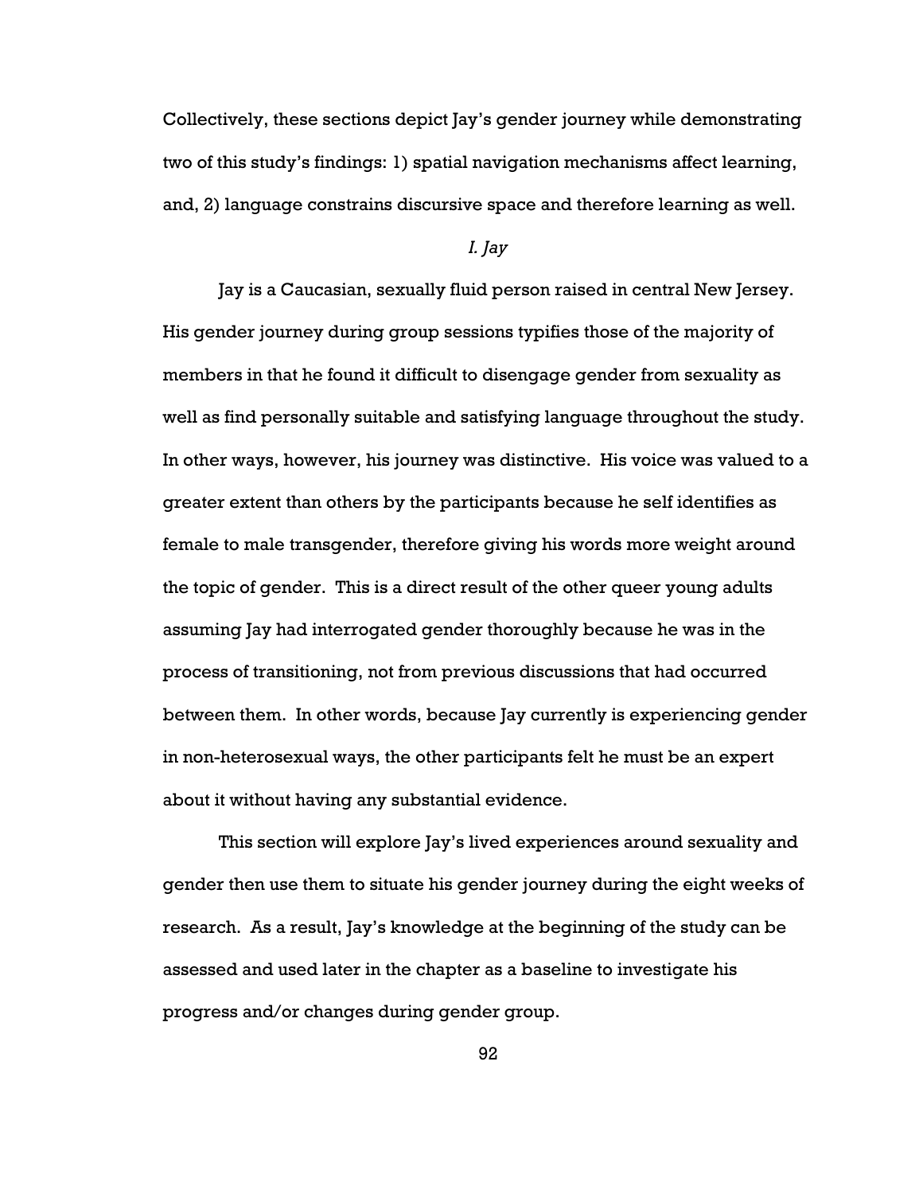Collectively, these sections depict Jay's gender journey while demonstrating two of this study's findings: 1) spatial navigation mechanisms affect learning, and, 2) language constrains discursive space and therefore learning as well.

### *I. Jay*

Jay is a Caucasian, sexually fluid person raised in central New Jersey. His gender journey during group sessions typifies those of the majority of members in that he found it difficult to disengage gender from sexuality as well as find personally suitable and satisfying language throughout the study. In other ways, however, his journey was distinctive. His voice was valued to a greater extent than others by the participants because he self identifies as female to male transgender, therefore giving his words more weight around the topic of gender. This is a direct result of the other queer young adults assuming Jay had interrogated gender thoroughly because he was in the process of transitioning, not from previous discussions that had occurred between them. In other words, because Jay currently is experiencing gender in non-heterosexual ways, the other participants felt he must be an expert about it without having any substantial evidence.

This section will explore Jay's lived experiences around sexuality and gender then use them to situate his gender journey during the eight weeks of research. As a result, Jay's knowledge at the beginning of the study can be assessed and used later in the chapter as a baseline to investigate his progress and/or changes during gender group.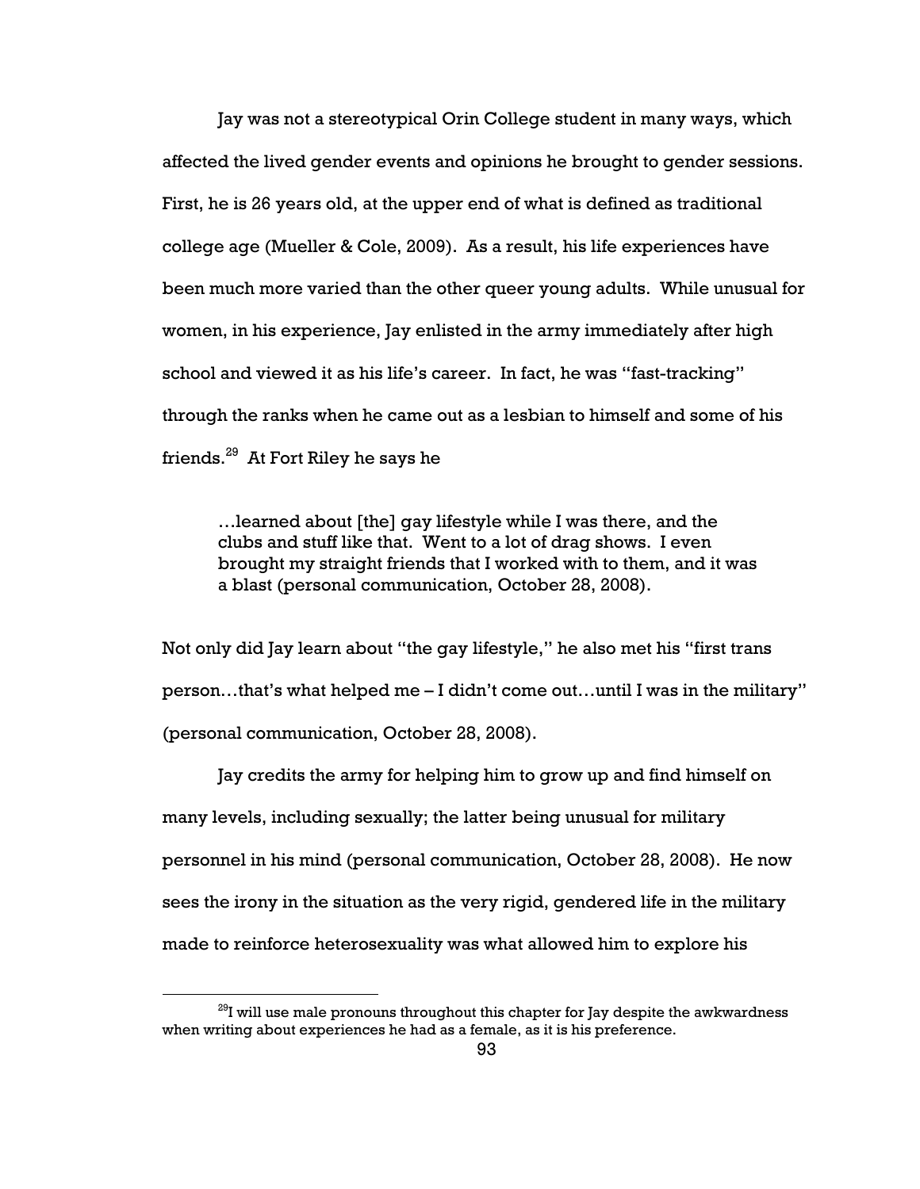Jay was not a stereotypical Orin College student in many ways, which affected the lived gender events and opinions he brought to gender sessions. First, he is 26 years old, at the upper end of what is defined as traditional college age (Mueller & Cole, 2009). As a result, his life experiences have been much more varied than the other queer young adults. While unusual for women, in his experience, Jay enlisted in the army immediately after high school and viewed it as his life's career. In fact, he was "fast-tracking" through the ranks when he came out as a lesbian to himself and some of his friends.[29] At Fort Riley he says he

> …learned about [the] gay lifestyle while I was there, and the clubs and stuff like that. Went to a lot of drag shows. I even brought my straight friends that I worked with to them, and it was a blast (personal communication, October 28, 2008).

Not only did Jay learn about "the gay lifestyle," he also met his "first trans person…that's what helped me – I didn't come out…until I was in the military" (personal communication, October 28, 2008).

Jay credits the army for helping him to grow up and find himself on many levels, including sexually; the latter being unusual for military personnel in his mind (personal communication, October 28, 2008). He now sees the irony in the situation as the very rigid, gendered life in the military made to reinforce heterosexuality was what allowed him to explore his

---

[29] I will use male pronouns throughout this chapter for Jay despite the awkwardness when writing about experiences he had as a female, as it is his preference.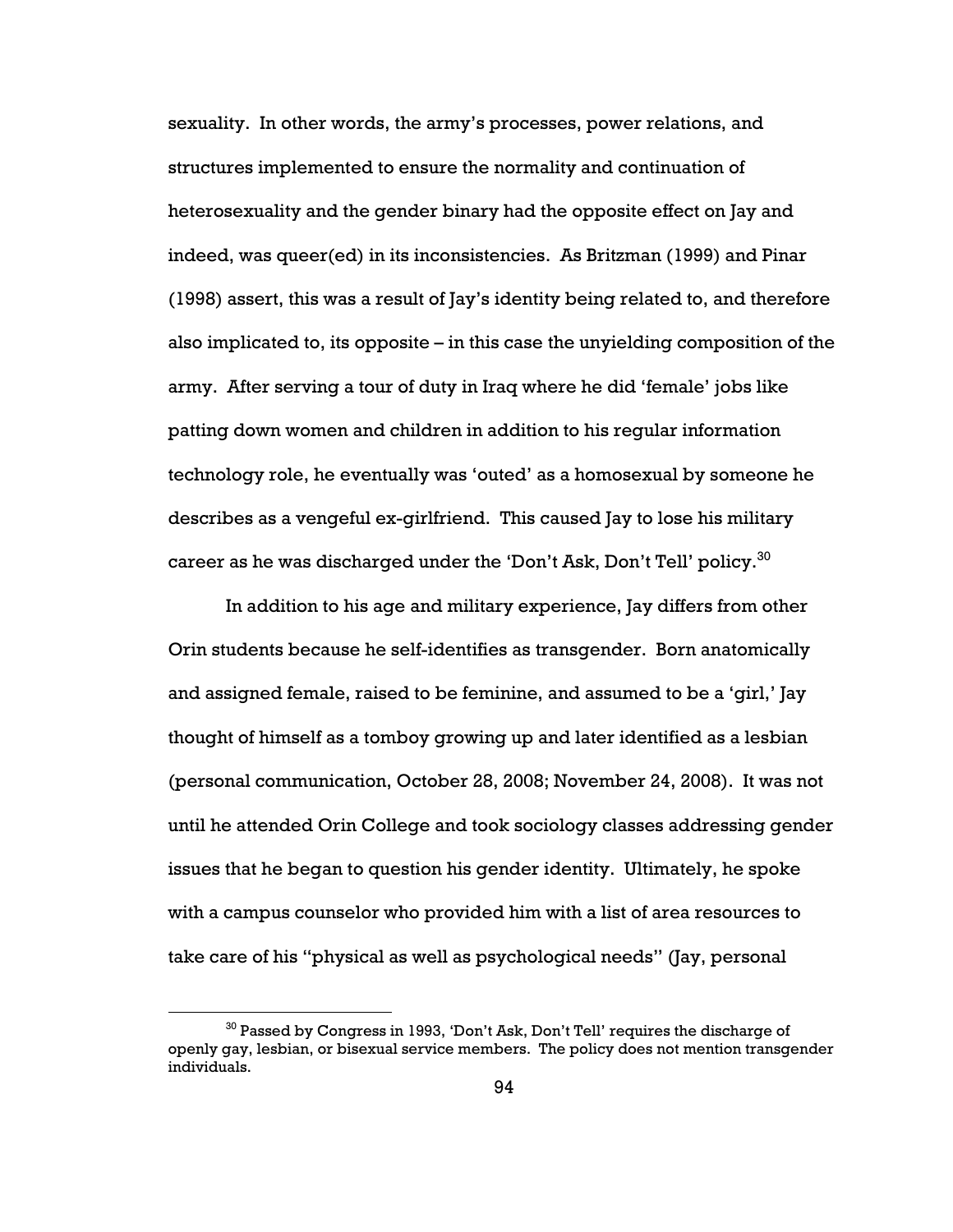sexuality. In other words, the army's processes, power relations, and structures implemented to ensure the normality and continuation of heterosexuality and the gender binary had the opposite effect on Jay and indeed, was queer(ed) in its inconsistencies. As Britzman (1999) and Pinar (1998) assert, this was a result of Jay's identity being related to, and therefore also implicated to, its opposite – in this case the unyielding composition of the army. After serving a tour of duty in Iraq where he did 'female' jobs like patting down women and children in addition to his regular information technology role, he eventually was 'outed' as a homosexual by someone he describes as a vengeful ex-girlfriend. This caused Jay to lose his military career as he was discharged under the 'Don't Ask, Don't Tell' policy.[30]

In addition to his age and military experience, Jay differs from other Orin students because he self-identifies as transgender. Born anatomically and assigned female, raised to be feminine, and assumed to be a 'girl,' Jay thought of himself as a tomboy growing up and later identified as a lesbian (personal communication, October 28, 2008; November 24, 2008). It was not until he attended Orin College and took sociology classes addressing gender issues that he began to question his gender identity. Ultimately, he spoke with a campus counselor who provided him with a list of area resources to take care of his "physical as well as psychological needs" (Jay, personal

---

[30] Passed by Congress in 1993, 'Don't Ask, Don't Tell' requires the discharge of openly gay, lesbian, or bisexual service members. The policy does not mention transgender individuals.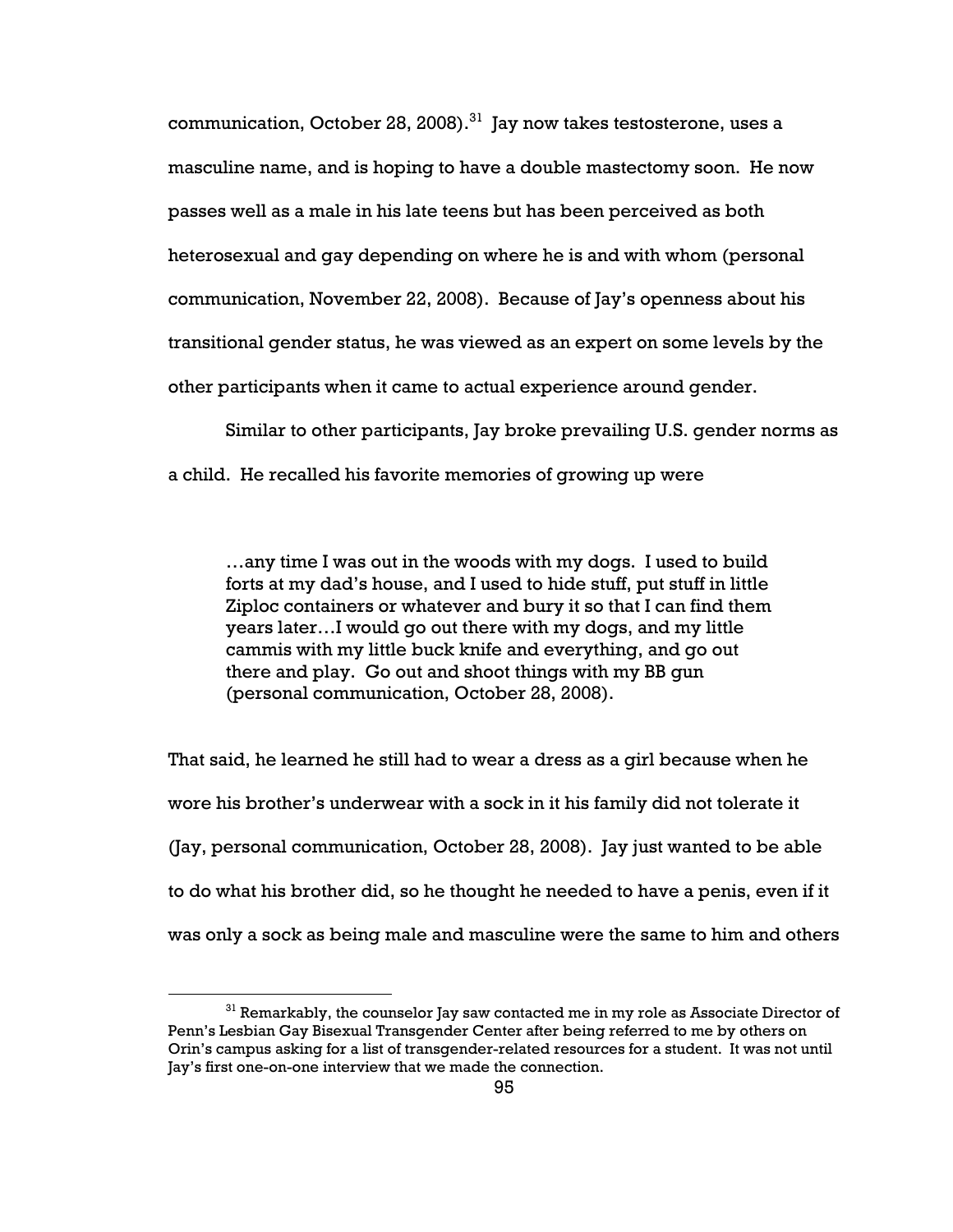communication, October 28, 2008).[31] Jay now takes testosterone, uses a masculine name, and is hoping to have a double mastectomy soon. He now passes well as a male in his late teens but has been perceived as both heterosexual and gay depending on where he is and with whom (personal communication, November 22, 2008). Because of Jay's openness about his transitional gender status, he was viewed as an expert on some levels by the other participants when it came to actual experience around gender.

Similar to other participants, Jay broke prevailing U.S. gender norms as a child. He recalled his favorite memories of growing up were

> …any time I was out in the woods with my dogs. I used to build forts at my dad's house, and I used to hide stuff, put stuff in little Ziploc containers or whatever and bury it so that I can find them years later…I would go out there with my dogs, and my little cammis with my little buck knife and everything, and go out there and play. Go out and shoot things with my BB gun (personal communication, October 28, 2008).

That said, he learned he still had to wear a dress as a girl because when he wore his brother's underwear with a sock in it his family did not tolerate it (Jay, personal communication, October 28, 2008). Jay just wanted to be able to do what his brother did, so he thought he needed to have a penis, even if it was only a sock as being male and masculine were the same to him and others

[31] Remarkably, the counselor Jay saw contacted me in my role as Associate Director of Penn's Lesbian Gay Bisexual Transgender Center after being referred to me by others on Orin's campus asking for a list of transgender-related resources for a student. It was not until Jay's first one-on-one interview that we made the connection.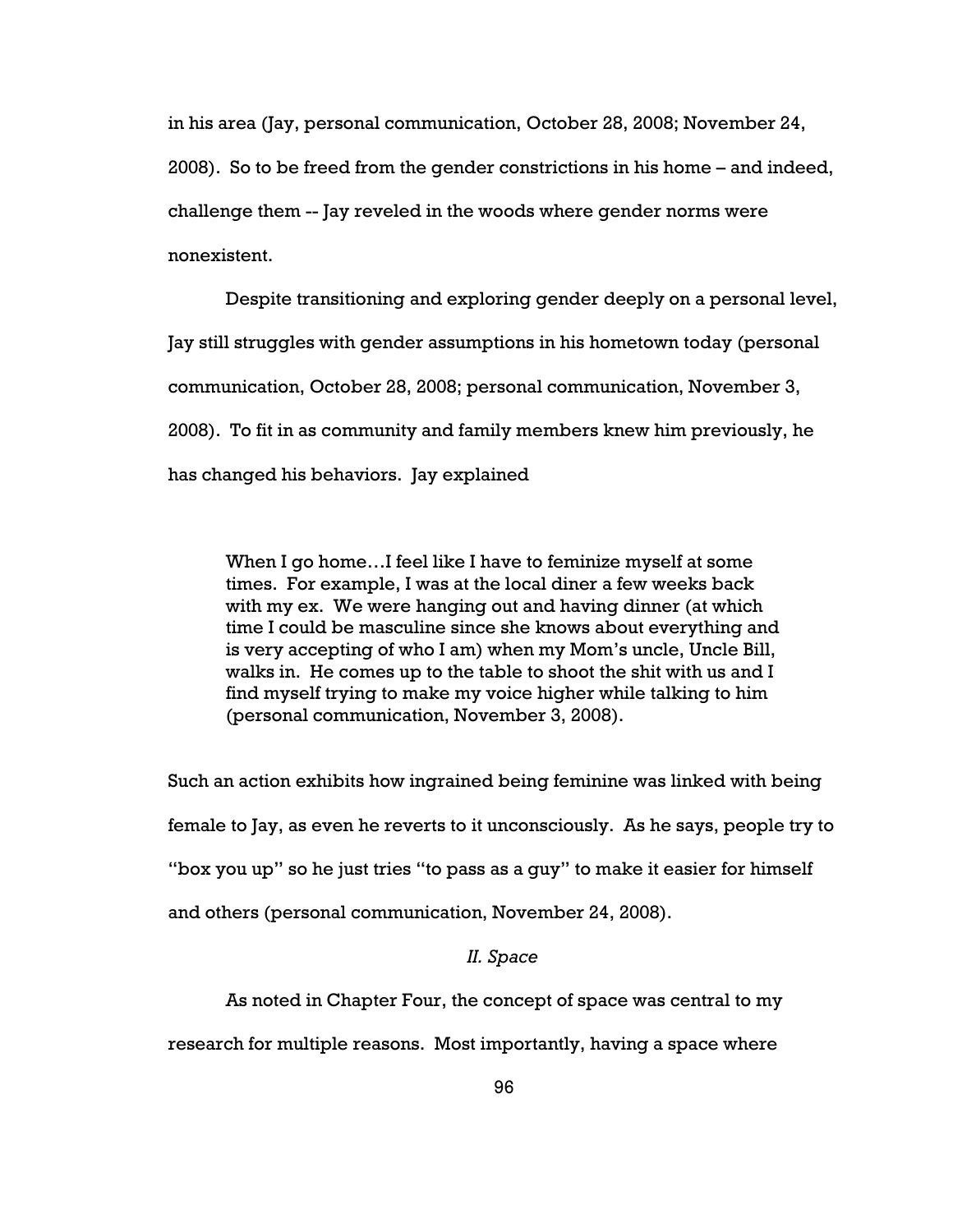in his area (Jay, personal communication, October 28, 2008; November 24, 2008). So to be freed from the gender constrictions in his home – and indeed, challenge them -- Jay reveled in the woods where gender norms were nonexistent.

Despite transitioning and exploring gender deeply on a personal level, Jay still struggles with gender assumptions in his hometown today (personal communication, October 28, 2008; personal communication, November 3, 2008). To fit in as community and family members knew him previously, he has changed his behaviors. Jay explained

> When I go home…I feel like I have to feminize myself at some times. For example, I was at the local diner a few weeks back with my ex. We were hanging out and having dinner (at which time I could be masculine since she knows about everything and is very accepting of who I am) when my Mom's uncle, Uncle Bill, walks in. He comes up to the table to shoot the shit with us and I find myself trying to make my voice higher while talking to him (personal communication, November 3, 2008).

Such an action exhibits how ingrained being feminine was linked with being female to Jay, as even he reverts to it unconsciously. As he says, people try to "box you up" so he just tries "to pass as a guy" to make it easier for himself and others (personal communication, November 24, 2008).

### *II. Space*

As noted in Chapter Four, the concept of space was central to my research for multiple reasons. Most importantly, having a space where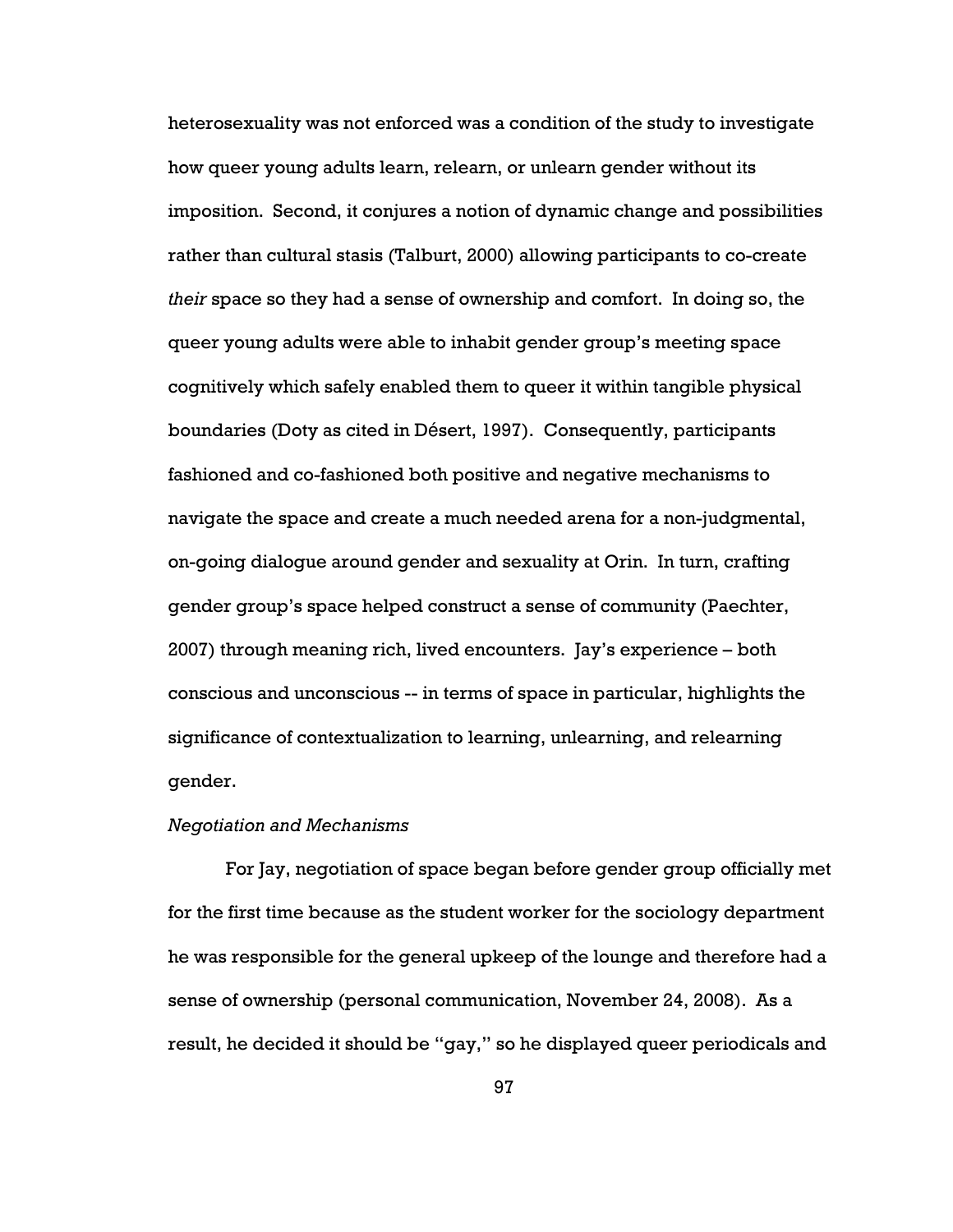heterosexuality was not enforced was a condition of the study to investigate how queer young adults learn, relearn, or unlearn gender without its imposition. Second, it conjures a notion of dynamic change and possibilities rather than cultural stasis (Talburt, 2000) allowing participants to co-create *their* space so they had a sense of ownership and comfort. In doing so, the queer young adults were able to inhabit gender group's meeting space cognitively which safely enabled them to queer it within tangible physical boundaries (Doty as cited in Désert, 1997). Consequently, participants fashioned and co-fashioned both positive and negative mechanisms to navigate the space and create a much needed arena for a non-judgmental, on-going dialogue around gender and sexuality at Orin. In turn, crafting gender group's space helped construct a sense of community (Paechter, 2007) through meaning rich, lived encounters. Jay's experience – both conscious and unconscious -- in terms of space in particular, highlights the significance of contextualization to learning, unlearning, and relearning gender.

*Negotiation and Mechanisms*

For Jay, negotiation of space began before gender group officially met for the first time because as the student worker for the sociology department he was responsible for the general upkeep of the lounge and therefore had a sense of ownership (personal communication, November 24, 2008). As a result, he decided it should be "gay," so he displayed queer periodicals and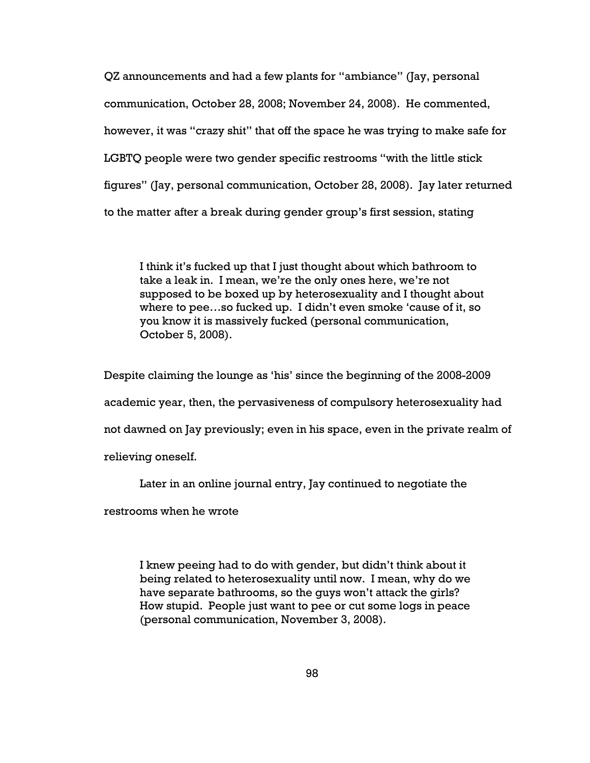QZ announcements and had a few plants for "ambiance" (Jay, personal communication, October 28, 2008; November 24, 2008). He commented, however, it was "crazy shit" that off the space he was trying to make safe for LGBTQ people were two gender specific restrooms "with the little stick figures" (Jay, personal communication, October 28, 2008). Jay later returned to the matter after a break during gender group's first session, stating

> I think it's fucked up that I just thought about which bathroom to take a leak in. I mean, we're the only ones here, we're not supposed to be boxed up by heterosexuality and I thought about where to pee…so fucked up. I didn't even smoke 'cause of it, so you know it is massively fucked (personal communication, October 5, 2008).

Despite claiming the lounge as 'his' since the beginning of the 2008-2009 academic year, then, the pervasiveness of compulsory heterosexuality had not dawned on Jay previously; even in his space, even in the private realm of relieving oneself.

Later in an online journal entry, Jay continued to negotiate the restrooms when he wrote

> I knew peeing had to do with gender, but didn't think about it being related to heterosexuality until now. I mean, why do we have separate bathrooms, so the guys won't attack the girls? How stupid. People just want to pee or cut some logs in peace (personal communication, November 3, 2008).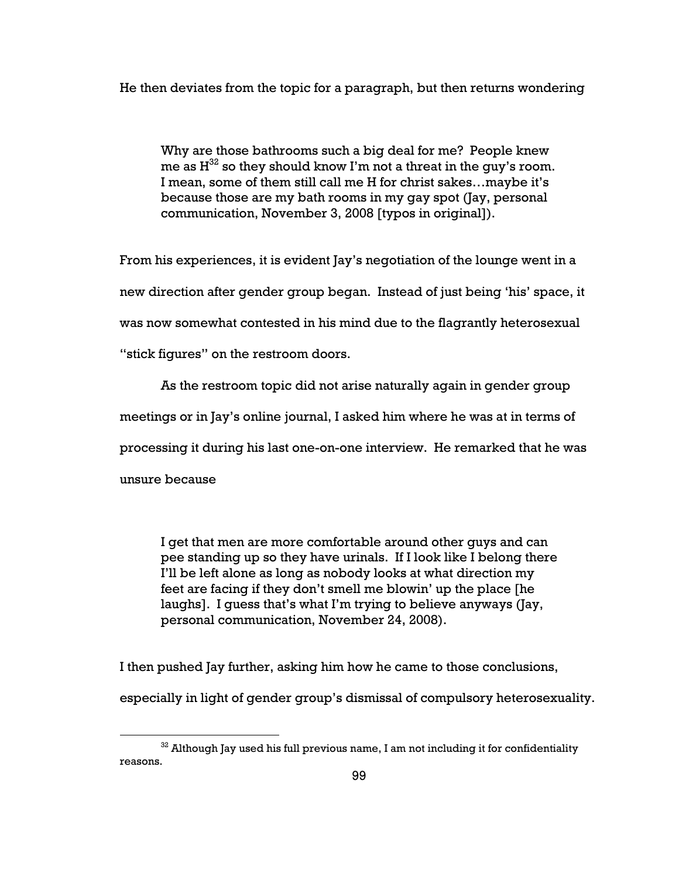He then deviates from the topic for a paragraph, but then returns wondering

> Why are those bathrooms such a big deal for me? People knew me as H[32] so they should know I'm not a threat in the guy's room. I mean, some of them still call me H for christ sakes…maybe it's because those are my bath rooms in my gay spot (Jay, personal communication, November 3, 2008 [typos in original]).

From his experiences, it is evident Jay's negotiation of the lounge went in a new direction after gender group began. Instead of just being 'his' space, it was now somewhat contested in his mind due to the flagrantly heterosexual "stick figures" on the restroom doors.

As the restroom topic did not arise naturally again in gender group meetings or in Jay's online journal, I asked him where he was at in terms of processing it during his last one-on-one interview. He remarked that he was unsure because

> I get that men are more comfortable around other guys and can pee standing up so they have urinals. If I look like I belong there I'll be left alone as long as nobody looks at what direction my feet are facing if they don't smell me blowin' up the place [he laughs]. I guess that's what I'm trying to believe anyways (Jay, personal communication, November 24, 2008).

I then pushed Jay further, asking him how he came to those conclusions, especially in light of gender group's dismissal of compulsory heterosexuality.

[32] Although Jay used his full previous name, I am not including it for confidentiality reasons.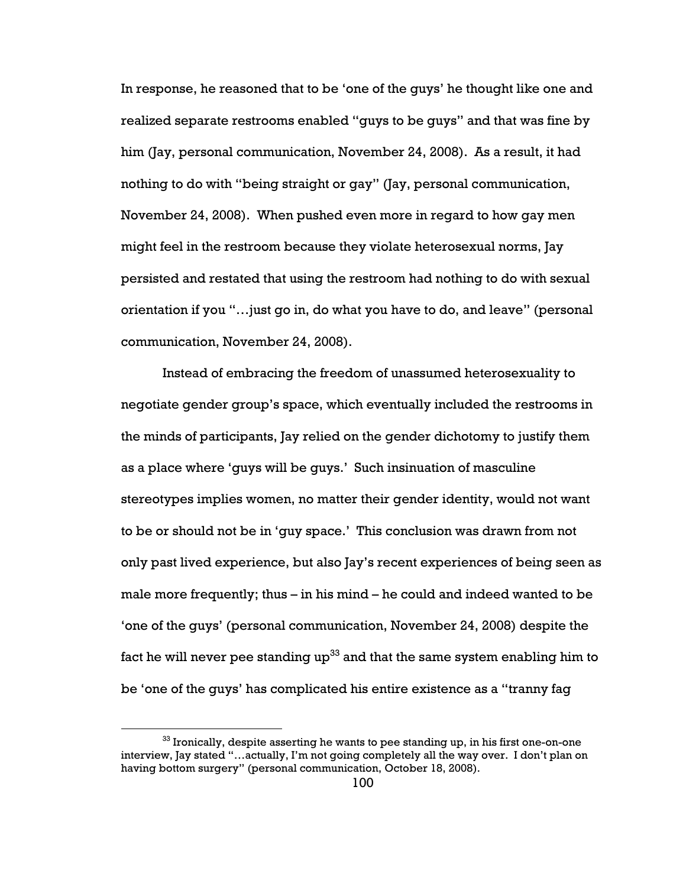In response, he reasoned that to be 'one of the guys' he thought like one and realized separate restrooms enabled "guys to be guys" and that was fine by him (Jay, personal communication, November 24, 2008). As a result, it had nothing to do with "being straight or gay" (Jay, personal communication, November 24, 2008). When pushed even more in regard to how gay men might feel in the restroom because they violate heterosexual norms, Jay persisted and restated that using the restroom had nothing to do with sexual orientation if you "…just go in, do what you have to do, and leave" (personal communication, November 24, 2008).

Instead of embracing the freedom of unassumed heterosexuality to negotiate gender group's space, which eventually included the restrooms in the minds of participants, Jay relied on the gender dichotomy to justify them as a place where 'guys will be guys.' Such insinuation of masculine stereotypes implies women, no matter their gender identity, would not want to be or should not be in 'guy space.' This conclusion was drawn from not only past lived experience, but also Jay's recent experiences of being seen as male more frequently; thus – in his mind – he could and indeed wanted to be 'one of the guys' (personal communication, November 24, 2008) despite the fact he will never pee standing up[33] and that the same system enabling him to be 'one of the guys' has complicated his entire existence as a "tranny fag

[33] Ironically, despite asserting he wants to pee standing up, in his first one-on-one interview, Jay stated "…actually, I'm not going completely all the way over. I don't plan on having bottom surgery" (personal communication, October 18, 2008).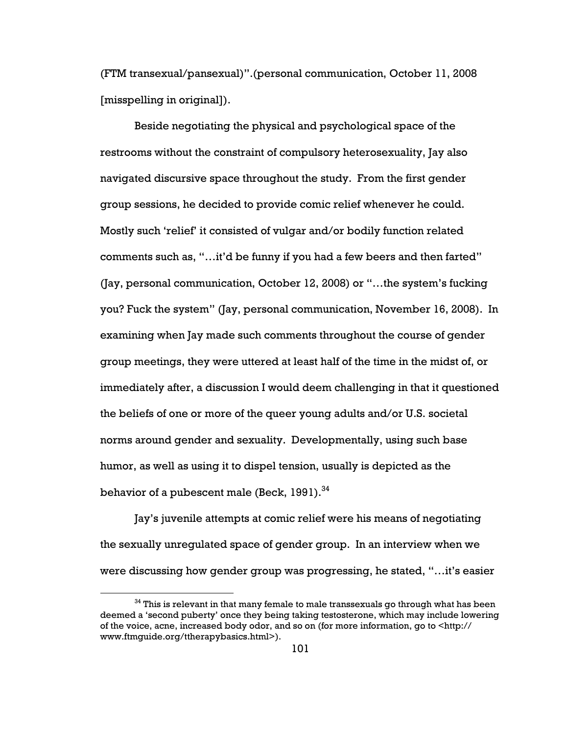(FTM transexual/pansexual)".(personal communication, October 11, 2008 [misspelling in original]).

Beside negotiating the physical and psychological space of the restrooms without the constraint of compulsory heterosexuality, Jay also navigated discursive space throughout the study. From the first gender group sessions, he decided to provide comic relief whenever he could. Mostly such 'relief' it consisted of vulgar and/or bodily function related comments such as, "…it'd be funny if you had a few beers and then farted" (Jay, personal communication, October 12, 2008) or "…the system's fucking you? Fuck the system" (Jay, personal communication, November 16, 2008). In examining when Jay made such comments throughout the course of gender group meetings, they were uttered at least half of the time in the midst of, or immediately after, a discussion I would deem challenging in that it questioned the beliefs of one or more of the queer young adults and/or U.S. societal norms around gender and sexuality. Developmentally, using such base humor, as well as using it to dispel tension, usually is depicted as the behavior of a pubescent male (Beck, 1991).[34]

Jay's juvenile attempts at comic relief were his means of negotiating the sexually unregulated space of gender group. In an interview when we were discussing how gender group was progressing, he stated, "…it's easier

[34] This is relevant in that many female to male transsexuals go through what has been deemed a 'second puberty' once they being taking testosterone, which may include lowering of the voice, acne, increased body odor, and so on (for more information, go to <http://www.ftmguide.org/ttherapybasics.html>).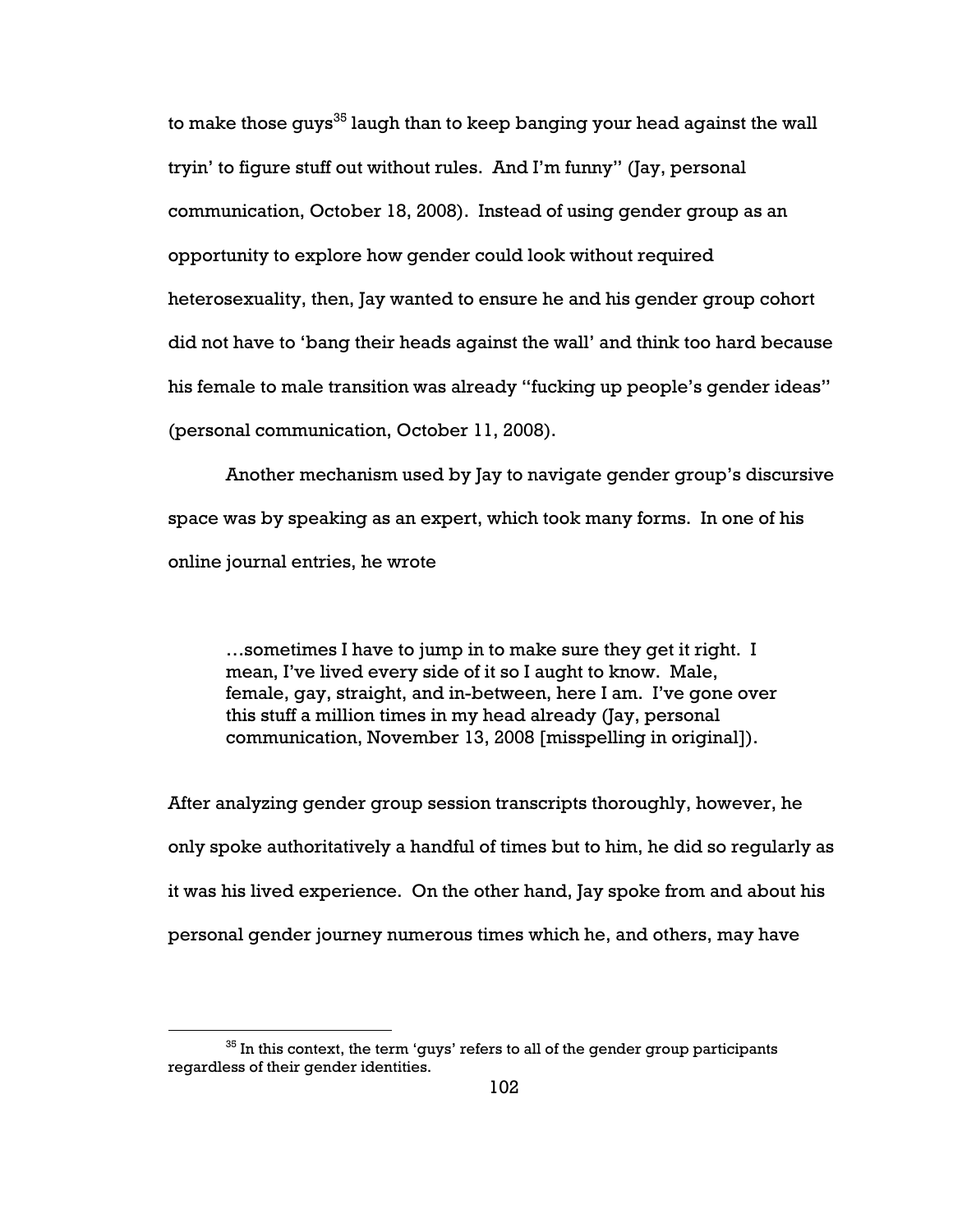to make those guys[35] laugh than to keep banging your head against the wall tryin' to figure stuff out without rules. And I'm funny" (Jay, personal communication, October 18, 2008). Instead of using gender group as an opportunity to explore how gender could look without required heterosexuality, then, Jay wanted to ensure he and his gender group cohort did not have to 'bang their heads against the wall' and think too hard because his female to male transition was already "fucking up people's gender ideas" (personal communication, October 11, 2008).

Another mechanism used by Jay to navigate gender group's discursive space was by speaking as an expert, which took many forms. In one of his online journal entries, he wrote

> …sometimes I have to jump in to make sure they get it right. I mean, I've lived every side of it so I aught to know. Male, female, gay, straight, and in-between, here I am. I've gone over this stuff a million times in my head already (Jay, personal communication, November 13, 2008 [misspelling in original]).

After analyzing gender group session transcripts thoroughly, however, he only spoke authoritatively a handful of times but to him, he did so regularly as it was his lived experience. On the other hand, Jay spoke from and about his personal gender journey numerous times which he, and others, may have

[35] In this context, the term 'guys' refers to all of the gender group participants regardless of their gender identities.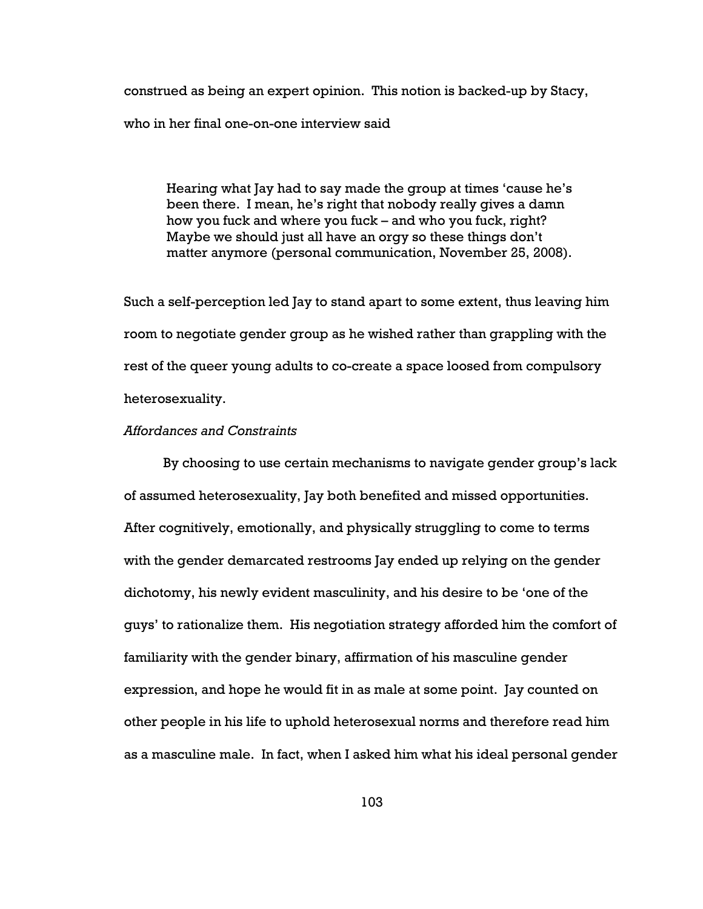construed as being an expert opinion. This notion is backed-up by Stacy, who in her final one-on-one interview said

> Hearing what Jay had to say made the group at times 'cause he's been there. I mean, he's right that nobody really gives a damn how you fuck and where you fuck – and who you fuck, right? Maybe we should just all have an orgy so these things don't matter anymore (personal communication, November 25, 2008).

Such a self-perception led Jay to stand apart to some extent, thus leaving him room to negotiate gender group as he wished rather than grappling with the rest of the queer young adults to co-create a space loosed from compulsory heterosexuality.

*Affordances and Constraints*

By choosing to use certain mechanisms to navigate gender group's lack of assumed heterosexuality, Jay both benefited and missed opportunities. After cognitively, emotionally, and physically struggling to come to terms with the gender demarcated restrooms Jay ended up relying on the gender dichotomy, his newly evident masculinity, and his desire to be 'one of the guys' to rationalize them. His negotiation strategy afforded him the comfort of familiarity with the gender binary, affirmation of his masculine gender expression, and hope he would fit in as male at some point. Jay counted on other people in his life to uphold heterosexual norms and therefore read him as a masculine male. In fact, when I asked him what his ideal personal gender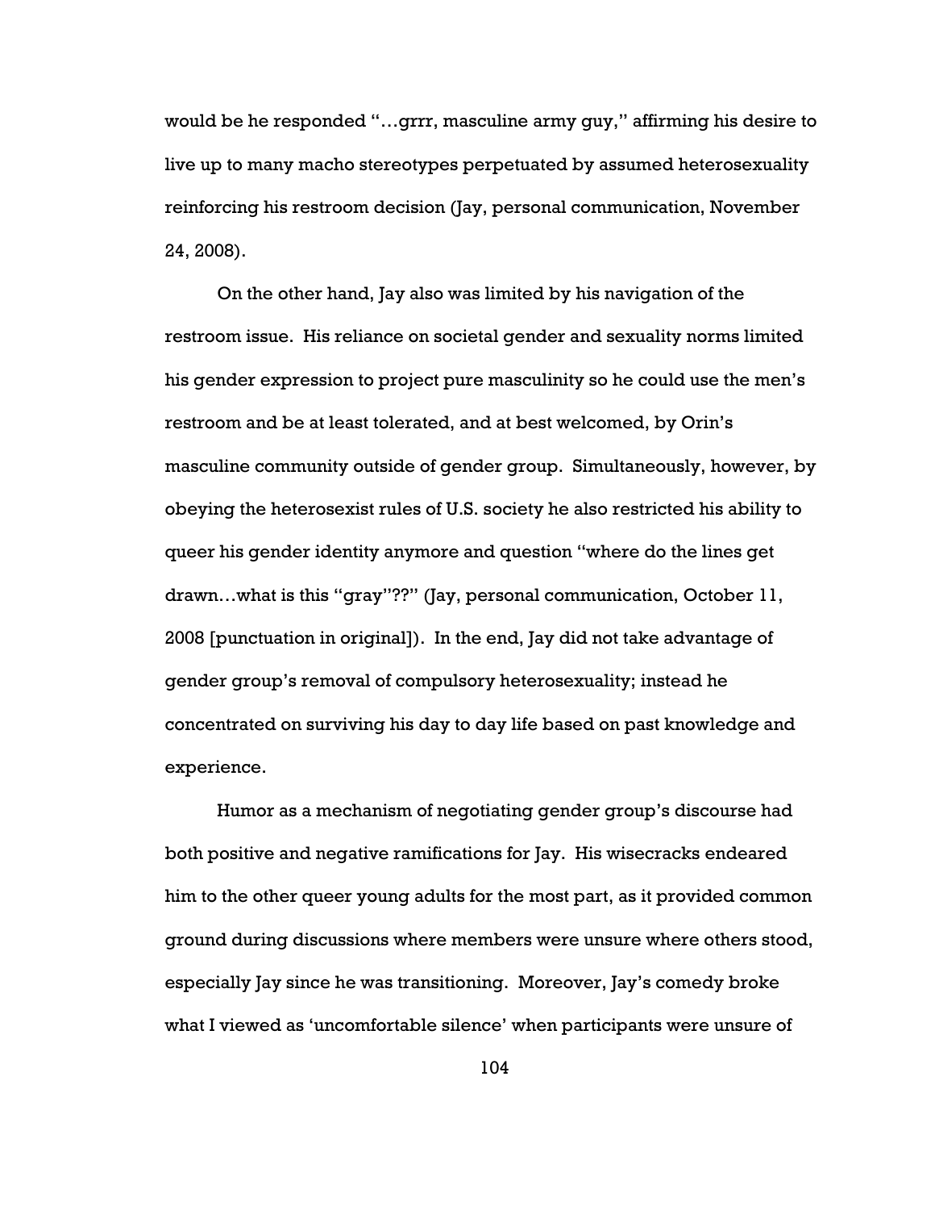would be he responded "…grrr, masculine army guy," affirming his desire to live up to many macho stereotypes perpetuated by assumed heterosexuality reinforcing his restroom decision (Jay, personal communication, November 24, 2008).

On the other hand, Jay also was limited by his navigation of the restroom issue. His reliance on societal gender and sexuality norms limited his gender expression to project pure masculinity so he could use the men's restroom and be at least tolerated, and at best welcomed, by Orin's masculine community outside of gender group. Simultaneously, however, by obeying the heterosexist rules of U.S. society he also restricted his ability to queer his gender identity anymore and question "where do the lines get drawn…what is this "gray"??" (Jay, personal communication, October 11, 2008 [punctuation in original]). In the end, Jay did not take advantage of gender group's removal of compulsory heterosexuality; instead he concentrated on surviving his day to day life based on past knowledge and experience.

Humor as a mechanism of negotiating gender group's discourse had both positive and negative ramifications for Jay. His wisecracks endeared him to the other queer young adults for the most part, as it provided common ground during discussions where members were unsure where others stood, especially Jay since he was transitioning. Moreover, Jay's comedy broke what I viewed as 'uncomfortable silence' when participants were unsure of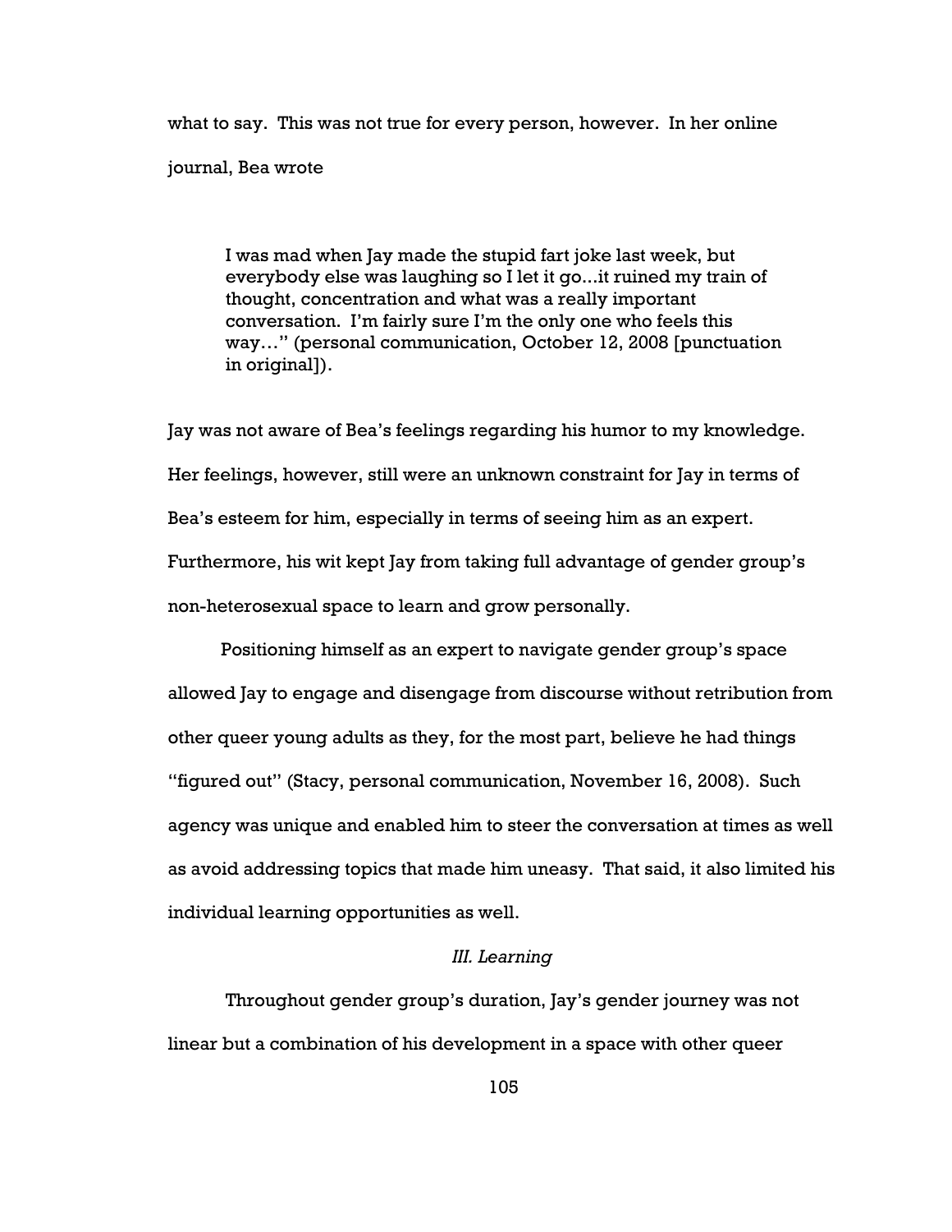what to say. This was not true for every person, however. In her online journal, Bea wrote

> I was mad when Jay made the stupid fart joke last week, but everybody else was laughing so I let it go...it ruined my train of thought, concentration and what was a really important conversation. I'm fairly sure I'm the only one who feels this way…" (personal communication, October 12, 2008 [punctuation in original]).

Jay was not aware of Bea's feelings regarding his humor to my knowledge. Her feelings, however, still were an unknown constraint for Jay in terms of Bea's esteem for him, especially in terms of seeing him as an expert. Furthermore, his wit kept Jay from taking full advantage of gender group's non-heterosexual space to learn and grow personally.

Positioning himself as an expert to navigate gender group's space allowed Jay to engage and disengage from discourse without retribution from other queer young adults as they, for the most part, believe he had things "figured out" (Stacy, personal communication, November 16, 2008). Such agency was unique and enabled him to steer the conversation at times as well as avoid addressing topics that made him uneasy. That said, it also limited his individual learning opportunities as well.

### *III. Learning*

Throughout gender group's duration, Jay's gender journey was not linear but a combination of his development in a space with other queer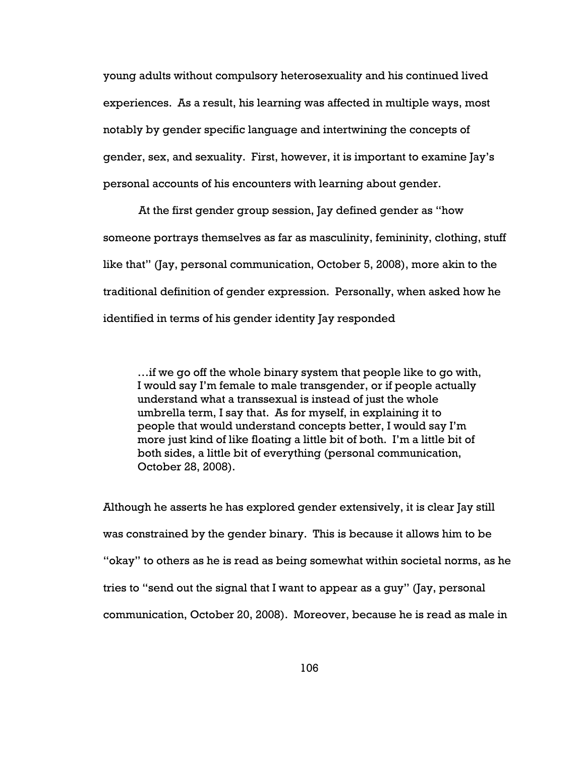young adults without compulsory heterosexuality and his continued lived experiences. As a result, his learning was affected in multiple ways, most notably by gender specific language and intertwining the concepts of gender, sex, and sexuality. First, however, it is important to examine Jay's personal accounts of his encounters with learning about gender.

At the first gender group session, Jay defined gender as "how someone portrays themselves as far as masculinity, femininity, clothing, stuff like that" (Jay, personal communication, October 5, 2008), more akin to the traditional definition of gender expression. Personally, when asked how he identified in terms of his gender identity Jay responded

> …if we go off the whole binary system that people like to go with, I would say I'm female to male transgender, or if people actually understand what a transsexual is instead of just the whole umbrella term, I say that. As for myself, in explaining it to people that would understand concepts better, I would say I'm more just kind of like floating a little bit of both. I'm a little bit of both sides, a little bit of everything (personal communication, October 28, 2008).

Although he asserts he has explored gender extensively, it is clear Jay still was constrained by the gender binary. This is because it allows him to be "okay" to others as he is read as being somewhat within societal norms, as he tries to "send out the signal that I want to appear as a guy" (Jay, personal communication, October 20, 2008). Moreover, because he is read as male in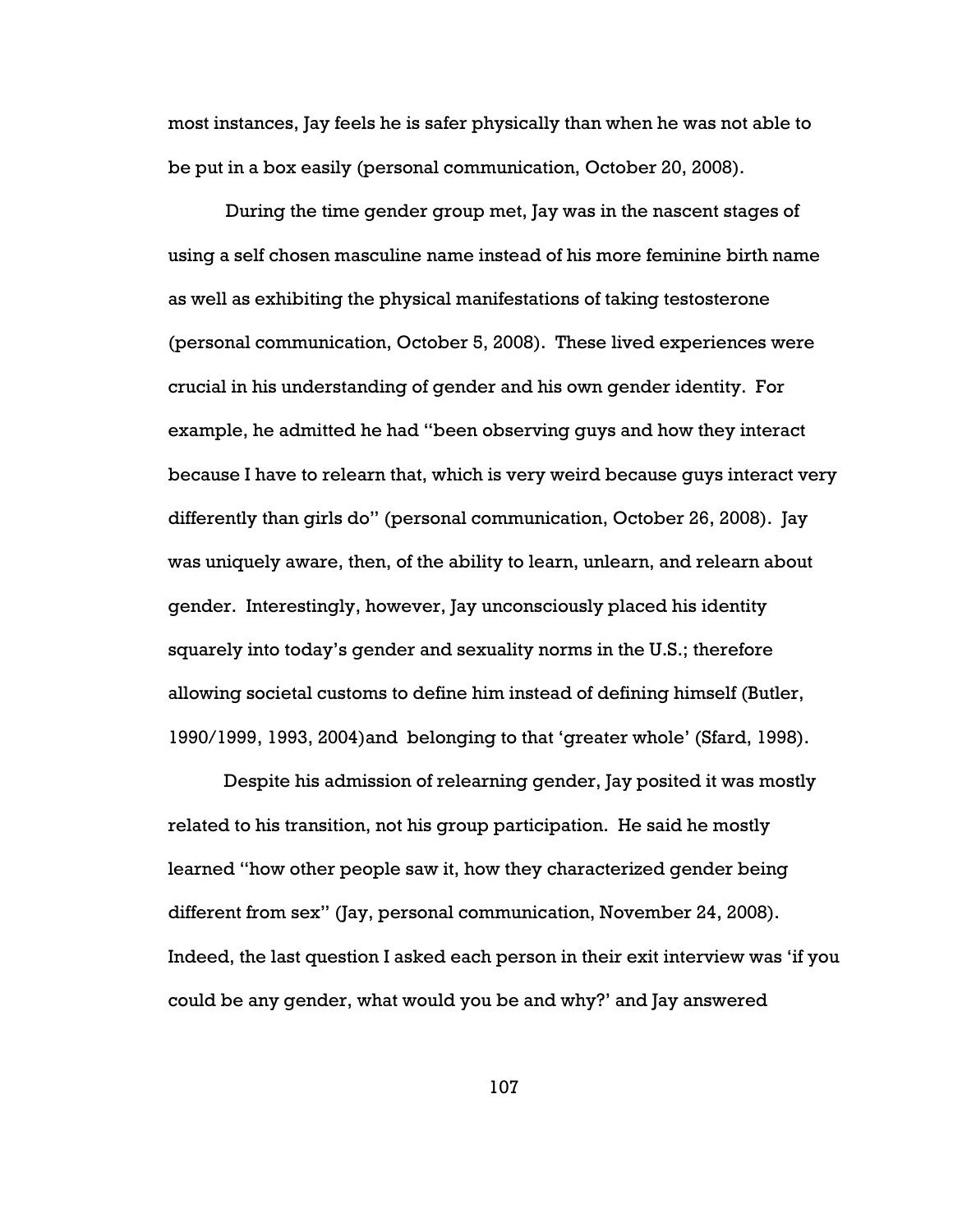most instances, Jay feels he is safer physically than when he was not able to be put in a box easily (personal communication, October 20, 2008).

During the time gender group met, Jay was in the nascent stages of using a self chosen masculine name instead of his more feminine birth name as well as exhibiting the physical manifestations of taking testosterone (personal communication, October 5, 2008). These lived experiences were crucial in his understanding of gender and his own gender identity. For example, he admitted he had "been observing guys and how they interact because I have to relearn that, which is very weird because guys interact very differently than girls do" (personal communication, October 26, 2008). Jay was uniquely aware, then, of the ability to learn, unlearn, and relearn about gender. Interestingly, however, Jay unconsciously placed his identity squarely into today's gender and sexuality norms in the U.S.; therefore allowing societal customs to define him instead of defining himself (Butler, 1990/1999, 1993, 2004)and belonging to that 'greater whole' (Sfard, 1998).

Despite his admission of relearning gender, Jay posited it was mostly related to his transition, not his group participation. He said he mostly learned "how other people saw it, how they characterized gender being different from sex" (Jay, personal communication, November 24, 2008). Indeed, the last question I asked each person in their exit interview was 'if you could be any gender, what would you be and why?' and Jay answered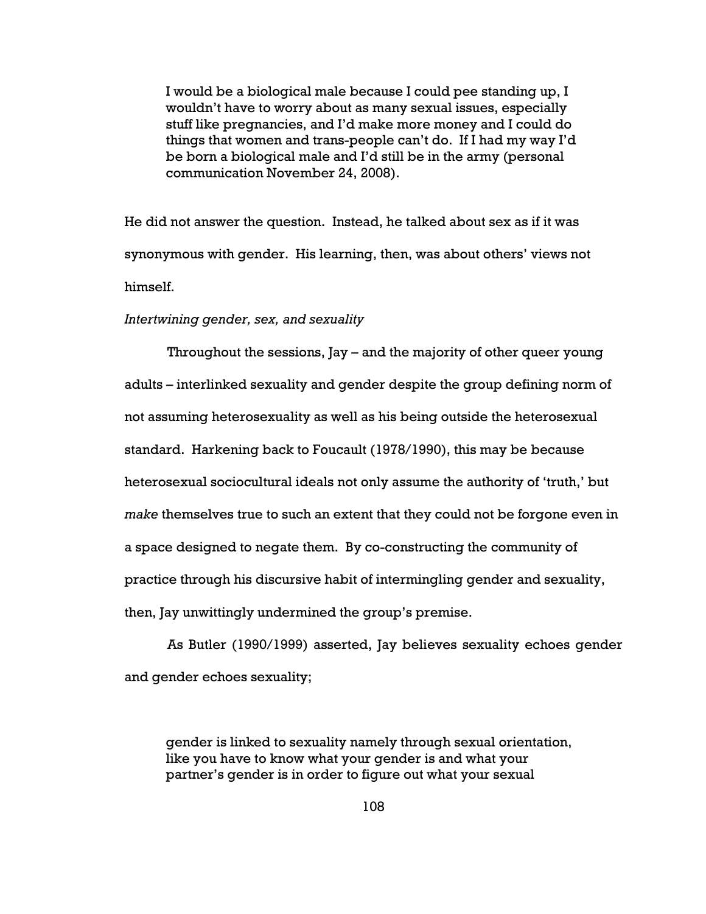> I would be a biological male because I could pee standing up, I wouldn't have to worry about as many sexual issues, especially stuff like pregnancies, and I'd make more money and I could do things that women and trans-people can't do. If I had my way I'd be born a biological male and I'd still be in the army (personal communication November 24, 2008).

He did not answer the question. Instead, he talked about sex as if it was synonymous with gender. His learning, then, was about others' views not himself.

*Intertwining gender, sex, and sexuality*

Throughout the sessions, Jay – and the majority of other queer young adults – interlinked sexuality and gender despite the group defining norm of not assuming heterosexuality as well as his being outside the heterosexual standard. Harkening back to Foucault (1978/1990), this may be because heterosexual sociocultural ideals not only assume the authority of 'truth,' but *make* themselves true to such an extent that they could not be forgone even in a space designed to negate them. By co-constructing the community of practice through his discursive habit of intermingling gender and sexuality, then, Jay unwittingly undermined the group's premise.

As Butler (1990/1999) asserted, Jay believes sexuality echoes gender and gender echoes sexuality;

> gender is linked to sexuality namely through sexual orientation, like you have to know what your gender is and what your partner's gender is in order to figure out what your sexual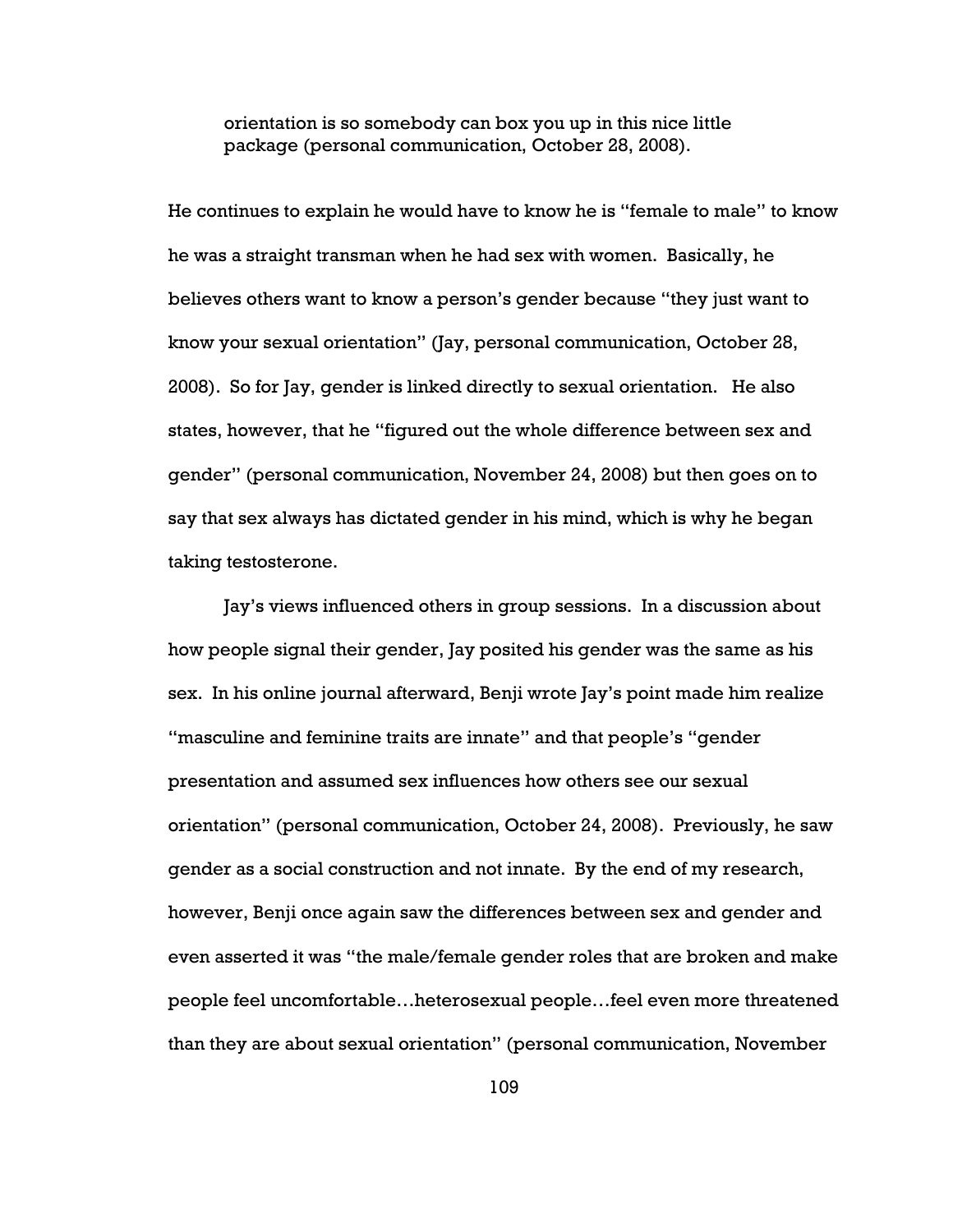> orientation is so somebody can box you up in this nice little package (personal communication, October 28, 2008).

He continues to explain he would have to know he is "female to male" to know he was a straight transman when he had sex with women. Basically, he believes others want to know a person's gender because "they just want to know your sexual orientation" (Jay, personal communication, October 28, 2008). So for Jay, gender is linked directly to sexual orientation. He also states, however, that he "figured out the whole difference between sex and gender" (personal communication, November 24, 2008) but then goes on to say that sex always has dictated gender in his mind, which is why he began taking testosterone.

Jay's views influenced others in group sessions. In a discussion about how people signal their gender, Jay posited his gender was the same as his sex. In his online journal afterward, Benji wrote Jay's point made him realize "masculine and feminine traits are innate" and that people's "gender presentation and assumed sex influences how others see our sexual orientation" (personal communication, October 24, 2008). Previously, he saw gender as a social construction and not innate. By the end of my research, however, Benji once again saw the differences between sex and gender and even asserted it was "the male/female gender roles that are broken and make people feel uncomfortable…heterosexual people…feel even more threatened than they are about sexual orientation" (personal communication, November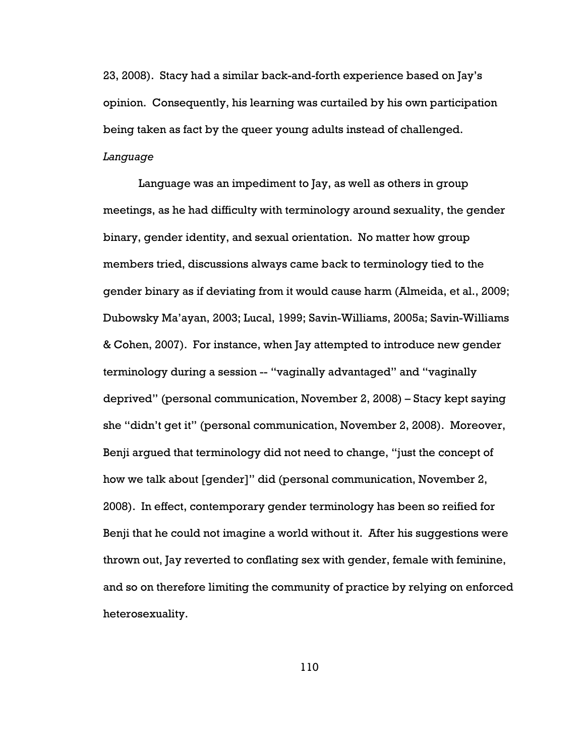23, 2008). Stacy had a similar back-and-forth experience based on Jay's opinion. Consequently, his learning was curtailed by his own participation being taken as fact by the queer young adults instead of challenged.

*Language*

Language was an impediment to Jay, as well as others in group meetings, as he had difficulty with terminology around sexuality, the gender binary, gender identity, and sexual orientation. No matter how group members tried, discussions always came back to terminology tied to the gender binary as if deviating from it would cause harm (Almeida, et al., 2009; Dubowsky Ma'ayan, 2003; Lucal, 1999; Savin-Williams, 2005a; Savin-Williams & Cohen, 2007). For instance, when Jay attempted to introduce new gender terminology during a session -- "vaginally advantaged" and "vaginally deprived" (personal communication, November 2, 2008) – Stacy kept saying she "didn't get it" (personal communication, November 2, 2008). Moreover, Benji argued that terminology did not need to change, "just the concept of how we talk about [gender]" did (personal communication, November 2, 2008). In effect, contemporary gender terminology has been so reified for Benji that he could not imagine a world without it. After his suggestions were thrown out, Jay reverted to conflating sex with gender, female with feminine, and so on therefore limiting the community of practice by relying on enforced heterosexuality.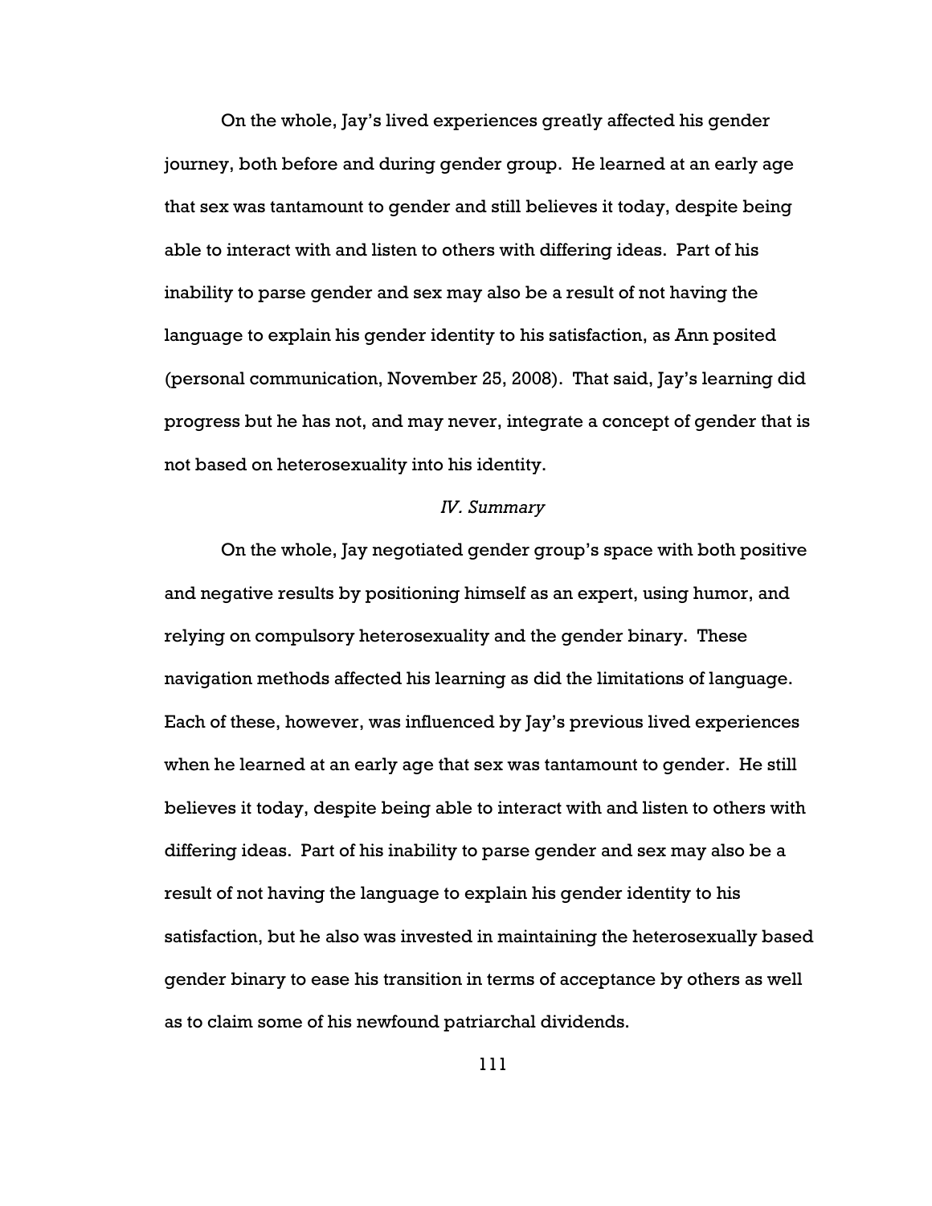On the whole, Jay's lived experiences greatly affected his gender journey, both before and during gender group. He learned at an early age that sex was tantamount to gender and still believes it today, despite being able to interact with and listen to others with differing ideas. Part of his inability to parse gender and sex may also be a result of not having the language to explain his gender identity to his satisfaction, as Ann posited (personal communication, November 25, 2008). That said, Jay's learning did progress but he has not, and may never, integrate a concept of gender that is not based on heterosexuality into his identity.

### *IV. Summary*

On the whole, Jay negotiated gender group's space with both positive and negative results by positioning himself as an expert, using humor, and relying on compulsory heterosexuality and the gender binary. These navigation methods affected his learning as did the limitations of language. Each of these, however, was influenced by Jay's previous lived experiences when he learned at an early age that sex was tantamount to gender. He still believes it today, despite being able to interact with and listen to others with differing ideas. Part of his inability to parse gender and sex may also be a result of not having the language to explain his gender identity to his satisfaction, but he also was invested in maintaining the heterosexually based gender binary to ease his transition in terms of acceptance by others as well as to claim some of his newfound patriarchal dividends.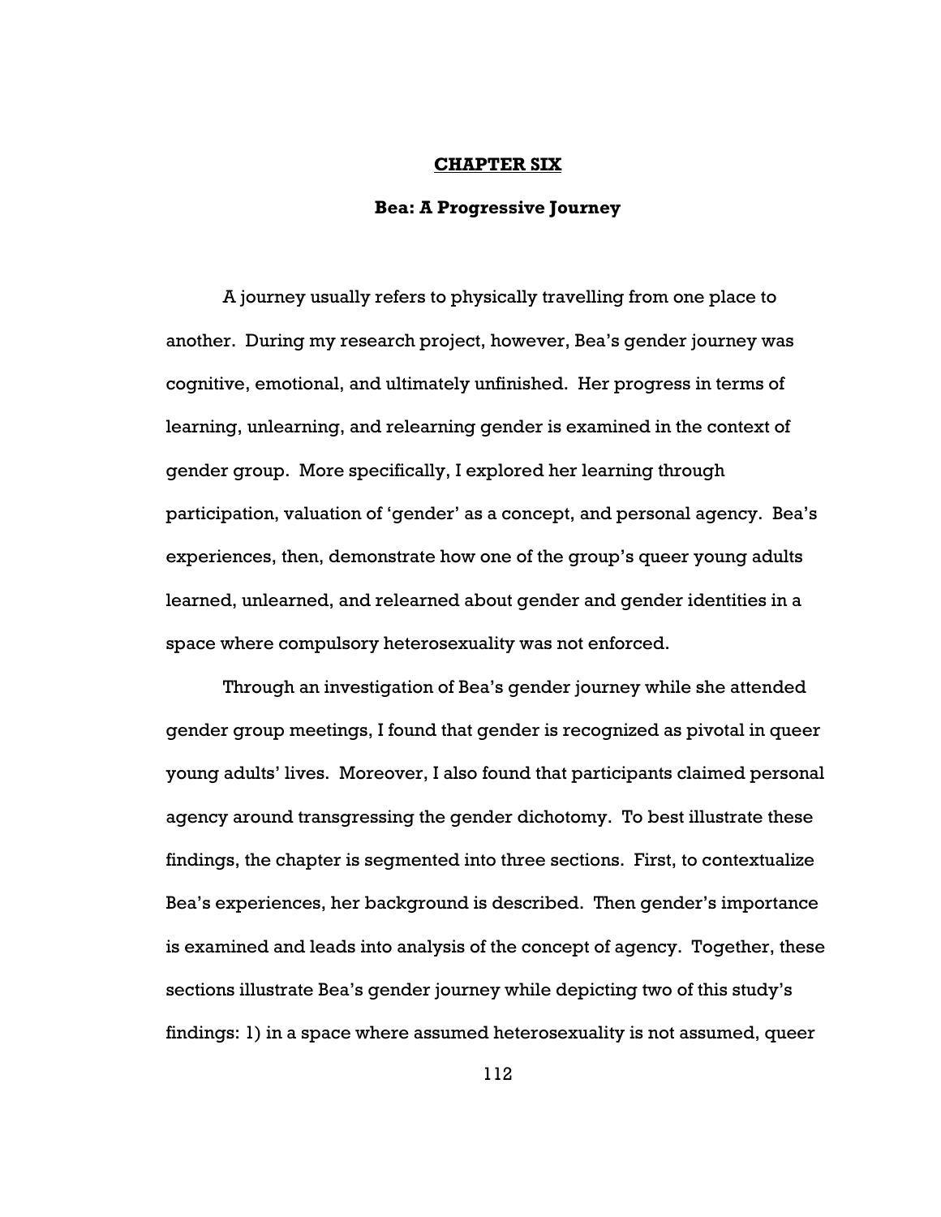# CHAPTER SIX

## Bea: A Progressive Journey

A journey usually refers to physically travelling from one place to another. During my research project, however, Bea's gender journey was cognitive, emotional, and ultimately unfinished. Her progress in terms of learning, unlearning, and relearning gender is examined in the context of gender group. More specifically, I explored her learning through participation, valuation of 'gender' as a concept, and personal agency. Bea's experiences, then, demonstrate how one of the group's queer young adults learned, unlearned, and relearned about gender and gender identities in a space where compulsory heterosexuality was not enforced.

Through an investigation of Bea's gender journey while she attended gender group meetings, I found that gender is recognized as pivotal in queer young adults' lives. Moreover, I also found that participants claimed personal agency around transgressing the gender dichotomy. To best illustrate these findings, the chapter is segmented into three sections. First, to contextualize Bea's experiences, her background is described. Then gender's importance is examined and leads into analysis of the concept of agency. Together, these sections illustrate Bea's gender journey while depicting two of this study's findings: 1) in a space where assumed heterosexuality is not assumed, queer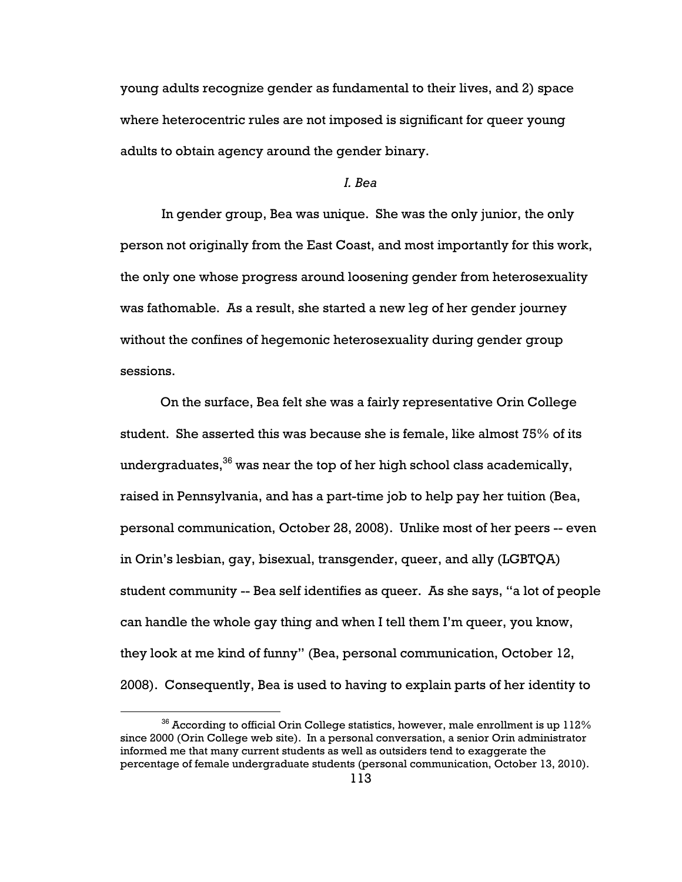young adults recognize gender as fundamental to their lives, and 2) space where heterocentric rules are not imposed is significant for queer young adults to obtain agency around the gender binary.

### *I. Bea*

In gender group, Bea was unique. She was the only junior, the only person not originally from the East Coast, and most importantly for this work, the only one whose progress around loosening gender from heterosexuality was fathomable. As a result, she started a new leg of her gender journey without the confines of hegemonic heterosexuality during gender group sessions.

On the surface, Bea felt she was a fairly representative Orin College student. She asserted this was because she is female, like almost 75% of its undergraduates,[36] was near the top of her high school class academically, raised in Pennsylvania, and has a part-time job to help pay her tuition (Bea, personal communication, October 28, 2008). Unlike most of her peers -- even in Orin's lesbian, gay, bisexual, transgender, queer, and ally (LGBTQA) student community -- Bea self identifies as queer. As she says, "a lot of people can handle the whole gay thing and when I tell them I'm queer, you know, they look at me kind of funny" (Bea, personal communication, October 12, 2008). Consequently, Bea is used to having to explain parts of her identity to

[36] According to official Orin College statistics, however, male enrollment is up 112% since 2000 (Orin College web site). In a personal conversation, a senior Orin administrator informed me that many current students as well as outsiders tend to exaggerate the percentage of female undergraduate students (personal communication, October 13, 2010).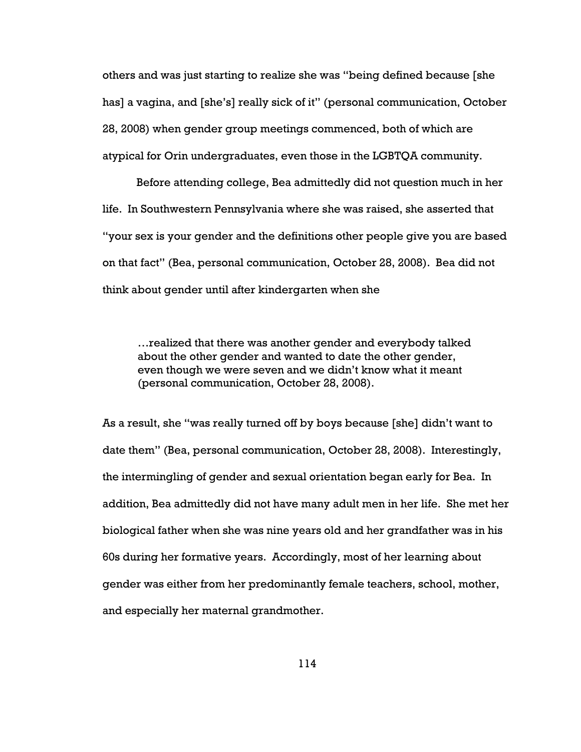others and was just starting to realize she was "being defined because [she has] a vagina, and [she's] really sick of it" (personal communication, October 28, 2008) when gender group meetings commenced, both of which are atypical for Orin undergraduates, even those in the LGBTQA community.

Before attending college, Bea admittedly did not question much in her life. In Southwestern Pennsylvania where she was raised, she asserted that "your sex is your gender and the definitions other people give you are based on that fact" (Bea, personal communication, October 28, 2008). Bea did not think about gender until after kindergarten when she

> …realized that there was another gender and everybody talked about the other gender and wanted to date the other gender, even though we were seven and we didn't know what it meant (personal communication, October 28, 2008).

As a result, she "was really turned off by boys because [she] didn't want to date them" (Bea, personal communication, October 28, 2008). Interestingly, the intermingling of gender and sexual orientation began early for Bea. In addition, Bea admittedly did not have many adult men in her life. She met her biological father when she was nine years old and her grandfather was in his 60s during her formative years. Accordingly, most of her learning about gender was either from her predominantly female teachers, school, mother, and especially her maternal grandmother.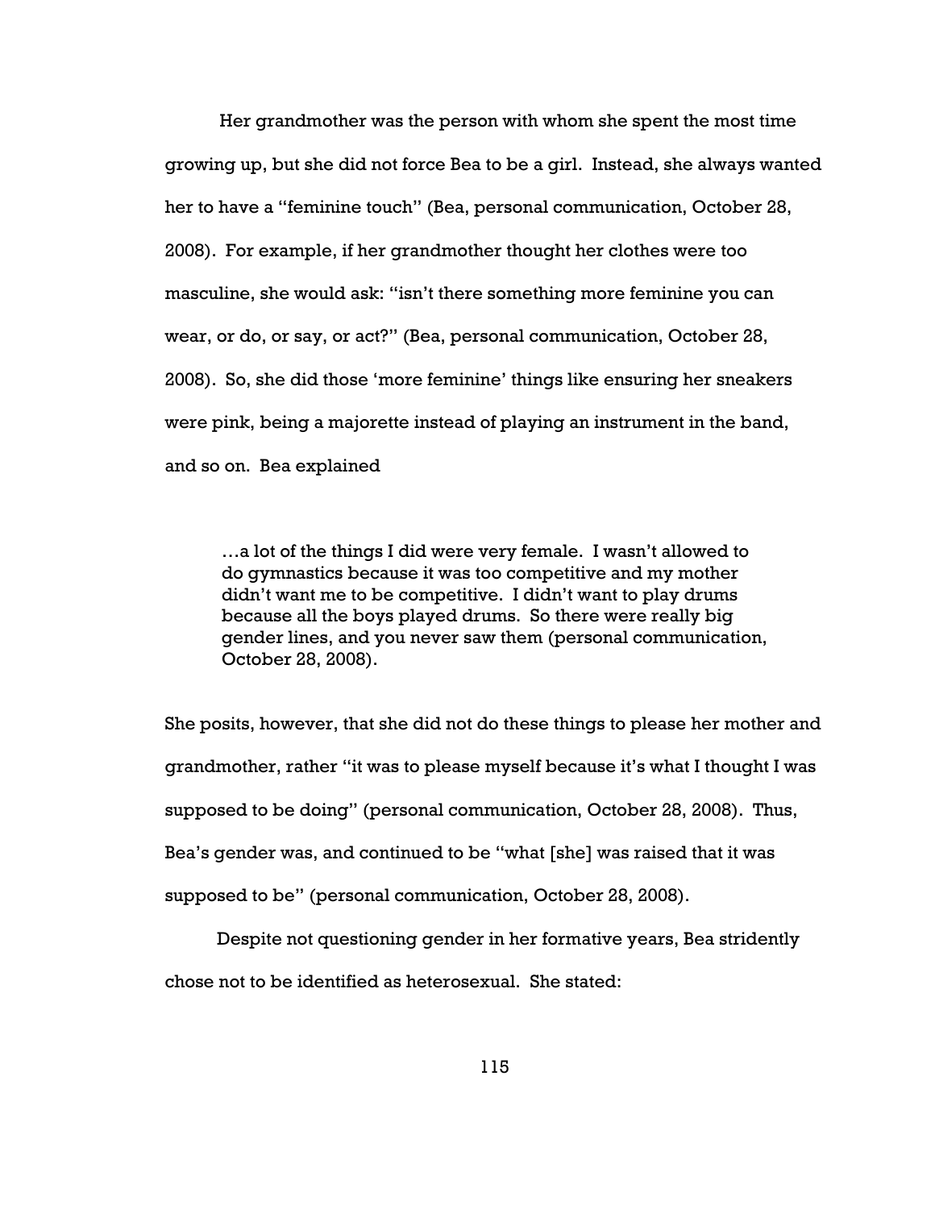Her grandmother was the person with whom she spent the most time growing up, but she did not force Bea to be a girl. Instead, she always wanted her to have a "feminine touch" (Bea, personal communication, October 28, 2008). For example, if her grandmother thought her clothes were too masculine, she would ask: "isn't there something more feminine you can wear, or do, or say, or act?" (Bea, personal communication, October 28, 2008). So, she did those 'more feminine' things like ensuring her sneakers were pink, being a majorette instead of playing an instrument in the band, and so on. Bea explained

> …a lot of the things I did were very female. I wasn't allowed to do gymnastics because it was too competitive and my mother didn't want me to be competitive. I didn't want to play drums because all the boys played drums. So there were really big gender lines, and you never saw them (personal communication, October 28, 2008).

She posits, however, that she did not do these things to please her mother and grandmother, rather "it was to please myself because it's what I thought I was supposed to be doing" (personal communication, October 28, 2008). Thus, Bea's gender was, and continued to be "what [she] was raised that it was supposed to be" (personal communication, October 28, 2008).

Despite not questioning gender in her formative years, Bea stridently chose not to be identified as heterosexual. She stated: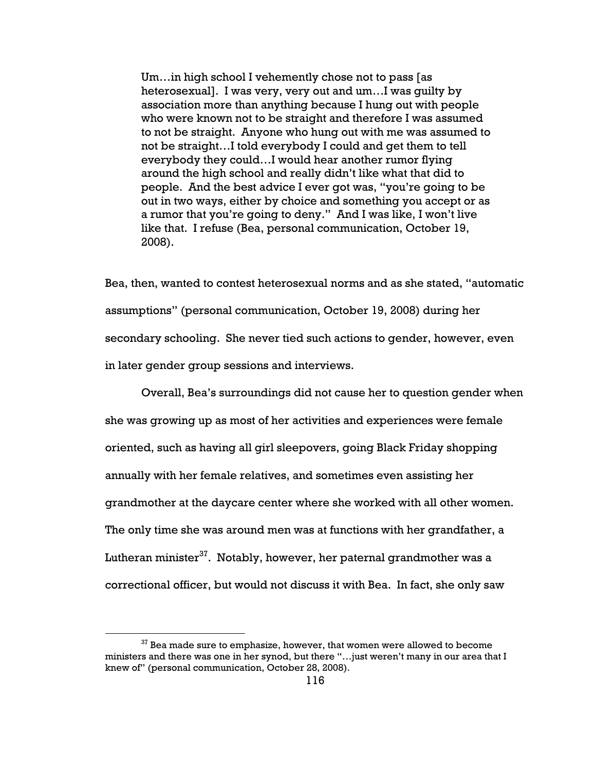> Um…in high school I vehemently chose not to pass [as heterosexual]. I was very, very out and um…I was guilty by association more than anything because I hung out with people who were known not to be straight and therefore I was assumed to not be straight. Anyone who hung out with me was assumed to not be straight…I told everybody I could and get them to tell everybody they could…I would hear another rumor flying around the high school and really didn't like what that did to people. And the best advice I ever got was, "you're going to be out in two ways, either by choice and something you accept or as a rumor that you're going to deny." And I was like, I won't live like that. I refuse (Bea, personal communication, October 19, 2008).

Bea, then, wanted to contest heterosexual norms and as she stated, "automatic assumptions" (personal communication, October 19, 2008) during her secondary schooling. She never tied such actions to gender, however, even in later gender group sessions and interviews.

Overall, Bea's surroundings did not cause her to question gender when she was growing up as most of her activities and experiences were female oriented, such as having all girl sleepovers, going Black Friday shopping annually with her female relatives, and sometimes even assisting her grandmother at the daycare center where she worked with all other women. The only time she was around men was at functions with her grandfather, a Lutheran minister[37]. Notably, however, her paternal grandmother was a correctional officer, but would not discuss it with Bea. In fact, she only saw

[37] Bea made sure to emphasize, however, that women were allowed to become ministers and there was one in her synod, but there "…just weren't many in our area that I knew of" (personal communication, October 28, 2008).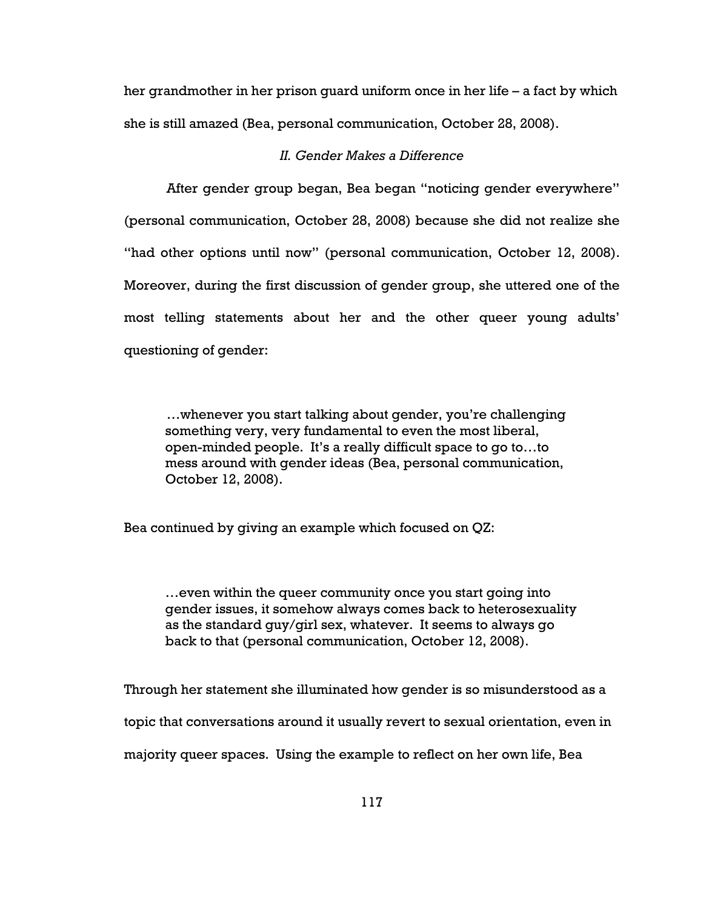her grandmother in her prison guard uniform once in her life – a fact by which she is still amazed (Bea, personal communication, October 28, 2008).

### *II. Gender Makes a Difference*

After gender group began, Bea began "noticing gender everywhere" (personal communication, October 28, 2008) because she did not realize she "had other options until now" (personal communication, October 12, 2008). Moreover, during the first discussion of gender group, she uttered one of the most telling statements about her and the other queer young adults' questioning of gender:

> …whenever you start talking about gender, you're challenging something very, very fundamental to even the most liberal, open-minded people. It's a really difficult space to go to…to mess around with gender ideas (Bea, personal communication, October 12, 2008).

Bea continued by giving an example which focused on QZ:

> …even within the queer community once you start going into gender issues, it somehow always comes back to heterosexuality as the standard guy/girl sex, whatever. It seems to always go back to that (personal communication, October 12, 2008).

Through her statement she illuminated how gender is so misunderstood as a topic that conversations around it usually revert to sexual orientation, even in majority queer spaces. Using the example to reflect on her own life, Bea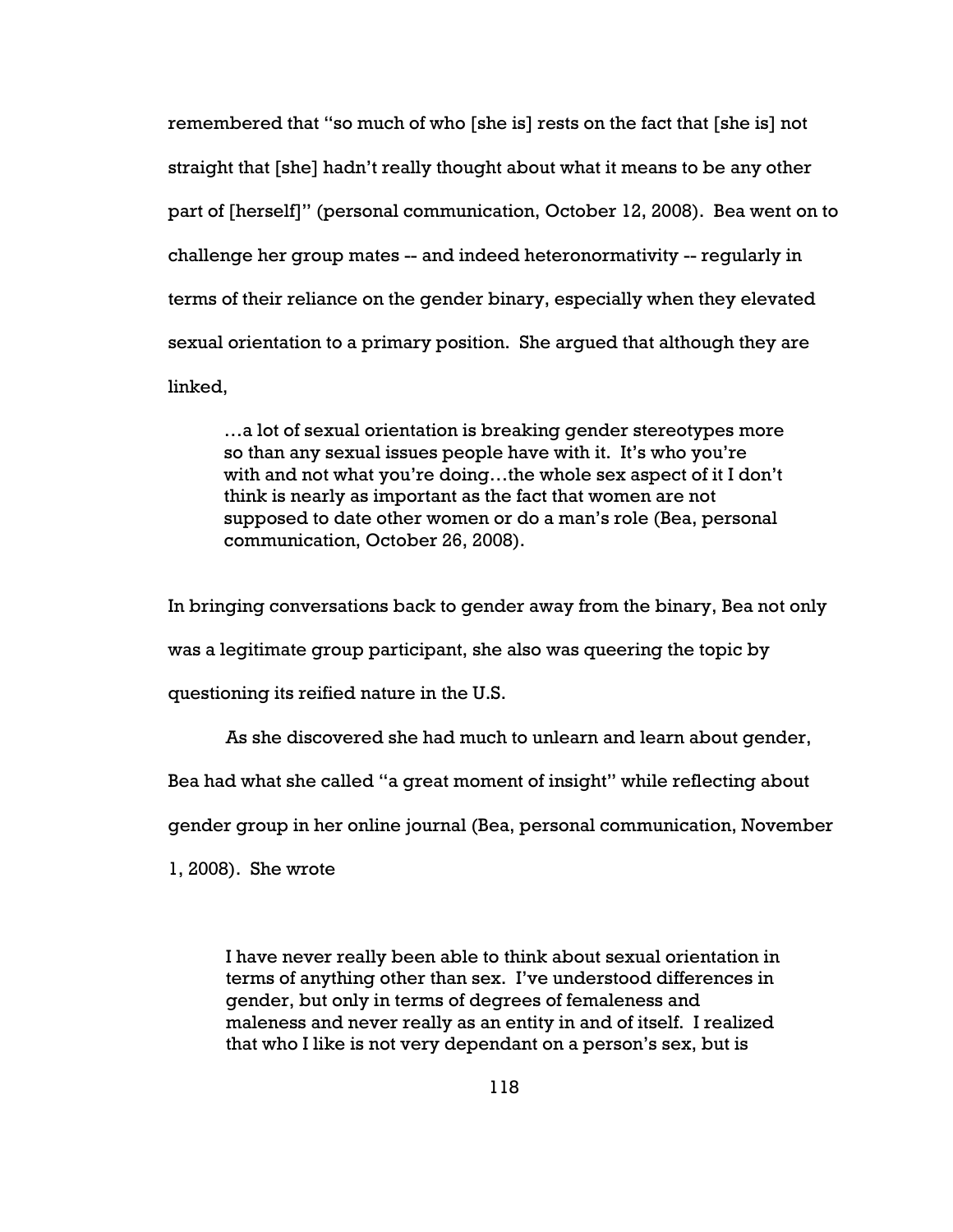remembered that "so much of who [she is] rests on the fact that [she is] not straight that [she] hadn't really thought about what it means to be any other part of [herself]" (personal communication, October 12, 2008). Bea went on to challenge her group mates -- and indeed heteronormativity -- regularly in terms of their reliance on the gender binary, especially when they elevated sexual orientation to a primary position. She argued that although they are linked,

> …a lot of sexual orientation is breaking gender stereotypes more so than any sexual issues people have with it. It's who you're with and not what you're doing…the whole sex aspect of it I don't think is nearly as important as the fact that women are not supposed to date other women or do a man's role (Bea, personal communication, October 26, 2008).

In bringing conversations back to gender away from the binary, Bea not only was a legitimate group participant, she also was queering the topic by questioning its reified nature in the U.S.

As she discovered she had much to unlearn and learn about gender, Bea had what she called "a great moment of insight" while reflecting about gender group in her online journal (Bea, personal communication, November 1, 2008). She wrote

> I have never really been able to think about sexual orientation in terms of anything other than sex. I've understood differences in gender, but only in terms of degrees of femaleness and maleness and never really as an entity in and of itself. I realized that who I like is not very dependant on a person's sex, but is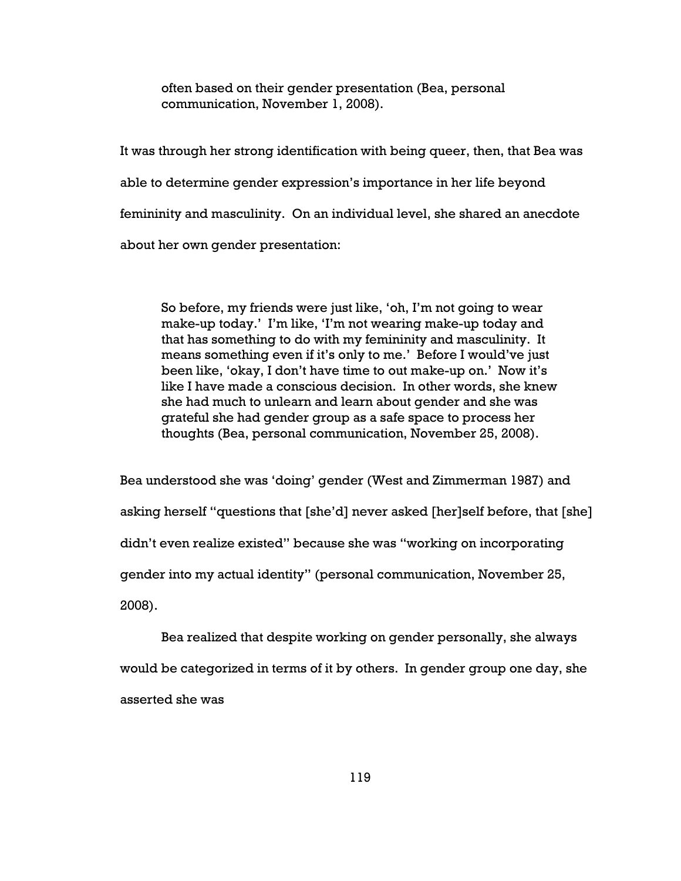> often based on their gender presentation (Bea, personal communication, November 1, 2008).

It was through her strong identification with being queer, then, that Bea was able to determine gender expression's importance in her life beyond femininity and masculinity. On an individual level, she shared an anecdote about her own gender presentation:

> So before, my friends were just like, 'oh, I'm not going to wear make-up today.' I'm like, 'I'm not wearing make-up today and that has something to do with my femininity and masculinity. It means something even if it's only to me.' Before I would've just been like, 'okay, I don't have time to out make-up on.' Now it's like I have made a conscious decision. In other words, she knew she had much to unlearn and learn about gender and she was grateful she had gender group as a safe space to process her thoughts (Bea, personal communication, November 25, 2008).

Bea understood she was 'doing' gender (West and Zimmerman 1987) and asking herself "questions that [she'd] never asked [her]self before, that [she] didn't even realize existed" because she was "working on incorporating gender into my actual identity" (personal communication, November 25, 2008).

Bea realized that despite working on gender personally, she always would be categorized in terms of it by others. In gender group one day, she asserted she was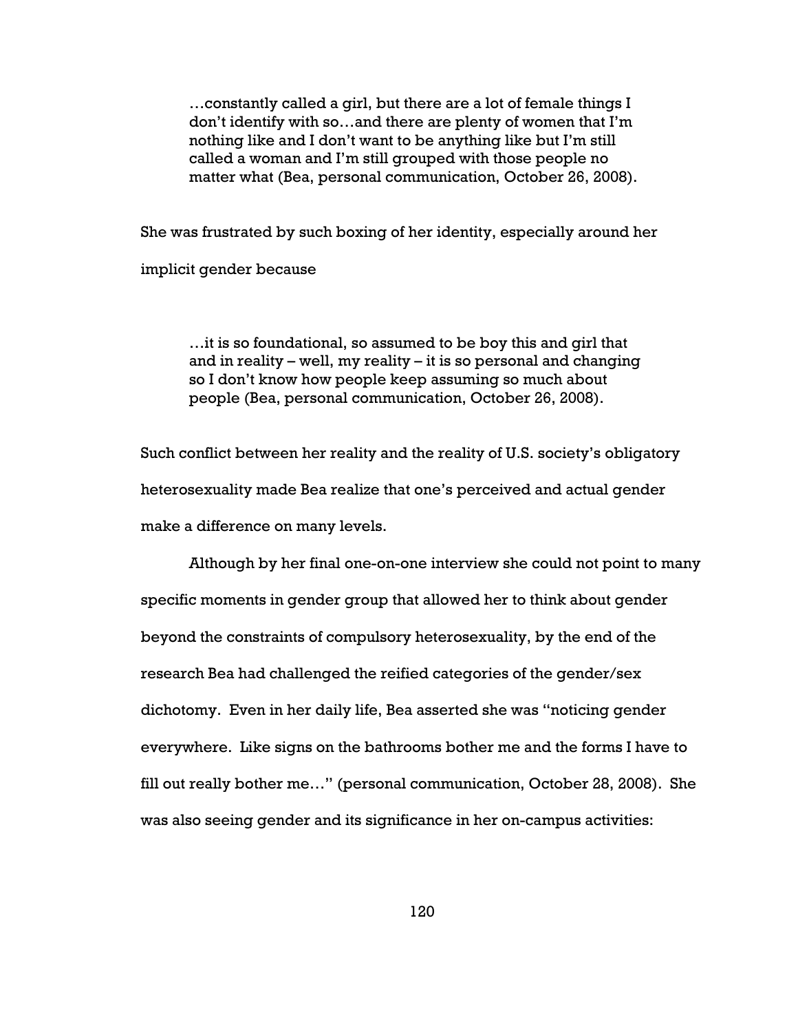> …constantly called a girl, but there are a lot of female things I don't identify with so…and there are plenty of women that I'm nothing like and I don't want to be anything like but I'm still called a woman and I'm still grouped with those people no matter what (Bea, personal communication, October 26, 2008).

She was frustrated by such boxing of her identity, especially around her implicit gender because

> …it is so foundational, so assumed to be boy this and girl that and in reality – well, my reality – it is so personal and changing so I don't know how people keep assuming so much about people (Bea, personal communication, October 26, 2008).

Such conflict between her reality and the reality of U.S. society's obligatory heterosexuality made Bea realize that one's perceived and actual gender make a difference on many levels.

Although by her final one-on-one interview she could not point to many specific moments in gender group that allowed her to think about gender beyond the constraints of compulsory heterosexuality, by the end of the research Bea had challenged the reified categories of the gender/sex dichotomy. Even in her daily life, Bea asserted she was "noticing gender everywhere. Like signs on the bathrooms bother me and the forms I have to fill out really bother me…" (personal communication, October 28, 2008). She was also seeing gender and its significance in her on-campus activities: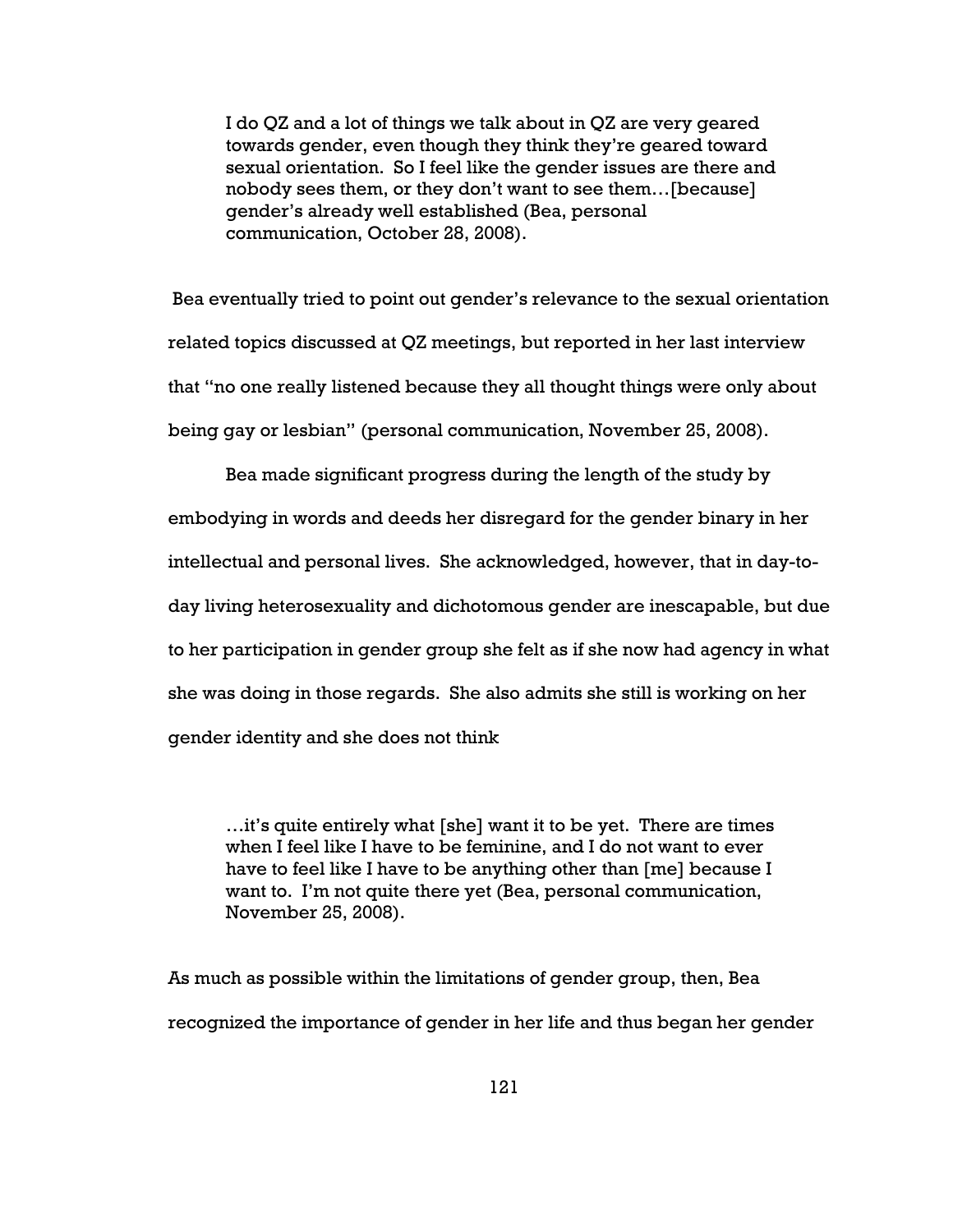> I do QZ and a lot of things we talk about in QZ are very geared towards gender, even though they think they're geared toward sexual orientation. So I feel like the gender issues are there and nobody sees them, or they don't want to see them…[because] gender's already well established (Bea, personal communication, October 28, 2008).

Bea eventually tried to point out gender's relevance to the sexual orientation related topics discussed at QZ meetings, but reported in her last interview that "no one really listened because they all thought things were only about being gay or lesbian" (personal communication, November 25, 2008).

Bea made significant progress during the length of the study by embodying in words and deeds her disregard for the gender binary in her intellectual and personal lives. She acknowledged, however, that in day-to-day living heterosexuality and dichotomous gender are inescapable, but due to her participation in gender group she felt as if she now had agency in what she was doing in those regards. She also admits she still is working on her gender identity and she does not think

> …it's quite entirely what [she] want it to be yet. There are times when I feel like I have to be feminine, and I do not want to ever have to feel like I have to be anything other than [me] because I want to. I'm not quite there yet (Bea, personal communication, November 25, 2008).

As much as possible within the limitations of gender group, then, Bea recognized the importance of gender in her life and thus began her gender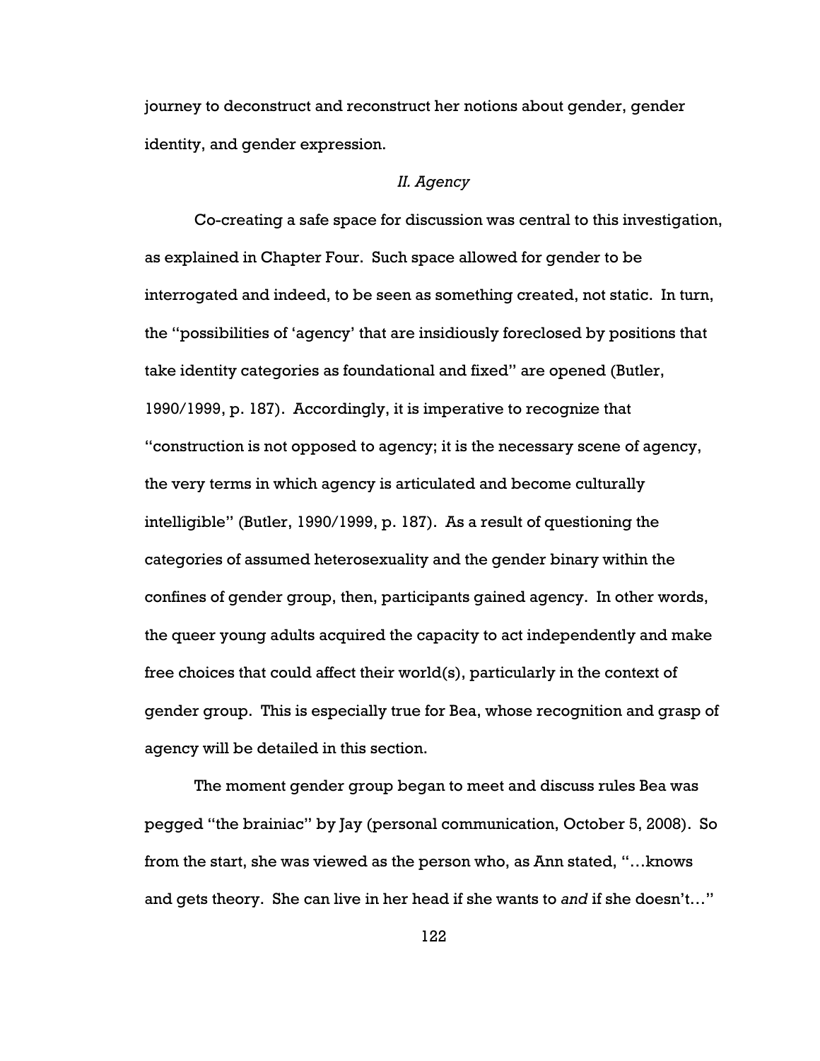journey to deconstruct and reconstruct her notions about gender, gender identity, and gender expression.

### *II. Agency*

Co-creating a safe space for discussion was central to this investigation, as explained in Chapter Four. Such space allowed for gender to be interrogated and indeed, to be seen as something created, not static. In turn, the "possibilities of 'agency' that are insidiously foreclosed by positions that take identity categories as foundational and fixed" are opened (Butler, 1990/1999, p. 187). Accordingly, it is imperative to recognize that "construction is not opposed to agency; it is the necessary scene of agency, the very terms in which agency is articulated and become culturally intelligible" (Butler, 1990/1999, p. 187). As a result of questioning the categories of assumed heterosexuality and the gender binary within the confines of gender group, then, participants gained agency. In other words, the queer young adults acquired the capacity to act independently and make free choices that could affect their world(s), particularly in the context of gender group. This is especially true for Bea, whose recognition and grasp of agency will be detailed in this section.

The moment gender group began to meet and discuss rules Bea was pegged "the brainiac" by Jay (personal communication, October 5, 2008). So from the start, she was viewed as the person who, as Ann stated, "…knows and gets theory. She can live in her head if she wants to *and* if she doesn't…"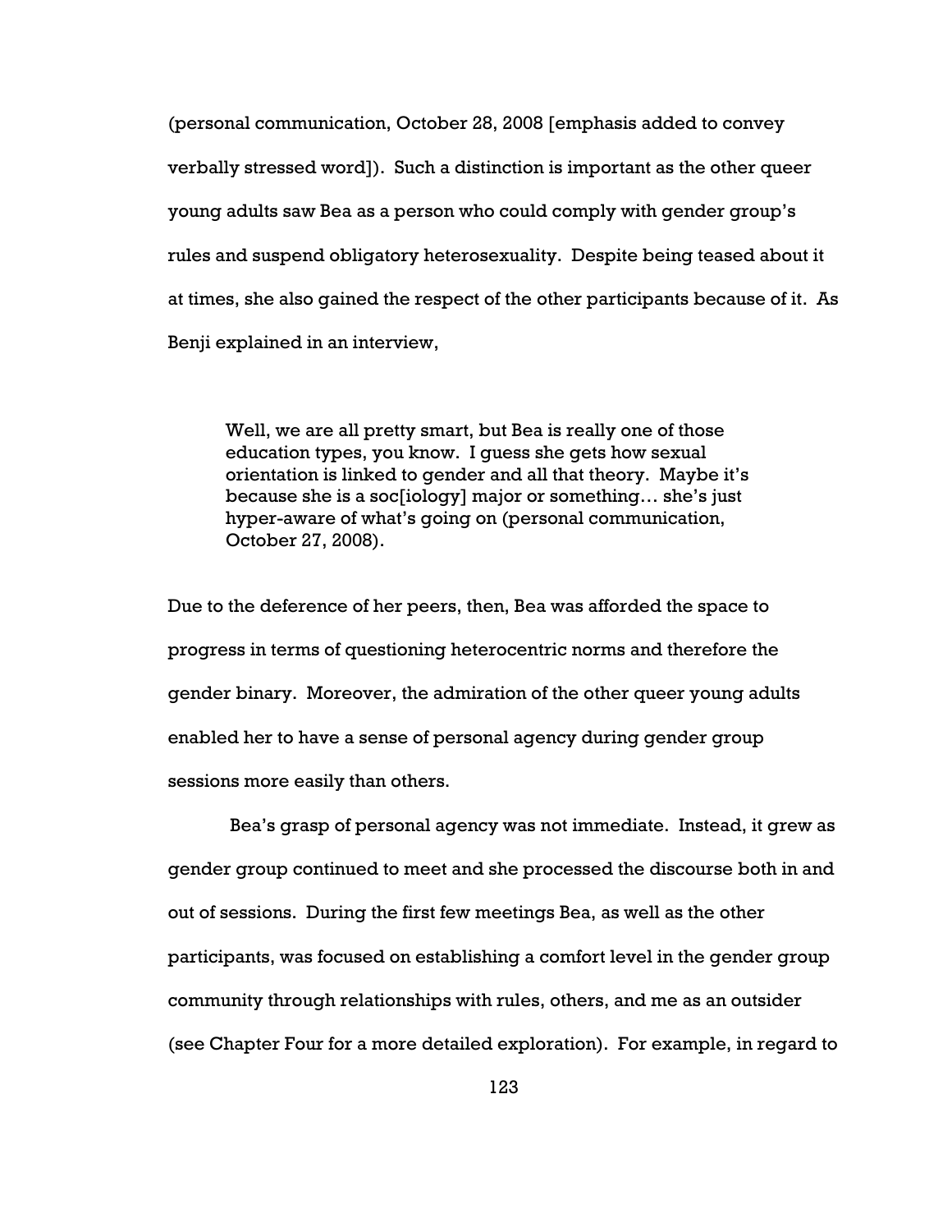(personal communication, October 28, 2008 [emphasis added to convey verbally stressed word]). Such a distinction is important as the other queer young adults saw Bea as a person who could comply with gender group's rules and suspend obligatory heterosexuality. Despite being teased about it at times, she also gained the respect of the other participants because of it. As Benji explained in an interview,

> Well, we are all pretty smart, but Bea is really one of those education types, you know. I guess she gets how sexual orientation is linked to gender and all that theory. Maybe it's because she is a soc[iology] major or something… she's just hyper-aware of what's going on (personal communication, October 27, 2008).

Due to the deference of her peers, then, Bea was afforded the space to progress in terms of questioning heterocentric norms and therefore the gender binary. Moreover, the admiration of the other queer young adults enabled her to have a sense of personal agency during gender group sessions more easily than others.

Bea's grasp of personal agency was not immediate. Instead, it grew as gender group continued to meet and she processed the discourse both in and out of sessions. During the first few meetings Bea, as well as the other participants, was focused on establishing a comfort level in the gender group community through relationships with rules, others, and me as an outsider (see Chapter Four for a more detailed exploration). For example, in regard to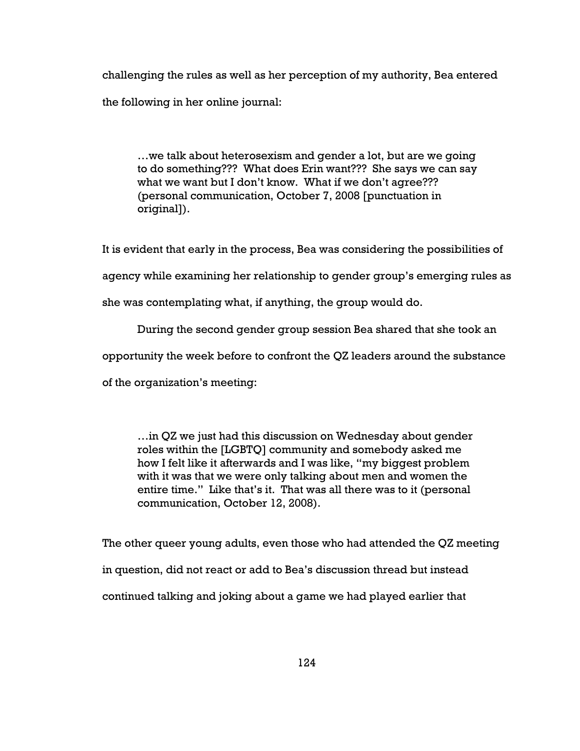challenging the rules as well as her perception of my authority, Bea entered the following in her online journal:

> …we talk about heterosexism and gender a lot, but are we going to do something??? What does Erin want??? She says we can say what we want but I don't know. What if we don't agree??? (personal communication, October 7, 2008 [punctuation in original]).

It is evident that early in the process, Bea was considering the possibilities of agency while examining her relationship to gender group's emerging rules as she was contemplating what, if anything, the group would do.

During the second gender group session Bea shared that she took an opportunity the week before to confront the QZ leaders around the substance of the organization's meeting:

> …in QZ we just had this discussion on Wednesday about gender roles within the [LGBTQ] community and somebody asked me how I felt like it afterwards and I was like, "my biggest problem with it was that we were only talking about men and women the entire time." Like that's it. That was all there was to it (personal communication, October 12, 2008).

The other queer young adults, even those who had attended the QZ meeting in question, did not react or add to Bea's discussion thread but instead continued talking and joking about a game we had played earlier that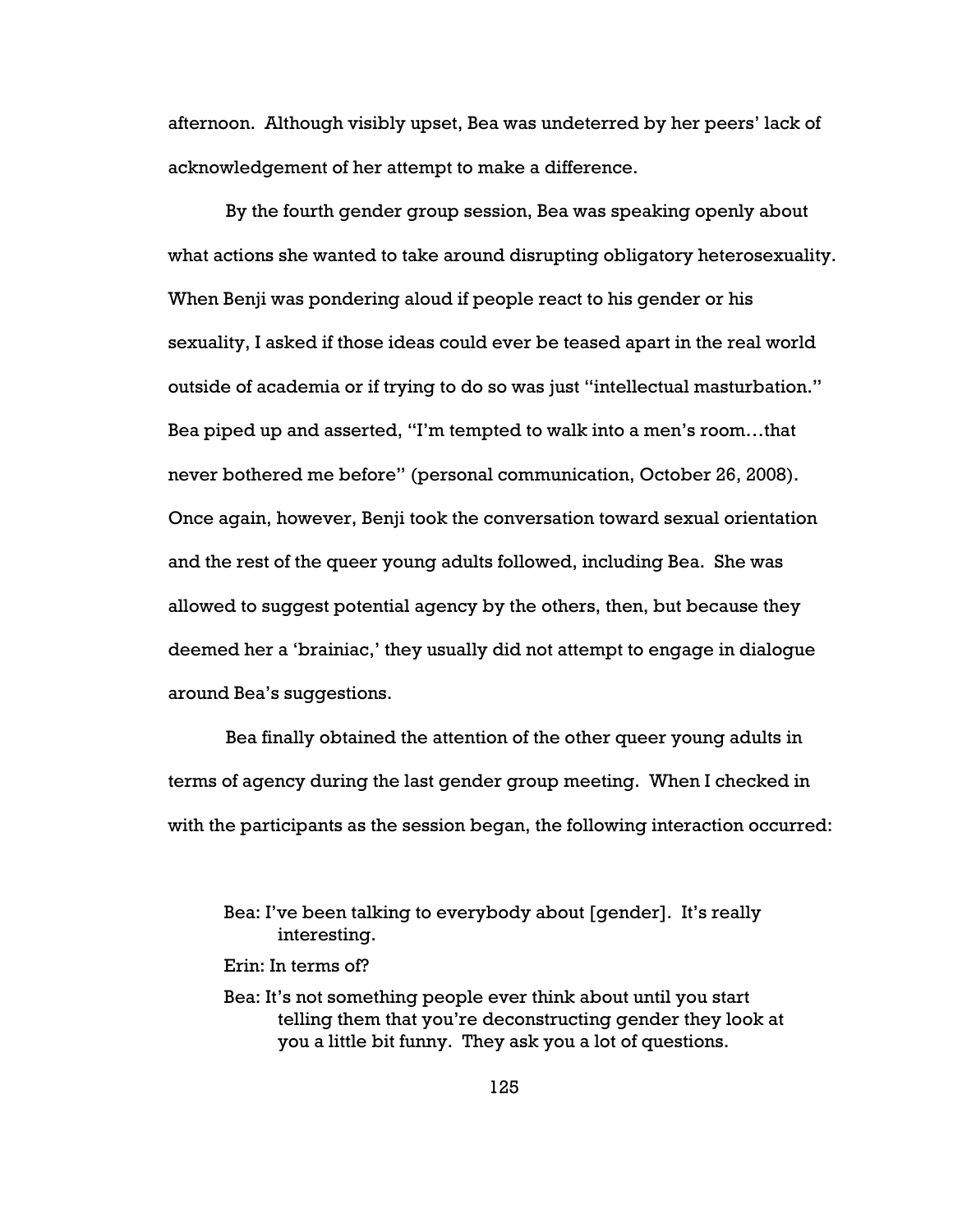afternoon. Although visibly upset, Bea was undeterred by her peers' lack of acknowledgement of her attempt to make a difference.

By the fourth gender group session, Bea was speaking openly about what actions she wanted to take around disrupting obligatory heterosexuality. When Benji was pondering aloud if people react to his gender or his sexuality, I asked if those ideas could ever be teased apart in the real world outside of academia or if trying to do so was just "intellectual masturbation." Bea piped up and asserted, "I'm tempted to walk into a men's room…that never bothered me before" (personal communication, October 26, 2008). Once again, however, Benji took the conversation toward sexual orientation and the rest of the queer young adults followed, including Bea. She was allowed to suggest potential agency by the others, then, but because they deemed her a 'brainiac,' they usually did not attempt to engage in dialogue around Bea's suggestions.

Bea finally obtained the attention of the other queer young adults in terms of agency during the last gender group meeting. When I checked in with the participants as the session began, the following interaction occurred:

> Bea: I've been talking to everybody about [gender]. It's really interesting.
>
> Erin: In terms of?
>
> Bea: It's not something people ever think about until you start telling them that you're deconstructing gender they look at you a little bit funny. They ask you a lot of questions.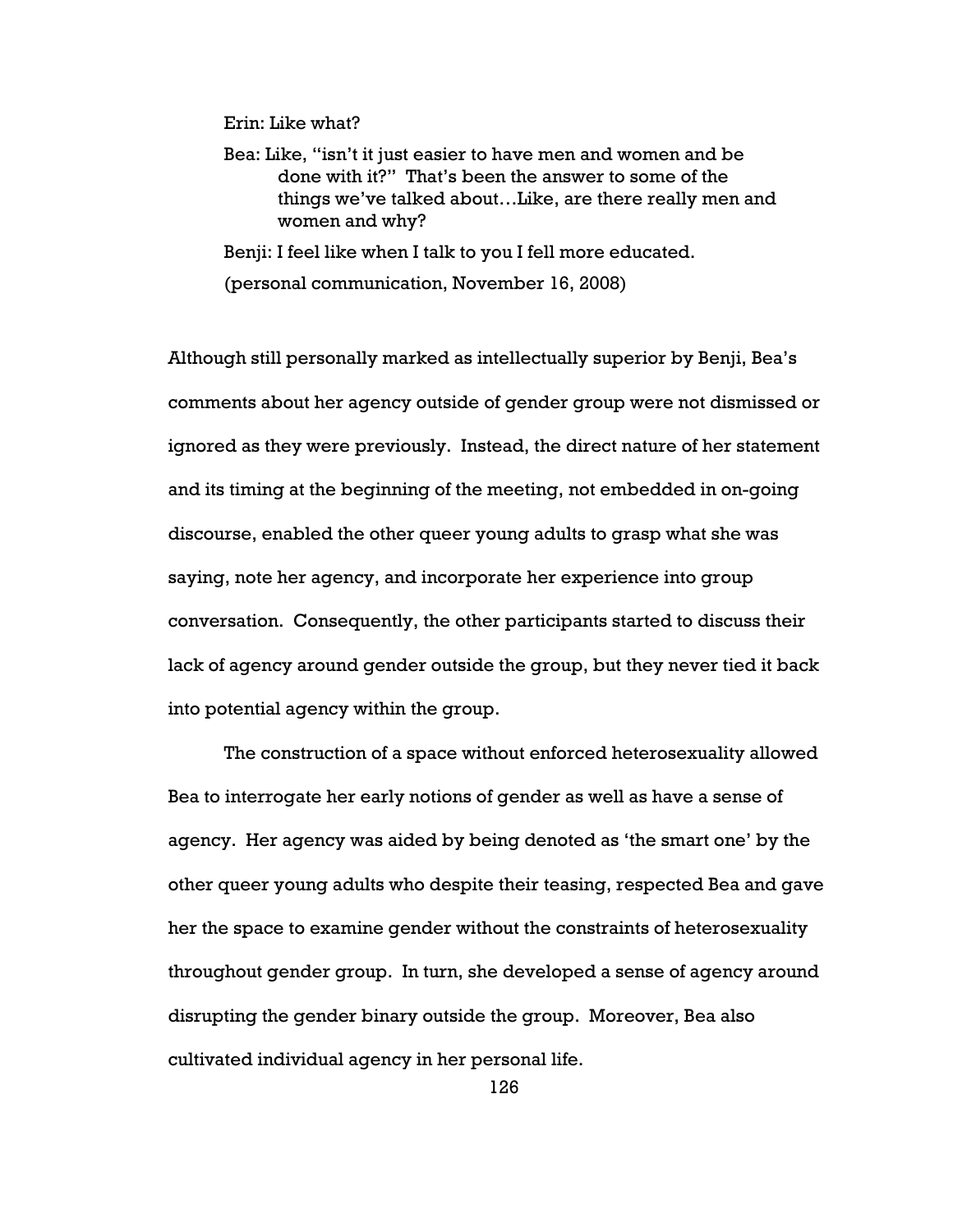Erin: Like what?

Bea: Like, "isn't it just easier to have men and women and be done with it?" That's been the answer to some of the things we've talked about…Like, are there really men and women and why?

Benji: I feel like when I talk to you I fell more educated.

(personal communication, November 16, 2008)

Although still personally marked as intellectually superior by Benji, Bea's comments about her agency outside of gender group were not dismissed or ignored as they were previously. Instead, the direct nature of her statement and its timing at the beginning of the meeting, not embedded in on-going discourse, enabled the other queer young adults to grasp what she was saying, note her agency, and incorporate her experience into group conversation. Consequently, the other participants started to discuss their lack of agency around gender outside the group, but they never tied it back into potential agency within the group.

The construction of a space without enforced heterosexuality allowed Bea to interrogate her early notions of gender as well as have a sense of agency. Her agency was aided by being denoted as 'the smart one' by the other queer young adults who despite their teasing, respected Bea and gave her the space to examine gender without the constraints of heterosexuality throughout gender group. In turn, she developed a sense of agency around disrupting the gender binary outside the group. Moreover, Bea also cultivated individual agency in her personal life.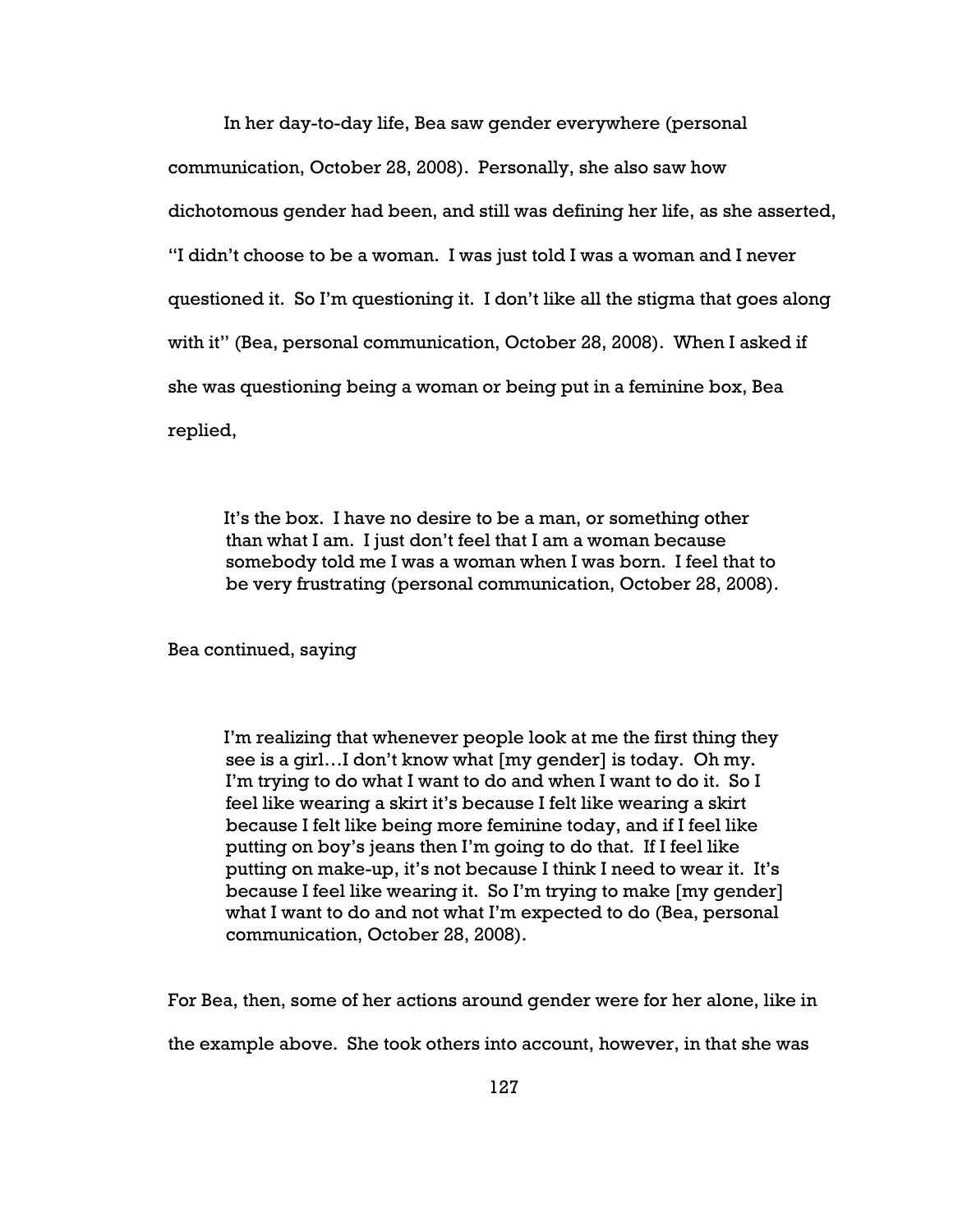In her day-to-day life, Bea saw gender everywhere (personal communication, October 28, 2008). Personally, she also saw how dichotomous gender had been, and still was defining her life, as she asserted, "I didn't choose to be a woman. I was just told I was a woman and I never questioned it. So I'm questioning it. I don't like all the stigma that goes along with it" (Bea, personal communication, October 28, 2008). When I asked if she was questioning being a woman or being put in a feminine box, Bea replied,

> It's the box. I have no desire to be a man, or something other than what I am. I just don't feel that I am a woman because somebody told me I was a woman when I was born. I feel that to be very frustrating (personal communication, October 28, 2008).

Bea continued, saying

> I'm realizing that whenever people look at me the first thing they see is a girl…I don't know what [my gender] is today. Oh my. I'm trying to do what I want to do and when I want to do it. So I feel like wearing a skirt it's because I felt like wearing a skirt because I felt like being more feminine today, and if I feel like putting on boy's jeans then I'm going to do that. If I feel like putting on make-up, it's not because I think I need to wear it. It's because I feel like wearing it. So I'm trying to make [my gender] what I want to do and not what I'm expected to do (Bea, personal communication, October 28, 2008).

For Bea, then, some of her actions around gender were for her alone, like in the example above. She took others into account, however, in that she was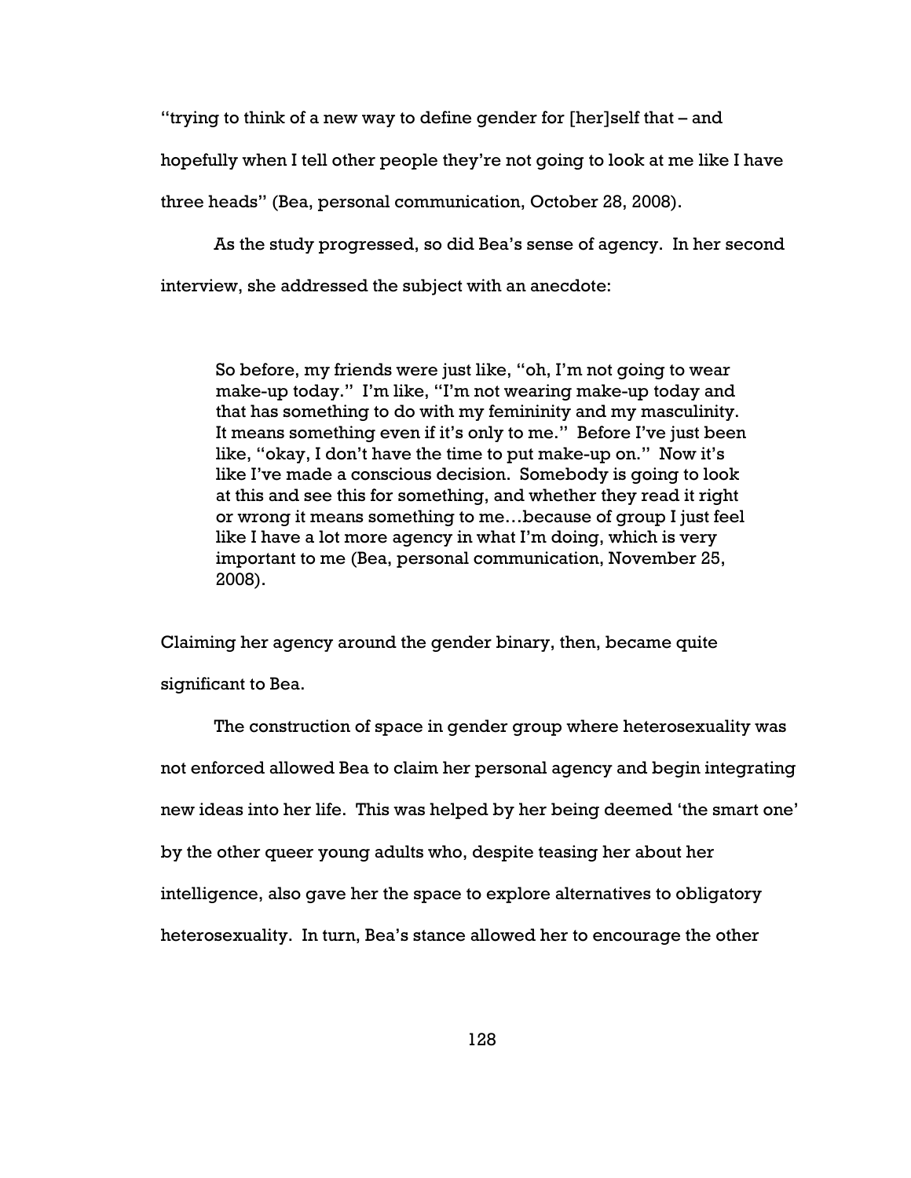"trying to think of a new way to define gender for [her]self that – and hopefully when I tell other people they're not going to look at me like I have three heads" (Bea, personal communication, October 28, 2008).

As the study progressed, so did Bea's sense of agency. In her second interview, she addressed the subject with an anecdote:

> So before, my friends were just like, "oh, I'm not going to wear make-up today." I'm like, "I'm not wearing make-up today and that has something to do with my femininity and my masculinity. It means something even if it's only to me." Before I've just been like, "okay, I don't have the time to put make-up on." Now it's like I've made a conscious decision. Somebody is going to look at this and see this for something, and whether they read it right or wrong it means something to me…because of group I just feel like I have a lot more agency in what I'm doing, which is very important to me (Bea, personal communication, November 25, 2008).

Claiming her agency around the gender binary, then, became quite significant to Bea.

The construction of space in gender group where heterosexuality was not enforced allowed Bea to claim her personal agency and begin integrating new ideas into her life. This was helped by her being deemed 'the smart one' by the other queer young adults who, despite teasing her about her intelligence, also gave her the space to explore alternatives to obligatory heterosexuality. In turn, Bea's stance allowed her to encourage the other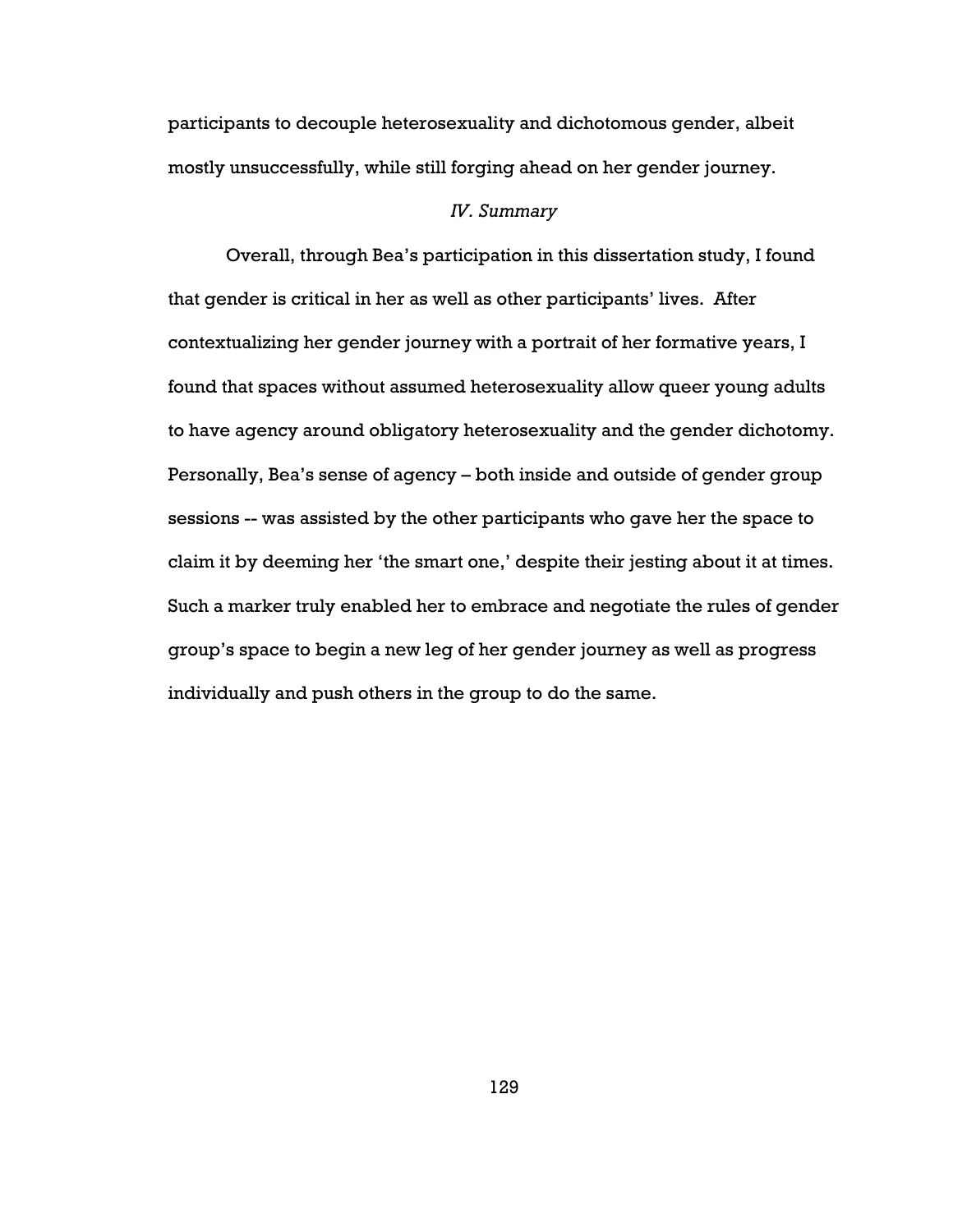participants to decouple heterosexuality and dichotomous gender, albeit mostly unsuccessfully, while still forging ahead on her gender journey.

### *IV. Summary*

Overall, through Bea's participation in this dissertation study, I found that gender is critical in her as well as other participants' lives. After contextualizing her gender journey with a portrait of her formative years, I found that spaces without assumed heterosexuality allow queer young adults to have agency around obligatory heterosexuality and the gender dichotomy. Personally, Bea's sense of agency – both inside and outside of gender group sessions -- was assisted by the other participants who gave her the space to claim it by deeming her 'the smart one,' despite their jesting about it at times. Such a marker truly enabled her to embrace and negotiate the rules of gender group's space to begin a new leg of her gender journey as well as progress individually and push others in the group to do the same.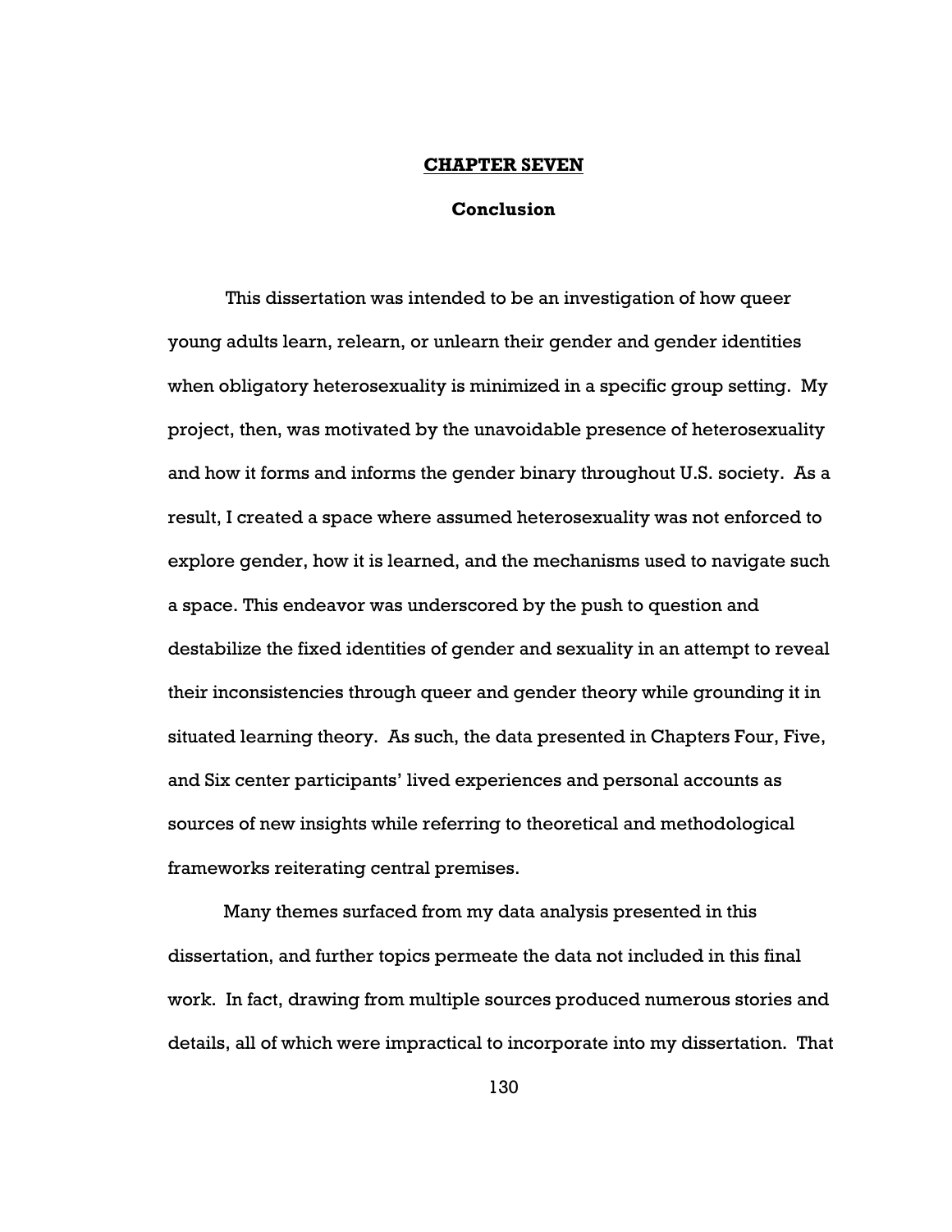# CHAPTER SEVEN

## Conclusion

This dissertation was intended to be an investigation of how queer young adults learn, relearn, or unlearn their gender and gender identities when obligatory heterosexuality is minimized in a specific group setting. My project, then, was motivated by the unavoidable presence of heterosexuality and how it forms and informs the gender binary throughout U.S. society. As a result, I created a space where assumed heterosexuality was not enforced to explore gender, how it is learned, and the mechanisms used to navigate such a space. This endeavor was underscored by the push to question and destabilize the fixed identities of gender and sexuality in an attempt to reveal their inconsistencies through queer and gender theory while grounding it in situated learning theory. As such, the data presented in Chapters Four, Five, and Six center participants' lived experiences and personal accounts as sources of new insights while referring to theoretical and methodological frameworks reiterating central premises.

Many themes surfaced from my data analysis presented in this dissertation, and further topics permeate the data not included in this final work. In fact, drawing from multiple sources produced numerous stories and details, all of which were impractical to incorporate into my dissertation. That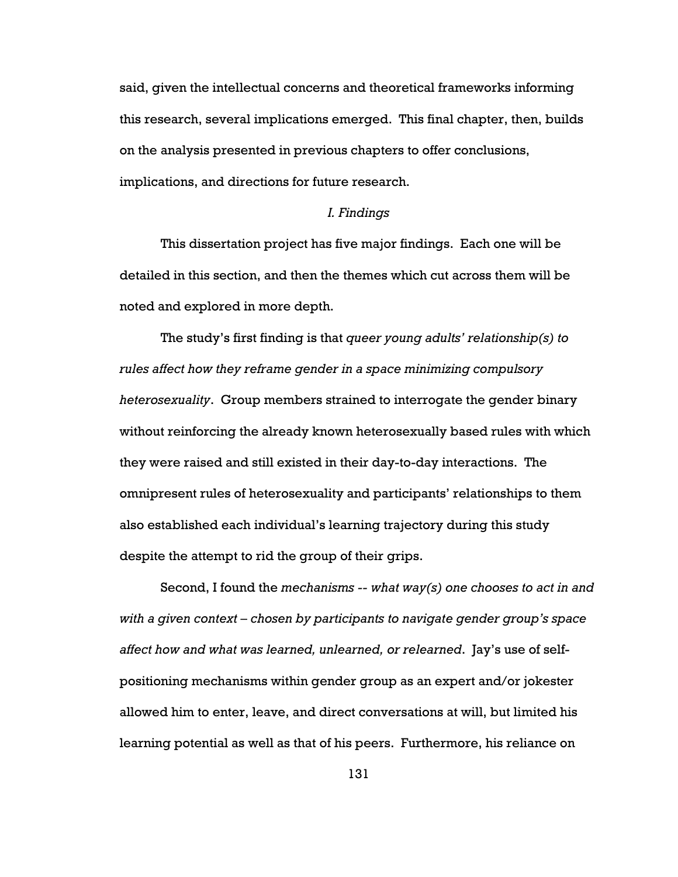said, given the intellectual concerns and theoretical frameworks informing this research, several implications emerged. This final chapter, then, builds on the analysis presented in previous chapters to offer conclusions, implications, and directions for future research.

### *I. Findings*

This dissertation project has five major findings. Each one will be detailed in this section, and then the themes which cut across them will be noted and explored in more depth.

The study's first finding is that *queer young adults' relationship(s) to rules affect how they reframe gender in a space minimizing compulsory heterosexuality*. Group members strained to interrogate the gender binary without reinforcing the already known heterosexually based rules with which they were raised and still existed in their day-to-day interactions. The omnipresent rules of heterosexuality and participants' relationships to them also established each individual's learning trajectory during this study despite the attempt to rid the group of their grips.

Second, I found the *mechanisms -- what way(s) one chooses to act in and with a given context – chosen by participants to navigate gender group's space affect how and what was learned, unlearned, or relearned*. Jay's use of self-positioning mechanisms within gender group as an expert and/or jokester allowed him to enter, leave, and direct conversations at will, but limited his learning potential as well as that of his peers. Furthermore, his reliance on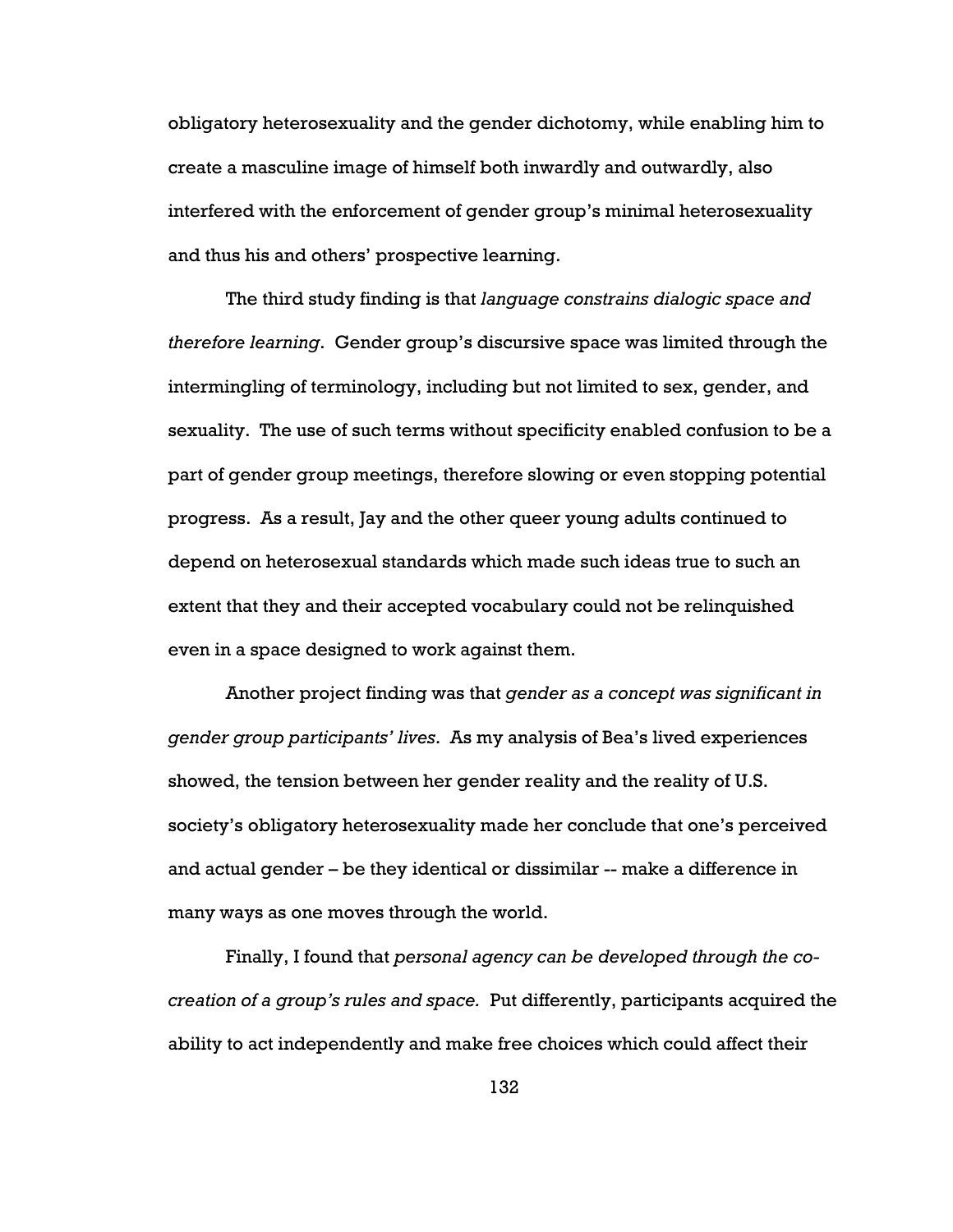obligatory heterosexuality and the gender dichotomy, while enabling him to create a masculine image of himself both inwardly and outwardly, also interfered with the enforcement of gender group's minimal heterosexuality and thus his and others' prospective learning.

The third study finding is that *language constrains dialogic space and therefore learning*. Gender group's discursive space was limited through the intermingling of terminology, including but not limited to sex, gender, and sexuality. The use of such terms without specificity enabled confusion to be a part of gender group meetings, therefore slowing or even stopping potential progress. As a result, Jay and the other queer young adults continued to depend on heterosexual standards which made such ideas true to such an extent that they and their accepted vocabulary could not be relinquished even in a space designed to work against them.

Another project finding was that *gender as a concept was significant in gender group participants' lives*. As my analysis of Bea's lived experiences showed, the tension between her gender reality and the reality of U.S. society's obligatory heterosexuality made her conclude that one's perceived and actual gender – be they identical or dissimilar -- make a difference in many ways as one moves through the world.

Finally, I found that *personal agency can be developed through the co-creation of a group's rules and space.* Put differently, participants acquired the ability to act independently and make free choices which could affect their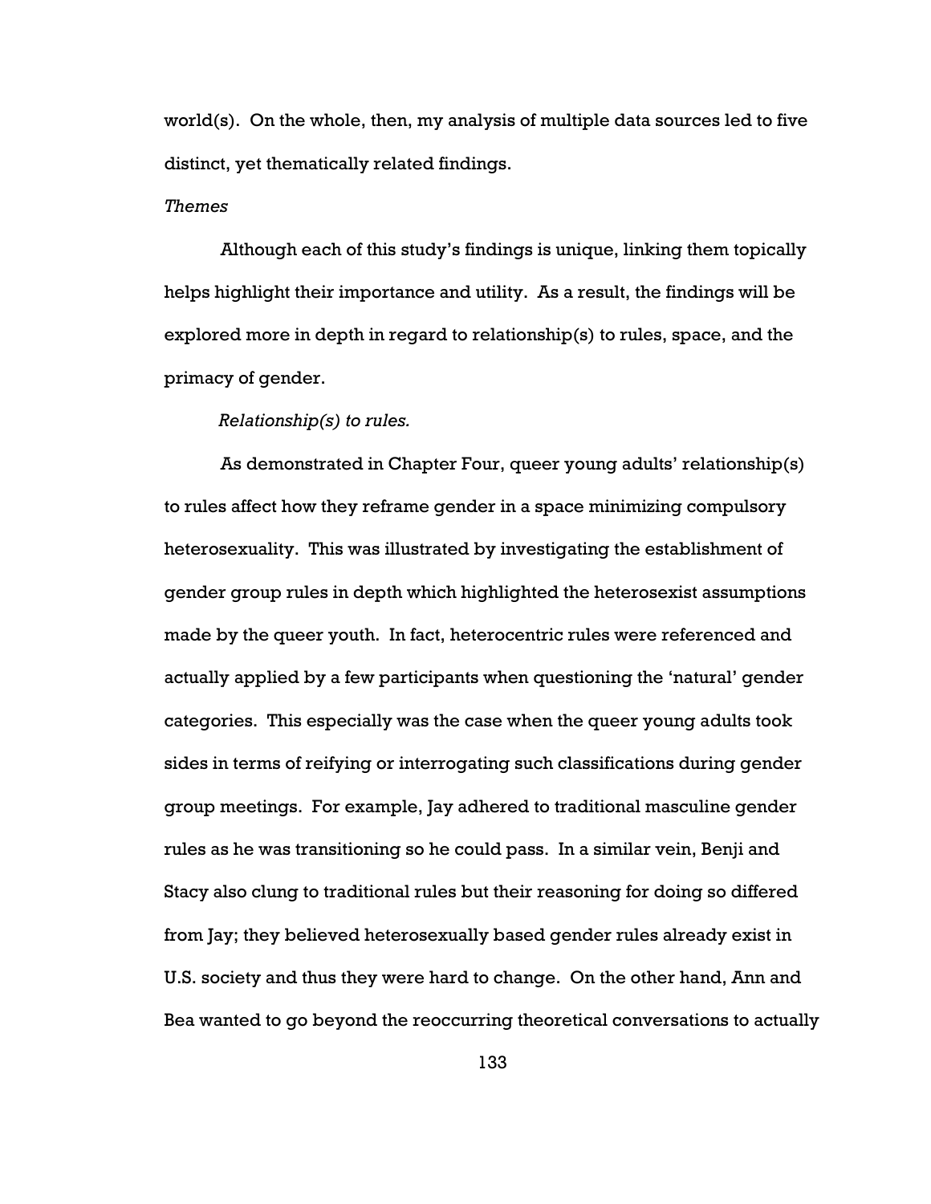world(s). On the whole, then, my analysis of multiple data sources led to five distinct, yet thematically related findings.

*Themes*

Although each of this study's findings is unique, linking them topically helps highlight their importance and utility. As a result, the findings will be explored more in depth in regard to relationship(s) to rules, space, and the primacy of gender.

*Relationship(s) to rules.*

As demonstrated in Chapter Four, queer young adults' relationship(s) to rules affect how they reframe gender in a space minimizing compulsory heterosexuality. This was illustrated by investigating the establishment of gender group rules in depth which highlighted the heterosexist assumptions made by the queer youth. In fact, heterocentric rules were referenced and actually applied by a few participants when questioning the 'natural' gender categories. This especially was the case when the queer young adults took sides in terms of reifying or interrogating such classifications during gender group meetings. For example, Jay adhered to traditional masculine gender rules as he was transitioning so he could pass. In a similar vein, Benji and Stacy also clung to traditional rules but their reasoning for doing so differed from Jay; they believed heterosexually based gender rules already exist in U.S. society and thus they were hard to change. On the other hand, Ann and Bea wanted to go beyond the reoccurring theoretical conversations to actually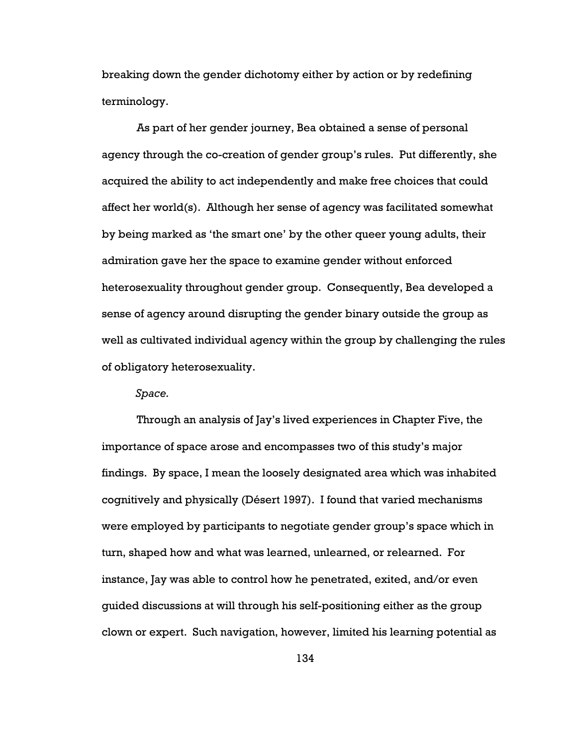breaking down the gender dichotomy either by action or by redefining terminology.

As part of her gender journey, Bea obtained a sense of personal agency through the co-creation of gender group's rules. Put differently, she acquired the ability to act independently and make free choices that could affect her world(s). Although her sense of agency was facilitated somewhat by being marked as 'the smart one' by the other queer young adults, their admiration gave her the space to examine gender without enforced heterosexuality throughout gender group. Consequently, Bea developed a sense of agency around disrupting the gender binary outside the group as well as cultivated individual agency within the group by challenging the rules of obligatory heterosexuality.

*Space.*

Through an analysis of Jay's lived experiences in Chapter Five, the importance of space arose and encompasses two of this study's major findings. By space, I mean the loosely designated area which was inhabited cognitively and physically (Désert 1997). I found that varied mechanisms were employed by participants to negotiate gender group's space which in turn, shaped how and what was learned, unlearned, or relearned. For instance, Jay was able to control how he penetrated, exited, and/or even guided discussions at will through his self-positioning either as the group clown or expert. Such navigation, however, limited his learning potential as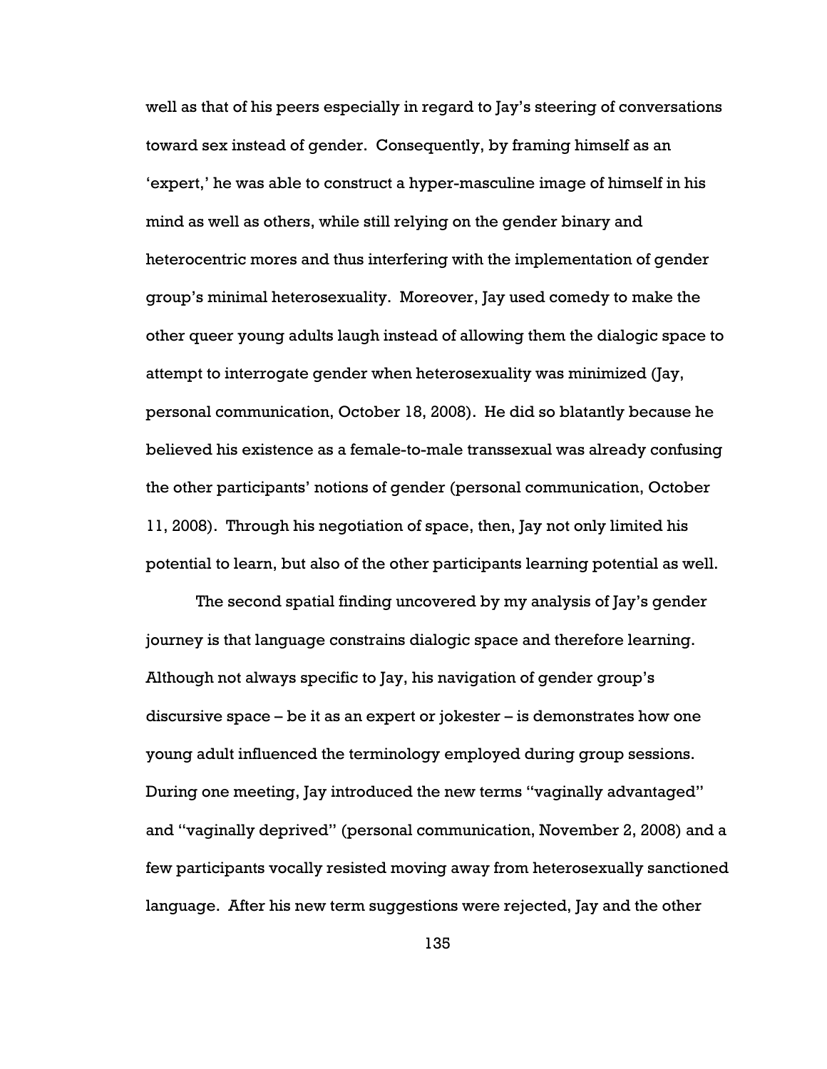well as that of his peers especially in regard to Jay's steering of conversations toward sex instead of gender. Consequently, by framing himself as an 'expert,' he was able to construct a hyper-masculine image of himself in his mind as well as others, while still relying on the gender binary and heterocentric mores and thus interfering with the implementation of gender group's minimal heterosexuality. Moreover, Jay used comedy to make the other queer young adults laugh instead of allowing them the dialogic space to attempt to interrogate gender when heterosexuality was minimized (Jay, personal communication, October 18, 2008). He did so blatantly because he believed his existence as a female-to-male transsexual was already confusing the other participants' notions of gender (personal communication, October 11, 2008). Through his negotiation of space, then, Jay not only limited his potential to learn, but also of the other participants learning potential as well.

The second spatial finding uncovered by my analysis of Jay's gender journey is that language constrains dialogic space and therefore learning. Although not always specific to Jay, his navigation of gender group's discursive space – be it as an expert or jokester – is demonstrates how one young adult influenced the terminology employed during group sessions. During one meeting, Jay introduced the new terms "vaginally advantaged" and "vaginally deprived" (personal communication, November 2, 2008) and a few participants vocally resisted moving away from heterosexually sanctioned language. After his new term suggestions were rejected, Jay and the other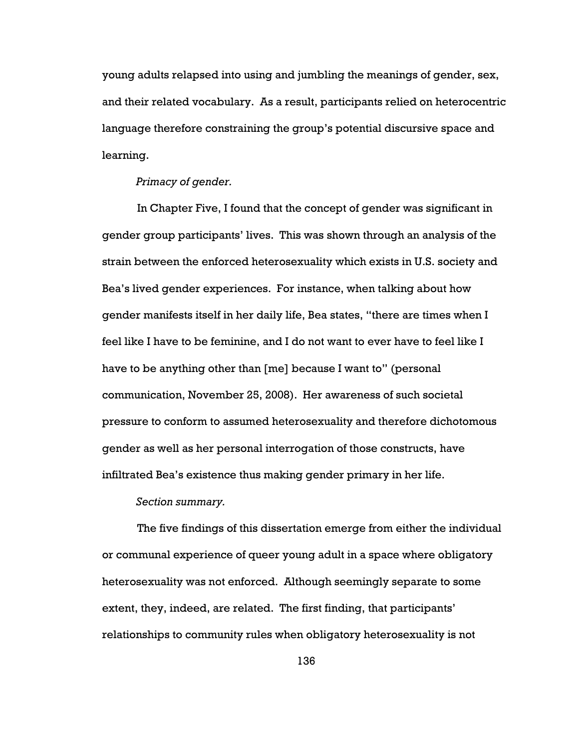young adults relapsed into using and jumbling the meanings of gender, sex, and their related vocabulary. As a result, participants relied on heterocentric language therefore constraining the group's potential discursive space and learning.

*Primacy of gender.*

In Chapter Five, I found that the concept of gender was significant in gender group participants' lives. This was shown through an analysis of the strain between the enforced heterosexuality which exists in U.S. society and Bea's lived gender experiences. For instance, when talking about how gender manifests itself in her daily life, Bea states, "there are times when I feel like I have to be feminine, and I do not want to ever have to feel like I have to be anything other than [me] because I want to" (personal communication, November 25, 2008). Her awareness of such societal pressure to conform to assumed heterosexuality and therefore dichotomous gender as well as her personal interrogation of those constructs, have infiltrated Bea's existence thus making gender primary in her life.

*Section summary.*

The five findings of this dissertation emerge from either the individual or communal experience of queer young adult in a space where obligatory heterosexuality was not enforced. Although seemingly separate to some extent, they, indeed, are related. The first finding, that participants' relationships to community rules when obligatory heterosexuality is not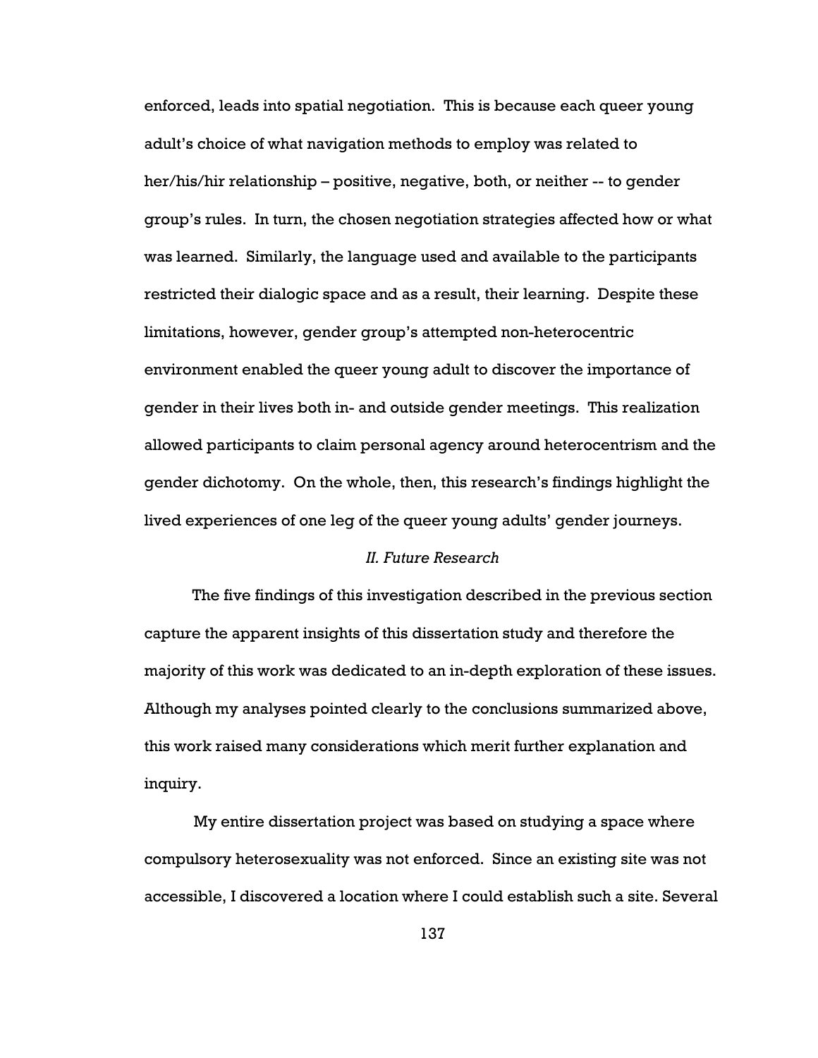enforced, leads into spatial negotiation. This is because each queer young adult's choice of what navigation methods to employ was related to her/his/hir relationship – positive, negative, both, or neither -- to gender group's rules. In turn, the chosen negotiation strategies affected how or what was learned. Similarly, the language used and available to the participants restricted their dialogic space and as a result, their learning. Despite these limitations, however, gender group's attempted non-heterocentric environment enabled the queer young adult to discover the importance of gender in their lives both in- and outside gender meetings. This realization allowed participants to claim personal agency around heterocentrism and the gender dichotomy. On the whole, then, this research's findings highlight the lived experiences of one leg of the queer young adults' gender journeys.

### *II. Future Research*

The five findings of this investigation described in the previous section capture the apparent insights of this dissertation study and therefore the majority of this work was dedicated to an in-depth exploration of these issues. Although my analyses pointed clearly to the conclusions summarized above, this work raised many considerations which merit further explanation and inquiry.

My entire dissertation project was based on studying a space where compulsory heterosexuality was not enforced. Since an existing site was not accessible, I discovered a location where I could establish such a site. Several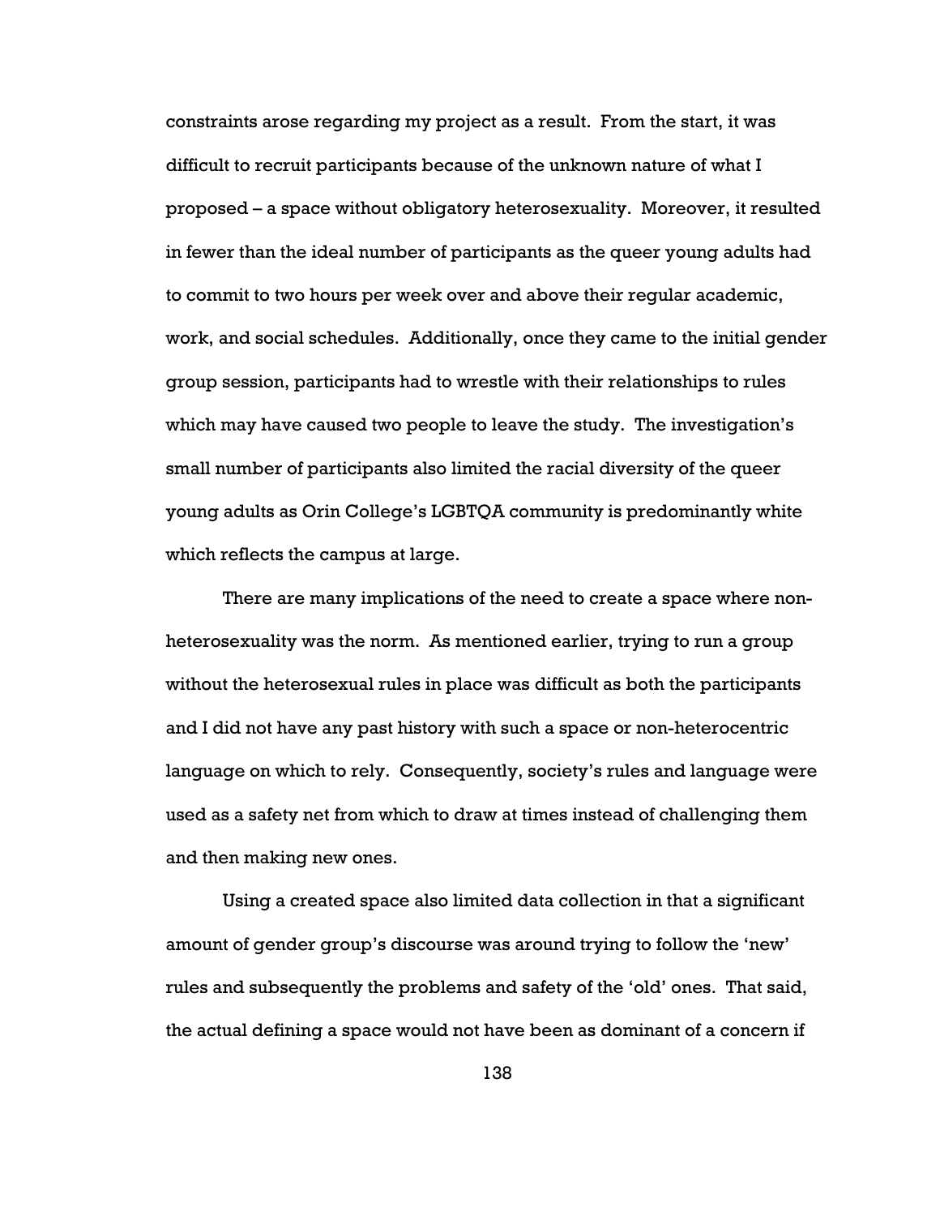constraints arose regarding my project as a result. From the start, it was difficult to recruit participants because of the unknown nature of what I proposed – a space without obligatory heterosexuality. Moreover, it resulted in fewer than the ideal number of participants as the queer young adults had to commit to two hours per week over and above their regular academic, work, and social schedules. Additionally, once they came to the initial gender group session, participants had to wrestle with their relationships to rules which may have caused two people to leave the study. The investigation's small number of participants also limited the racial diversity of the queer young adults as Orin College's LGBTQA community is predominantly white which reflects the campus at large.

There are many implications of the need to create a space where non-heterosexuality was the norm. As mentioned earlier, trying to run a group without the heterosexual rules in place was difficult as both the participants and I did not have any past history with such a space or non-heterocentric language on which to rely. Consequently, society's rules and language were used as a safety net from which to draw at times instead of challenging them and then making new ones.

Using a created space also limited data collection in that a significant amount of gender group's discourse was around trying to follow the 'new' rules and subsequently the problems and safety of the 'old' ones. That said, the actual defining a space would not have been as dominant of a concern if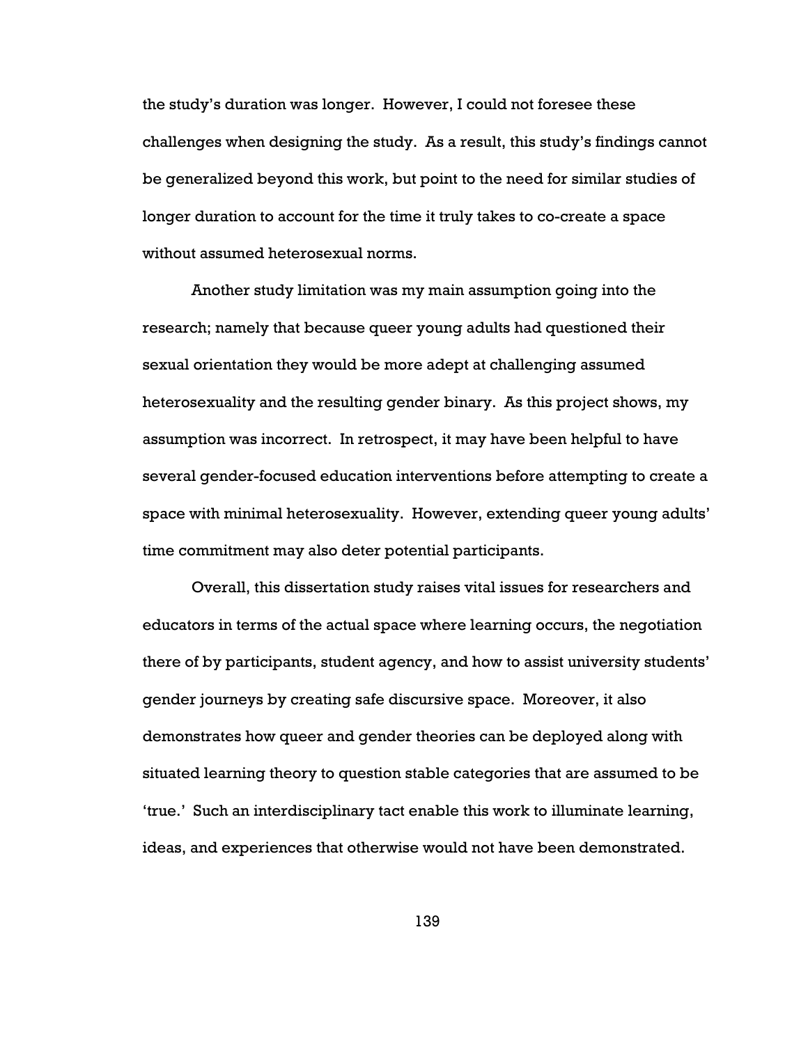the study's duration was longer. However, I could not foresee these challenges when designing the study. As a result, this study's findings cannot be generalized beyond this work, but point to the need for similar studies of longer duration to account for the time it truly takes to co-create a space without assumed heterosexual norms.

Another study limitation was my main assumption going into the research; namely that because queer young adults had questioned their sexual orientation they would be more adept at challenging assumed heterosexuality and the resulting gender binary. As this project shows, my assumption was incorrect. In retrospect, it may have been helpful to have several gender-focused education interventions before attempting to create a space with minimal heterosexuality. However, extending queer young adults' time commitment may also deter potential participants.

Overall, this dissertation study raises vital issues for researchers and educators in terms of the actual space where learning occurs, the negotiation there of by participants, student agency, and how to assist university students' gender journeys by creating safe discursive space. Moreover, it also demonstrates how queer and gender theories can be deployed along with situated learning theory to question stable categories that are assumed to be 'true.' Such an interdisciplinary tact enable this work to illuminate learning, ideas, and experiences that otherwise would not have been demonstrated.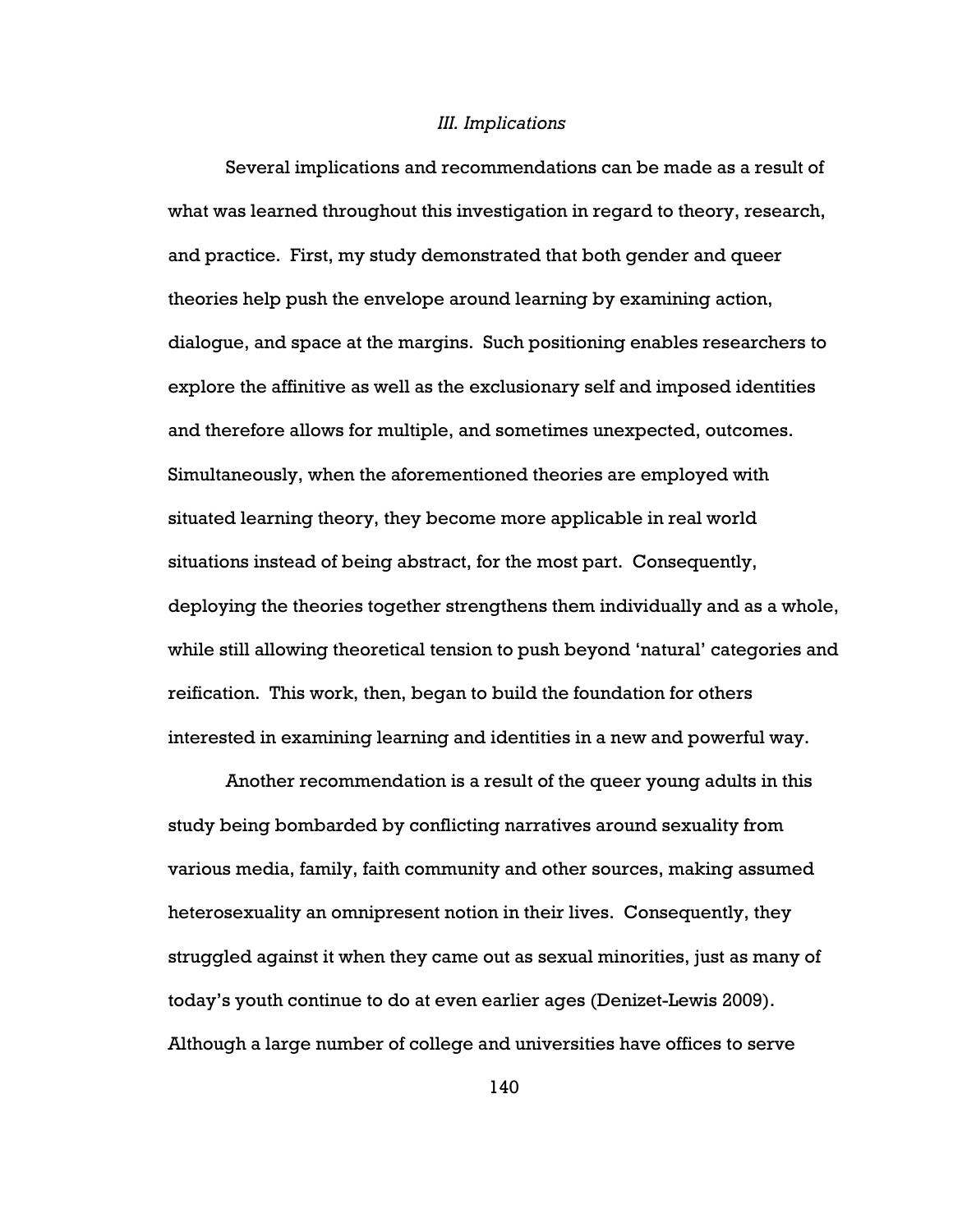### *III. Implications*

Several implications and recommendations can be made as a result of what was learned throughout this investigation in regard to theory, research, and practice. First, my study demonstrated that both gender and queer theories help push the envelope around learning by examining action, dialogue, and space at the margins. Such positioning enables researchers to explore the affinitive as well as the exclusionary self and imposed identities and therefore allows for multiple, and sometimes unexpected, outcomes. Simultaneously, when the aforementioned theories are employed with situated learning theory, they become more applicable in real world situations instead of being abstract, for the most part. Consequently, deploying the theories together strengthens them individually and as a whole, while still allowing theoretical tension to push beyond 'natural' categories and reification. This work, then, began to build the foundation for others interested in examining learning and identities in a new and powerful way.

Another recommendation is a result of the queer young adults in this study being bombarded by conflicting narratives around sexuality from various media, family, faith community and other sources, making assumed heterosexuality an omnipresent notion in their lives. Consequently, they struggled against it when they came out as sexual minorities, just as many of today's youth continue to do at even earlier ages (Denizet-Lewis 2009). Although a large number of college and universities have offices to serve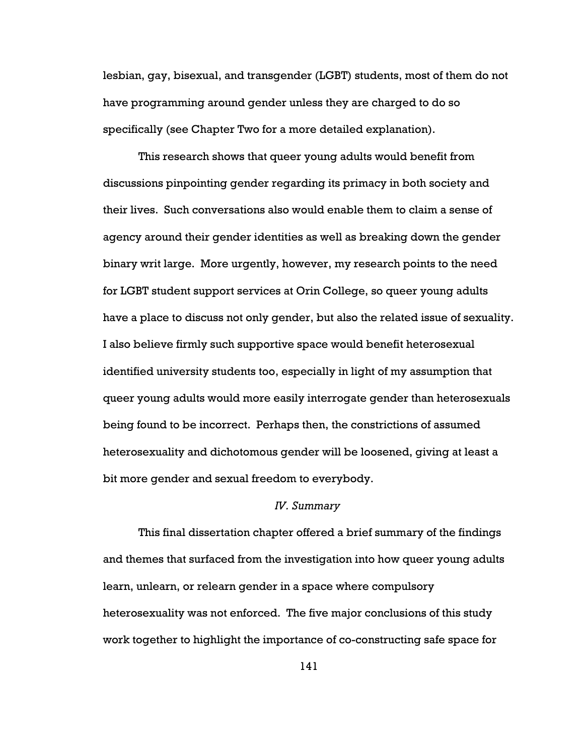lesbian, gay, bisexual, and transgender (LGBT) students, most of them do not have programming around gender unless they are charged to do so specifically (see Chapter Two for a more detailed explanation).

This research shows that queer young adults would benefit from discussions pinpointing gender regarding its primacy in both society and their lives. Such conversations also would enable them to claim a sense of agency around their gender identities as well as breaking down the gender binary writ large. More urgently, however, my research points to the need for LGBT student support services at Orin College, so queer young adults have a place to discuss not only gender, but also the related issue of sexuality. I also believe firmly such supportive space would benefit heterosexual identified university students too, especially in light of my assumption that queer young adults would more easily interrogate gender than heterosexuals being found to be incorrect. Perhaps then, the constrictions of assumed heterosexuality and dichotomous gender will be loosened, giving at least a bit more gender and sexual freedom to everybody.

### *IV. Summary*

This final dissertation chapter offered a brief summary of the findings and themes that surfaced from the investigation into how queer young adults learn, unlearn, or relearn gender in a space where compulsory heterosexuality was not enforced. The five major conclusions of this study work together to highlight the importance of co-constructing safe space for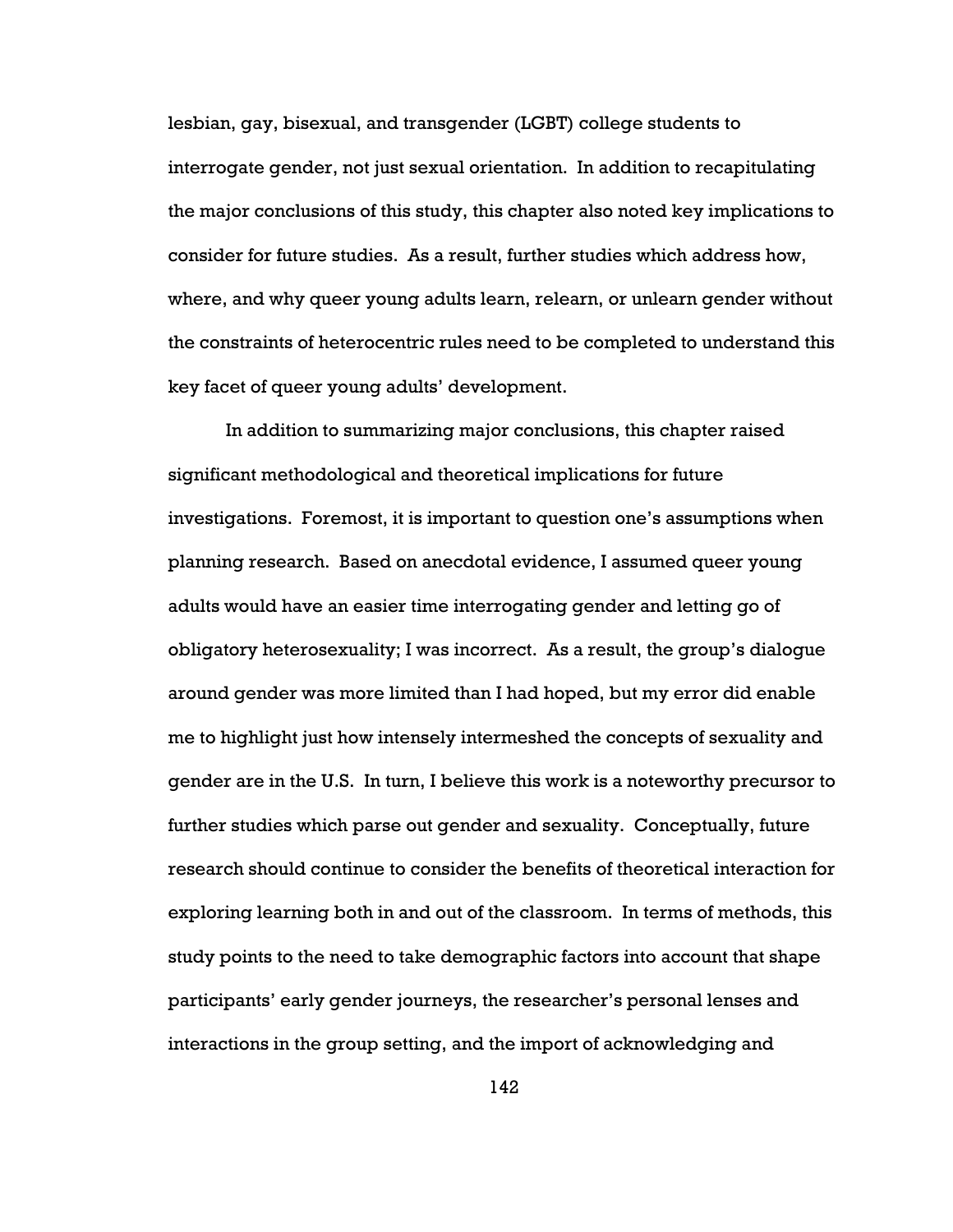lesbian, gay, bisexual, and transgender (LGBT) college students to interrogate gender, not just sexual orientation. In addition to recapitulating the major conclusions of this study, this chapter also noted key implications to consider for future studies. As a result, further studies which address how, where, and why queer young adults learn, relearn, or unlearn gender without the constraints of heterocentric rules need to be completed to understand this key facet of queer young adults' development.

In addition to summarizing major conclusions, this chapter raised significant methodological and theoretical implications for future investigations. Foremost, it is important to question one's assumptions when planning research. Based on anecdotal evidence, I assumed queer young adults would have an easier time interrogating gender and letting go of obligatory heterosexuality; I was incorrect. As a result, the group's dialogue around gender was more limited than I had hoped, but my error did enable me to highlight just how intensely intermeshed the concepts of sexuality and gender are in the U.S. In turn, I believe this work is a noteworthy precursor to further studies which parse out gender and sexuality. Conceptually, future research should continue to consider the benefits of theoretical interaction for exploring learning both in and out of the classroom. In terms of methods, this study points to the need to take demographic factors into account that shape participants' early gender journeys, the researcher's personal lenses and interactions in the group setting, and the import of acknowledging and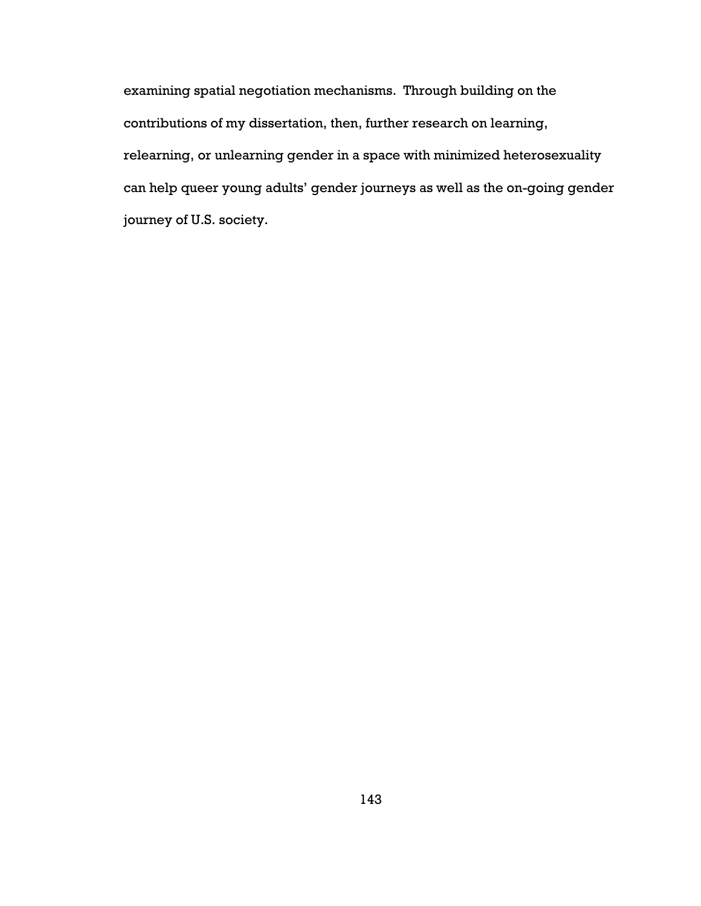examining spatial negotiation mechanisms. Through building on the contributions of my dissertation, then, further research on learning, relearning, or unlearning gender in a space with minimized heterosexuality can help queer young adults' gender journeys as well as the on-going gender journey of U.S. society.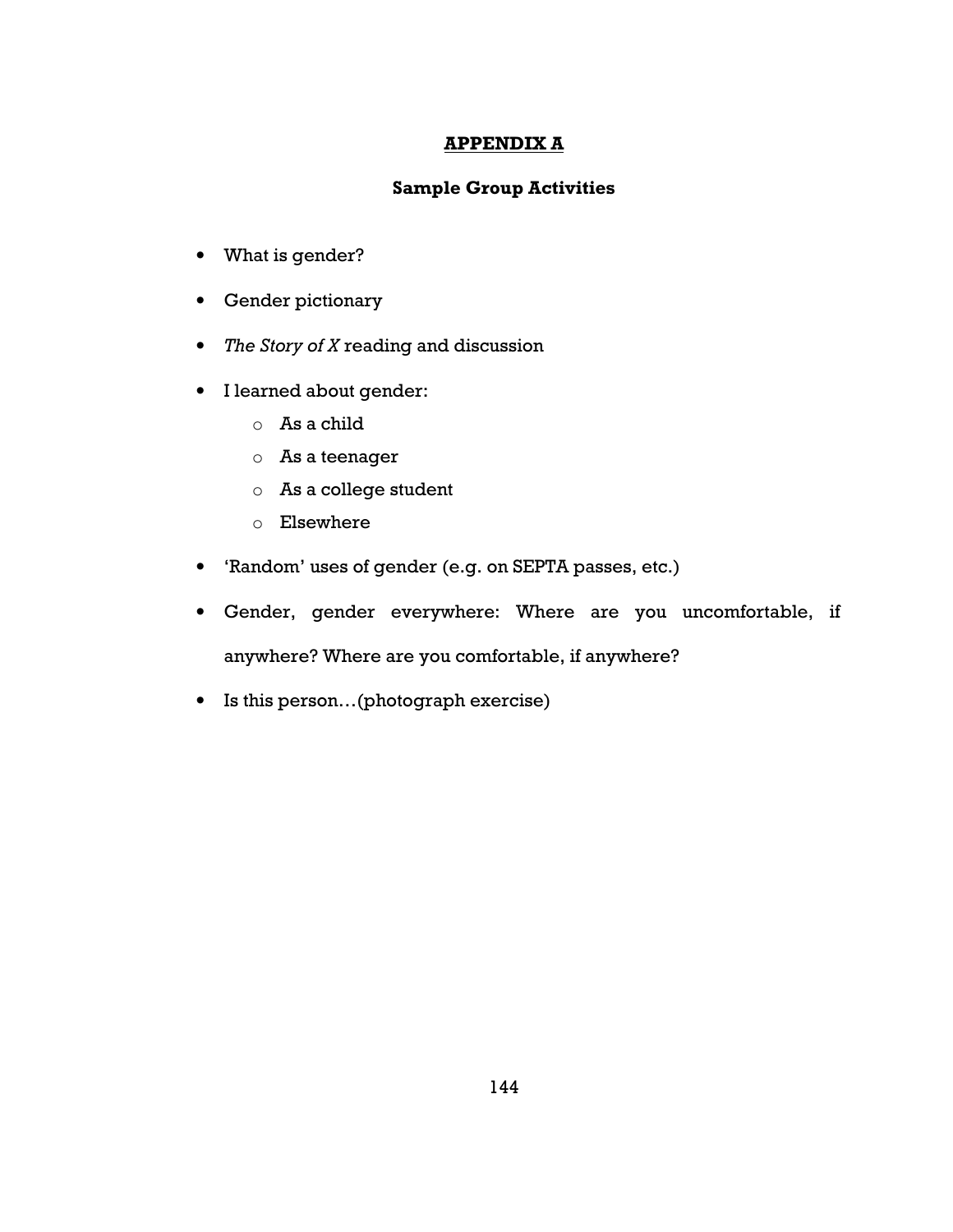# APPENDIX A

## Sample Group Activities

- What is gender?
- Gender pictionary
- *The Story of X* reading and discussion
- I learned about gender:
    - As a child
    - As a teenager
    - As a college student
    - Elsewhere
- 'Random' uses of gender (e.g. on SEPTA passes, etc.)
- Gender, gender everywhere: Where are you uncomfortable, if anywhere? Where are you comfortable, if anywhere?
- Is this person…(photograph exercise)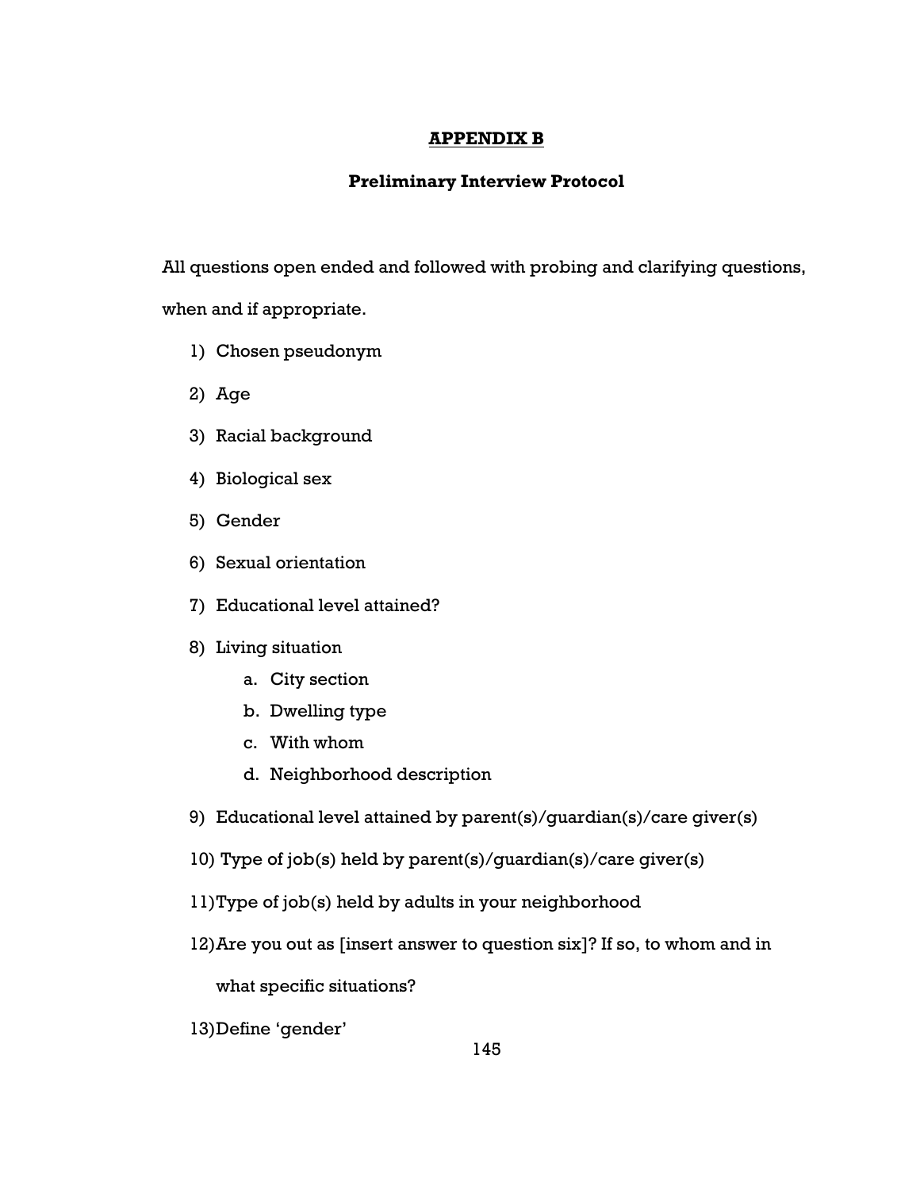## APPENDIX B

### Preliminary Interview Protocol

All questions open ended and followed with probing and clarifying questions, when and if appropriate.

1) Chosen pseudonym
2) Age
3) Racial background
4) Biological sex
5) Gender
6) Sexual orientation
7) Educational level attained?
8) Living situation
    a. City section
    b. Dwelling type
    c. With whom
    d. Neighborhood description
9) Educational level attained by parent(s)/guardian(s)/care giver(s)
10) Type of job(s) held by parent(s)/guardian(s)/care giver(s)
11) Type of job(s) held by adults in your neighborhood
12) Are you out as [insert answer to question six]? If so, to whom and in what specific situations?
13) Define 'gender'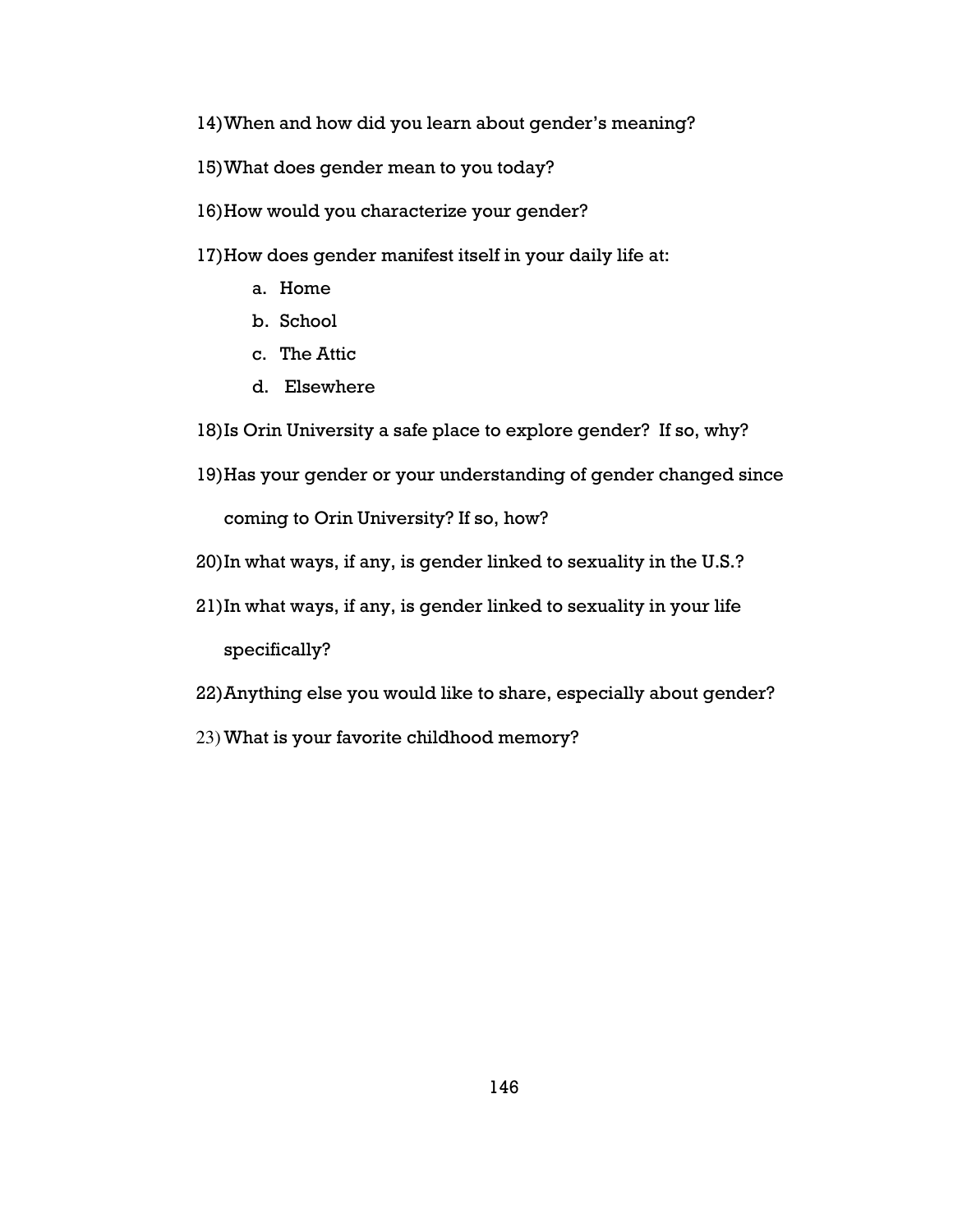14) When and how did you learn about gender's meaning?

15) What does gender mean to you today?

16) How would you characterize your gender?

17) How does gender manifest itself in your daily life at:

    a. Home
    b. School
    c. The Attic
    d. Elsewhere

18) Is Orin University a safe place to explore gender? If so, why?

19) Has your gender or your understanding of gender changed since coming to Orin University? If so, how?

20) In what ways, if any, is gender linked to sexuality in the U.S.?

21) In what ways, if any, is gender linked to sexuality in your life specifically?

22) Anything else you would like to share, especially about gender?

23) What is your favorite childhood memory?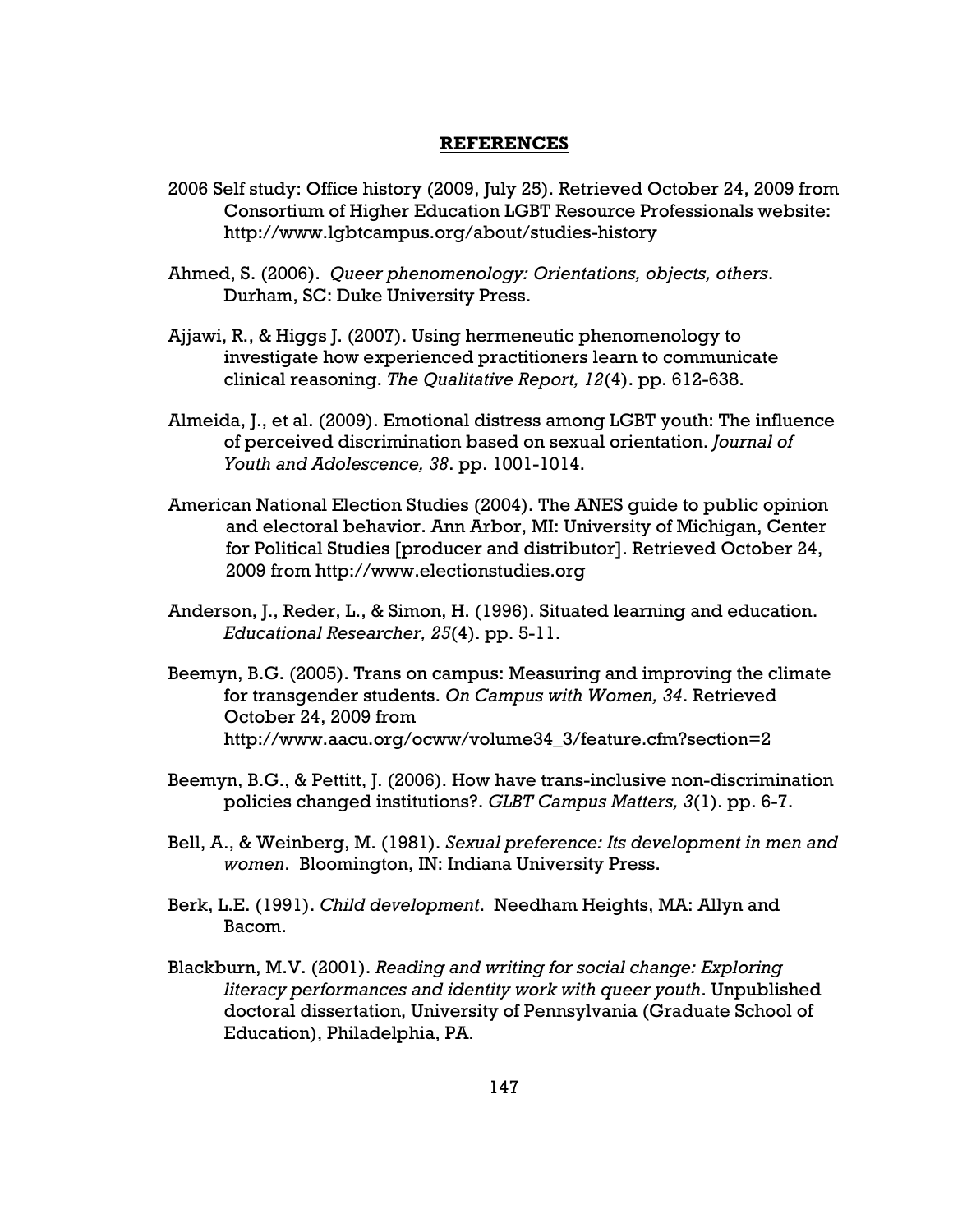# REFERENCES

2006 Self study: Office history (2009, July 25). Retrieved October 24, 2009 from Consortium of Higher Education LGBT Resource Professionals website: http://www.lgbtcampus.org/about/studies-history

Ahmed, S. (2006). *Queer phenomenology: Orientations, objects, others*. Durham, SC: Duke University Press.

Ajjawi, R., & Higgs J. (2007). Using hermeneutic phenomenology to investigate how experienced practitioners learn to communicate clinical reasoning. *The Qualitative Report, 12*(4). pp. 612-638.

Almeida, J., et al. (2009). Emotional distress among LGBT youth: The influence of perceived discrimination based on sexual orientation. *Journal of Youth and Adolescence, 38*. pp. 1001-1014.

American National Election Studies (2004). The ANES guide to public opinion and electoral behavior. Ann Arbor, MI: University of Michigan, Center for Political Studies [producer and distributor]. Retrieved October 24, 2009 from http://www.electionstudies.org

Anderson, J., Reder, L., & Simon, H. (1996). Situated learning and education. *Educational Researcher, 25*(4). pp. 5-11.

Beemyn, B.G. (2005). Trans on campus: Measuring and improving the climate for transgender students. *On Campus with Women, 34*. Retrieved October 24, 2009 from http://www.aacu.org/ocww/volume34_3/feature.cfm?section=2

Beemyn, B.G., & Pettitt, J. (2006). How have trans-inclusive non-discrimination policies changed institutions?. *GLBT Campus Matters, 3*(1). pp. 6-7.

Bell, A., & Weinberg, M. (1981). *Sexual preference: Its development in men and women*. Bloomington, IN: Indiana University Press.

Berk, L.E. (1991). *Child development*. Needham Heights, MA: Allyn and Bacom.

Blackburn, M.V. (2001). *Reading and writing for social change: Exploring literacy performances and identity work with queer youth*. Unpublished doctoral dissertation, University of Pennsylvania (Graduate School of Education), Philadelphia, PA.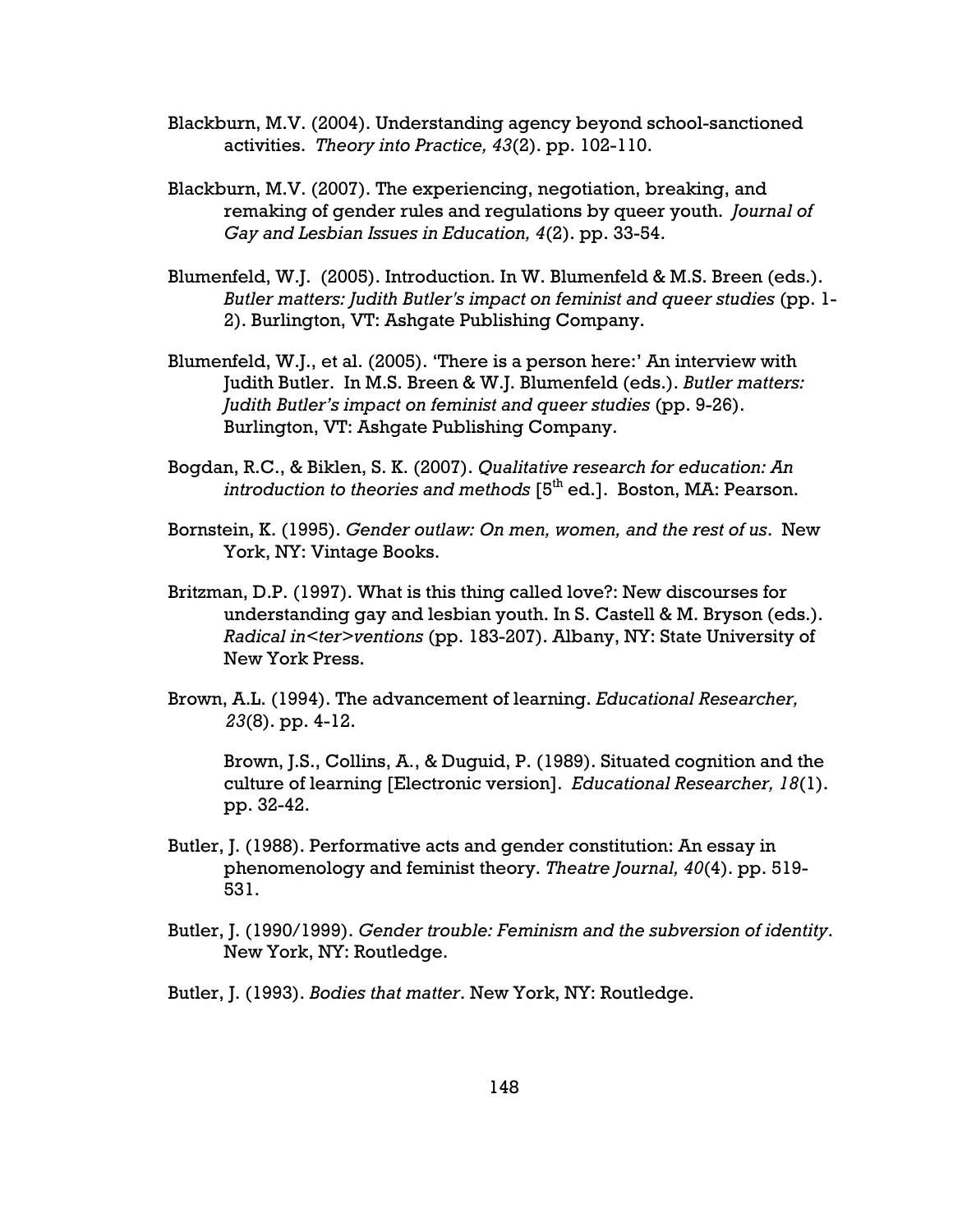Blackburn, M.V. (2004). Understanding agency beyond school-sanctioned activities. *Theory into Practice, 43*(2). pp. 102-110.

Blackburn, M.V. (2007). The experiencing, negotiation, breaking, and remaking of gender rules and regulations by queer youth. *Journal of Gay and Lesbian Issues in Education, 4*(2). pp. 33-54.

Blumenfeld, W.J. (2005). Introduction. In W. Blumenfeld & M.S. Breen (eds.). *Butler matters: Judith Butler's impact on feminist and queer studies* (pp. 1-2). Burlington, VT: Ashgate Publishing Company.

Blumenfeld, W.J., et al. (2005). 'There is a person here:' An interview with Judith Butler. In M.S. Breen & W.J. Blumenfeld (eds.). *Butler matters: Judith Butler's impact on feminist and queer studies* (pp. 9-26). Burlington, VT: Ashgate Publishing Company.

Bogdan, R.C., & Biklen, S. K. (2007). *Qualitative research for education: An introduction to theories and methods* [5th ed.]. Boston, MA: Pearson.

Bornstein, K. (1995). *Gender outlaw: On men, women, and the rest of us*. New York, NY: Vintage Books.

Britzman, D.P. (1997). What is this thing called love?: New discourses for understanding gay and lesbian youth. In S. Castell & M. Bryson (eds.). *Radical in<ter>ventions* (pp. 183-207). Albany, NY: State University of New York Press.

Brown, A.L. (1994). The advancement of learning. *Educational Researcher, 23*(8). pp. 4-12.

Brown, J.S., Collins, A., & Duguid, P. (1989). Situated cognition and the culture of learning [Electronic version]. *Educational Researcher, 18*(1). pp. 32-42.

Butler, J. (1988). Performative acts and gender constitution: An essay in phenomenology and feminist theory. *Theatre Journal, 40*(4). pp. 519-531.

Butler, J. (1990/1999). *Gender trouble: Feminism and the subversion of identity*. New York, NY: Routledge.

Butler, J. (1993). *Bodies that matter*. New York, NY: Routledge.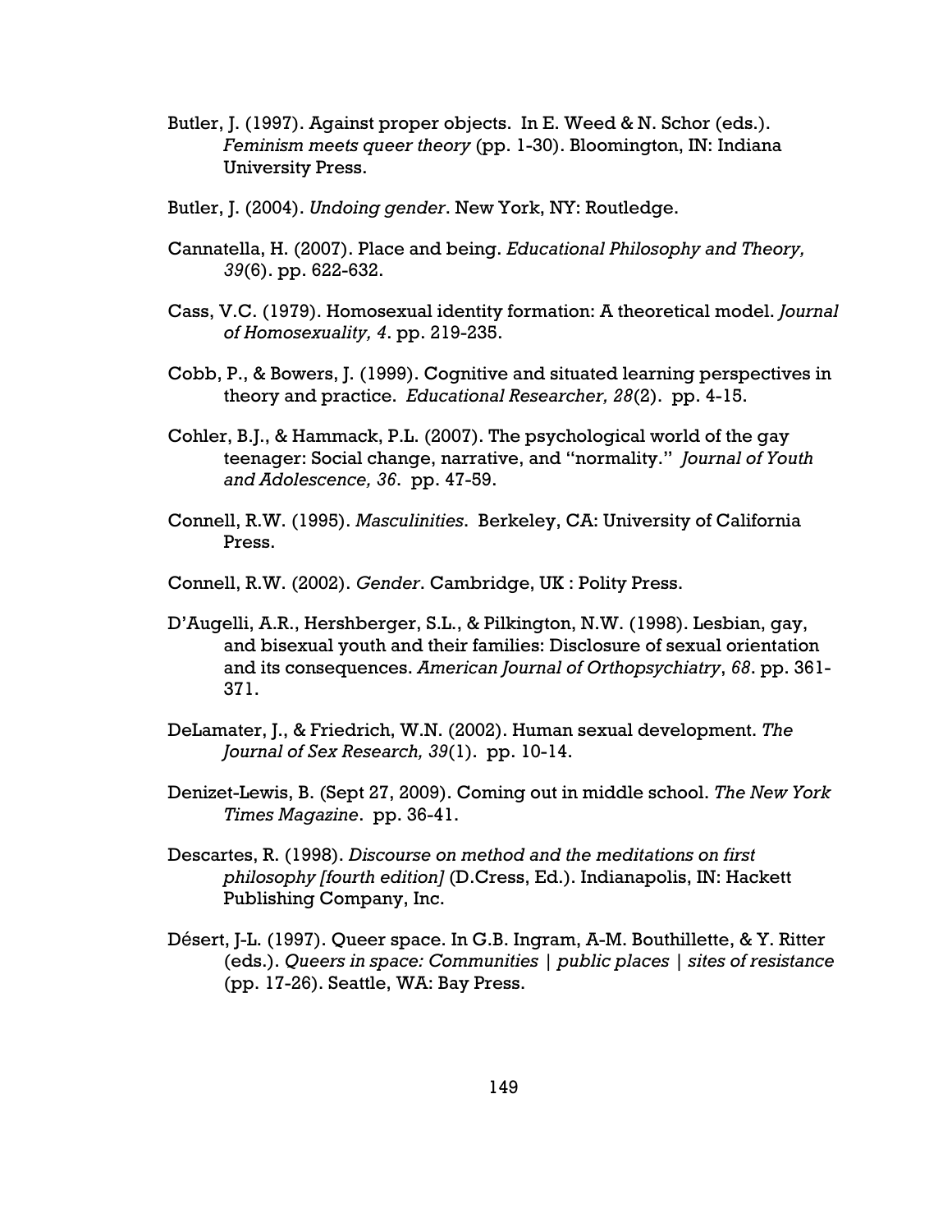Butler, J. (1997). Against proper objects. In E. Weed & N. Schor (eds.). *Feminism meets queer theory* (pp. 1-30). Bloomington, IN: Indiana University Press.

Butler, J. (2004). *Undoing gender*. New York, NY: Routledge.

Cannatella, H. (2007). Place and being. *Educational Philosophy and Theory, 39*(6). pp. 622-632.

Cass, V.C. (1979). Homosexual identity formation: A theoretical model. *Journal of Homosexuality, 4*. pp. 219-235.

Cobb, P., & Bowers, J. (1999). Cognitive and situated learning perspectives in theory and practice. *Educational Researcher, 28*(2). pp. 4-15.

Cohler, B.J., & Hammack, P.L. (2007). The psychological world of the gay teenager: Social change, narrative, and "normality." *Journal of Youth and Adolescence, 36*. pp. 47-59.

Connell, R.W. (1995). *Masculinities*. Berkeley, CA: University of California Press.

Connell, R.W. (2002). *Gender*. Cambridge, UK : Polity Press.

D'Augelli, A.R., Hershberger, S.L., & Pilkington, N.W. (1998). Lesbian, gay, and bisexual youth and their families: Disclosure of sexual orientation and its consequences. *American Journal of Orthopsychiatry*, *68*. pp. 361-371.

DeLamater, J., & Friedrich, W.N. (2002). Human sexual development. *The Journal of Sex Research, 39*(1). pp. 10-14.

Denizet-Lewis, B. (Sept 27, 2009). Coming out in middle school. *The New York Times Magazine*. pp. 36-41.

Descartes, R. (1998). *Discourse on method and the meditations on first philosophy [fourth edition]* (D.Cress, Ed.). Indianapolis, IN: Hackett Publishing Company, Inc.

Désert, J-L. (1997). Queer space. In G.B. Ingram, A-M. Bouthillette, & Y. Ritter (eds.). *Queers in space: Communities | public places | sites of resistance* (pp. 17-26). Seattle, WA: Bay Press.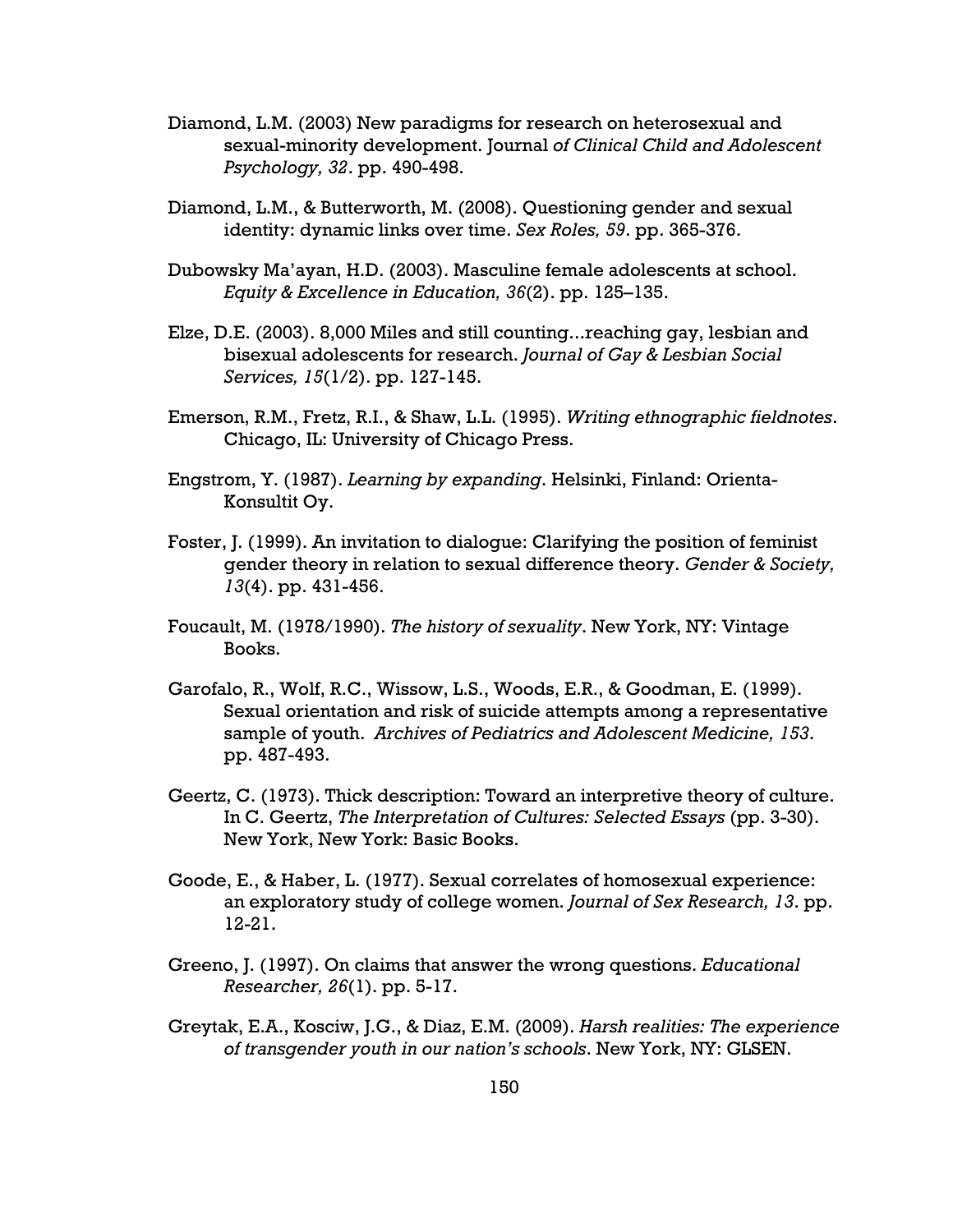Diamond, L.M. (2003) New paradigms for research on heterosexual and sexual-minority development. Journal *of Clinical Child and Adolescent Psychology, 32*. pp. 490-498.

Diamond, L.M., & Butterworth, M. (2008). Questioning gender and sexual identity: dynamic links over time. *Sex Roles, 59*. pp. 365-376.

Dubowsky Ma'ayan, H.D. (2003). Masculine female adolescents at school. *Equity & Excellence in Education, 36*(2). pp. 125–135.

Elze, D.E. (2003). 8,000 Miles and still counting...reaching gay, lesbian and bisexual adolescents for research. *Journal of Gay & Lesbian Social Services, 15*(1/2). pp. 127-145.

Emerson, R.M., Fretz, R.I., & Shaw, L.L. (1995). *Writing ethnographic fieldnotes*. Chicago, IL: University of Chicago Press.

Engstrom, Y. (1987). *Learning by expanding*. Helsinki, Finland: Orienta-Konsultit Oy.

Foster, J. (1999). An invitation to dialogue: Clarifying the position of feminist gender theory in relation to sexual difference theory. *Gender & Society, 13*(4). pp. 431-456.

Foucault, M. (1978/1990). *The history of sexuality*. New York, NY: Vintage Books.

Garofalo, R., Wolf, R.C., Wissow, L.S., Woods, E.R., & Goodman, E. (1999). Sexual orientation and risk of suicide attempts among a representative sample of youth. *Archives of Pediatrics and Adolescent Medicine, 153*. pp. 487-493.

Geertz, C. (1973). Thick description: Toward an interpretive theory of culture. In C. Geertz, *The Interpretation of Cultures: Selected Essays* (pp. 3-30). New York, New York: Basic Books.

Goode, E., & Haber, L. (1977). Sexual correlates of homosexual experience: an exploratory study of college women. *Journal of Sex Research, 13*. pp. 12-21.

Greeno, J. (1997). On claims that answer the wrong questions. *Educational Researcher, 26*(1). pp. 5-17.

Greytak, E.A., Kosciw, J.G., & Diaz, E.M. (2009). *Harsh realities: The experience of transgender youth in our nation's schools*. New York, NY: GLSEN.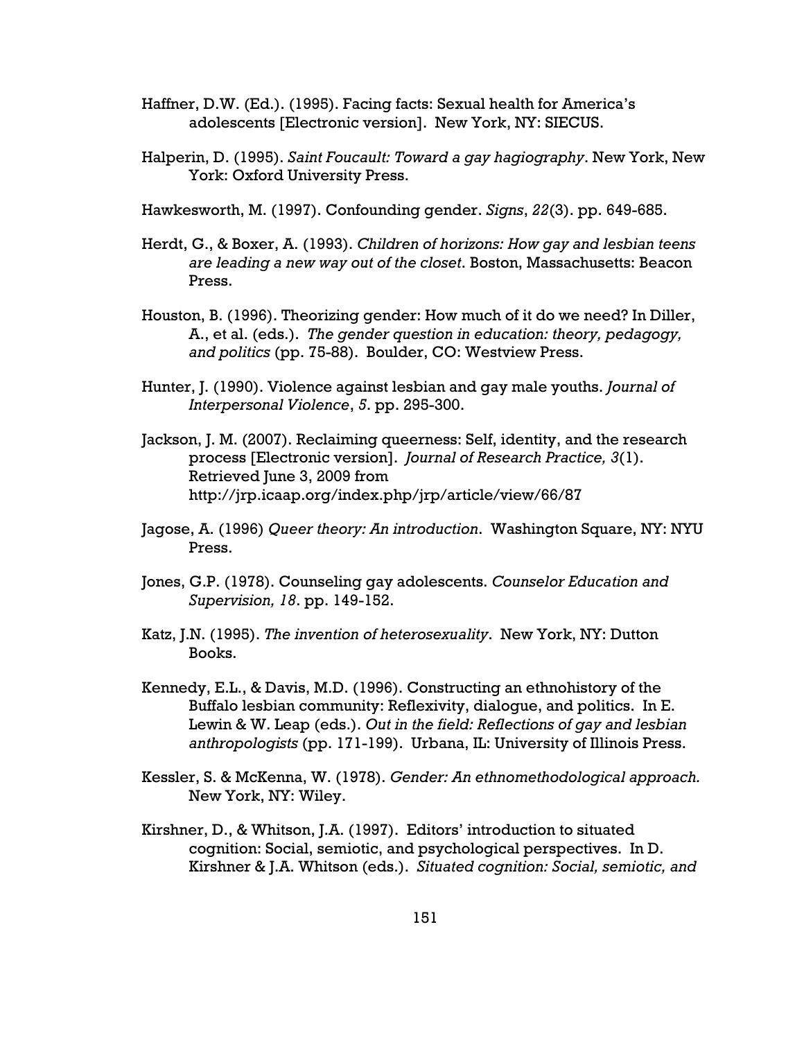Haffner, D.W. (Ed.). (1995). Facing facts: Sexual health for America's adolescents [Electronic version]. New York, NY: SIECUS.

Halperin, D. (1995). *Saint Foucault: Toward a gay hagiography*. New York, New York: Oxford University Press.

Hawkesworth, M. (1997). Confounding gender. *Signs*, *22*(3). pp. 649-685.

Herdt, G., & Boxer, A. (1993). *Children of horizons: How gay and lesbian teens are leading a new way out of the closet*. Boston, Massachusetts: Beacon Press.

Houston, B. (1996). Theorizing gender: How much of it do we need? In Diller, A., et al. (eds.). *The gender question in education: theory, pedagogy, and politics* (pp. 75-88). Boulder, CO: Westview Press.

Hunter, J. (1990). Violence against lesbian and gay male youths. *Journal of Interpersonal Violence*, *5*. pp. 295-300.

Jackson, J. M. (2007). Reclaiming queerness: Self, identity, and the research process [Electronic version]. *Journal of Research Practice, 3*(1). Retrieved June 3, 2009 from http://jrp.icaap.org/index.php/jrp/article/view/66/87

Jagose, A. (1996) *Queer theory: An introduction*. Washington Square, NY: NYU Press.

Jones, G.P. (1978). Counseling gay adolescents. *Counselor Education and Supervision, 18*. pp. 149-152.

Katz, J.N. (1995). *The invention of heterosexuality*. New York, NY: Dutton Books.

Kennedy, E.L., & Davis, M.D. (1996). Constructing an ethnohistory of the Buffalo lesbian community: Reflexivity, dialogue, and politics. In E. Lewin & W. Leap (eds.). *Out in the field: Reflections of gay and lesbian anthropologists* (pp. 171-199). Urbana, IL: University of Illinois Press.

Kessler, S. & McKenna, W. (1978). *Gender: An ethnomethodological approach.* New York, NY: Wiley.

Kirshner, D., & Whitson, J.A. (1997). Editors' introduction to situated cognition: Social, semiotic, and psychological perspectives. In D. Kirshner & J.A. Whitson (eds.). *Situated cognition: Social, semiotic, and*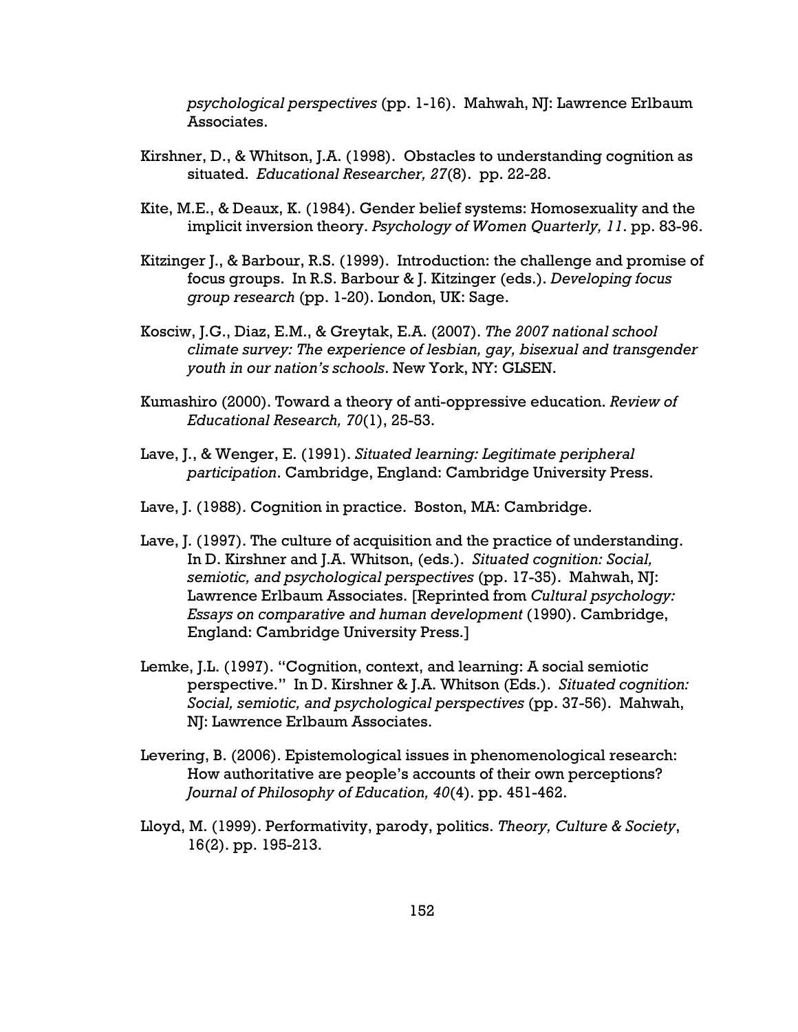*psychological perspectives* (pp. 1-16). Mahwah, NJ: Lawrence Erlbaum Associates.

Kirshner, D., & Whitson, J.A. (1998). Obstacles to understanding cognition as situated. *Educational Researcher, 27*(8). pp. 22-28.

Kite, M.E., & Deaux, K. (1984). Gender belief systems: Homosexuality and the implicit inversion theory. *Psychology of Women Quarterly, 11*. pp. 83-96.

Kitzinger J., & Barbour, R.S. (1999). Introduction: the challenge and promise of focus groups. In R.S. Barbour & J. Kitzinger (eds.). *Developing focus group research* (pp. 1-20). London, UK: Sage.

Kosciw, J.G., Diaz, E.M., & Greytak, E.A. (2007). *The 2007 national school climate survey: The experience of lesbian, gay, bisexual and transgender youth in our nation's schools*. New York, NY: GLSEN.

Kumashiro (2000). Toward a theory of anti-oppressive education. *Review of Educational Research, 70*(1), 25-53.

Lave, J., & Wenger, E. (1991). *Situated learning: Legitimate peripheral participation*. Cambridge, England: Cambridge University Press.

Lave, J. (1988). Cognition in practice. Boston, MA: Cambridge.

Lave, J. (1997). The culture of acquisition and the practice of understanding. In D. Kirshner and J.A. Whitson, (eds.). *Situated cognition: Social, semiotic, and psychological perspectives* (pp. 17-35). Mahwah, NJ: Lawrence Erlbaum Associates. [Reprinted from *Cultural psychology: Essays on comparative and human development* (1990). Cambridge, England: Cambridge University Press.]

Lemke, J.L. (1997). "Cognition, context, and learning: A social semiotic perspective." In D. Kirshner & J.A. Whitson (Eds.). *Situated cognition: Social, semiotic, and psychological perspectives* (pp. 37-56). Mahwah, NJ: Lawrence Erlbaum Associates.

Levering, B. (2006). Epistemological issues in phenomenological research: How authoritative are people's accounts of their own perceptions? *Journal of Philosophy of Education, 40*(4). pp. 451-462.

Lloyd, M. (1999). Performativity, parody, politics. *Theory, Culture & Society*, 16(2). pp. 195-213.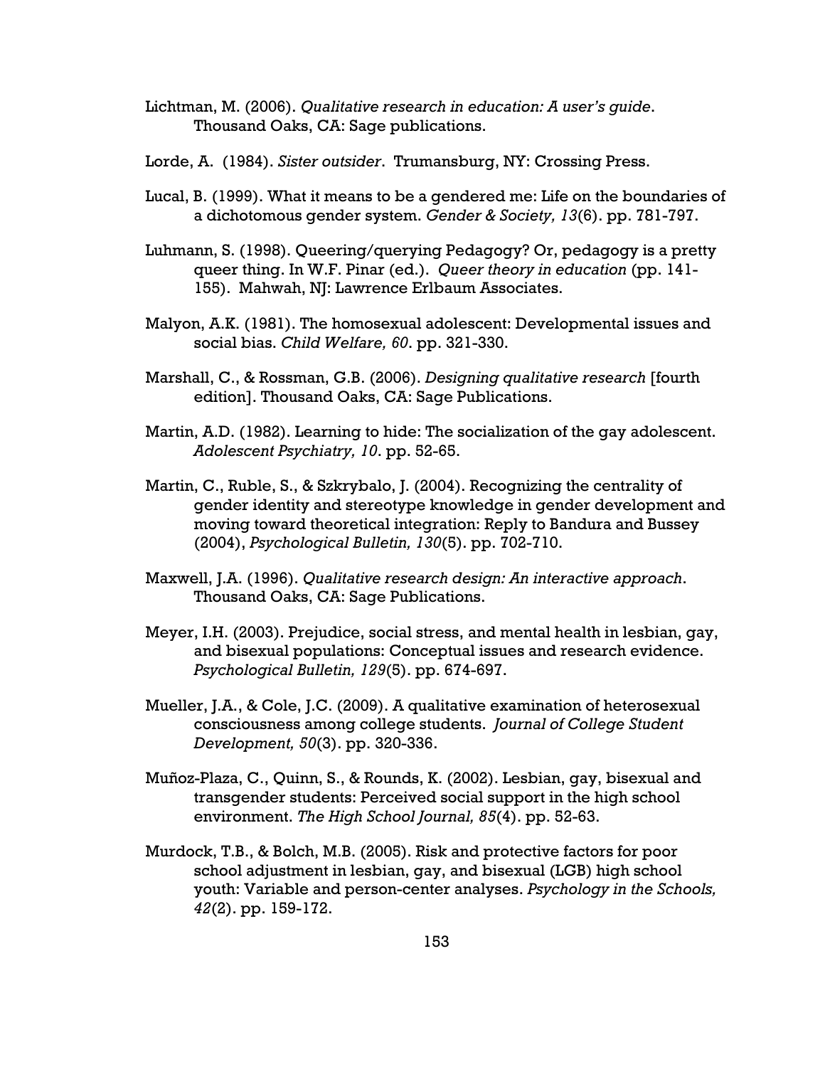Lichtman, M. (2006). *Qualitative research in education: A user's guide*. Thousand Oaks, CA: Sage publications.

Lorde, A. (1984). *Sister outsider*. Trumansburg, NY: Crossing Press.

Lucal, B. (1999). What it means to be a gendered me: Life on the boundaries of a dichotomous gender system. *Gender & Society, 13*(6). pp. 781-797.

Luhmann, S. (1998). Queering/querying Pedagogy? Or, pedagogy is a pretty queer thing. In W.F. Pinar (ed.). *Queer theory in education* (pp. 141-155). Mahwah, NJ: Lawrence Erlbaum Associates.

Malyon, A.K. (1981). The homosexual adolescent: Developmental issues and social bias. *Child Welfare, 60*. pp. 321-330.

Marshall, C., & Rossman, G.B. (2006). *Designing qualitative research* [fourth edition]. Thousand Oaks, CA: Sage Publications.

Martin, A.D. (1982). Learning to hide: The socialization of the gay adolescent. *Adolescent Psychiatry, 10*. pp. 52-65.

Martin, C., Ruble, S., & Szkrybalo, J. (2004). Recognizing the centrality of gender identity and stereotype knowledge in gender development and moving toward theoretical integration: Reply to Bandura and Bussey (2004), *Psychological Bulletin, 130*(5). pp. 702-710.

Maxwell, J.A. (1996). *Qualitative research design: An interactive approach*. Thousand Oaks, CA: Sage Publications.

Meyer, I.H. (2003). Prejudice, social stress, and mental health in lesbian, gay, and bisexual populations: Conceptual issues and research evidence. *Psychological Bulletin, 129*(5). pp. 674-697.

Mueller, J.A., & Cole, J.C. (2009). A qualitative examination of heterosexual consciousness among college students. *Journal of College Student Development, 50*(3). pp. 320-336.

Muñoz-Plaza, C., Quinn, S., & Rounds, K. (2002). Lesbian, gay, bisexual and transgender students: Perceived social support in the high school environment. *The High School Journal, 85*(4). pp. 52-63.

Murdock, T.B., & Bolch, M.B. (2005). Risk and protective factors for poor school adjustment in lesbian, gay, and bisexual (LGB) high school youth: Variable and person-center analyses. *Psychology in the Schools, 42*(2). pp. 159-172.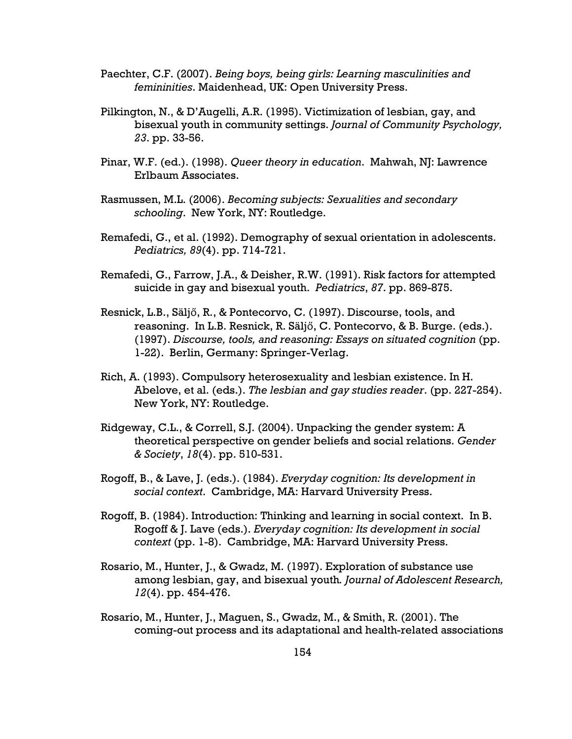Paechter, C.F. (2007). *Being boys, being girls: Learning masculinities and femininities*. Maidenhead, UK: Open University Press.

Pilkington, N., & D'Augelli, A.R. (1995). Victimization of lesbian, gay, and bisexual youth in community settings. *Journal of Community Psychology, 23*. pp. 33-56.

Pinar, W.F. (ed.). (1998). *Queer theory in education*. Mahwah, NJ: Lawrence Erlbaum Associates.

Rasmussen, M.L. (2006). *Becoming subjects: Sexualities and secondary schooling*. New York, NY: Routledge.

Remafedi, G., et al. (1992). Demography of sexual orientation in adolescents. *Pediatrics, 89*(4). pp. 714-721.

Remafedi, G., Farrow, J.A., & Deisher, R.W. (1991). Risk factors for attempted suicide in gay and bisexual youth. *Pediatrics*, *87*. pp. 869-875.

Resnick, L.B., Säljő, R., & Pontecorvo, C. (1997). Discourse, tools, and reasoning. In L.B. Resnick, R. Säljő, C. Pontecorvo, & B. Burge. (eds.). (1997). *Discourse, tools, and reasoning: Essays on situated cognition* (pp. 1-22). Berlin, Germany: Springer-Verlag.

Rich, A. (1993). Compulsory heterosexuality and lesbian existence. In H. Abelove, et al. (eds.). *The lesbian and gay studies reader*. (pp. 227-254). New York, NY: Routledge.

Ridgeway, C.L., & Correll, S.J. (2004). Unpacking the gender system: A theoretical perspective on gender beliefs and social relations. *Gender & Society*, *18*(4). pp. 510-531.

Rogoff, B., & Lave, J. (eds.). (1984). *Everyday cognition: Its development in social context*. Cambridge, MA: Harvard University Press.

Rogoff, B. (1984). Introduction: Thinking and learning in social context. In B. Rogoff & J. Lave (eds.). *Everyday cognition: Its development in social context* (pp. 1-8). Cambridge, MA: Harvard University Press.

Rosario, M., Hunter, J., & Gwadz, M. (1997). Exploration of substance use among lesbian, gay, and bisexual youth. *Journal of Adolescent Research, 12*(4). pp. 454-476.

Rosario, M., Hunter, J., Maguen, S., Gwadz, M., & Smith, R. (2001). The coming-out process and its adaptational and health-related associations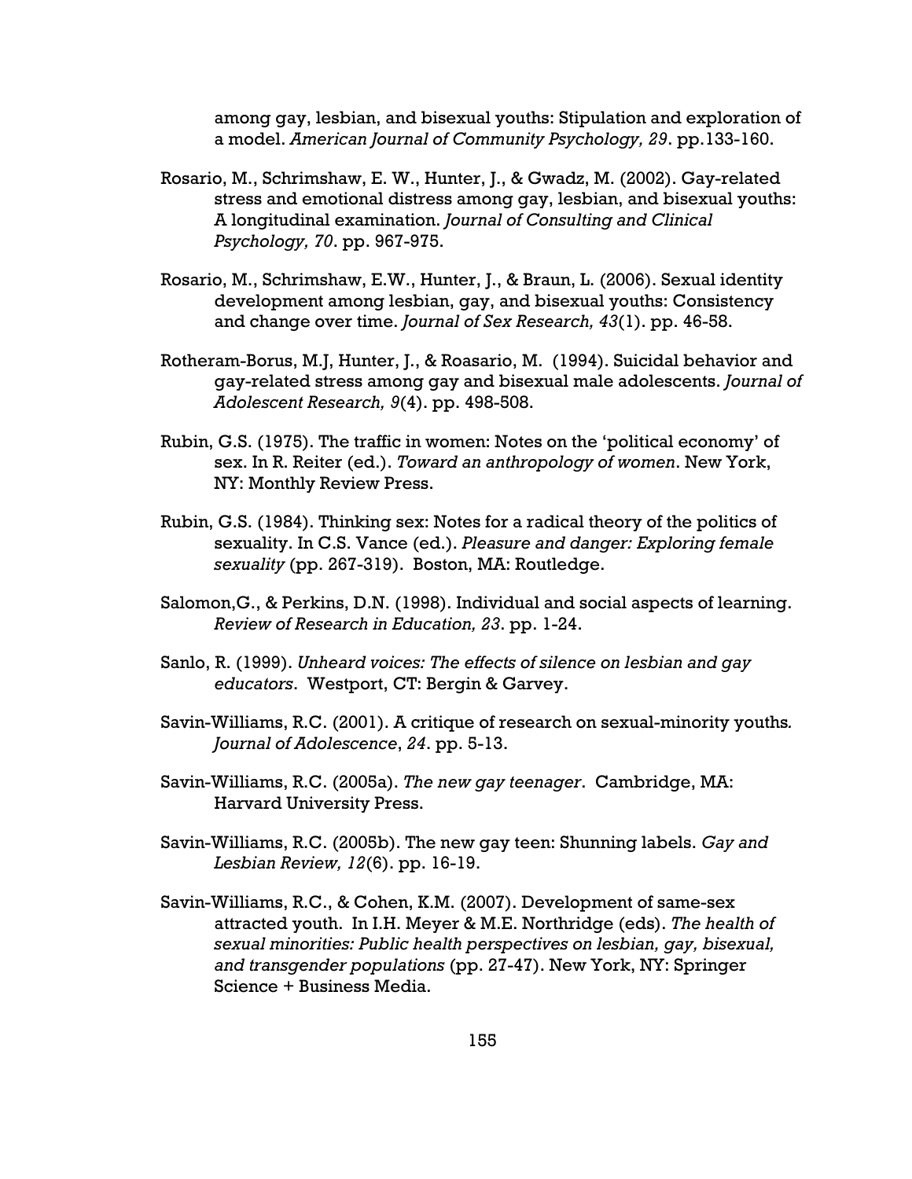among gay, lesbian, and bisexual youths: Stipulation and exploration of a model. *American Journal of Community Psychology, 29*. pp.133-160.

Rosario, M., Schrimshaw, E. W., Hunter, J., & Gwadz, M. (2002). Gay-related stress and emotional distress among gay, lesbian, and bisexual youths: A longitudinal examination. *Journal of Consulting and Clinical Psychology, 70*. pp. 967-975.

Rosario, M., Schrimshaw, E.W., Hunter, J., & Braun, L. (2006). Sexual identity development among lesbian, gay, and bisexual youths: Consistency and change over time. *Journal of Sex Research, 43*(1). pp. 46-58.

Rotheram-Borus, M.J, Hunter, J., & Roasario, M. (1994). Suicidal behavior and gay-related stress among gay and bisexual male adolescents. *Journal of Adolescent Research, 9*(4). pp. 498-508.

Rubin, G.S. (1975). The traffic in women: Notes on the 'political economy' of sex. In R. Reiter (ed.). *Toward an anthropology of women*. New York, NY: Monthly Review Press.

Rubin, G.S. (1984). Thinking sex: Notes for a radical theory of the politics of sexuality. In C.S. Vance (ed.). *Pleasure and danger: Exploring female sexuality* (pp. 267-319). Boston, MA: Routledge.

Salomon,G., & Perkins, D.N. (1998). Individual and social aspects of learning. *Review of Research in Education, 23*. pp. 1-24.

Sanlo, R. (1999). *Unheard voices: The effects of silence on lesbian and gay educators*. Westport, CT: Bergin & Garvey.

Savin-Williams, R.C. (2001). A critique of research on sexual-minority youths*.* *Journal of Adolescence*, *24*. pp. 5-13.

Savin-Williams, R.C. (2005a). *The new gay teenager*. Cambridge, MA: Harvard University Press.

Savin-Williams, R.C. (2005b). The new gay teen: Shunning labels. *Gay and Lesbian Review, 12*(6). pp. 16-19.

Savin-Williams, R.C., & Cohen, K.M. (2007). Development of same-sex attracted youth. In I.H. Meyer & M.E. Northridge (eds). *The health of sexual minorities: Public health perspectives on lesbian, gay, bisexual, and transgender populations* (pp. 27-47). New York, NY: Springer Science + Business Media.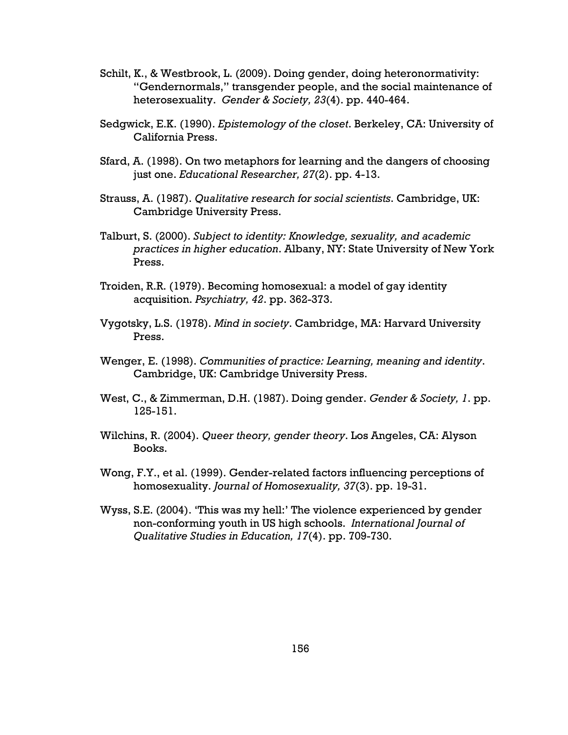Schilt, K., & Westbrook, L. (2009). Doing gender, doing heteronormativity: "Gendernormals," transgender people, and the social maintenance of heterosexuality. *Gender & Society, 23*(4). pp. 440-464.

Sedgwick, E.K. (1990). *Epistemology of the closet*. Berkeley, CA: University of California Press.

Sfard, A. (1998). On two metaphors for learning and the dangers of choosing just one. *Educational Researcher, 27*(2). pp. 4-13.

Strauss, A. (1987). *Qualitative research for social scientists*. Cambridge, UK: Cambridge University Press.

Talburt, S. (2000). *Subject to identity: Knowledge, sexuality, and academic practices in higher education*. Albany, NY: State University of New York Press.

Troiden, R.R. (1979). Becoming homosexual: a model of gay identity acquisition. *Psychiatry, 42*. pp. 362-373.

Vygotsky, L.S. (1978). *Mind in society*. Cambridge, MA: Harvard University Press.

Wenger, E. (1998). *Communities of practice: Learning, meaning and identity*. Cambridge, UK: Cambridge University Press.

West, C., & Zimmerman, D.H. (1987). Doing gender. *Gender & Society, 1*. pp. 125-151.

Wilchins, R. (2004). *Queer theory, gender theory*. Los Angeles, CA: Alyson Books.

Wong, F.Y., et al. (1999). Gender-related factors influencing perceptions of homosexuality. *Journal of Homosexuality, 37*(3). pp. 19-31.

Wyss, S.E. (2004). 'This was my hell:' The violence experienced by gender non-conforming youth in US high schools. *International Journal of Qualitative Studies in Education, 17*(4). pp. 709-730.